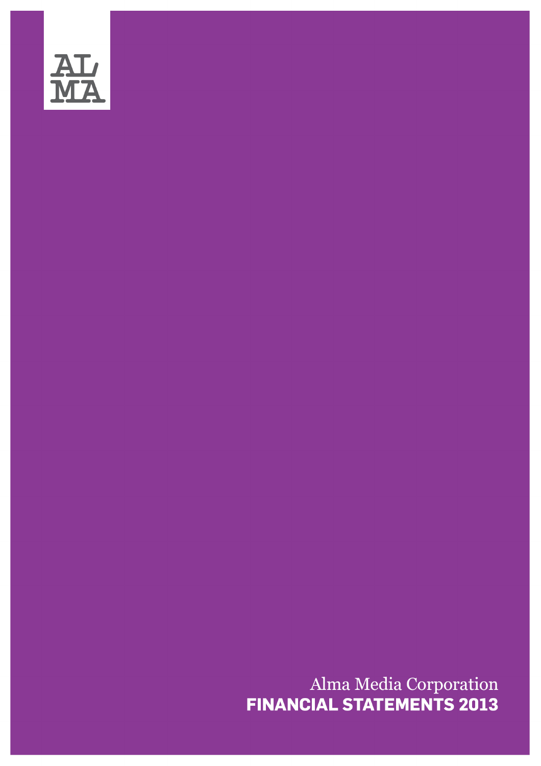AL
MA

Alma Media Corporation

# FINANCIAL STATEMENTS 2013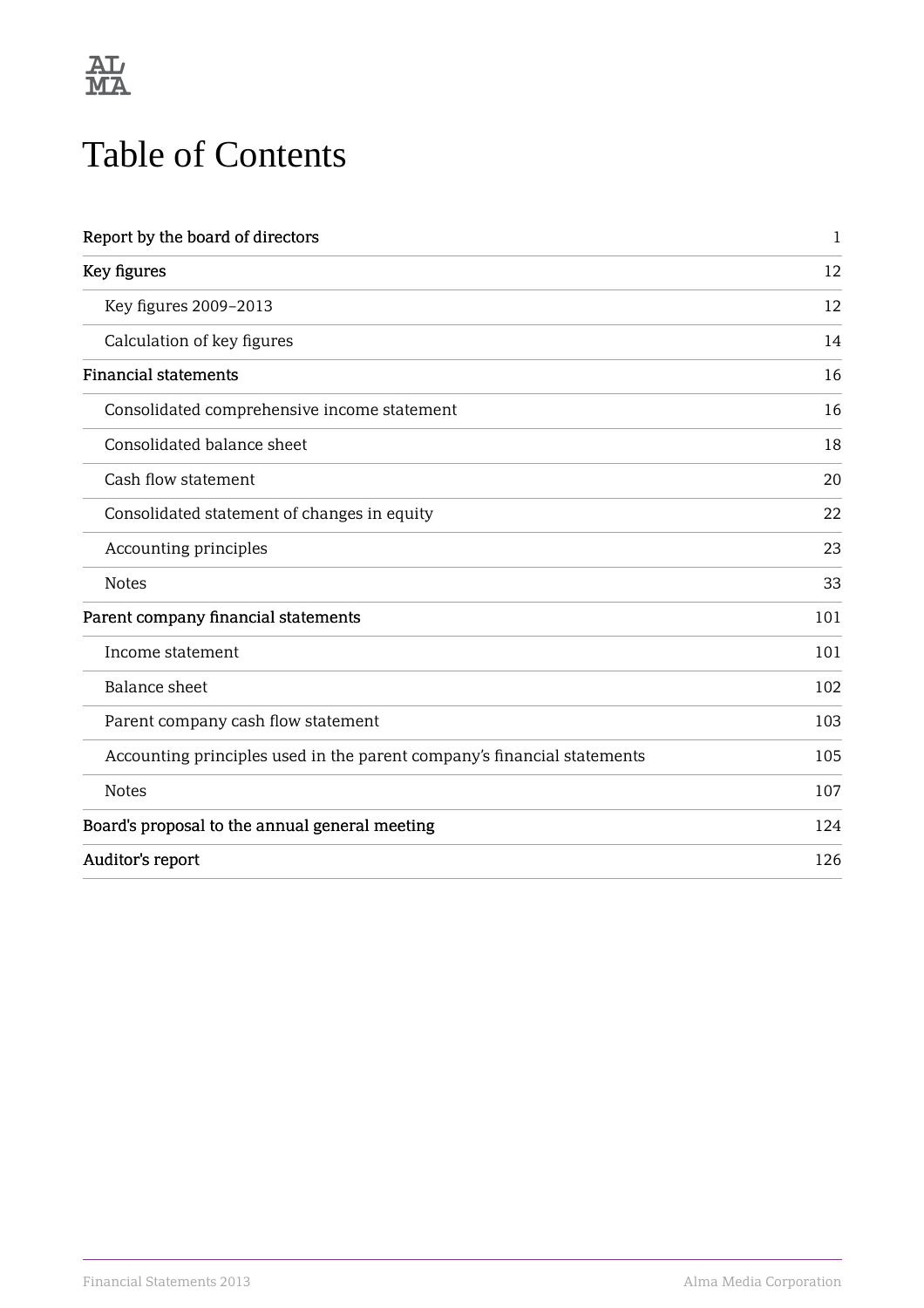# Table of Contents

| | |
|---|---|
| Report by the board of directors | 1 |
| Key figures | 12 |
| Key figures 2009–2013 | 12 |
| Calculation of key figures | 14 |
| Financial statements | 16 |
| Consolidated comprehensive income statement | 16 |
| Consolidated balance sheet | 18 |
| Cash flow statement | 20 |
| Consolidated statement of changes in equity | 22 |
| Accounting principles | 23 |
| Notes | 33 |
| Parent company financial statements | 101 |
| Income statement | 101 |
| Balance sheet | 102 |
| Parent company cash flow statement | 103 |
| Accounting principles used in the parent company's financial statements | 105 |
| Notes | 107 |
| Board's proposal to the annual general meeting | 124 |
| Auditor's report | 126 |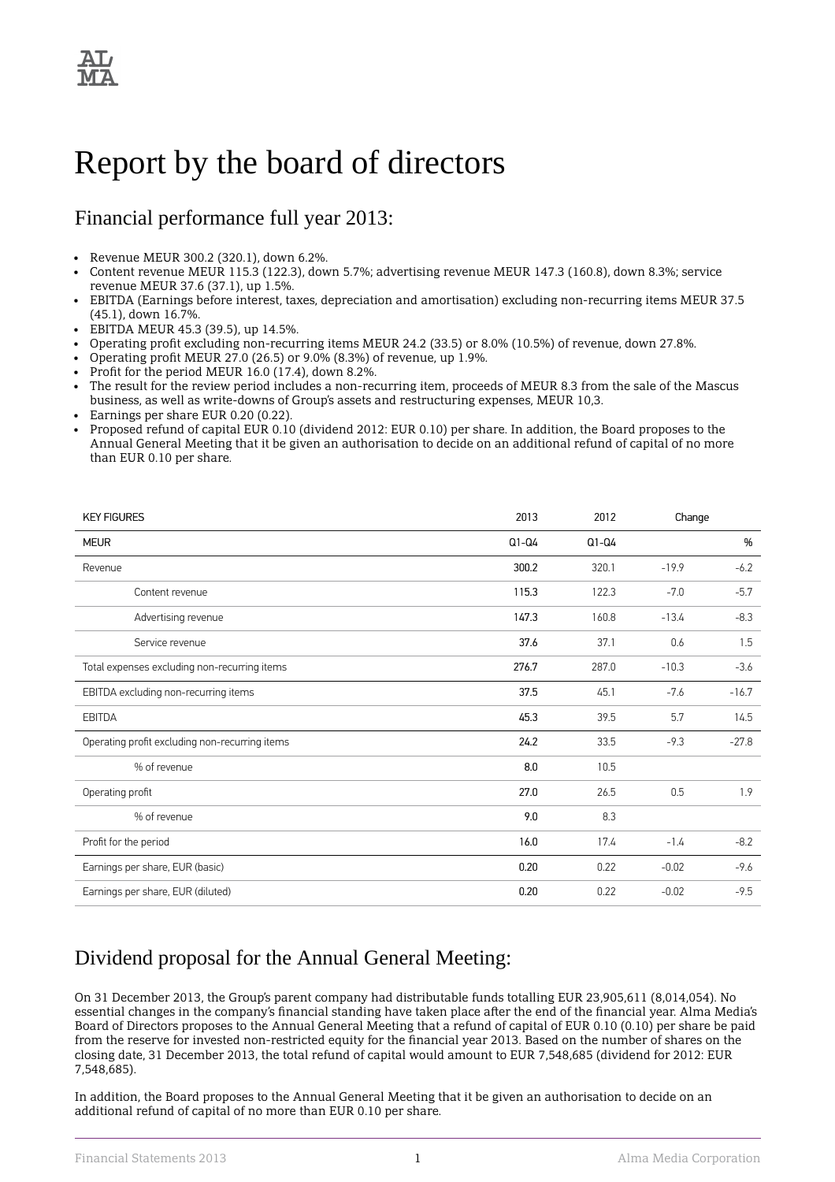# Report by the board of directors

## Financial performance full year 2013:

- Revenue MEUR 300.2 (320.1), down 6.2%.
- Content revenue MEUR 115.3 (122.3), down 5.7%; advertising revenue MEUR 147.3 (160.8), down 8.3%; service revenue MEUR 37.6 (37.1), up 1.5%.
- EBITDA (Earnings before interest, taxes, depreciation and amortisation) excluding non-recurring items MEUR 37.5 (45.1), down 16.7%.
- EBITDA MEUR 45.3 (39.5), up 14.5%.
- Operating profit excluding non-recurring items MEUR 24.2 (33.5) or 8.0% (10.5%) of revenue, down 27.8%.
- Operating profit MEUR 27.0 (26.5) or 9.0% (8.3%) of revenue, up 1.9%.
- Profit for the period MEUR 16.0 (17.4), down 8.2%.
- The result for the review period includes a non-recurring item, proceeds of MEUR 8.3 from the sale of the Mascus business, as well as write-downs of Group's assets and restructuring expenses, MEUR 10,3.
- Earnings per share EUR 0.20 (0.22).
- Proposed refund of capital EUR 0.10 (dividend 2012: EUR 0.10) per share. In addition, the Board proposes to the Annual General Meeting that it be given an authorisation to decide on an additional refund of capital of no more than EUR 0.10 per share.

| KEY FIGURES | 2013 | 2012 | Change | |
|---|---|---|---|---|
| MEUR | Q1-Q4 | Q1-Q4 | | % |
| Revenue | 300.2 | 320.1 | -19.9 | -6.2 |
| Content revenue | 115.3 | 122.3 | -7.0 | -5.7 |
| Advertising revenue | 147.3 | 160.8 | -13.4 | -8.3 |
| Service revenue | 37.6 | 37.1 | 0.6 | 1.5 |
| Total expenses excluding non-recurring items | 276.7 | 287.0 | -10.3 | -3.6 |
| EBITDA excluding non-recurring items | 37.5 | 45.1 | -7.6 | -16.7 |
| EBITDA | 45.3 | 39.5 | 5.7 | 14.5 |
| Operating profit excluding non-recurring items | 24.2 | 33.5 | -9.3 | -27.8 |
| % of revenue | 8.0 | 10.5 | | |
| Operating profit | 27.0 | 26.5 | 0.5 | 1.9 |
| % of revenue | 9.0 | 8.3 | | |
| Profit for the period | 16.0 | 17.4 | -1.4 | -8.2 |
| Earnings per share, EUR (basic) | 0.20 | 0.22 | -0.02 | -9.6 |
| Earnings per share, EUR (diluted) | 0.20 | 0.22 | -0.02 | -9.5 |

## Dividend proposal for the Annual General Meeting:

On 31 December 2013, the Group's parent company had distributable funds totalling EUR 23,905,611 (8,014,054). No essential changes in the company's financial standing have taken place after the end of the financial year. Alma Media's Board of Directors proposes to the Annual General Meeting that a refund of capital of EUR 0.10 (0.10) per share be paid from the reserve for invested non-restricted equity for the financial year 2013. Based on the number of shares on the closing date, 31 December 2013, the total refund of capital would amount to EUR 7,548,685 (dividend for 2012: EUR 7,548,685).

In addition, the Board proposes to the Annual General Meeting that it be given an authorisation to decide on an additional refund of capital of no more than EUR 0.10 per share.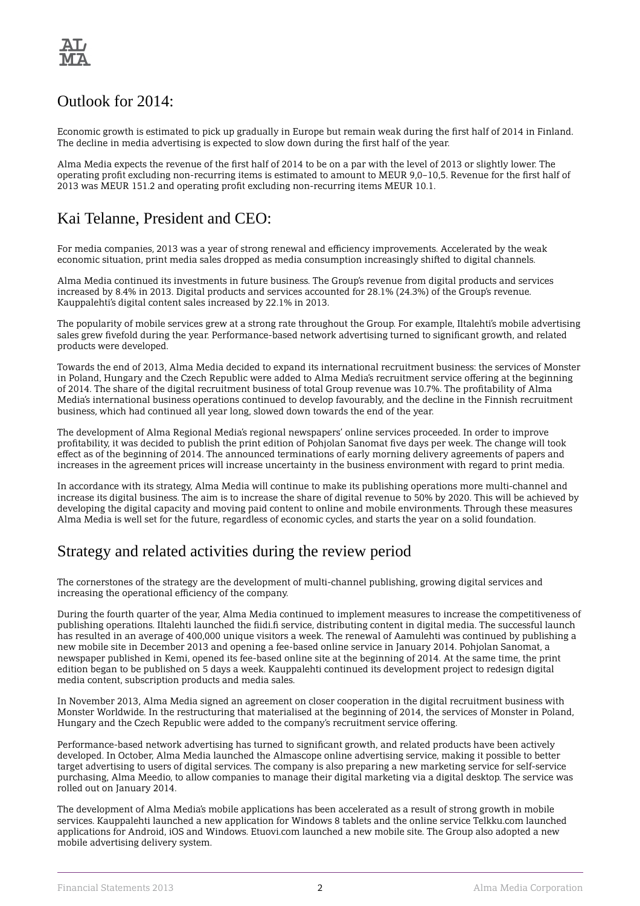## Outlook for 2014:

Economic growth is estimated to pick up gradually in Europe but remain weak during the first half of 2014 in Finland. The decline in media advertising is expected to slow down during the first half of the year.

Alma Media expects the revenue of the first half of 2014 to be on a par with the level of 2013 or slightly lower. The operating profit excluding non-recurring items is estimated to amount to MEUR 9,0–10,5. Revenue for the first half of 2013 was MEUR 151.2 and operating profit excluding non-recurring items MEUR 10.1.

## Kai Telanne, President and CEO:

For media companies, 2013 was a year of strong renewal and efficiency improvements. Accelerated by the weak economic situation, print media sales dropped as media consumption increasingly shifted to digital channels.

Alma Media continued its investments in future business. The Group's revenue from digital products and services increased by 8.4% in 2013. Digital products and services accounted for 28.1% (24.3%) of the Group's revenue. Kauppalehti's digital content sales increased by 22.1% in 2013.

The popularity of mobile services grew at a strong rate throughout the Group. For example, Iltalehti's mobile advertising sales grew fivefold during the year. Performance-based network advertising turned to significant growth, and related products were developed.

Towards the end of 2013, Alma Media decided to expand its international recruitment business: the services of Monster in Poland, Hungary and the Czech Republic were added to Alma Media's recruitment service offering at the beginning of 2014. The share of the digital recruitment business of total Group revenue was 10.7%. The profitability of Alma Media's international business operations continued to develop favourably, and the decline in the Finnish recruitment business, which had continued all year long, slowed down towards the end of the year.

The development of Alma Regional Media's regional newspapers' online services proceeded. In order to improve profitability, it was decided to publish the print edition of Pohjolan Sanomat five days per week. The change will took effect as of the beginning of 2014. The announced terminations of early morning delivery agreements of papers and increases in the agreement prices will increase uncertainty in the business environment with regard to print media.

In accordance with its strategy, Alma Media will continue to make its publishing operations more multi-channel and increase its digital business. The aim is to increase the share of digital revenue to 50% by 2020. This will be achieved by developing the digital capacity and moving paid content to online and mobile environments. Through these measures Alma Media is well set for the future, regardless of economic cycles, and starts the year on a solid foundation.

## Strategy and related activities during the review period

The cornerstones of the strategy are the development of multi-channel publishing, growing digital services and increasing the operational efficiency of the company.

During the fourth quarter of the year, Alma Media continued to implement measures to increase the competitiveness of publishing operations. Iltalehti launched the fiidi.fi service, distributing content in digital media. The successful launch has resulted in an average of 400,000 unique visitors a week. The renewal of Aamulehti was continued by publishing a new mobile site in December 2013 and opening a fee-based online service in January 2014. Pohjolan Sanomat, a newspaper published in Kemi, opened its fee-based online site at the beginning of 2014. At the same time, the print edition began to be published on 5 days a week. Kauppalehti continued its development project to redesign digital media content, subscription products and media sales.

In November 2013, Alma Media signed an agreement on closer cooperation in the digital recruitment business with Monster Worldwide. In the restructuring that materialised at the beginning of 2014, the services of Monster in Poland, Hungary and the Czech Republic were added to the company's recruitment service offering.

Performance-based network advertising has turned to significant growth, and related products have been actively developed. In October, Alma Media launched the Almascope online advertising service, making it possible to better target advertising to users of digital services. The company is also preparing a new marketing service for self-service purchasing, Alma Meedio, to allow companies to manage their digital marketing via a digital desktop. The service was rolled out on January 2014.

The development of Alma Media's mobile applications has been accelerated as a result of strong growth in mobile services. Kauppalehti launched a new application for Windows 8 tablets and the online service Telkku.com launched applications for Android, iOS and Windows. Etuovi.com launched a new mobile site. The Group also adopted a new mobile advertising delivery system.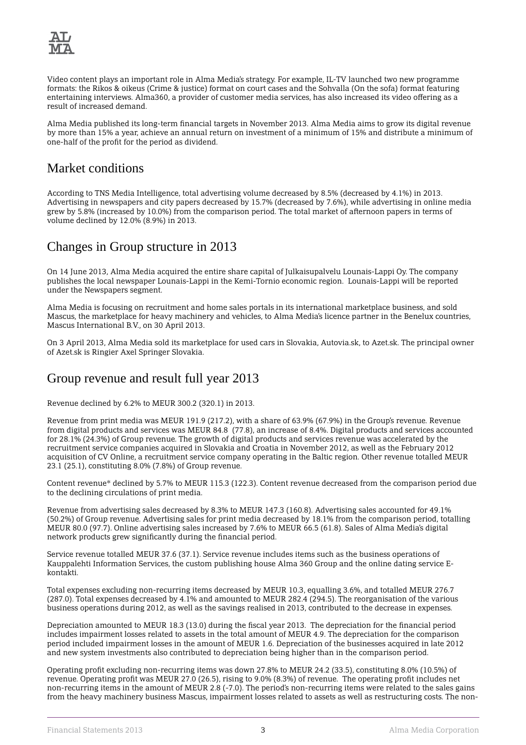Video content plays an important role in Alma Media's strategy. For example, IL-TV launched two new programme formats: the Rikos & oikeus (Crime & justice) format on court cases and the Sohvalla (On the sofa) format featuring entertaining interviews. Alma360, a provider of customer media services, has also increased its video offering as a result of increased demand.

Alma Media published its long-term financial targets in November 2013. Alma Media aims to grow its digital revenue by more than 15% a year, achieve an annual return on investment of a minimum of 15% and distribute a minimum of one-half of the profit for the period as dividend.

## Market conditions

According to TNS Media Intelligence, total advertising volume decreased by 8.5% (decreased by 4.1%) in 2013. Advertising in newspapers and city papers decreased by 15.7% (decreased by 7.6%), while advertising in online media grew by 5.8% (increased by 10.0%) from the comparison period. The total market of afternoon papers in terms of volume declined by 12.0% (8.9%) in 2013.

## Changes in Group structure in 2013

On 14 June 2013, Alma Media acquired the entire share capital of Julkaisupalvelu Lounais-Lappi Oy. The company publishes the local newspaper Lounais-Lappi in the Kemi-Tornio economic region. Lounais-Lappi will be reported under the Newspapers segment.

Alma Media is focusing on recruitment and home sales portals in its international marketplace business, and sold Mascus, the marketplace for heavy machinery and vehicles, to Alma Media's licence partner in the Benelux countries, Mascus International B.V., on 30 April 2013.

On 3 April 2013, Alma Media sold its marketplace for used cars in Slovakia, Autovia.sk, to Azet.sk. The principal owner of Azet.sk is Ringier Axel Springer Slovakia.

## Group revenue and result full year 2013

Revenue declined by 6.2% to MEUR 300.2 (320.1) in 2013.

Revenue from print media was MEUR 191.9 (217.2), with a share of 63.9% (67.9%) in the Group's revenue. Revenue from digital products and services was MEUR 84.8 (77.8), an increase of 8.4%. Digital products and services accounted for 28.1% (24.3%) of Group revenue. The growth of digital products and services revenue was accelerated by the recruitment service companies acquired in Slovakia and Croatia in November 2012, as well as the February 2012 acquisition of CV Online, a recruitment service company operating in the Baltic region. Other revenue totalled MEUR 23.1 (25.1), constituting 8.0% (7.8%) of Group revenue.

Content revenue* declined by 5.7% to MEUR 115.3 (122.3). Content revenue decreased from the comparison period due to the declining circulations of print media.

Revenue from advertising sales decreased by 8.3% to MEUR 147.3 (160.8). Advertising sales accounted for 49.1% (50.2%) of Group revenue. Advertising sales for print media decreased by 18.1% from the comparison period, totalling MEUR 80.0 (97.7). Online advertising sales increased by 7.6% to MEUR 66.5 (61.8). Sales of Alma Media's digital network products grew significantly during the financial period.

Service revenue totalled MEUR 37.6 (37.1). Service revenue includes items such as the business operations of Kauppalehti Information Services, the custom publishing house Alma 360 Group and the online dating service E-kontakti.

Total expenses excluding non-recurring items decreased by MEUR 10.3, equalling 3.6%, and totalled MEUR 276.7 (287.0). Total expenses decreased by 4.1% and amounted to MEUR 282.4 (294.5). The reorganisation of the various business operations during 2012, as well as the savings realised in 2013, contributed to the decrease in expenses.

Depreciation amounted to MEUR 18.3 (13.0) during the fiscal year 2013. The depreciation for the financial period includes impairment losses related to assets in the total amount of MEUR 4.9. The depreciation for the comparison period included impairment losses in the amount of MEUR 1.6. Depreciation of the businesses acquired in late 2012 and new system investments also contributed to depreciation being higher than in the comparison period.

Operating profit excluding non-recurring items was down 27.8% to MEUR 24.2 (33.5), constituting 8.0% (10.5%) of revenue. Operating profit was MEUR 27.0 (26.5), rising to 9.0% (8.3%) of revenue. The operating profit includes net non-recurring items in the amount of MEUR 2.8 (-7.0). The period's non-recurring items were related to the sales gains from the heavy machinery business Mascus, impairment losses related to assets as well as restructuring costs. The non-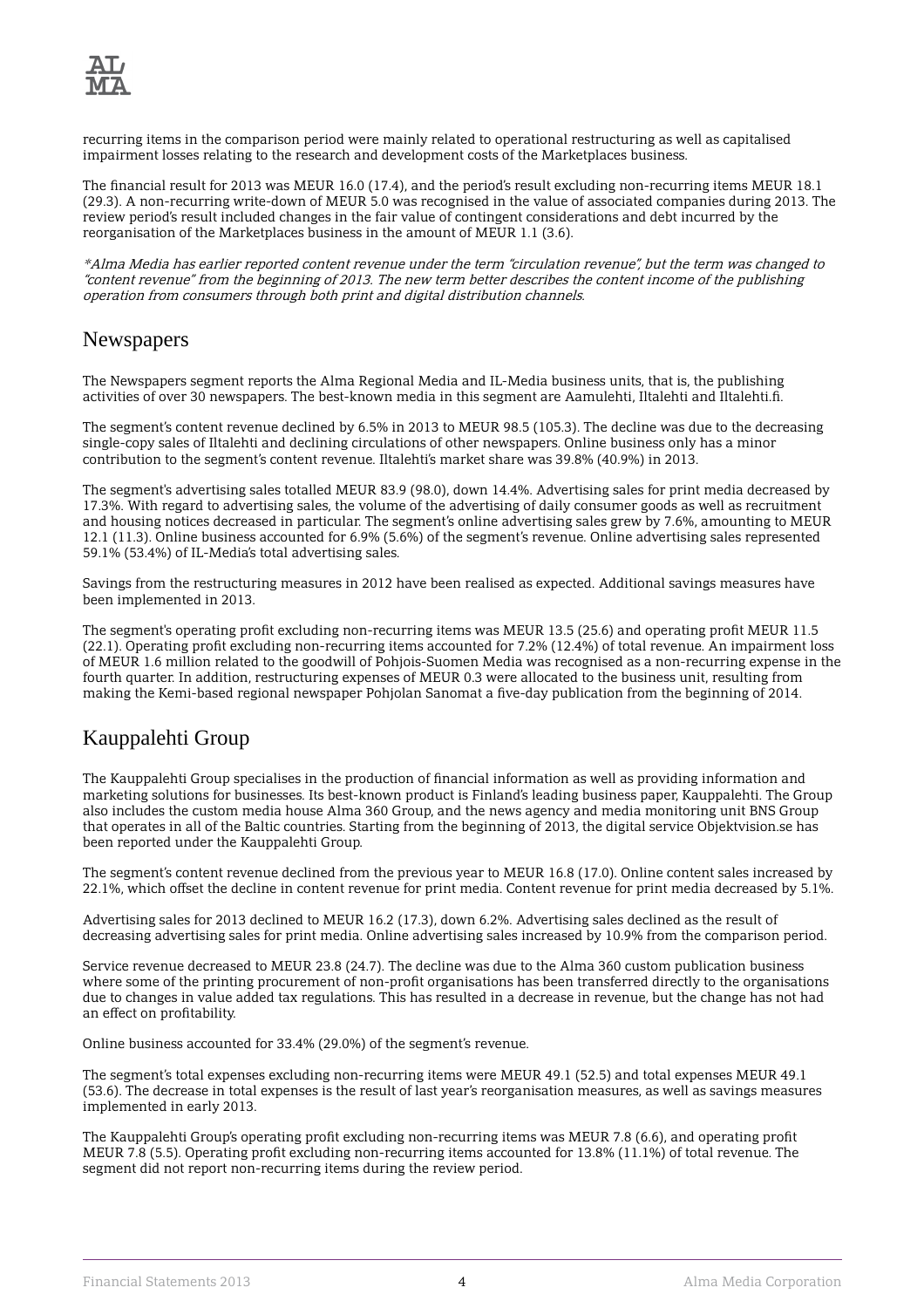recurring items in the comparison period were mainly related to operational restructuring as well as capitalised impairment losses relating to the research and development costs of the Marketplaces business.

The financial result for 2013 was MEUR 16.0 (17.4), and the period's result excluding non-recurring items MEUR 18.1 (29.3). A non-recurring write-down of MEUR 5.0 was recognised in the value of associated companies during 2013. The review period's result included changes in the fair value of contingent considerations and debt incurred by the reorganisation of the Marketplaces business in the amount of MEUR 1.1 (3.6).

*\*Alma Media has earlier reported content revenue under the term "circulation revenue", but the term was changed to "content revenue" from the beginning of 2013. The new term better describes the content income of the publishing operation from consumers through both print and digital distribution channels.*

## Newspapers

The Newspapers segment reports the Alma Regional Media and IL-Media business units, that is, the publishing activities of over 30 newspapers. The best-known media in this segment are Aamulehti, Iltalehti and Iltalehti.fi.

The segment's content revenue declined by 6.5% in 2013 to MEUR 98.5 (105.3). The decline was due to the decreasing single-copy sales of Iltalehti and declining circulations of other newspapers. Online business only has a minor contribution to the segment's content revenue. Iltalehti's market share was 39.8% (40.9%) in 2013.

The segment's advertising sales totalled MEUR 83.9 (98.0), down 14.4%. Advertising sales for print media decreased by 17.3%. With regard to advertising sales, the volume of the advertising of daily consumer goods as well as recruitment and housing notices decreased in particular. The segment's online advertising sales grew by 7.6%, amounting to MEUR 12.1 (11.3). Online business accounted for 6.9% (5.6%) of the segment's revenue. Online advertising sales represented 59.1% (53.4%) of IL-Media's total advertising sales.

Savings from the restructuring measures in 2012 have been realised as expected. Additional savings measures have been implemented in 2013.

The segment's operating profit excluding non-recurring items was MEUR 13.5 (25.6) and operating profit MEUR 11.5 (22.1). Operating profit excluding non-recurring items accounted for 7.2% (12.4%) of total revenue. An impairment loss of MEUR 1.6 million related to the goodwill of Pohjois-Suomen Media was recognised as a non-recurring expense in the fourth quarter. In addition, restructuring expenses of MEUR 0.3 were allocated to the business unit, resulting from making the Kemi-based regional newspaper Pohjolan Sanomat a five-day publication from the beginning of 2014.

## Kauppalehti Group

The Kauppalehti Group specialises in the production of financial information as well as providing information and marketing solutions for businesses. Its best-known product is Finland's leading business paper, Kauppalehti. The Group also includes the custom media house Alma 360 Group, and the news agency and media monitoring unit BNS Group that operates in all of the Baltic countries. Starting from the beginning of 2013, the digital service Objektvision.se has been reported under the Kauppalehti Group.

The segment's content revenue declined from the previous year to MEUR 16.8 (17.0). Online content sales increased by 22.1%, which offset the decline in content revenue for print media. Content revenue for print media decreased by 5.1%.

Advertising sales for 2013 declined to MEUR 16.2 (17.3), down 6.2%. Advertising sales declined as the result of decreasing advertising sales for print media. Online advertising sales increased by 10.9% from the comparison period.

Service revenue decreased to MEUR 23.8 (24.7). The decline was due to the Alma 360 custom publication business where some of the printing procurement of non-profit organisations has been transferred directly to the organisations due to changes in value added tax regulations. This has resulted in a decrease in revenue, but the change has not had an effect on profitability.

Online business accounted for 33.4% (29.0%) of the segment's revenue.

The segment's total expenses excluding non-recurring items were MEUR 49.1 (52.5) and total expenses MEUR 49.1 (53.6). The decrease in total expenses is the result of last year's reorganisation measures, as well as savings measures implemented in early 2013.

The Kauppalehti Group's operating profit excluding non-recurring items was MEUR 7.8 (6.6), and operating profit MEUR 7.8 (5.5). Operating profit excluding non-recurring items accounted for 13.8% (11.1%) of total revenue. The segment did not report non-recurring items during the review period.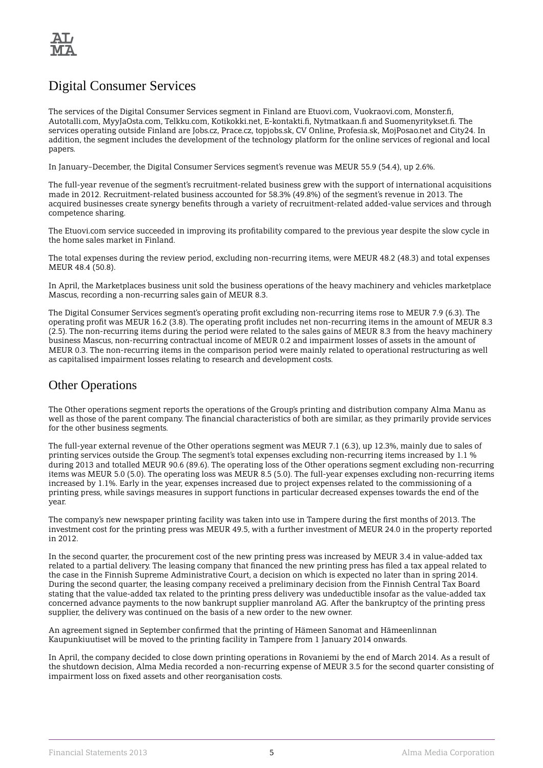## Digital Consumer Services

The services of the Digital Consumer Services segment in Finland are Etuovi.com, Vuokraovi.com, Monster.fi, Autotalli.com, MyyJaOsta.com, Telkku.com, Kotikokki.net, E-kontakti.fi, Nytmatkaan.fi and Suomenyritykset.fi. The services operating outside Finland are Jobs.cz, Prace.cz, topjobs.sk, CV Online, Profesia.sk, MojPosao.net and City24. In addition, the segment includes the development of the technology platform for the online services of regional and local papers.

In January–December, the Digital Consumer Services segment's revenue was MEUR 55.9 (54.4), up 2.6%.

The full-year revenue of the segment's recruitment-related business grew with the support of international acquisitions made in 2012. Recruitment-related business accounted for 58.3% (49.8%) of the segment's revenue in 2013. The acquired businesses create synergy benefits through a variety of recruitment-related added-value services and through competence sharing.

The Etuovi.com service succeeded in improving its profitability compared to the previous year despite the slow cycle in the home sales market in Finland.

The total expenses during the review period, excluding non-recurring items, were MEUR 48.2 (48.3) and total expenses MEUR 48.4 (50.8).

In April, the Marketplaces business unit sold the business operations of the heavy machinery and vehicles marketplace Mascus, recording a non-recurring sales gain of MEUR 8.3.

The Digital Consumer Services segment's operating profit excluding non-recurring items rose to MEUR 7.9 (6.3). The operating profit was MEUR 16.2 (3.8). The operating profit includes net non-recurring items in the amount of MEUR 8.3 (2.5). The non-recurring items during the period were related to the sales gains of MEUR 8.3 from the heavy machinery business Mascus, non-recurring contractual income of MEUR 0.2 and impairment losses of assets in the amount of MEUR 0.3. The non-recurring items in the comparison period were mainly related to operational restructuring as well as capitalised impairment losses relating to research and development costs.

## Other Operations

The Other operations segment reports the operations of the Group's printing and distribution company Alma Manu as well as those of the parent company. The financial characteristics of both are similar, as they primarily provide services for the other business segments.

The full-year external revenue of the Other operations segment was MEUR 7.1 (6.3), up 12.3%, mainly due to sales of printing services outside the Group. The segment's total expenses excluding non-recurring items increased by 1.1 % during 2013 and totalled MEUR 90.6 (89.6). The operating loss of the Other operations segment excluding non-recurring items was MEUR 5.0 (5.0). The operating loss was MEUR 8.5 (5.0). The full-year expenses excluding non-recurring items increased by 1.1%. Early in the year, expenses increased due to project expenses related to the commissioning of a printing press, while savings measures in support functions in particular decreased expenses towards the end of the year.

The company's new newspaper printing facility was taken into use in Tampere during the first months of 2013. The investment cost for the printing press was MEUR 49.5, with a further investment of MEUR 24.0 in the property reported in 2012.

In the second quarter, the procurement cost of the new printing press was increased by MEUR 3.4 in value-added tax related to a partial delivery. The leasing company that financed the new printing press has filed a tax appeal related to the case in the Finnish Supreme Administrative Court, a decision on which is expected no later than in spring 2014. During the second quarter, the leasing company received a preliminary decision from the Finnish Central Tax Board stating that the value-added tax related to the printing press delivery was undeductible insofar as the value-added tax concerned advance payments to the now bankrupt supplier manroland AG. After the bankruptcy of the printing press supplier, the delivery was continued on the basis of a new order to the new owner.

An agreement signed in September confirmed that the printing of Hämeen Sanomat and Hämeenlinnan Kaupunkiuutiset will be moved to the printing facility in Tampere from 1 January 2014 onwards.

In April, the company decided to close down printing operations in Rovaniemi by the end of March 2014. As a result of the shutdown decision, Alma Media recorded a non-recurring expense of MEUR 3.5 for the second quarter consisting of impairment loss on fixed assets and other reorganisation costs.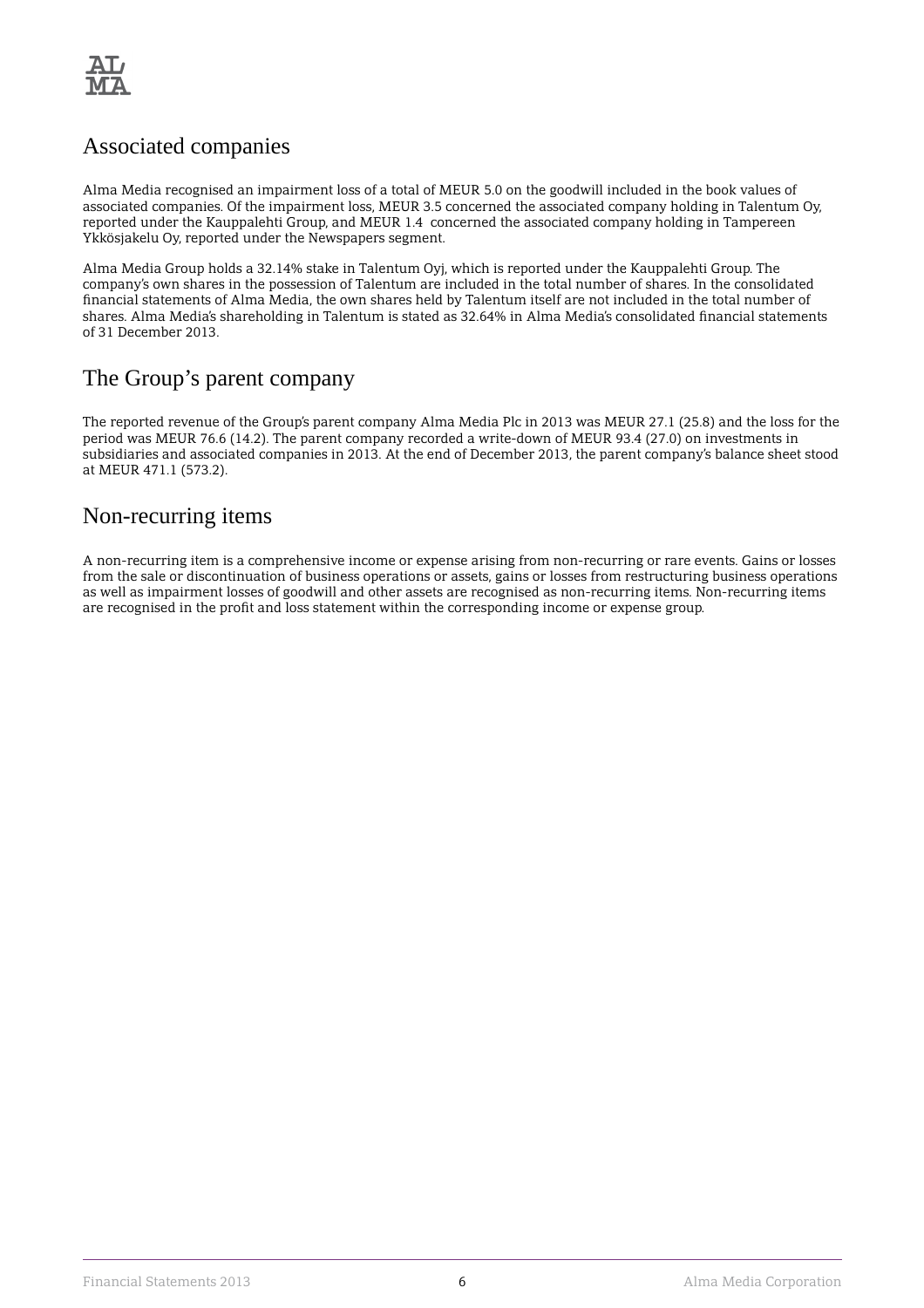## Associated companies

Alma Media recognised an impairment loss of a total of MEUR 5.0 on the goodwill included in the book values of associated companies. Of the impairment loss, MEUR 3.5 concerned the associated company holding in Talentum Oy, reported under the Kauppalehti Group, and MEUR 1.4  concerned the associated company holding in Tampereen Ykkösjakelu Oy, reported under the Newspapers segment.

Alma Media Group holds a 32.14% stake in Talentum Oyj, which is reported under the Kauppalehti Group. The company's own shares in the possession of Talentum are included in the total number of shares. In the consolidated financial statements of Alma Media, the own shares held by Talentum itself are not included in the total number of shares. Alma Media's shareholding in Talentum is stated as 32.64% in Alma Media's consolidated financial statements of 31 December 2013.

## The Group's parent company

The reported revenue of the Group's parent company Alma Media Plc in 2013 was MEUR 27.1 (25.8) and the loss for the period was MEUR 76.6 (14.2). The parent company recorded a write-down of MEUR 93.4 (27.0) on investments in subsidiaries and associated companies in 2013. At the end of December 2013, the parent company's balance sheet stood at MEUR 471.1 (573.2).

## Non-recurring items

A non-recurring item is a comprehensive income or expense arising from non-recurring or rare events. Gains or losses from the sale or discontinuation of business operations or assets, gains or losses from restructuring business operations as well as impairment losses of goodwill and other assets are recognised as non-recurring items. Non-recurring items are recognised in the profit and loss statement within the corresponding income or expense group.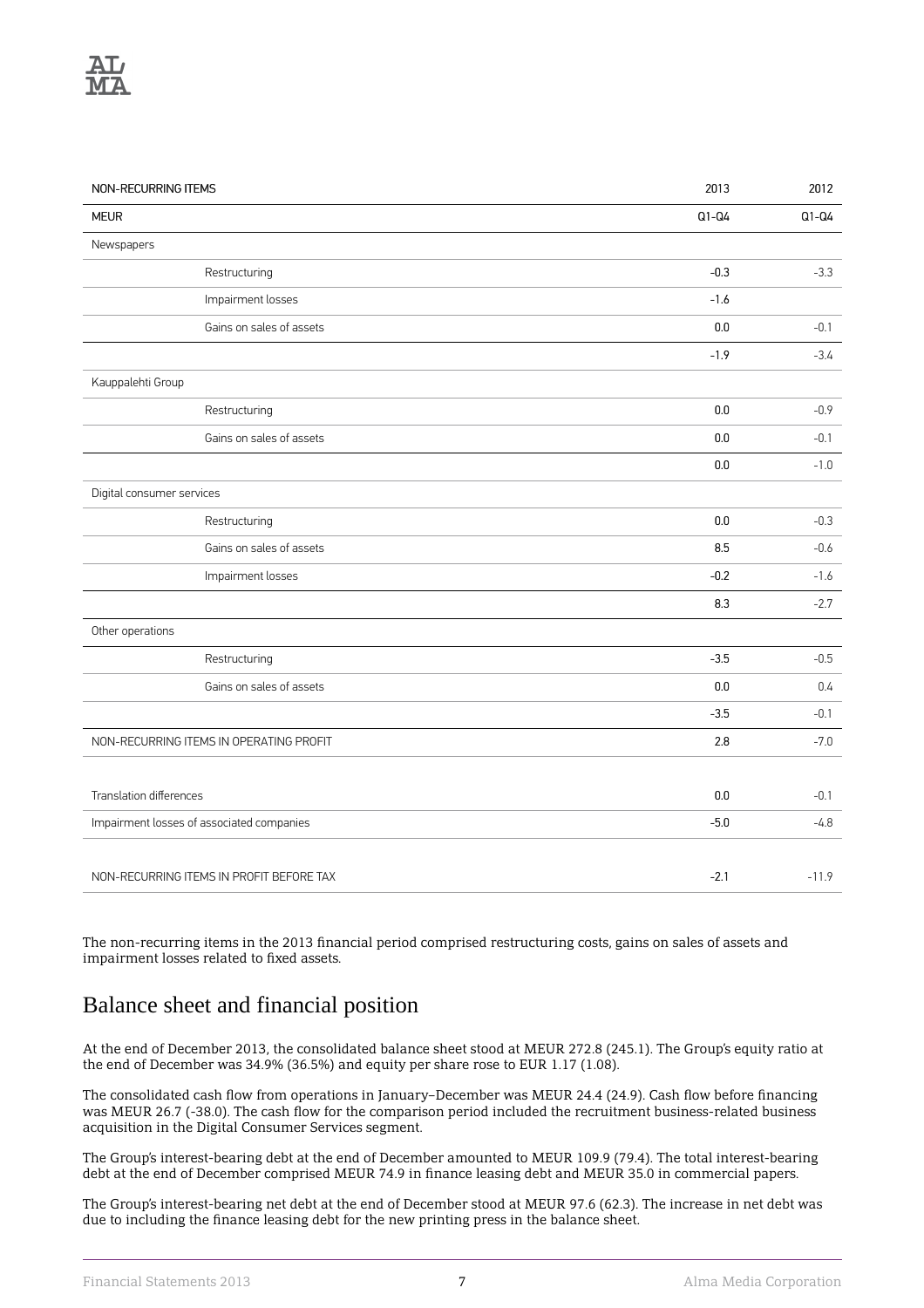| NON-RECURRING ITEMS | | 2013 | 2012 |
|---|---|---|---|
| MEUR | | Q1-Q4 | Q1-Q4 |
| Newspapers | | | |
| | Restructuring | -0.3 | -3.3 |
| | Impairment losses | -1.6 | |
| | Gains on sales of assets | 0.0 | -0.1 |
| | | -1.9 | -3.4 |
| Kauppalehti Group | | | |
| | Restructuring | 0.0 | -0.9 |
| | Gains on sales of assets | 0.0 | -0.1 |
| | | 0.0 | -1.0 |
| Digital consumer services | | | |
| | Restructuring | 0.0 | -0.3 |
| | Gains on sales of assets | 8.5 | -0.6 |
| | Impairment losses | -0.2 | -1.6 |
| | | 8.3 | -2.7 |
| Other operations | | | |
| | Restructuring | -3.5 | -0.5 |
| | Gains on sales of assets | 0.0 | 0.4 |
| | | -3.5 | -0.1 |
| NON-RECURRING ITEMS IN OPERATING PROFIT | | 2.8 | -7.0 |
| | | | |
| Translation differences | | 0.0 | -0.1 |
| Impairment losses of associated companies | | -5.0 | -4.8 |
| | | | |
| NON-RECURRING ITEMS IN PROFIT BEFORE TAX | | -2.1 | -11.9 |

The non-recurring items in the 2013 financial period comprised restructuring costs, gains on sales of assets and impairment losses related to fixed assets.

## Balance sheet and financial position

At the end of December 2013, the consolidated balance sheet stood at MEUR 272.8 (245.1). The Group's equity ratio at the end of December was 34.9% (36.5%) and equity per share rose to EUR 1.17 (1.08).

The consolidated cash flow from operations in January–December was MEUR 24.4 (24.9). Cash flow before financing was MEUR 26.7 (-38.0). The cash flow for the comparison period included the recruitment business-related business acquisition in the Digital Consumer Services segment.

The Group's interest-bearing debt at the end of December amounted to MEUR 109.9 (79.4). The total interest-bearing debt at the end of December comprised MEUR 74.9 in finance leasing debt and MEUR 35.0 in commercial papers.

The Group's interest-bearing net debt at the end of December stood at MEUR 97.6 (62.3). The increase in net debt was due to including the finance leasing debt for the new printing press in the balance sheet.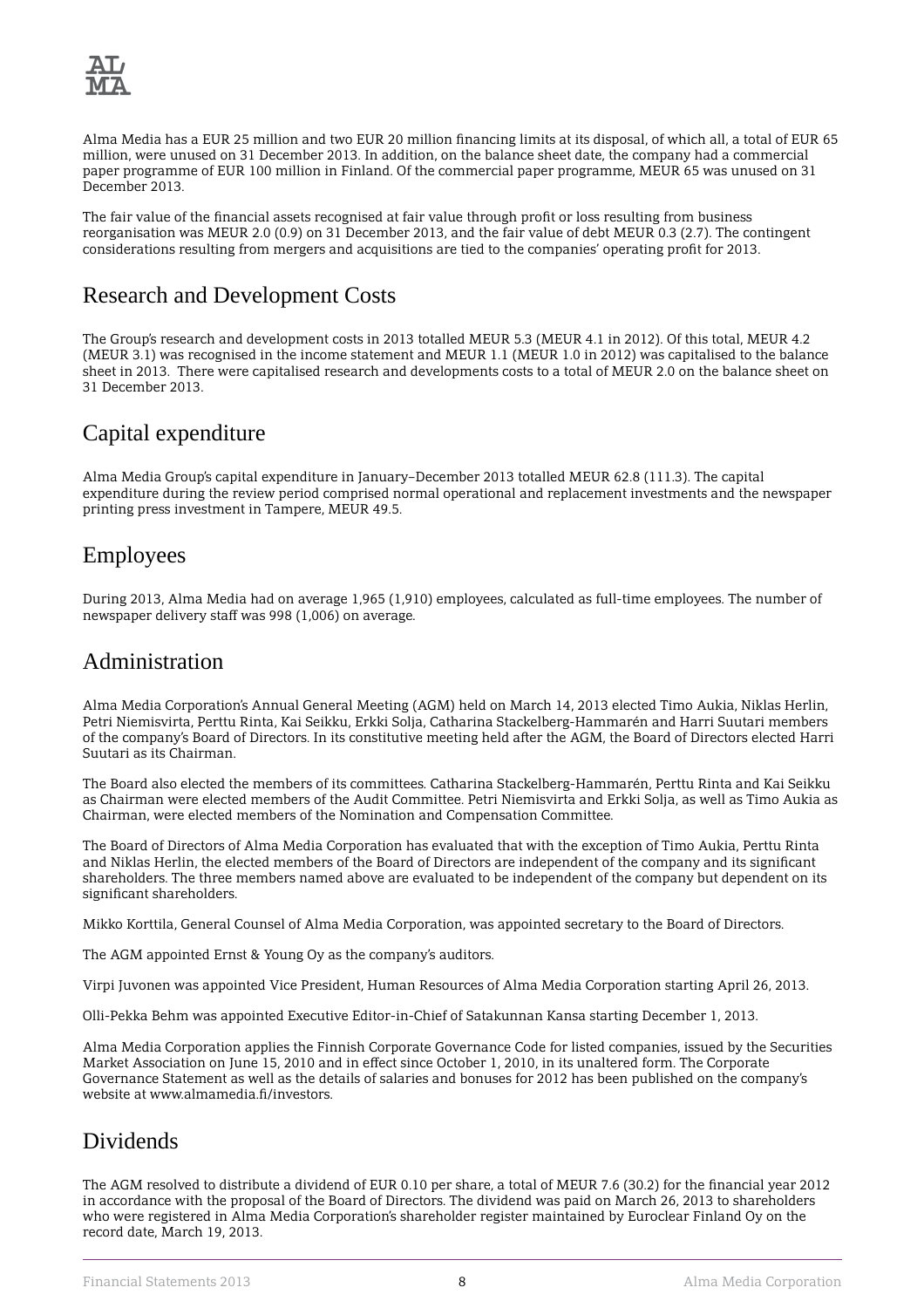Alma Media has a EUR 25 million and two EUR 20 million financing limits at its disposal, of which all, a total of EUR 65 million, were unused on 31 December 2013. In addition, on the balance sheet date, the company had a commercial paper programme of EUR 100 million in Finland. Of the commercial paper programme, MEUR 65 was unused on 31 December 2013.

The fair value of the financial assets recognised at fair value through profit or loss resulting from business reorganisation was MEUR 2.0 (0.9) on 31 December 2013, and the fair value of debt MEUR 0.3 (2.7). The contingent considerations resulting from mergers and acquisitions are tied to the companies' operating profit for 2013.

## Research and Development Costs

The Group's research and development costs in 2013 totalled MEUR 5.3 (MEUR 4.1 in 2012). Of this total, MEUR 4.2 (MEUR 3.1) was recognised in the income statement and MEUR 1.1 (MEUR 1.0 in 2012) was capitalised to the balance sheet in 2013. There were capitalised research and developments costs to a total of MEUR 2.0 on the balance sheet on 31 December 2013.

## Capital expenditure

Alma Media Group's capital expenditure in January–December 2013 totalled MEUR 62.8 (111.3). The capital expenditure during the review period comprised normal operational and replacement investments and the newspaper printing press investment in Tampere, MEUR 49.5.

## Employees

During 2013, Alma Media had on average 1,965 (1,910) employees, calculated as full-time employees. The number of newspaper delivery staff was 998 (1,006) on average.

## Administration

Alma Media Corporation's Annual General Meeting (AGM) held on March 14, 2013 elected Timo Aukia, Niklas Herlin, Petri Niemisvirta, Perttu Rinta, Kai Seikku, Erkki Solja, Catharina Stackelberg-Hammarén and Harri Suutari members of the company's Board of Directors. In its constitutive meeting held after the AGM, the Board of Directors elected Harri Suutari as its Chairman.

The Board also elected the members of its committees. Catharina Stackelberg-Hammarén, Perttu Rinta and Kai Seikku as Chairman were elected members of the Audit Committee. Petri Niemisvirta and Erkki Solja, as well as Timo Aukia as Chairman, were elected members of the Nomination and Compensation Committee.

The Board of Directors of Alma Media Corporation has evaluated that with the exception of Timo Aukia, Perttu Rinta and Niklas Herlin, the elected members of the Board of Directors are independent of the company and its significant shareholders. The three members named above are evaluated to be independent of the company but dependent on its significant shareholders.

Mikko Korttila, General Counsel of Alma Media Corporation, was appointed secretary to the Board of Directors.

The AGM appointed Ernst & Young Oy as the company's auditors.

Virpi Juvonen was appointed Vice President, Human Resources of Alma Media Corporation starting April 26, 2013.

Olli-Pekka Behm was appointed Executive Editor-in-Chief of Satakunnan Kansa starting December 1, 2013.

Alma Media Corporation applies the Finnish Corporate Governance Code for listed companies, issued by the Securities Market Association on June 15, 2010 and in effect since October 1, 2010, in its unaltered form. The Corporate Governance Statement as well as the details of salaries and bonuses for 2012 has been published on the company's website at www.almamedia.fi/investors.

## Dividends

The AGM resolved to distribute a dividend of EUR 0.10 per share, a total of MEUR 7.6 (30.2) for the financial year 2012 in accordance with the proposal of the Board of Directors. The dividend was paid on March 26, 2013 to shareholders who were registered in Alma Media Corporation's shareholder register maintained by Euroclear Finland Oy on the record date, March 19, 2013.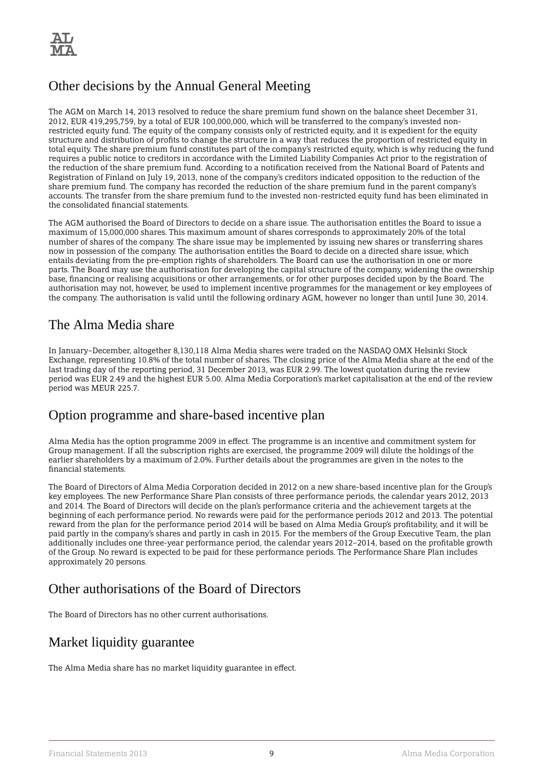## Other decisions by the Annual General Meeting

The AGM on March 14, 2013 resolved to reduce the share premium fund shown on the balance sheet December 31, 2012, EUR 419,295,759, by a total of EUR 100,000,000, which will be transferred to the company's invested non-restricted equity fund. The equity of the company consists only of restricted equity, and it is expedient for the equity structure and distribution of profits to change the structure in a way that reduces the proportion of restricted equity in total equity. The share premium fund constitutes part of the company's restricted equity, which is why reducing the fund requires a public notice to creditors in accordance with the Limited Liability Companies Act prior to the registration of the reduction of the share premium fund. According to a notification received from the National Board of Patents and Registration of Finland on July 19, 2013, none of the company's creditors indicated opposition to the reduction of the share premium fund. The company has recorded the reduction of the share premium fund in the parent company's accounts. The transfer from the share premium fund to the invested non-restricted equity fund has been eliminated in the consolidated financial statements.

The AGM authorised the Board of Directors to decide on a share issue. The authorisation entitles the Board to issue a maximum of 15,000,000 shares. This maximum amount of shares corresponds to approximately 20% of the total number of shares of the company. The share issue may be implemented by issuing new shares or transferring shares now in possession of the company. The authorisation entitles the Board to decide on a directed share issue, which entails deviating from the pre-emption rights of shareholders. The Board can use the authorisation in one or more parts. The Board may use the authorisation for developing the capital structure of the company, widening the ownership base, financing or realising acquisitions or other arrangements, or for other purposes decided upon by the Board. The authorisation may not, however, be used to implement incentive programmes for the management or key employees of the company. The authorisation is valid until the following ordinary AGM, however no longer than until June 30, 2014.

## The Alma Media share

In January–December, altogether 8,130,118 Alma Media shares were traded on the NASDAQ OMX Helsinki Stock Exchange, representing 10.8% of the total number of shares. The closing price of the Alma Media share at the end of the last trading day of the reporting period, 31 December 2013, was EUR 2.99. The lowest quotation during the review period was EUR 2.49 and the highest EUR 5.00. Alma Media Corporation's market capitalisation at the end of the review period was MEUR 225.7.

## Option programme and share-based incentive plan

Alma Media has the option programme 2009 in effect. The programme is an incentive and commitment system for Group management. If all the subscription rights are exercised, the programme 2009 will dilute the holdings of the earlier shareholders by a maximum of 2.0%. Further details about the programmes are given in the notes to the financial statements.

The Board of Directors of Alma Media Corporation decided in 2012 on a new share-based incentive plan for the Group's key employees. The new Performance Share Plan consists of three performance periods, the calendar years 2012, 2013 and 2014. The Board of Directors will decide on the plan's performance criteria and the achievement targets at the beginning of each performance period. No rewards were paid for the performance periods 2012 and 2013. The potential reward from the plan for the performance period 2014 will be based on Alma Media Group's profitability, and it will be paid partly in the company's shares and partly in cash in 2015. For the members of the Group Executive Team, the plan additionally includes one three-year performance period, the calendar years 2012–2014, based on the profitable growth of the Group. No reward is expected to be paid for these performance periods. The Performance Share Plan includes approximately 20 persons.

## Other authorisations of the Board of Directors

The Board of Directors has no other current authorisations.

## Market liquidity guarantee

The Alma Media share has no market liquidity guarantee in effect.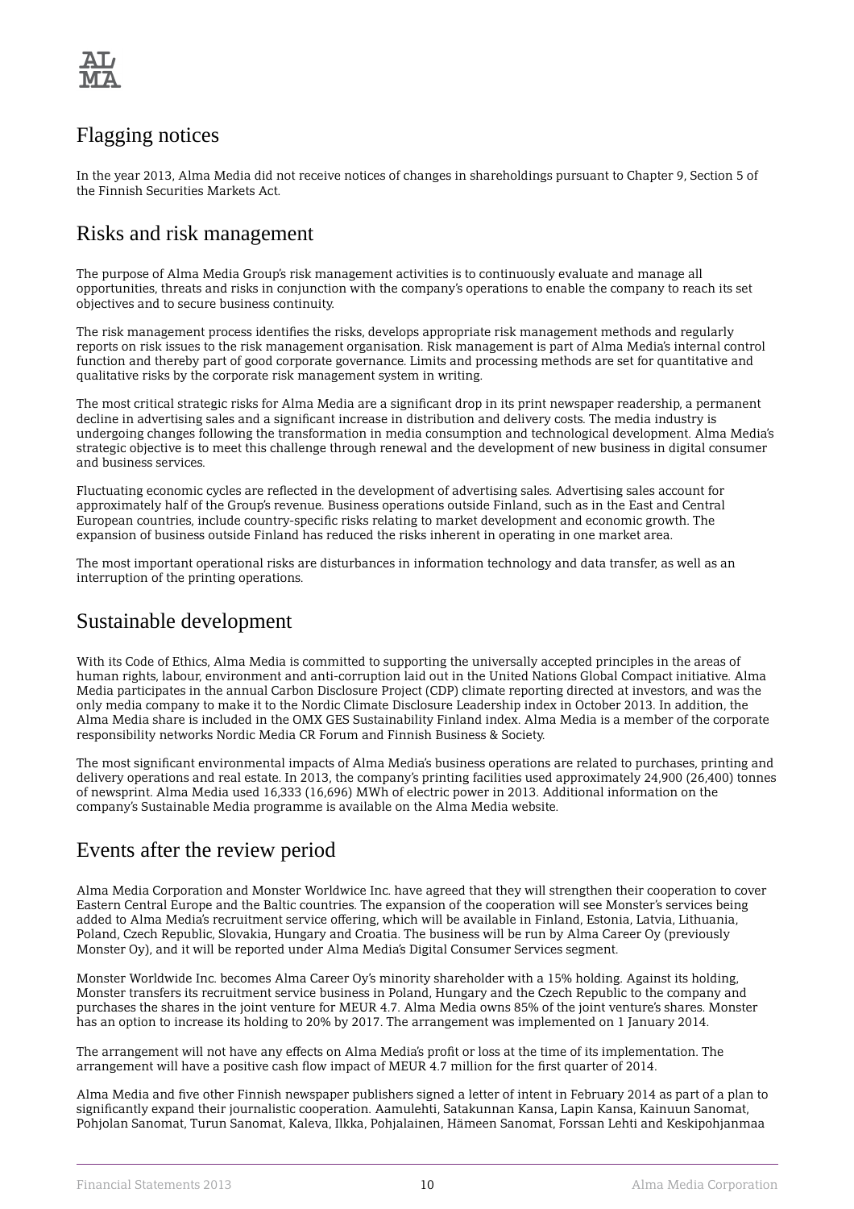## Flagging notices

In the year 2013, Alma Media did not receive notices of changes in shareholdings pursuant to Chapter 9, Section 5 of the Finnish Securities Markets Act.

## Risks and risk management

The purpose of Alma Media Group's risk management activities is to continuously evaluate and manage all opportunities, threats and risks in conjunction with the company's operations to enable the company to reach its set objectives and to secure business continuity.

The risk management process identifies the risks, develops appropriate risk management methods and regularly reports on risk issues to the risk management organisation. Risk management is part of Alma Media's internal control function and thereby part of good corporate governance. Limits and processing methods are set for quantitative and qualitative risks by the corporate risk management system in writing.

The most critical strategic risks for Alma Media are a significant drop in its print newspaper readership, a permanent decline in advertising sales and a significant increase in distribution and delivery costs. The media industry is undergoing changes following the transformation in media consumption and technological development. Alma Media's strategic objective is to meet this challenge through renewal and the development of new business in digital consumer and business services.

Fluctuating economic cycles are reflected in the development of advertising sales. Advertising sales account for approximately half of the Group's revenue. Business operations outside Finland, such as in the East and Central European countries, include country-specific risks relating to market development and economic growth. The expansion of business outside Finland has reduced the risks inherent in operating in one market area.

The most important operational risks are disturbances in information technology and data transfer, as well as an interruption of the printing operations.

## Sustainable development

With its Code of Ethics, Alma Media is committed to supporting the universally accepted principles in the areas of human rights, labour, environment and anti-corruption laid out in the United Nations Global Compact initiative. Alma Media participates in the annual Carbon Disclosure Project (CDP) climate reporting directed at investors, and was the only media company to make it to the Nordic Climate Disclosure Leadership index in October 2013. In addition, the Alma Media share is included in the OMX GES Sustainability Finland index. Alma Media is a member of the corporate responsibility networks Nordic Media CR Forum and Finnish Business & Society.

The most significant environmental impacts of Alma Media's business operations are related to purchases, printing and delivery operations and real estate. In 2013, the company's printing facilities used approximately 24,900 (26,400) tonnes of newsprint. Alma Media used 16,333 (16,696) MWh of electric power in 2013. Additional information on the company's Sustainable Media programme is available on the Alma Media website.

## Events after the review period

Alma Media Corporation and Monster Worldwice Inc. have agreed that they will strengthen their cooperation to cover Eastern Central Europe and the Baltic countries. The expansion of the cooperation will see Monster's services being added to Alma Media's recruitment service offering, which will be available in Finland, Estonia, Latvia, Lithuania, Poland, Czech Republic, Slovakia, Hungary and Croatia. The business will be run by Alma Career Oy (previously Monster Oy), and it will be reported under Alma Media's Digital Consumer Services segment.

Monster Worldwide Inc. becomes Alma Career Oy's minority shareholder with a 15% holding. Against its holding, Monster transfers its recruitment service business in Poland, Hungary and the Czech Republic to the company and purchases the shares in the joint venture for MEUR 4.7. Alma Media owns 85% of the joint venture's shares. Monster has an option to increase its holding to 20% by 2017. The arrangement was implemented on 1 January 2014.

The arrangement will not have any effects on Alma Media's profit or loss at the time of its implementation. The arrangement will have a positive cash flow impact of MEUR 4.7 million for the first quarter of 2014.

Alma Media and five other Finnish newspaper publishers signed a letter of intent in February 2014 as part of a plan to significantly expand their journalistic cooperation. Aamulehti, Satakunnan Kansa, Lapin Kansa, Kainuun Sanomat, Pohjolan Sanomat, Turun Sanomat, Kaleva, Ilkka, Pohjalainen, Hämeen Sanomat, Forssan Lehti and Keskipohjanmaa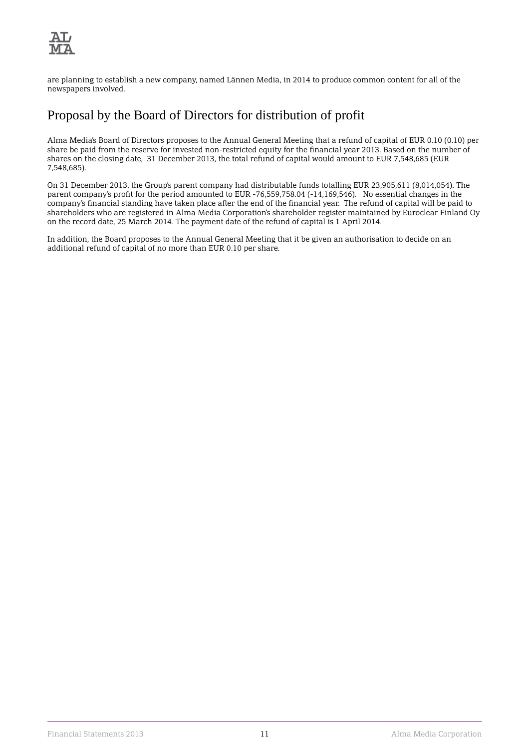are planning to establish a new company, named Lännen Media, in 2014 to produce common content for all of the newspapers involved.

## Proposal by the Board of Directors for distribution of profit

Alma Media's Board of Directors proposes to the Annual General Meeting that a refund of capital of EUR 0.10 (0.10) per share be paid from the reserve for invested non-restricted equity for the financial year 2013. Based on the number of shares on the closing date, 31 December 2013, the total refund of capital would amount to EUR 7,548,685 (EUR 7,548,685).

On 31 December 2013, the Group's parent company had distributable funds totalling EUR 23,905,611 (8,014,054). The parent company's profit for the period amounted to EUR -76,559,758.04 (-14,169,546). No essential changes in the company's financial standing have taken place after the end of the financial year. The refund of capital will be paid to shareholders who are registered in Alma Media Corporation's shareholder register maintained by Euroclear Finland Oy on the record date, 25 March 2014. The payment date of the refund of capital is 1 April 2014.

In addition, the Board proposes to the Annual General Meeting that it be given an authorisation to decide on an additional refund of capital of no more than EUR 0.10 per share.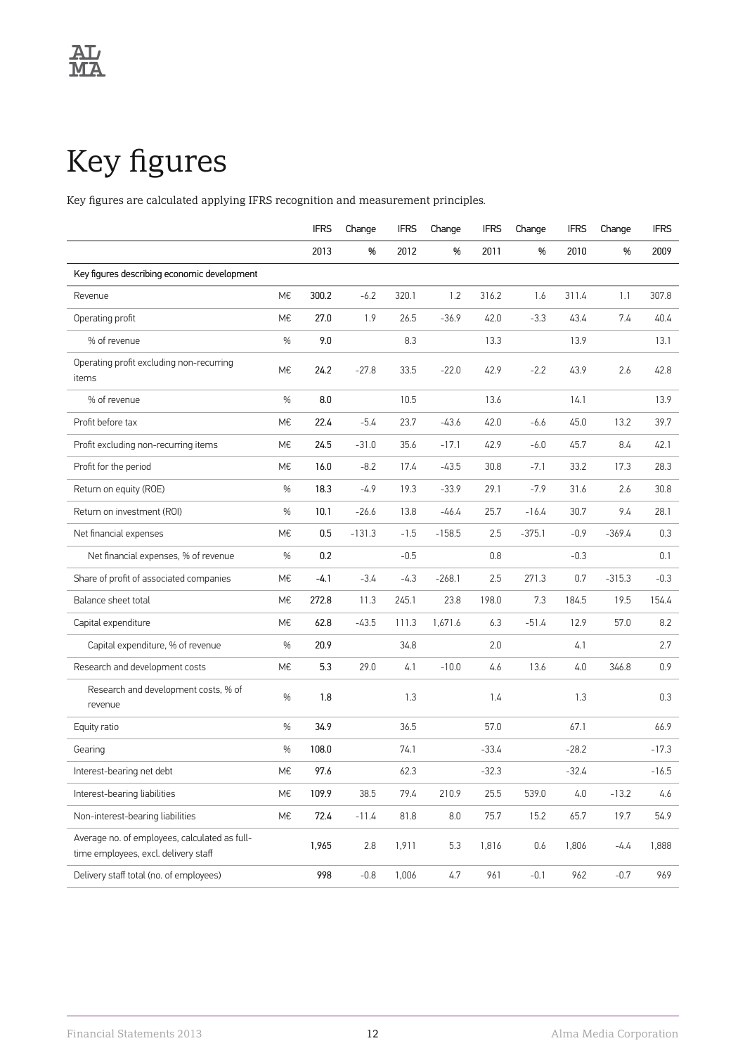# Key figures

Key figures are calculated applying IFRS recognition and measurement principles.

| | | IFRS | Change | IFRS | Change | IFRS | Change | IFRS | Change | IFRS |
|---|---|---|---|---|---|---|---|---|---|---|
| | | 2013 | % | 2012 | % | 2011 | % | 2010 | % | 2009 |
| Key figures describing economic development | | | | | | | | | | |
| Revenue | M€ | **300.2** | -6.2 | 320.1 | 1.2 | 316.2 | 1.6 | 311.4 | 1.1 | 307.8 |
| Operating profit | M€ | **27.0** | 1.9 | 26.5 | -36.9 | 42.0 | -3.3 | 43.4 | 7.4 | 40.4 |
| % of revenue | % | **9.0** | | 8.3 | | 13.3 | | 13.9 | | 13.1 |
| Operating profit excluding non-recurring items | M€ | **24.2** | -27.8 | 33.5 | -22.0 | 42.9 | -2.2 | 43.9 | 2.6 | 42.8 |
| % of revenue | % | **8.0** | | 10.5 | | 13.6 | | 14.1 | | 13.9 |
| Profit before tax | M€ | **22.4** | -5.4 | 23.7 | -43.6 | 42.0 | -6.6 | 45.0 | 13.2 | 39.7 |
| Profit excluding non-recurring items | M€ | **24.5** | -31.0 | 35.6 | -17.1 | 42.9 | -6.0 | 45.7 | 8.4 | 42.1 |
| Profit for the period | M€ | **16.0** | -8.2 | 17.4 | -43.5 | 30.8 | -7.1 | 33.2 | 17.3 | 28.3 |
| Return on equity (ROE) | % | **18.3** | -4.9 | 19.3 | -33.9 | 29.1 | -7.9 | 31.6 | 2.6 | 30.8 |
| Return on investment (ROI) | % | **10.1** | -26.6 | 13.8 | -46.4 | 25.7 | -16.4 | 30.7 | 9.4 | 28.1 |
| Net financial expenses | M€ | **0.5** | -131.3 | -1.5 | -158.5 | 2.5 | -375.1 | -0.9 | -369.4 | 0.3 |
| Net financial expenses, % of revenue | % | **0.2** | | -0.5 | | 0.8 | | -0.3 | | 0.1 |
| Share of profit of associated companies | M€ | **-4.1** | -3.4 | -4.3 | -268.1 | 2.5 | 271.3 | 0.7 | -315.3 | -0.3 |
| Balance sheet total | M€ | **272.8** | 11.3 | 245.1 | 23.8 | 198.0 | 7.3 | 184.5 | 19.5 | 154.4 |
| Capital expenditure | M€ | **62.8** | -43.5 | 111.3 | 1,671.6 | 6.3 | -51.4 | 12.9 | 57.0 | 8.2 |
| Capital expenditure, % of revenue | % | **20.9** | | 34.8 | | 2.0 | | 4.1 | | 2.7 |
| Research and development costs | M€ | **5.3** | 29.0 | 4.1 | -10.0 | 4.6 | 13.6 | 4.0 | 346.8 | 0.9 |
| Research and development costs, % of revenue | % | **1.8** | | 1.3 | | 1.4 | | 1.3 | | 0.3 |
| Equity ratio | % | **34.9** | | 36.5 | | 57.0 | | 67.1 | | 66.9 |
| Gearing | % | **108.0** | | 74.1 | | -33.4 | | -28.2 | | -17.3 |
| Interest-bearing net debt | M€ | **97.6** | | 62.3 | | -32.3 | | -32.4 | | -16.5 |
| Interest-bearing liabilities | M€ | **109.9** | 38.5 | 79.4 | 210.9 | 25.5 | 539.0 | 4.0 | -13.2 | 4.6 |
| Non-interest-bearing liabilities | M€ | **72.4** | -11.4 | 81.8 | 8.0 | 75.7 | 15.2 | 65.7 | 19.7 | 54.9 |
| Average no. of employees, calculated as full-time employees, excl. delivery staff | | **1,965** | 2.8 | 1,911 | 5.3 | 1,816 | 0.6 | 1,806 | -4.4 | 1,888 |
| Delivery staff total (no. of employees) | | **998** | -0.8 | 1,006 | 4.7 | 961 | -0.1 | 962 | -0.7 | 969 |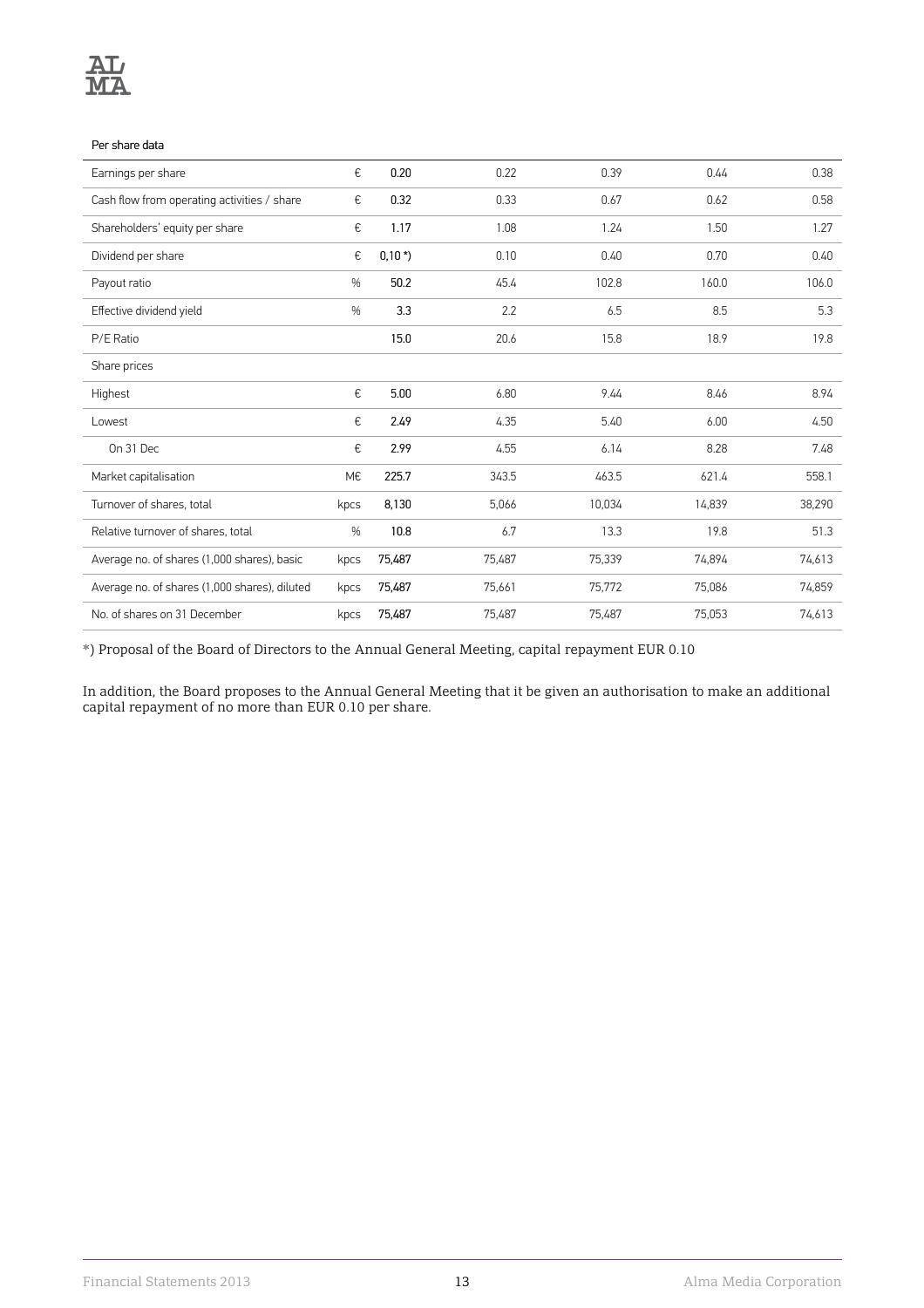Per share data

| | | | | | | |
|---|---|---|---|---|---|---|
| Earnings per share | € | **0.20** | 0.22 | 0.39 | 0.44 | 0.38 |
| Cash flow from operating activities / share | € | **0.32** | 0.33 | 0.67 | 0.62 | 0.58 |
| Shareholders' equity per share | € | **1.17** | 1.08 | 1.24 | 1.50 | 1.27 |
| Dividend per share | € | **0,10 *)** | 0.10 | 0.40 | 0.70 | 0.40 |
| Payout ratio | % | **50.2** | 45.4 | 102.8 | 160.0 | 106.0 |
| Effective dividend yield | % | **3.3** | 2.2 | 6.5 | 8.5 | 5.3 |
| P/E Ratio | | **15.0** | 20.6 | 15.8 | 18.9 | 19.8 |
| Share prices | | | | | | |
| Highest | € | **5.00** | 6.80 | 9.44 | 8.46 | 8.94 |
| Lowest | € | **2.49** | 4.35 | 5.40 | 6.00 | 4.50 |
| On 31 Dec | € | **2.99** | 4.55 | 6.14 | 8.28 | 7.48 |
| Market capitalisation | M€ | **225.7** | 343.5 | 463.5 | 621.4 | 558.1 |
| Turnover of shares, total | kpcs | **8,130** | 5,066 | 10,034 | 14,839 | 38,290 |
| Relative turnover of shares, total | % | **10.8** | 6.7 | 13.3 | 19.8 | 51.3 |
| Average no. of shares (1,000 shares), basic | kpcs | **75,487** | 75,487 | 75,339 | 74,894 | 74,613 |
| Average no. of shares (1,000 shares), diluted | kpcs | **75,487** | 75,661 | 75,772 | 75,086 | 74,859 |
| No. of shares on 31 December | kpcs | **75,487** | 75,487 | 75,487 | 75,053 | 74,613 |

*) Proposal of the Board of Directors to the Annual General Meeting, capital repayment EUR 0.10

In addition, the Board proposes to the Annual General Meeting that it be given an authorisation to make an additional capital repayment of no more than EUR 0.10 per share.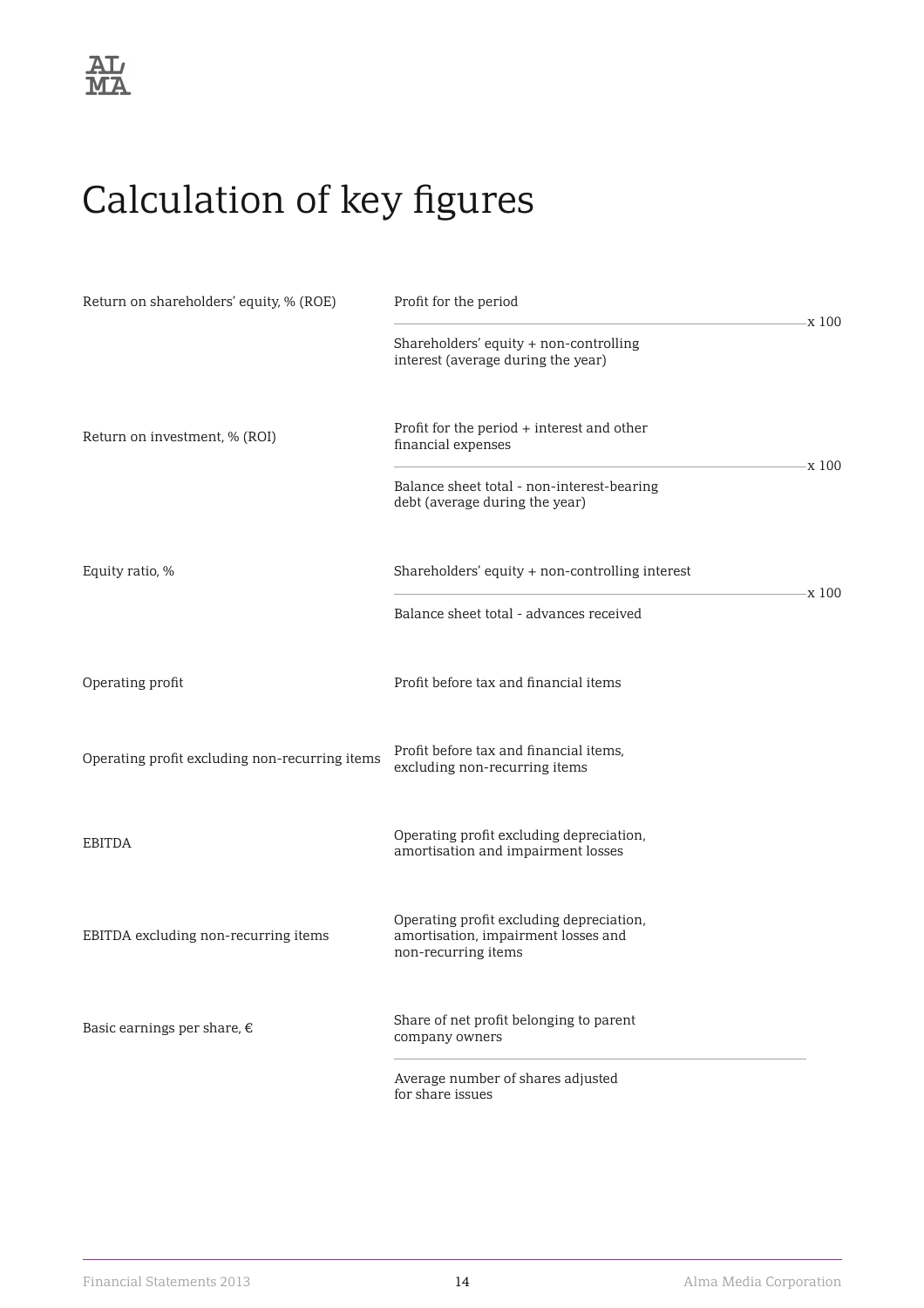# Calculation of key figures

| | |
|---|---|
| Return on shareholders' equity, % (ROE) | $\frac{\text{Profit for the period}}{\text{Shareholders' equity + non-controlling interest (average during the year)}} \times 100$ |
| Return on investment, % (ROI) | $\frac{\text{Profit for the period + interest and other financial expenses}}{\text{Balance sheet total - non-interest-bearing debt (average during the year)}} \times 100$ |
| Equity ratio, % | $\frac{\text{Shareholders' equity + non-controlling interest}}{\text{Balance sheet total - advances received}} \times 100$ |
| Operating profit | Profit before tax and financial items |
| Operating profit excluding non-recurring items | Profit before tax and financial items, excluding non-recurring items |
| EBITDA | Operating profit excluding depreciation, amortisation and impairment losses |
| EBITDA excluding non-recurring items | Operating profit excluding depreciation, amortisation, impairment losses and non-recurring items |
| Basic earnings per share, € | $\frac{\text{Share of net profit belonging to parent company owners}}{\text{Average number of shares adjusted for share issues}}$ |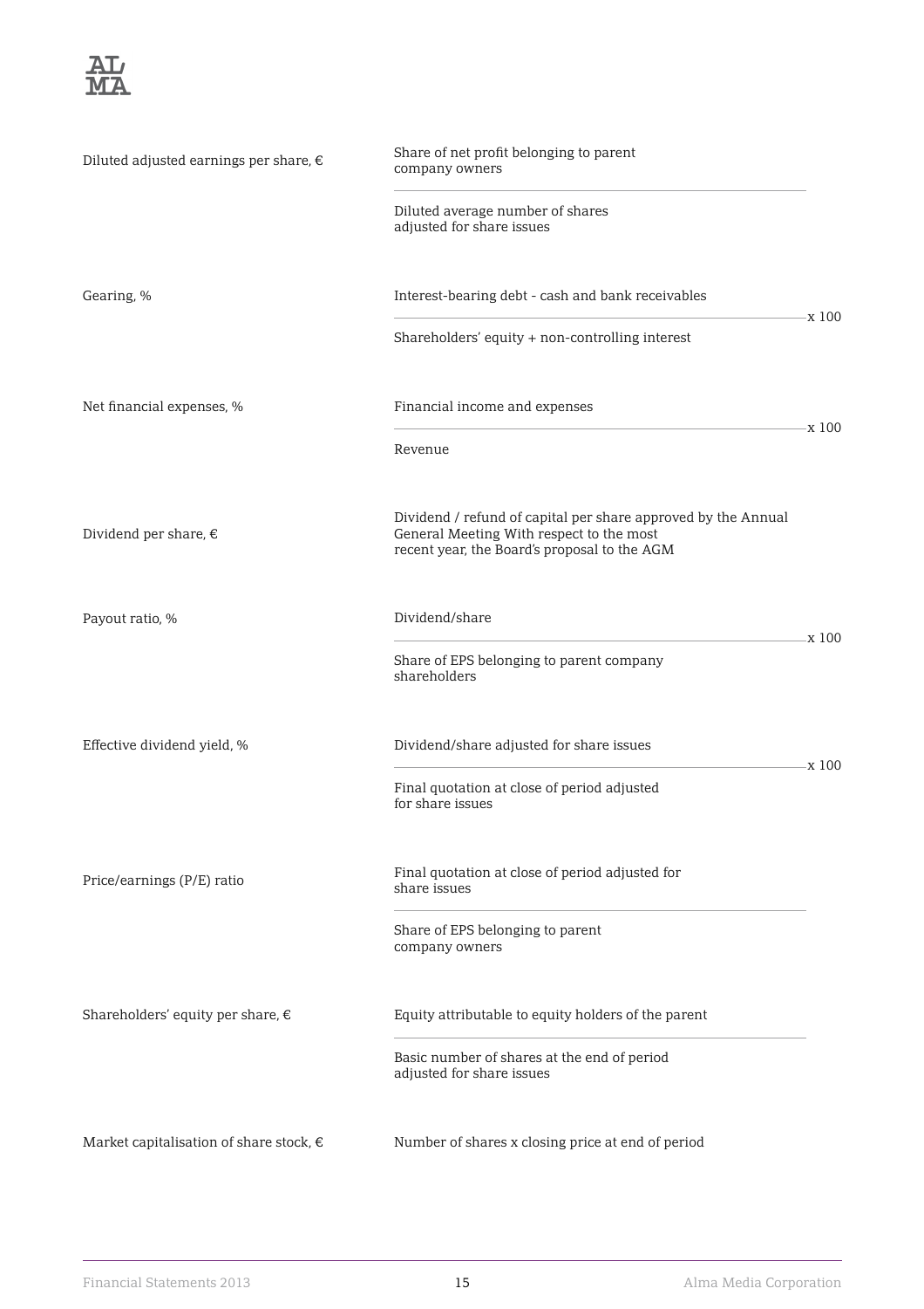| Key figure | Formula |
| --- | --- |
| Diluted adjusted earnings per share, € | $\dfrac{\text{Share of net profit belonging to parent company owners}}{\text{Diluted average number of shares adjusted for share issues}}$ |
| Gearing, % | $\dfrac{\text{Interest-bearing debt - cash and bank receivables}}{\text{Shareholders' equity + non-controlling interest}} \times 100$ |
| Net financial expenses, % | $\dfrac{\text{Financial income and expenses}}{\text{Revenue}} \times 100$ |
| Dividend per share, € | Dividend / refund of capital per share approved by the Annual General Meeting With respect to the most recent year, the Board's proposal to the AGM |
| Payout ratio, % | $\dfrac{\text{Dividend/share}}{\text{Share of EPS belonging to parent company shareholders}} \times 100$ |
| Effective dividend yield, % | $\dfrac{\text{Dividend/share adjusted for share issues}}{\text{Final quotation at close of period adjusted for share issues}} \times 100$ |
| Price/earnings (P/E) ratio | $\dfrac{\text{Final quotation at close of period adjusted for share issues}}{\text{Share of EPS belonging to parent company owners}}$ |
| Shareholders' equity per share, € | $\dfrac{\text{Equity attributable to equity holders of the parent}}{\text{Basic number of shares at the end of period adjusted for share issues}}$ |
| Market capitalisation of share stock, € | Number of shares x closing price at end of period |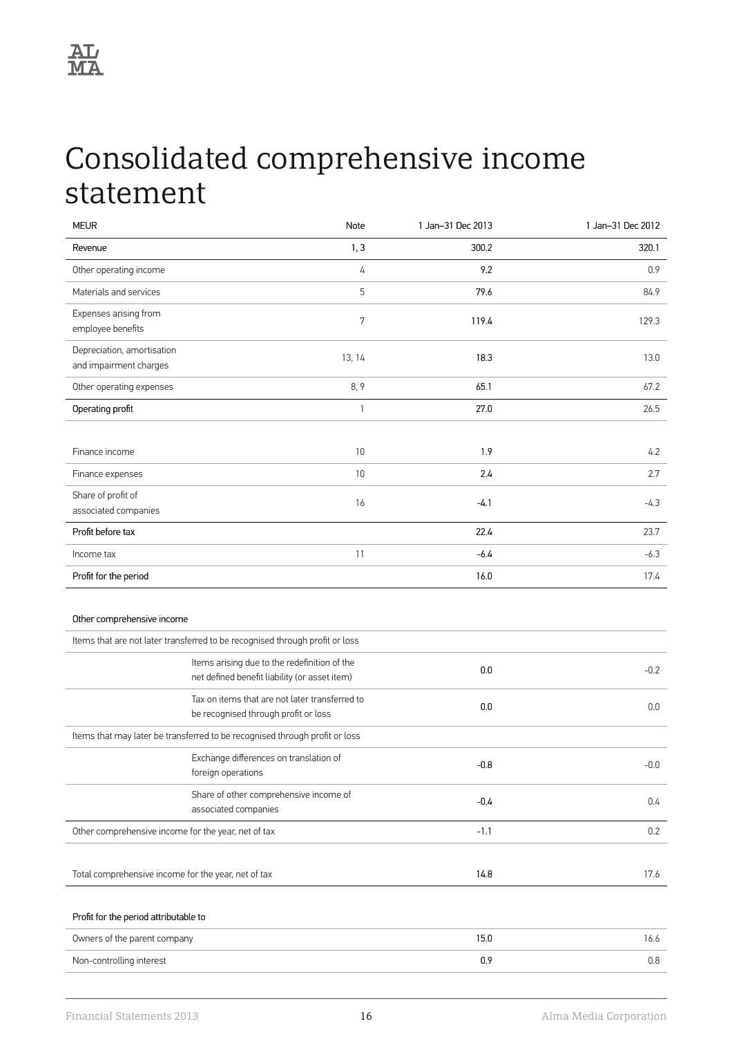# Consolidated comprehensive income statement

| MEUR | Note | 1 Jan–31 Dec 2013 | 1 Jan–31 Dec 2012 |
|---|---|---|---|
| **Revenue** | **1, 3** | **300.2** | **320.1** |
| Other operating income | 4 | 9.2 | 0.9 |
| Materials and services | 5 | 79.6 | 84.9 |
| Expenses arising from employee benefits | 7 | 119.4 | 129.3 |
| Depreciation, amortisation and impairment charges | 13, 14 | 18.3 | 13.0 |
| Other operating expenses | 8, 9 | 65.1 | 67.2 |
| **Operating profit** | 1 | 27.0 | 26.5 |
| | | | |
| Finance income | 10 | 1.9 | 4.2 |
| Finance expenses | 10 | 2.4 | 2.7 |
| Share of profit of associated companies | 16 | -4.1 | -4.3 |
| **Profit before tax** | | 22.4 | 23.7 |
| Income tax | 11 | -6.4 | -6.3 |
| **Profit for the period** | | 16.0 | 17.4 |

| Other comprehensive income | | | |
|---|---|---|---|
| Items that are not later transferred to be recognised through profit or loss | | | |
| | Items arising due to the redefinition of the net defined benefit liability (or asset item) | 0.0 | -0.2 |
| | Tax on items that are not later transferred to be recognised through profit or loss | 0.0 | 0.0 |
| Items that may later be transferred to be recognised through profit or loss | | | |
| | Exchange differences on translation of foreign operations | -0.8 | -0.0 |
| | Share of other comprehensive income of associated companies | -0.4 | 0.4 |
| Other comprehensive income for the year, net of tax | | -1.1 | 0.2 |
| | | | |
| Total comprehensive income for the year, net of tax | | 14.8 | 17.6 |

| Profit for the period attributable to | |  |
|---|---|---|
| Owners of the parent company | 15.0 | 16.6 |
| Non-controlling interest | 0.9 | 0.8 |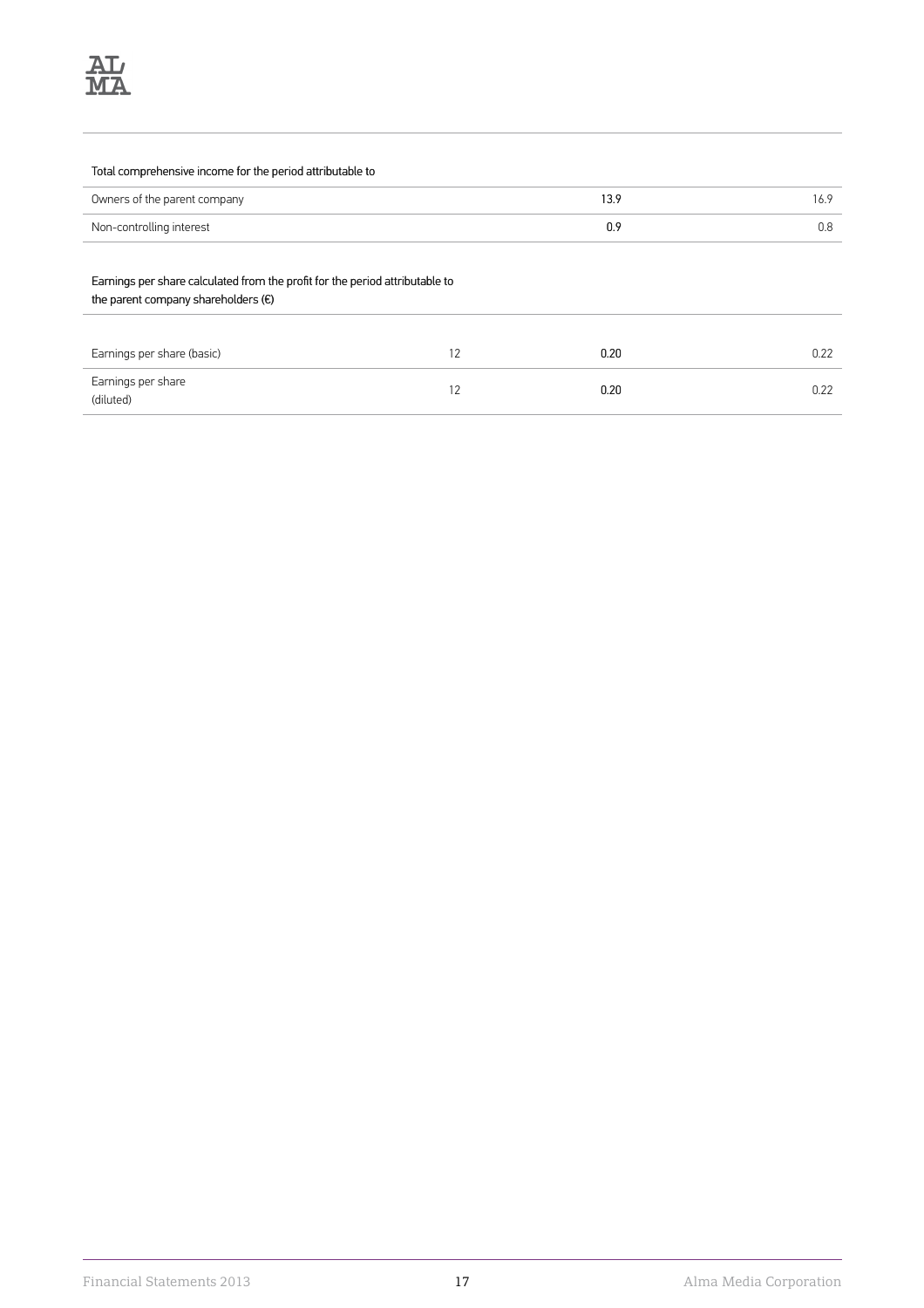| Total comprehensive income for the period attributable to | | | |
|---|---|---|---|
| Owners of the parent company | | 13.9 | 16.9 |
| Non-controlling interest | | 0.9 | 0.8 |
| Earnings per share calculated from the profit for the period attributable to the parent company shareholders (€) | | | |
| Earnings per share (basic) | 12 | 0.20 | 0.22 |
| Earnings per share (diluted) | 12 | 0.20 | 0.22 |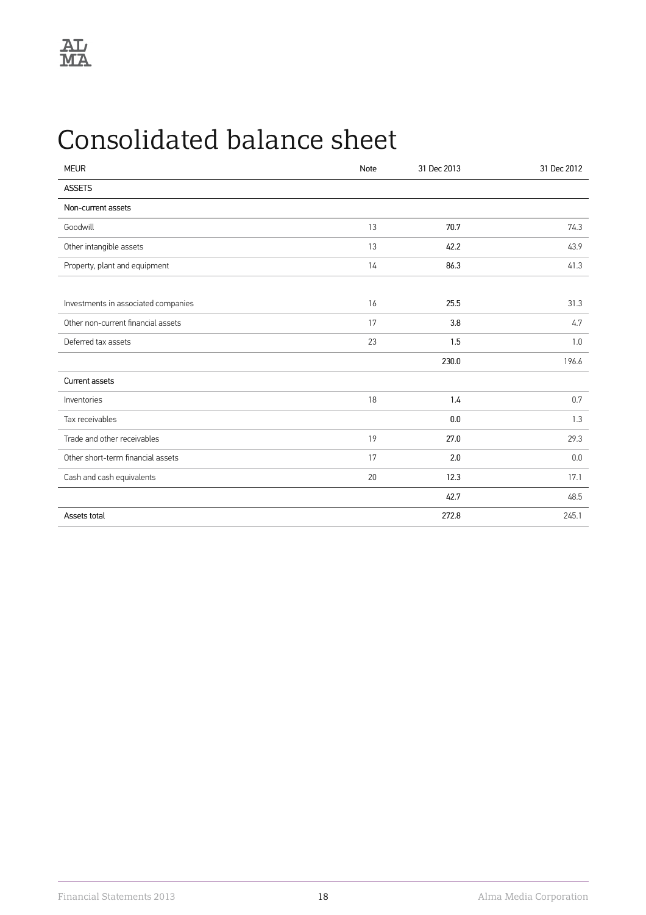# Consolidated balance sheet

| MEUR | Note | 31 Dec 2013 | 31 Dec 2012 |
| --- | --- | --- | --- |
| ASSETS | | | |
| Non-current assets | | | |
| Goodwill | 13 | 70.7 | 74.3 |
| Other intangible assets | 13 | 42.2 | 43.9 |
| Property, plant and equipment | 14 | 86.3 | 41.3 |
| | | | |
| Investments in associated companies | 16 | 25.5 | 31.3 |
| Other non-current financial assets | 17 | 3.8 | 4.7 |
| Deferred tax assets | 23 | 1.5 | 1.0 |
| | | 230.0 | 196.6 |
| Current assets | | | |
| Inventories | 18 | 1.4 | 0.7 |
| Tax receivables | | 0.0 | 1.3 |
| Trade and other receivables | 19 | 27.0 | 29.3 |
| Other short-term financial assets | 17 | 2.0 | 0.0 |
| Cash and cash equivalents | 20 | 12.3 | 17.1 |
| | | 42.7 | 48.5 |
| Assets total | | 272.8 | 245.1 |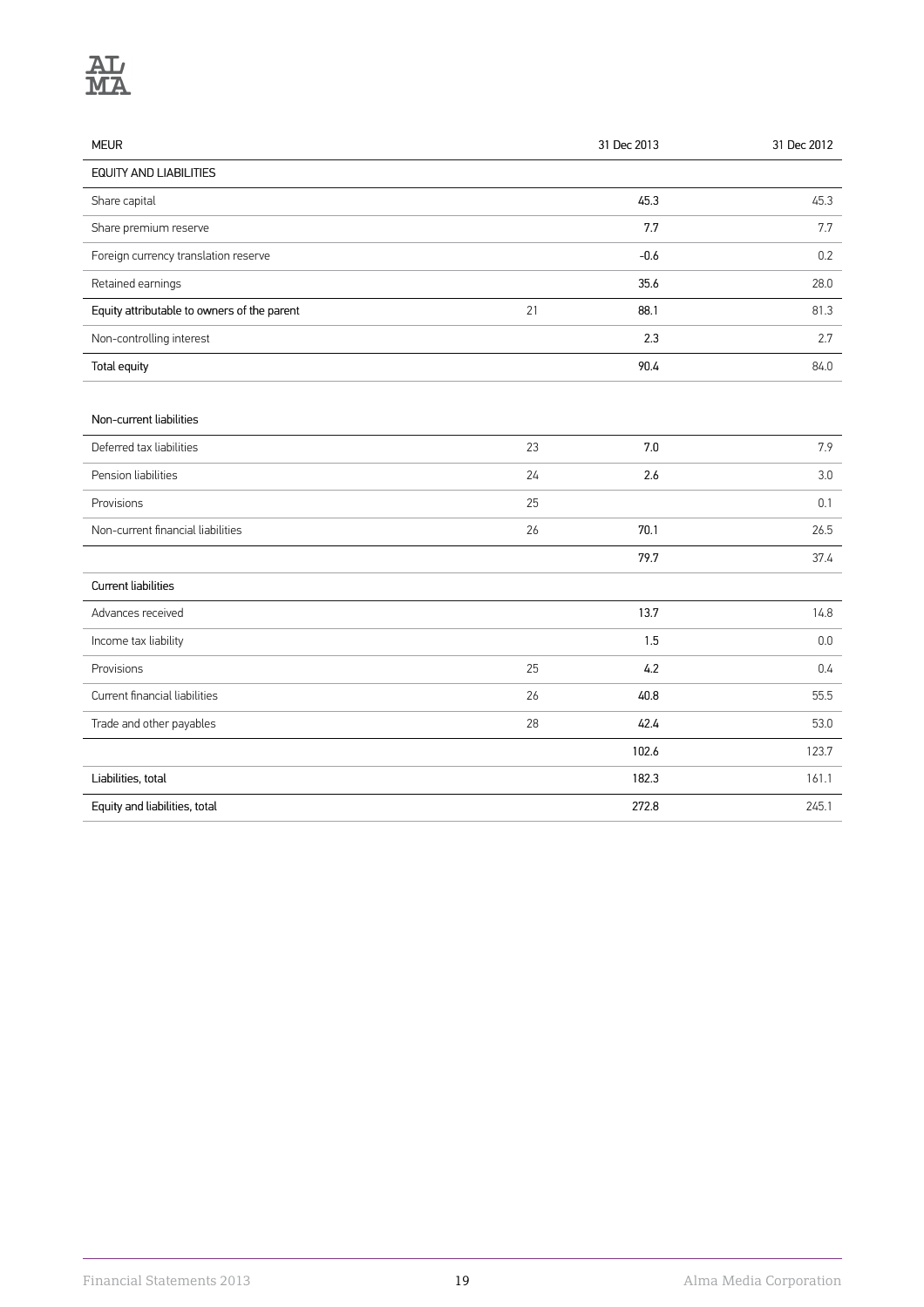| MEUR | | 31 Dec 2013 | 31 Dec 2012 |
|---|---|---|---|
| EQUITY AND LIABILITIES | | | |
| Share capital | | 45.3 | 45.3 |
| Share premium reserve | | 7.7 | 7.7 |
| Foreign currency translation reserve | | -0.6 | 0.2 |
| Retained earnings | | 35.6 | 28.0 |
| Equity attributable to owners of the parent | 21 | 88.1 | 81.3 |
| Non-controlling interest | | 2.3 | 2.7 |
| Total equity | | 90.4 | 84.0 |
| | | | |
| Non-current liabilities | | | |
| Deferred tax liabilities | 23 | 7.0 | 7.9 |
| Pension liabilities | 24 | 2.6 | 3.0 |
| Provisions | 25 | | 0.1 |
| Non-current financial liabilities | 26 | 70.1 | 26.5 |
| | | 79.7 | 37.4 |
| Current liabilities | | | |
| Advances received | | 13.7 | 14.8 |
| Income tax liability | | 1.5 | 0.0 |
| Provisions | 25 | 4.2 | 0.4 |
| Current financial liabilities | 26 | 40.8 | 55.5 |
| Trade and other payables | 28 | 42.4 | 53.0 |
| | | 102.6 | 123.7 |
| Liabilities, total | | 182.3 | 161.1 |
| Equity and liabilities, total | | 272.8 | 245.1 |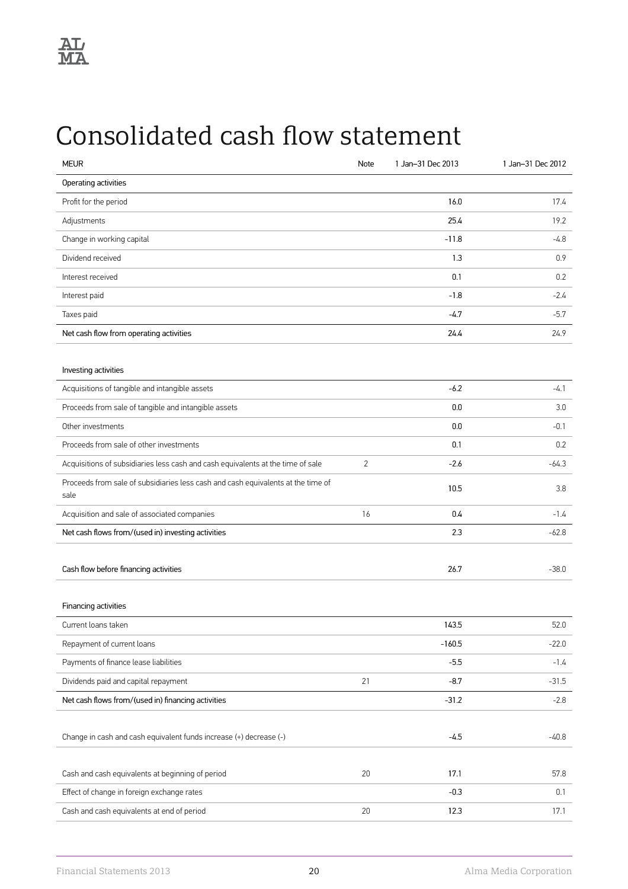# Consolidated cash flow statement

| MEUR | Note | 1 Jan–31 Dec 2013 | 1 Jan–31 Dec 2012 |
|---|---|---|---|
| Operating activities | | | |
| Profit for the period | | 16.0 | 17.4 |
| Adjustments | | 25.4 | 19.2 |
| Change in working capital | | -11.8 | -4.8 |
| Dividend received | | 1.3 | 0.9 |
| Interest received | | 0.1 | 0.2 |
| Interest paid | | -1.8 | -2.4 |
| Taxes paid | | -4.7 | -5.7 |
| Net cash flow from operating activities | | 24.4 | 24.9 |
| | | | |
| Investing activities | | | |
| Acquisitions of tangible and intangible assets | | -6.2 | -4.1 |
| Proceeds from sale of tangible and intangible assets | | 0.0 | 3.0 |
| Other investments | | 0.0 | -0.1 |
| Proceeds from sale of other investments | | 0.1 | 0.2 |
| Acquisitions of subsidiaries less cash and cash equivalents at the time of sale | 2 | -2.6 | -64.3 |
| Proceeds from sale of subsidiaries less cash and cash equivalents at the time of sale | | 10.5 | 3.8 |
| Acquisition and sale of associated companies | 16 | 0.4 | -1.4 |
| Net cash flows from/(used in) investing activities | | 2.3 | -62.8 |
| | | | |
| Cash flow before financing activities | | 26.7 | -38.0 |
| | | | |
| Financing activities | | | |
| Current loans taken | | 143.5 | 52.0 |
| Repayment of current loans | | -160.5 | -22.0 |
| Payments of finance lease liabilities | | -5.5 | -1.4 |
| Dividends paid and capital repayment | 21 | -8.7 | -31.5 |
| Net cash flows from/(used in) financing activities | | -31.2 | -2.8 |
| | | | |
| Change in cash and cash equivalent funds increase (+) decrease (-) | | -4.5 | -40.8 |
| | | | |
| Cash and cash equivalents at beginning of period | 20 | 17.1 | 57.8 |
| Effect of change in foreign exchange rates | | -0.3 | 0.1 |
| Cash and cash equivalents at end of period | 20 | 12.3 | 17.1 |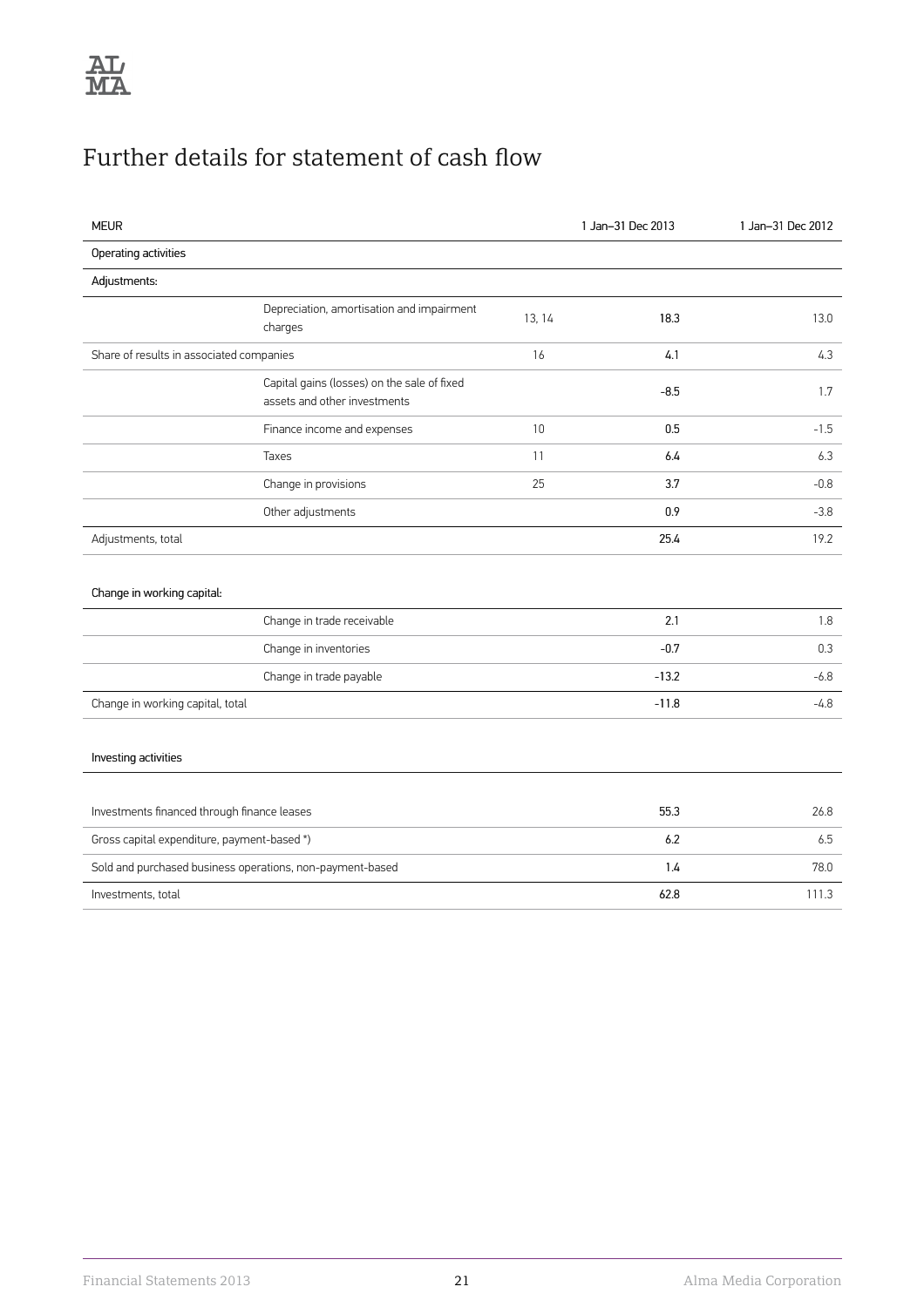# Further details for statement of cash flow

| MEUR | | 1 Jan–31 Dec 2013 | 1 Jan–31 Dec 2012 |
|---|---|---|---|
| **Operating activities** | | | |
| Adjustments: | | | |
| Depreciation, amortisation and impairment charges | 13, 14 | 18.3 | 13.0 |
| Share of results in associated companies | 16 | 4.1 | 4.3 |
| Capital gains (losses) on the sale of fixed assets and other investments | | -8.5 | 1.7 |
| Finance income and expenses | 10 | 0.5 | -1.5 |
| Taxes | 11 | 6.4 | 6.3 |
| Change in provisions | 25 | 3.7 | -0.8 |
| Other adjustments | | 0.9 | -3.8 |
| Adjustments, total | | 25.4 | 19.2 |
| | | | |
| Change in working capital: | | | |
| Change in trade receivable | | 2.1 | 1.8 |
| Change in inventories | | -0.7 | 0.3 |
| Change in trade payable | | -13.2 | -6.8 |
| Change in working capital, total | | -11.8 | -4.8 |
| | | | |
| **Investing activities** | | | |
| Investments financed through finance leases | | 55.3 | 26.8 |
| Gross capital expenditure, payment-based *) | | 6.2 | 6.5 |
| Sold and purchased business operations, non-payment-based | | 1.4 | 78.0 |
| Investments, total | | 62.8 | 111.3 |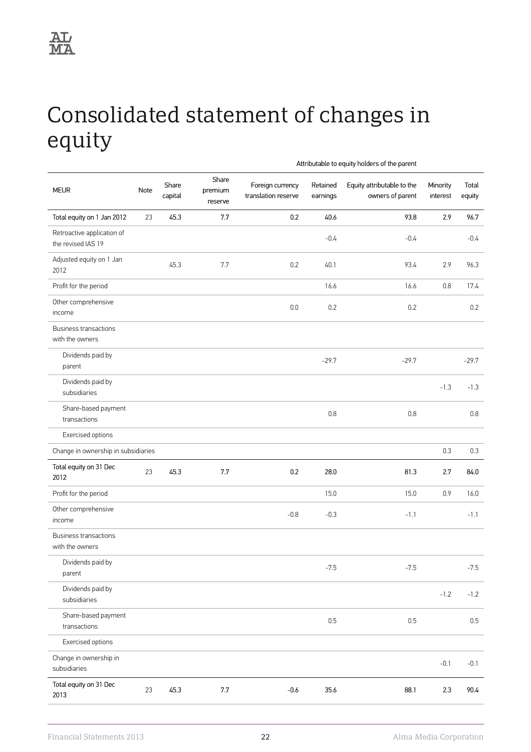# Consolidated statement of changes in equity

| MEUR | Note | Share capital | Share premium reserve | Foreign currency translation reserve | Retained earnings | Equity attributable to the owners of parent | Minority interest | Total equity |
|---|---|---|---|---|---|---|---|---|
| | | Attributable to equity holders of the parent | | | | | | |
| **Total equity on 1 Jan 2012** | 23 | **45.3** | **7.7** | **0.2** | **40.6** | **93.8** | **2.9** | **96.7** |
| Retroactive application of the revised IAS 19 | | | | | -0.4 | -0.4 | | -0.4 |
| Adjusted equity on 1 Jan 2012 | | 45.3 | 7.7 | 0.2 | 40.1 | 93.4 | 2.9 | 96.3 |
| Profit for the period | | | | | 16.6 | 16.6 | 0.8 | 17.4 |
| Other comprehensive income | | | | 0.0 | 0.2 | 0.2 | | 0.2 |
| Business transactions with the owners | | | | | | | | |
| Dividends paid by parent | | | | | -29.7 | -29.7 | | -29.7 |
| Dividends paid by subsidiaries | | | | | | | -1.3 | -1.3 |
| Share-based payment transactions | | | | | 0.8 | 0.8 | | 0.8 |
| Exercised options | | | | | | | | |
| Change in ownership in subsidiaries | | | | | | | 0.3 | 0.3 |
| **Total equity on 31 Dec 2012** | 23 | **45.3** | **7.7** | **0.2** | **28.0** | **81.3** | **2.7** | **84.0** |
| Profit for the period | | | | | 15.0 | 15.0 | 0.9 | 16.0 |
| Other comprehensive income | | | | -0.8 | -0.3 | -1.1 | | -1.1 |
| Business transactions with the owners | | | | | | | | |
| Dividends paid by parent | | | | | -7.5 | -7.5 | | -7.5 |
| Dividends paid by subsidiaries | | | | | | | -1.2 | -1.2 |
| Share-based payment transactions | | | | | 0.5 | 0.5 | | 0.5 |
| Exercised options | | | | | | | | |
| Change in ownership in subsidiaries | | | | | | | -0.1 | -0.1 |
| **Total equity on 31 Dec 2013** | 23 | **45.3** | **7.7** | **-0.6** | **35.6** | **88.1** | **2.3** | **90.4** |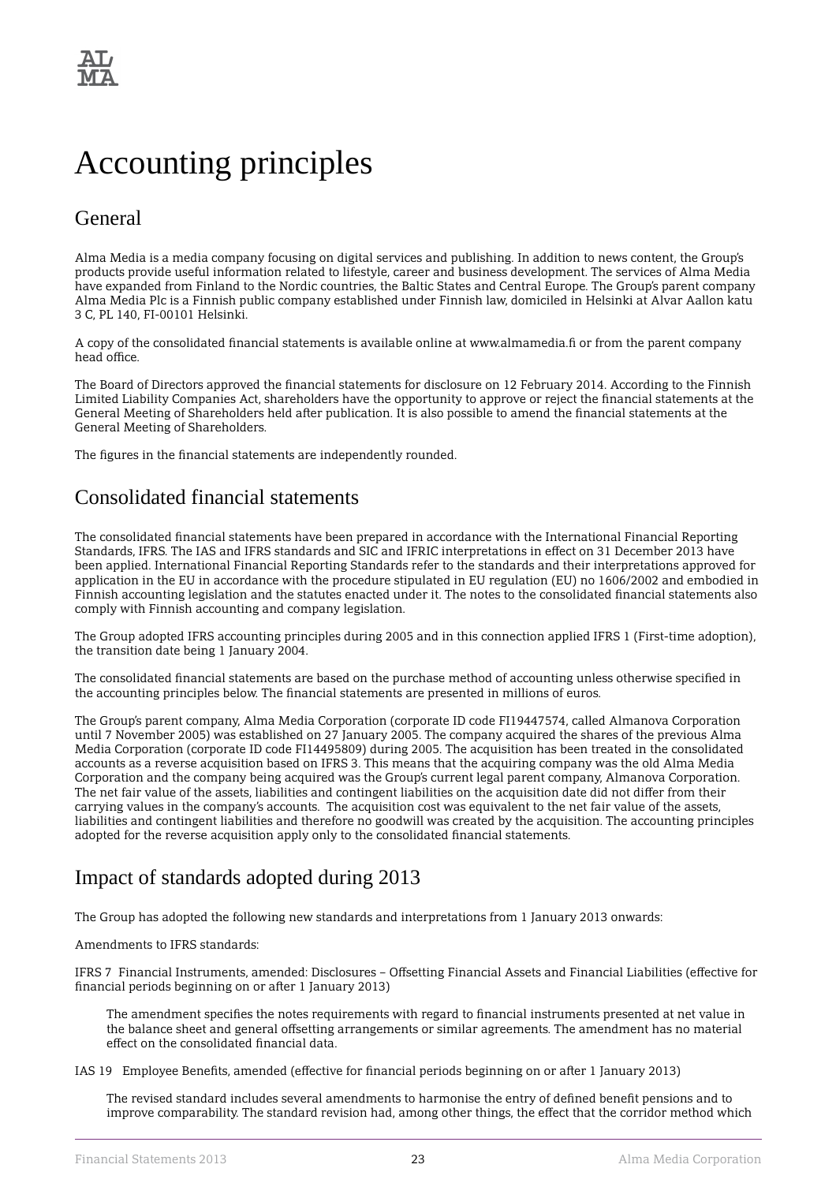# Accounting principles

## General

Alma Media is a media company focusing on digital services and publishing. In addition to news content, the Group's products provide useful information related to lifestyle, career and business development. The services of Alma Media have expanded from Finland to the Nordic countries, the Baltic States and Central Europe. The Group's parent company Alma Media Plc is a Finnish public company established under Finnish law, domiciled in Helsinki at Alvar Aallon katu 3 C, PL 140, FI-00101 Helsinki.

A copy of the consolidated financial statements is available online at www.almamedia.fi or from the parent company head office.

The Board of Directors approved the financial statements for disclosure on 12 February 2014. According to the Finnish Limited Liability Companies Act, shareholders have the opportunity to approve or reject the financial statements at the General Meeting of Shareholders held after publication. It is also possible to amend the financial statements at the General Meeting of Shareholders.

The figures in the financial statements are independently rounded.

## Consolidated financial statements

The consolidated financial statements have been prepared in accordance with the International Financial Reporting Standards, IFRS. The IAS and IFRS standards and SIC and IFRIC interpretations in effect on 31 December 2013 have been applied. International Financial Reporting Standards refer to the standards and their interpretations approved for application in the EU in accordance with the procedure stipulated in EU regulation (EU) no 1606/2002 and embodied in Finnish accounting legislation and the statutes enacted under it. The notes to the consolidated financial statements also comply with Finnish accounting and company legislation.

The Group adopted IFRS accounting principles during 2005 and in this connection applied IFRS 1 (First-time adoption), the transition date being 1 January 2004.

The consolidated financial statements are based on the purchase method of accounting unless otherwise specified in the accounting principles below. The financial statements are presented in millions of euros.

The Group's parent company, Alma Media Corporation (corporate ID code FI19447574, called Almanova Corporation until 7 November 2005) was established on 27 January 2005. The company acquired the shares of the previous Alma Media Corporation (corporate ID code FI14495809) during 2005. The acquisition has been treated in the consolidated accounts as a reverse acquisition based on IFRS 3. This means that the acquiring company was the old Alma Media Corporation and the company being acquired was the Group's current legal parent company, Almanova Corporation. The net fair value of the assets, liabilities and contingent liabilities on the acquisition date did not differ from their carrying values in the company's accounts. The acquisition cost was equivalent to the net fair value of the assets, liabilities and contingent liabilities and therefore no goodwill was created by the acquisition. The accounting principles adopted for the reverse acquisition apply only to the consolidated financial statements.

## Impact of standards adopted during 2013

The Group has adopted the following new standards and interpretations from 1 January 2013 onwards:

Amendments to IFRS standards:

IFRS 7 Financial Instruments, amended: Disclosures – Offsetting Financial Assets and Financial Liabilities (effective for financial periods beginning on or after 1 January 2013)

The amendment specifies the notes requirements with regard to financial instruments presented at net value in the balance sheet and general offsetting arrangements or similar agreements. The amendment has no material effect on the consolidated financial data.

IAS 19 Employee Benefits, amended (effective for financial periods beginning on or after 1 January 2013)

The revised standard includes several amendments to harmonise the entry of defined benefit pensions and to improve comparability. The standard revision had, among other things, the effect that the corridor method which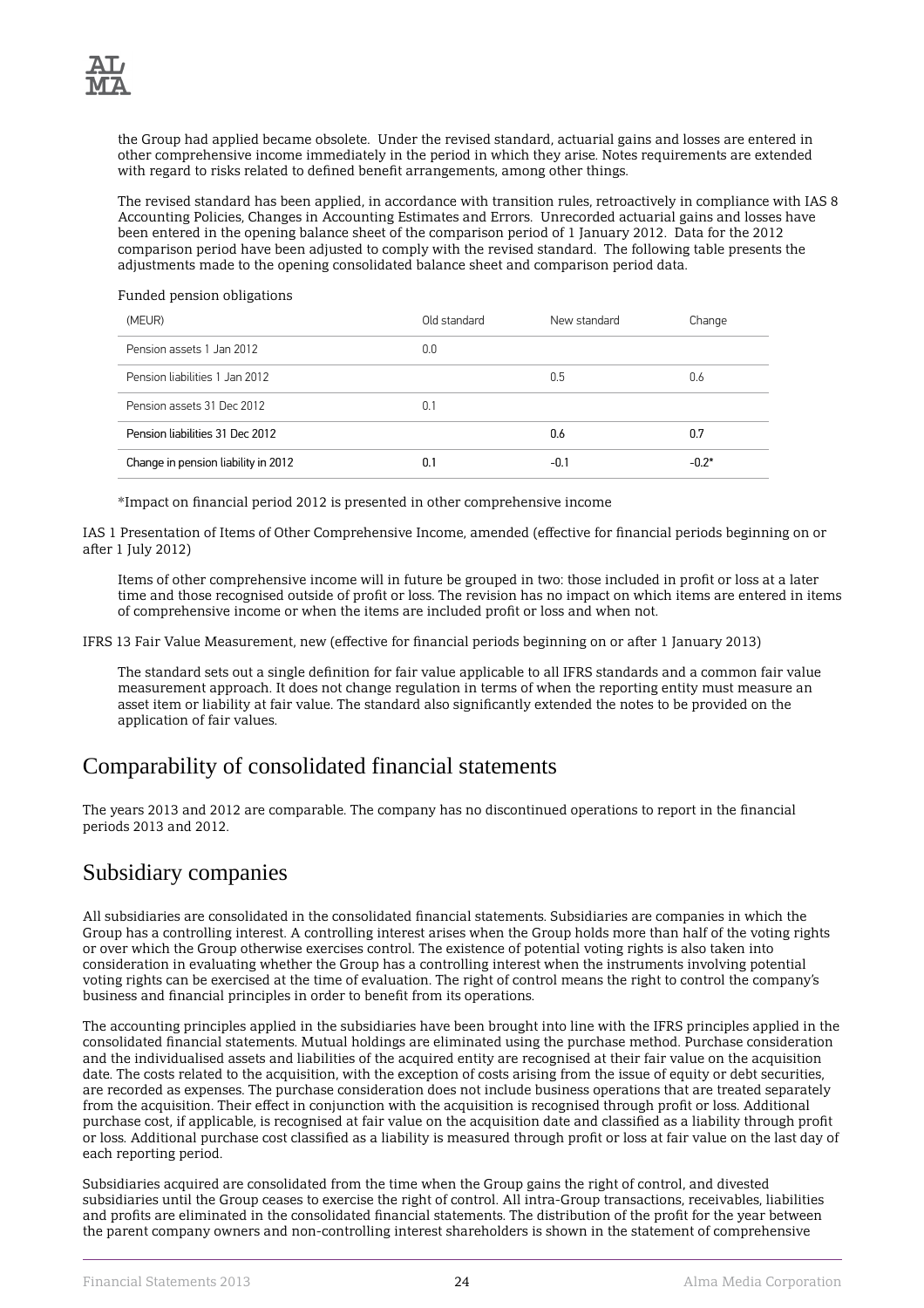the Group had applied became obsolete. Under the revised standard, actuarial gains and losses are entered in other comprehensive income immediately in the period in which they arise. Notes requirements are extended with regard to risks related to defined benefit arrangements, among other things.

The revised standard has been applied, in accordance with transition rules, retroactively in compliance with IAS 8 Accounting Policies, Changes in Accounting Estimates and Errors. Unrecorded actuarial gains and losses have been entered in the opening balance sheet of the comparison period of 1 January 2012. Data for the 2012 comparison period have been adjusted to comply with the revised standard. The following table presents the adjustments made to the opening consolidated balance sheet and comparison period data.

Funded pension obligations

| (MEUR) | Old standard | New standard | Change |
|---|---|---|---|
| Pension assets 1 Jan 2012 | 0.0 | | |
| Pension liabilities 1 Jan 2012 | | 0.5 | 0.6 |
| Pension assets 31 Dec 2012 | 0.1 | | |
| Pension liabilities 31 Dec 2012 | | 0.6 | 0.7 |
| Change in pension liability in 2012 | 0.1 | -0.1 | -0.2* |

*Impact on financial period 2012 is presented in other comprehensive income

IAS 1 Presentation of Items of Other Comprehensive Income, amended (effective for financial periods beginning on or after 1 July 2012)

Items of other comprehensive income will in future be grouped in two: those included in profit or loss at a later time and those recognised outside of profit or loss. The revision has no impact on which items are entered in items of comprehensive income or when the items are included profit or loss and when not.

IFRS 13 Fair Value Measurement, new (effective for financial periods beginning on or after 1 January 2013)

The standard sets out a single definition for fair value applicable to all IFRS standards and a common fair value measurement approach. It does not change regulation in terms of when the reporting entity must measure an asset item or liability at fair value. The standard also significantly extended the notes to be provided on the application of fair values.

## Comparability of consolidated financial statements

The years 2013 and 2012 are comparable. The company has no discontinued operations to report in the financial periods 2013 and 2012.

## Subsidiary companies

All subsidiaries are consolidated in the consolidated financial statements. Subsidiaries are companies in which the Group has a controlling interest. A controlling interest arises when the Group holds more than half of the voting rights or over which the Group otherwise exercises control. The existence of potential voting rights is also taken into consideration in evaluating whether the Group has a controlling interest when the instruments involving potential voting rights can be exercised at the time of evaluation. The right of control means the right to control the company's business and financial principles in order to benefit from its operations.

The accounting principles applied in the subsidiaries have been brought into line with the IFRS principles applied in the consolidated financial statements. Mutual holdings are eliminated using the purchase method. Purchase consideration and the individualised assets and liabilities of the acquired entity are recognised at their fair value on the acquisition date. The costs related to the acquisition, with the exception of costs arising from the issue of equity or debt securities, are recorded as expenses. The purchase consideration does not include business operations that are treated separately from the acquisition. Their effect in conjunction with the acquisition is recognised through profit or loss. Additional purchase cost, if applicable, is recognised at fair value on the acquisition date and classified as a liability through profit or loss. Additional purchase cost classified as a liability is measured through profit or loss at fair value on the last day of each reporting period.

Subsidiaries acquired are consolidated from the time when the Group gains the right of control, and divested subsidiaries until the Group ceases to exercise the right of control. All intra-Group transactions, receivables, liabilities and profits are eliminated in the consolidated financial statements. The distribution of the profit for the year between the parent company owners and non-controlling interest shareholders is shown in the statement of comprehensive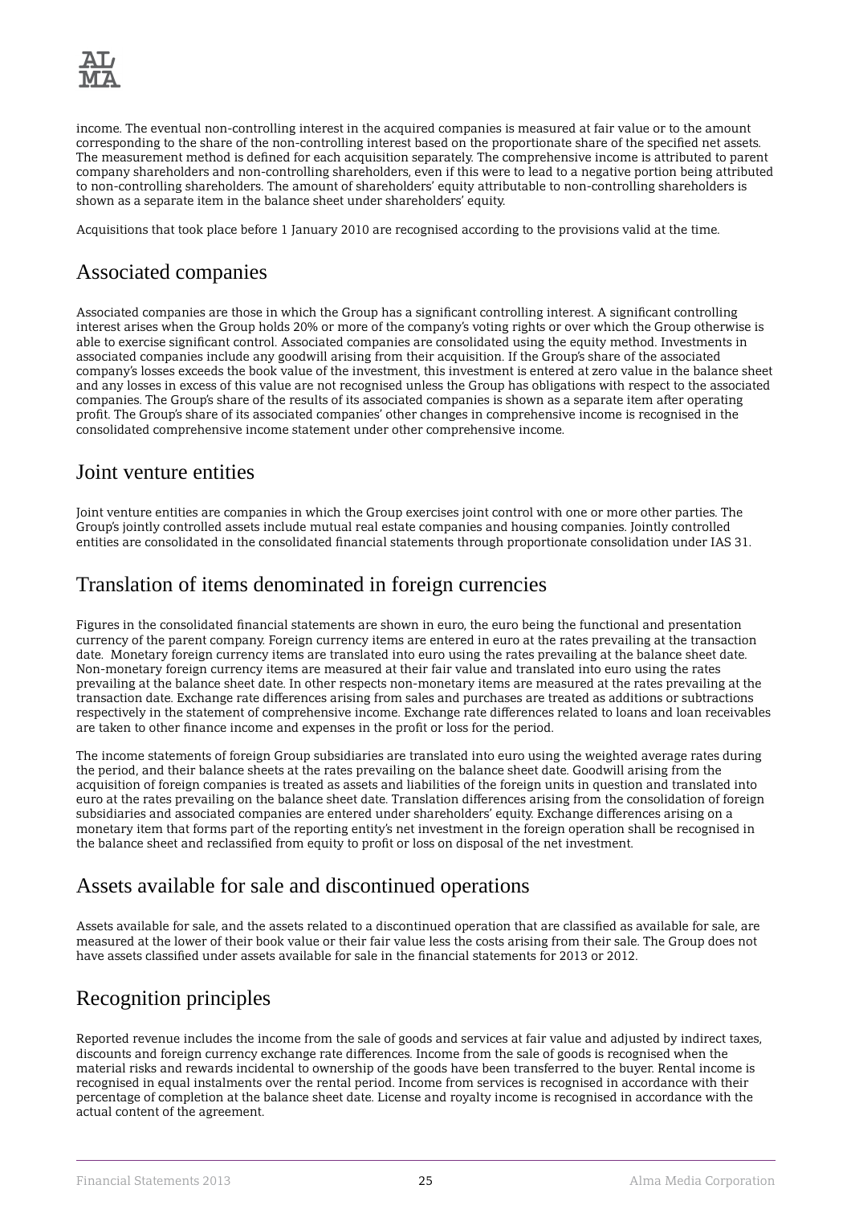income. The eventual non-controlling interest in the acquired companies is measured at fair value or to the amount corresponding to the share of the non-controlling interest based on the proportionate share of the specified net assets. The measurement method is defined for each acquisition separately. The comprehensive income is attributed to parent company shareholders and non-controlling shareholders, even if this were to lead to a negative portion being attributed to non-controlling shareholders. The amount of shareholders' equity attributable to non-controlling shareholders is shown as a separate item in the balance sheet under shareholders' equity.

Acquisitions that took place before 1 January 2010 are recognised according to the provisions valid at the time.

## Associated companies

Associated companies are those in which the Group has a significant controlling interest. A significant controlling interest arises when the Group holds 20% or more of the company's voting rights or over which the Group otherwise is able to exercise significant control. Associated companies are consolidated using the equity method. Investments in associated companies include any goodwill arising from their acquisition. If the Group's share of the associated company's losses exceeds the book value of the investment, this investment is entered at zero value in the balance sheet and any losses in excess of this value are not recognised unless the Group has obligations with respect to the associated companies. The Group's share of the results of its associated companies is shown as a separate item after operating profit. The Group's share of its associated companies' other changes in comprehensive income is recognised in the consolidated comprehensive income statement under other comprehensive income.

## Joint venture entities

Joint venture entities are companies in which the Group exercises joint control with one or more other parties. The Group's jointly controlled assets include mutual real estate companies and housing companies. Jointly controlled entities are consolidated in the consolidated financial statements through proportionate consolidation under IAS 31.

## Translation of items denominated in foreign currencies

Figures in the consolidated financial statements are shown in euro, the euro being the functional and presentation currency of the parent company. Foreign currency items are entered in euro at the rates prevailing at the transaction date. Monetary foreign currency items are translated into euro using the rates prevailing at the balance sheet date. Non-monetary foreign currency items are measured at their fair value and translated into euro using the rates prevailing at the balance sheet date. In other respects non-monetary items are measured at the rates prevailing at the transaction date. Exchange rate differences arising from sales and purchases are treated as additions or subtractions respectively in the statement of comprehensive income. Exchange rate differences related to loans and loan receivables are taken to other finance income and expenses in the profit or loss for the period.

The income statements of foreign Group subsidiaries are translated into euro using the weighted average rates during the period, and their balance sheets at the rates prevailing on the balance sheet date. Goodwill arising from the acquisition of foreign companies is treated as assets and liabilities of the foreign units in question and translated into euro at the rates prevailing on the balance sheet date. Translation differences arising from the consolidation of foreign subsidiaries and associated companies are entered under shareholders' equity. Exchange differences arising on a monetary item that forms part of the reporting entity's net investment in the foreign operation shall be recognised in the balance sheet and reclassified from equity to profit or loss on disposal of the net investment.

## Assets available for sale and discontinued operations

Assets available for sale, and the assets related to a discontinued operation that are classified as available for sale, are measured at the lower of their book value or their fair value less the costs arising from their sale. The Group does not have assets classified under assets available for sale in the financial statements for 2013 or 2012.

## Recognition principles

Reported revenue includes the income from the sale of goods and services at fair value and adjusted by indirect taxes, discounts and foreign currency exchange rate differences. Income from the sale of goods is recognised when the material risks and rewards incidental to ownership of the goods have been transferred to the buyer. Rental income is recognised in equal instalments over the rental period. Income from services is recognised in accordance with their percentage of completion at the balance sheet date. License and royalty income is recognised in accordance with the actual content of the agreement.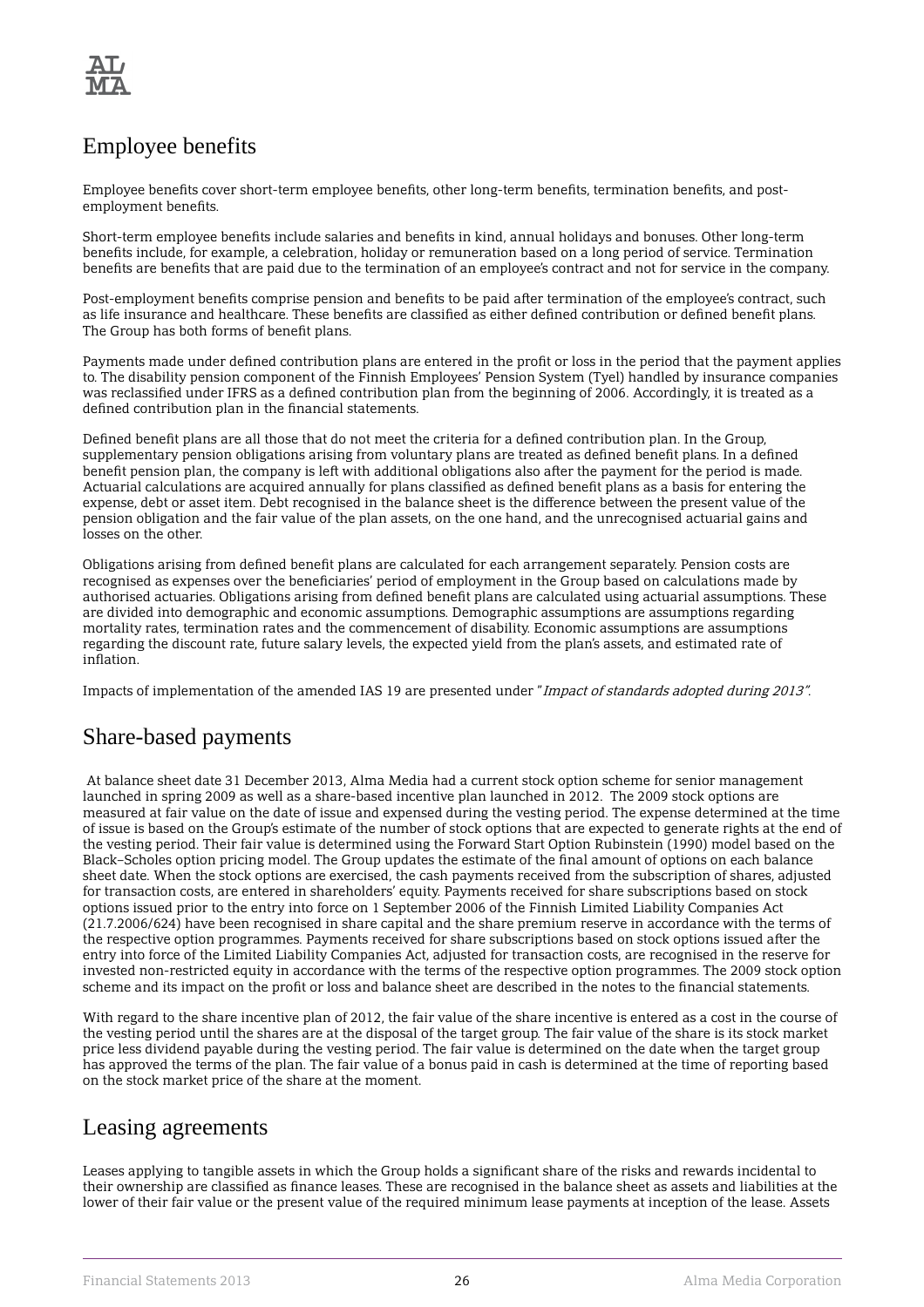# Employee benefits

Employee benefits cover short-term employee benefits, other long-term benefits, termination benefits, and post-employment benefits.

Short-term employee benefits include salaries and benefits in kind, annual holidays and bonuses. Other long-term benefits include, for example, a celebration, holiday or remuneration based on a long period of service. Termination benefits are benefits that are paid due to the termination of an employee's contract and not for service in the company.

Post-employment benefits comprise pension and benefits to be paid after termination of the employee's contract, such as life insurance and healthcare. These benefits are classified as either defined contribution or defined benefit plans. The Group has both forms of benefit plans.

Payments made under defined contribution plans are entered in the profit or loss in the period that the payment applies to. The disability pension component of the Finnish Employees' Pension System (Tyel) handled by insurance companies was reclassified under IFRS as a defined contribution plan from the beginning of 2006. Accordingly, it is treated as a defined contribution plan in the financial statements.

Defined benefit plans are all those that do not meet the criteria for a defined contribution plan. In the Group, supplementary pension obligations arising from voluntary plans are treated as defined benefit plans. In a defined benefit pension plan, the company is left with additional obligations also after the payment for the period is made. Actuarial calculations are acquired annually for plans classified as defined benefit plans as a basis for entering the expense, debt or asset item. Debt recognised in the balance sheet is the difference between the present value of the pension obligation and the fair value of the plan assets, on the one hand, and the unrecognised actuarial gains and losses on the other.

Obligations arising from defined benefit plans are calculated for each arrangement separately. Pension costs are recognised as expenses over the beneficiaries' period of employment in the Group based on calculations made by authorised actuaries. Obligations arising from defined benefit plans are calculated using actuarial assumptions. These are divided into demographic and economic assumptions. Demographic assumptions are assumptions regarding mortality rates, termination rates and the commencement of disability. Economic assumptions are assumptions regarding the discount rate, future salary levels, the expected yield from the plan's assets, and estimated rate of inflation.

Impacts of implementation of the amended IAS 19 are presented under "*Impact of standards adopted during 2013"*.

# Share-based payments

At balance sheet date 31 December 2013, Alma Media had a current stock option scheme for senior management launched in spring 2009 as well as a share-based incentive plan launched in 2012. The 2009 stock options are measured at fair value on the date of issue and expensed during the vesting period. The expense determined at the time of issue is based on the Group's estimate of the number of stock options that are expected to generate rights at the end of the vesting period. Their fair value is determined using the Forward Start Option Rubinstein (1990) model based on the Black–Scholes option pricing model. The Group updates the estimate of the final amount of options on each balance sheet date. When the stock options are exercised, the cash payments received from the subscription of shares, adjusted for transaction costs, are entered in shareholders' equity. Payments received for share subscriptions based on stock options issued prior to the entry into force on 1 September 2006 of the Finnish Limited Liability Companies Act (21.7.2006/624) have been recognised in share capital and the share premium reserve in accordance with the terms of the respective option programmes. Payments received for share subscriptions based on stock options issued after the entry into force of the Limited Liability Companies Act, adjusted for transaction costs, are recognised in the reserve for invested non-restricted equity in accordance with the terms of the respective option programmes. The 2009 stock option scheme and its impact on the profit or loss and balance sheet are described in the notes to the financial statements.

With regard to the share incentive plan of 2012, the fair value of the share incentive is entered as a cost in the course of the vesting period until the shares are at the disposal of the target group. The fair value of the share is its stock market price less dividend payable during the vesting period. The fair value is determined on the date when the target group has approved the terms of the plan. The fair value of a bonus paid in cash is determined at the time of reporting based on the stock market price of the share at the moment.

# Leasing agreements

Leases applying to tangible assets in which the Group holds a significant share of the risks and rewards incidental to their ownership are classified as finance leases. These are recognised in the balance sheet as assets and liabilities at the lower of their fair value or the present value of the required minimum lease payments at inception of the lease. Assets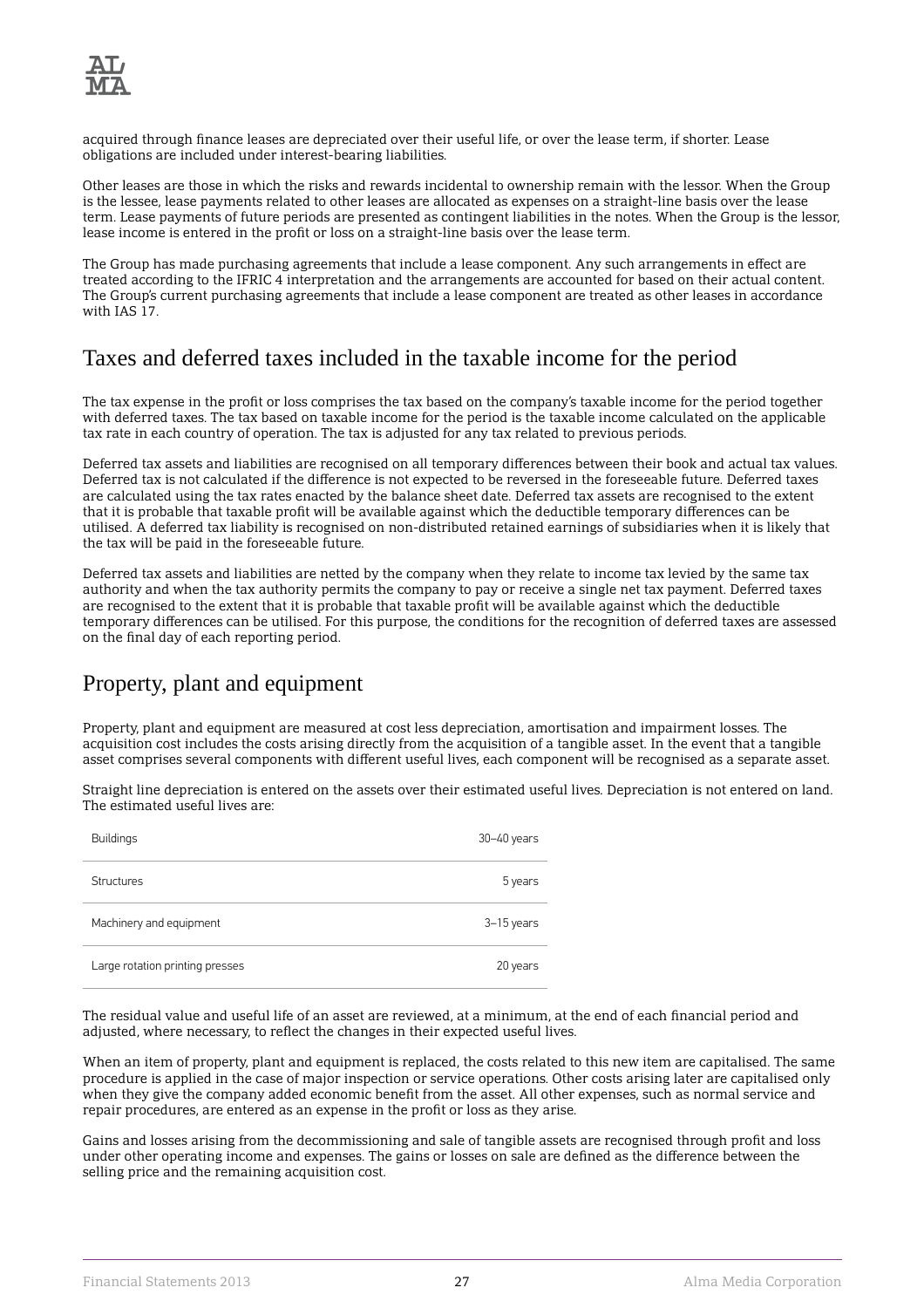acquired through finance leases are depreciated over their useful life, or over the lease term, if shorter. Lease obligations are included under interest-bearing liabilities.

Other leases are those in which the risks and rewards incidental to ownership remain with the lessor. When the Group is the lessee, lease payments related to other leases are allocated as expenses on a straight-line basis over the lease term. Lease payments of future periods are presented as contingent liabilities in the notes. When the Group is the lessor, lease income is entered in the profit or loss on a straight-line basis over the lease term.

The Group has made purchasing agreements that include a lease component. Any such arrangements in effect are treated according to the IFRIC 4 interpretation and the arrangements are accounted for based on their actual content. The Group's current purchasing agreements that include a lease component are treated as other leases in accordance with IAS 17.

## Taxes and deferred taxes included in the taxable income for the period

The tax expense in the profit or loss comprises the tax based on the company's taxable income for the period together with deferred taxes. The tax based on taxable income for the period is the taxable income calculated on the applicable tax rate in each country of operation. The tax is adjusted for any tax related to previous periods.

Deferred tax assets and liabilities are recognised on all temporary differences between their book and actual tax values. Deferred tax is not calculated if the difference is not expected to be reversed in the foreseeable future. Deferred taxes are calculated using the tax rates enacted by the balance sheet date. Deferred tax assets are recognised to the extent that it is probable that taxable profit will be available against which the deductible temporary differences can be utilised. A deferred tax liability is recognised on non-distributed retained earnings of subsidiaries when it is likely that the tax will be paid in the foreseeable future.

Deferred tax assets and liabilities are netted by the company when they relate to income tax levied by the same tax authority and when the tax authority permits the company to pay or receive a single net tax payment. Deferred taxes are recognised to the extent that it is probable that taxable profit will be available against which the deductible temporary differences can be utilised. For this purpose, the conditions for the recognition of deferred taxes are assessed on the final day of each reporting period.

## Property, plant and equipment

Property, plant and equipment are measured at cost less depreciation, amortisation and impairment losses. The acquisition cost includes the costs arising directly from the acquisition of a tangible asset. In the event that a tangible asset comprises several components with different useful lives, each component will be recognised as a separate asset.

Straight line depreciation is entered on the assets over their estimated useful lives. Depreciation is not entered on land. The estimated useful lives are:

| | |
|---|---|
| Buildings | 30–40 years |
| Structures | 5 years |
| Machinery and equipment | 3–15 years |
| Large rotation printing presses | 20 years |

The residual value and useful life of an asset are reviewed, at a minimum, at the end of each financial period and adjusted, where necessary, to reflect the changes in their expected useful lives.

When an item of property, plant and equipment is replaced, the costs related to this new item are capitalised. The same procedure is applied in the case of major inspection or service operations. Other costs arising later are capitalised only when they give the company added economic benefit from the asset. All other expenses, such as normal service and repair procedures, are entered as an expense in the profit or loss as they arise.

Gains and losses arising from the decommissioning and sale of tangible assets are recognised through profit and loss under other operating income and expenses. The gains or losses on sale are defined as the difference between the selling price and the remaining acquisition cost.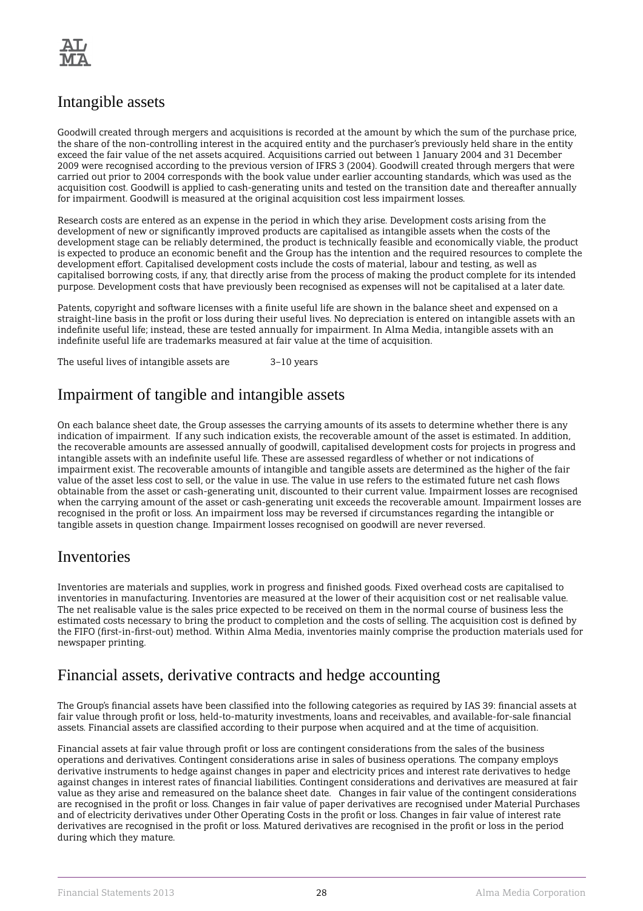## Intangible assets

Goodwill created through mergers and acquisitions is recorded at the amount by which the sum of the purchase price, the share of the non-controlling interest in the acquired entity and the purchaser's previously held share in the entity exceed the fair value of the net assets acquired. Acquisitions carried out between 1 January 2004 and 31 December 2009 were recognised according to the previous version of IFRS 3 (2004). Goodwill created through mergers that were carried out prior to 2004 corresponds with the book value under earlier accounting standards, which was used as the acquisition cost. Goodwill is applied to cash-generating units and tested on the transition date and thereafter annually for impairment. Goodwill is measured at the original acquisition cost less impairment losses.

Research costs are entered as an expense in the period in which they arise. Development costs arising from the development of new or significantly improved products are capitalised as intangible assets when the costs of the development stage can be reliably determined, the product is technically feasible and economically viable, the product is expected to produce an economic benefit and the Group has the intention and the required resources to complete the development effort. Capitalised development costs include the costs of material, labour and testing, as well as capitalised borrowing costs, if any, that directly arise from the process of making the product complete for its intended purpose. Development costs that have previously been recognised as expenses will not be capitalised at a later date.

Patents, copyright and software licenses with a finite useful life are shown in the balance sheet and expensed on a straight-line basis in the profit or loss during their useful lives. No depreciation is entered on intangible assets with an indefinite useful life; instead, these are tested annually for impairment. In Alma Media, intangible assets with an indefinite useful life are trademarks measured at fair value at the time of acquisition.

The useful lives of intangible assets are 3–10 years

## Impairment of tangible and intangible assets

On each balance sheet date, the Group assesses the carrying amounts of its assets to determine whether there is any indication of impairment. If any such indication exists, the recoverable amount of the asset is estimated. In addition, the recoverable amounts are assessed annually of goodwill, capitalised development costs for projects in progress and intangible assets with an indefinite useful life. These are assessed regardless of whether or not indications of impairment exist. The recoverable amounts of intangible and tangible assets are determined as the higher of the fair value of the asset less cost to sell, or the value in use. The value in use refers to the estimated future net cash flows obtainable from the asset or cash-generating unit, discounted to their current value. Impairment losses are recognised when the carrying amount of the asset or cash-generating unit exceeds the recoverable amount. Impairment losses are recognised in the profit or loss. An impairment loss may be reversed if circumstances regarding the intangible or tangible assets in question change. Impairment losses recognised on goodwill are never reversed.

## Inventories

Inventories are materials and supplies, work in progress and finished goods. Fixed overhead costs are capitalised to inventories in manufacturing. Inventories are measured at the lower of their acquisition cost or net realisable value. The net realisable value is the sales price expected to be received on them in the normal course of business less the estimated costs necessary to bring the product to completion and the costs of selling. The acquisition cost is defined by the FIFO (first-in-first-out) method. Within Alma Media, inventories mainly comprise the production materials used for newspaper printing.

## Financial assets, derivative contracts and hedge accounting

The Group's financial assets have been classified into the following categories as required by IAS 39: financial assets at fair value through profit or loss, held-to-maturity investments, loans and receivables, and available-for-sale financial assets. Financial assets are classified according to their purpose when acquired and at the time of acquisition.

Financial assets at fair value through profit or loss are contingent considerations from the sales of the business operations and derivatives. Contingent considerations arise in sales of business operations. The company employs derivative instruments to hedge against changes in paper and electricity prices and interest rate derivatives to hedge against changes in interest rates of financial liabilities. Contingent considerations and derivatives are measured at fair value as they arise and remeasured on the balance sheet date. Changes in fair value of the contingent considerations are recognised in the profit or loss. Changes in fair value of paper derivatives are recognised under Material Purchases and of electricity derivatives under Other Operating Costs in the profit or loss. Changes in fair value of interest rate derivatives are recognised in the profit or loss. Matured derivatives are recognised in the profit or loss in the period during which they mature.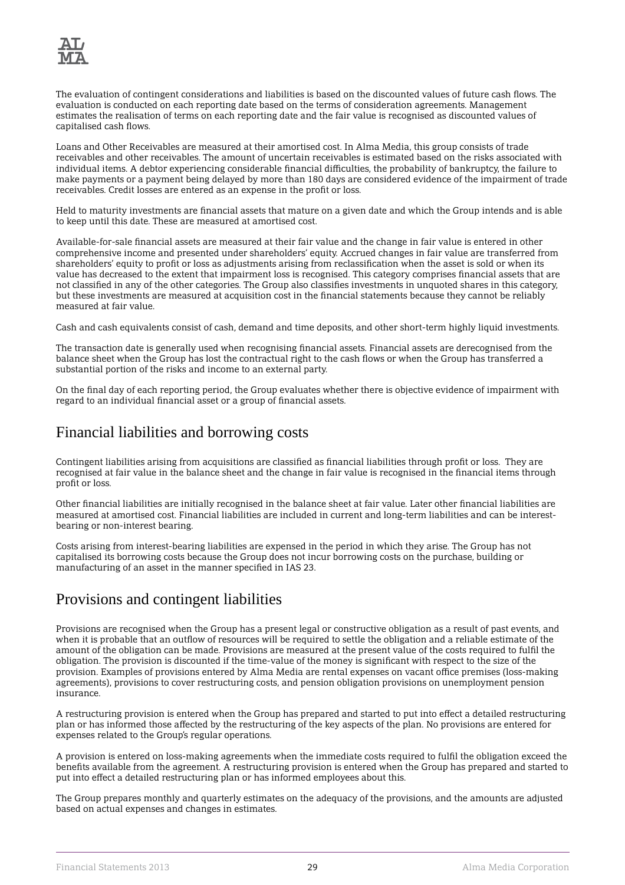The evaluation of contingent considerations and liabilities is based on the discounted values of future cash flows. The evaluation is conducted on each reporting date based on the terms of consideration agreements. Management estimates the realisation of terms on each reporting date and the fair value is recognised as discounted values of capitalised cash flows.

Loans and Other Receivables are measured at their amortised cost. In Alma Media, this group consists of trade receivables and other receivables. The amount of uncertain receivables is estimated based on the risks associated with individual items. A debtor experiencing considerable financial difficulties, the probability of bankruptcy, the failure to make payments or a payment being delayed by more than 180 days are considered evidence of the impairment of trade receivables. Credit losses are entered as an expense in the profit or loss.

Held to maturity investments are financial assets that mature on a given date and which the Group intends and is able to keep until this date. These are measured at amortised cost.

Available-for-sale financial assets are measured at their fair value and the change in fair value is entered in other comprehensive income and presented under shareholders' equity. Accrued changes in fair value are transferred from shareholders' equity to profit or loss as adjustments arising from reclassification when the asset is sold or when its value has decreased to the extent that impairment loss is recognised. This category comprises financial assets that are not classified in any of the other categories. The Group also classifies investments in unquoted shares in this category, but these investments are measured at acquisition cost in the financial statements because they cannot be reliably measured at fair value.

Cash and cash equivalents consist of cash, demand and time deposits, and other short-term highly liquid investments.

The transaction date is generally used when recognising financial assets. Financial assets are derecognised from the balance sheet when the Group has lost the contractual right to the cash flows or when the Group has transferred a substantial portion of the risks and income to an external party.

On the final day of each reporting period, the Group evaluates whether there is objective evidence of impairment with regard to an individual financial asset or a group of financial assets.

## Financial liabilities and borrowing costs

Contingent liabilities arising from acquisitions are classified as financial liabilities through profit or loss. They are recognised at fair value in the balance sheet and the change in fair value is recognised in the financial items through profit or loss.

Other financial liabilities are initially recognised in the balance sheet at fair value. Later other financial liabilities are measured at amortised cost. Financial liabilities are included in current and long-term liabilities and can be interest-bearing or non-interest bearing.

Costs arising from interest-bearing liabilities are expensed in the period in which they arise. The Group has not capitalised its borrowing costs because the Group does not incur borrowing costs on the purchase, building or manufacturing of an asset in the manner specified in IAS 23.

## Provisions and contingent liabilities

Provisions are recognised when the Group has a present legal or constructive obligation as a result of past events, and when it is probable that an outflow of resources will be required to settle the obligation and a reliable estimate of the amount of the obligation can be made. Provisions are measured at the present value of the costs required to fulfil the obligation. The provision is discounted if the time-value of the money is significant with respect to the size of the provision. Examples of provisions entered by Alma Media are rental expenses on vacant office premises (loss-making agreements), provisions to cover restructuring costs, and pension obligation provisions on unemployment pension insurance.

A restructuring provision is entered when the Group has prepared and started to put into effect a detailed restructuring plan or has informed those affected by the restructuring of the key aspects of the plan. No provisions are entered for expenses related to the Group's regular operations.

A provision is entered on loss-making agreements when the immediate costs required to fulfil the obligation exceed the benefits available from the agreement. A restructuring provision is entered when the Group has prepared and started to put into effect a detailed restructuring plan or has informed employees about this.

The Group prepares monthly and quarterly estimates on the adequacy of the provisions, and the amounts are adjusted based on actual expenses and changes in estimates.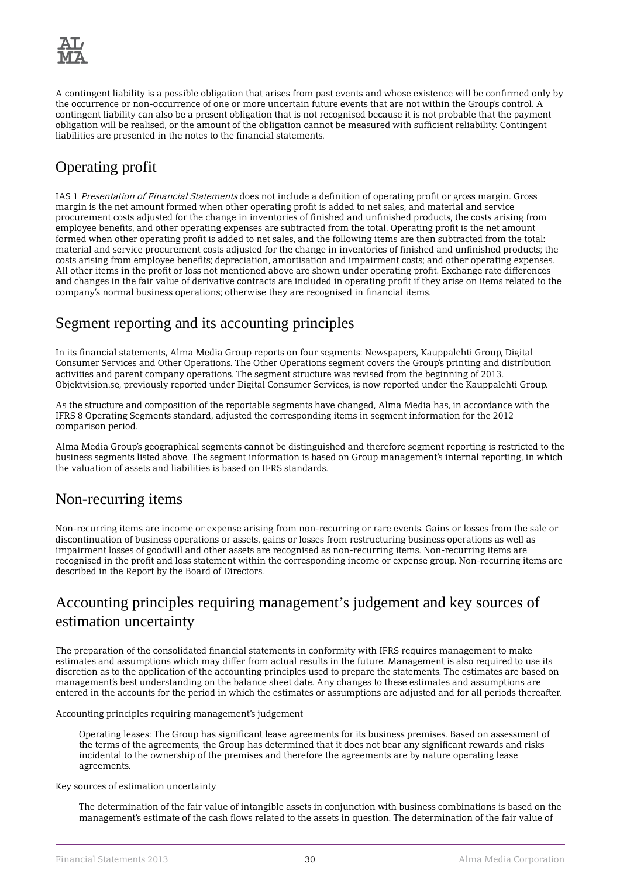A contingent liability is a possible obligation that arises from past events and whose existence will be confirmed only by the occurrence or non-occurrence of one or more uncertain future events that are not within the Group's control. A contingent liability can also be a present obligation that is not recognised because it is not probable that the payment obligation will be realised, or the amount of the obligation cannot be measured with sufficient reliability. Contingent liabilities are presented in the notes to the financial statements.

## Operating profit

IAS 1 *Presentation of Financial Statements* does not include a definition of operating profit or gross margin. Gross margin is the net amount formed when other operating profit is added to net sales, and material and service procurement costs adjusted for the change in inventories of finished and unfinished products, the costs arising from employee benefits, and other operating expenses are subtracted from the total. Operating profit is the net amount formed when other operating profit is added to net sales, and the following items are then subtracted from the total: material and service procurement costs adjusted for the change in inventories of finished and unfinished products; the costs arising from employee benefits; depreciation, amortisation and impairment costs; and other operating expenses. All other items in the profit or loss not mentioned above are shown under operating profit. Exchange rate differences and changes in the fair value of derivative contracts are included in operating profit if they arise on items related to the company's normal business operations; otherwise they are recognised in financial items.

## Segment reporting and its accounting principles

In its financial statements, Alma Media Group reports on four segments: Newspapers, Kauppalehti Group, Digital Consumer Services and Other Operations. The Other Operations segment covers the Group's printing and distribution activities and parent company operations. The segment structure was revised from the beginning of 2013. Objektvision.se, previously reported under Digital Consumer Services, is now reported under the Kauppalehti Group.

As the structure and composition of the reportable segments have changed, Alma Media has, in accordance with the IFRS 8 Operating Segments standard, adjusted the corresponding items in segment information for the 2012 comparison period.

Alma Media Group's geographical segments cannot be distinguished and therefore segment reporting is restricted to the business segments listed above. The segment information is based on Group management's internal reporting, in which the valuation of assets and liabilities is based on IFRS standards.

## Non-recurring items

Non-recurring items are income or expense arising from non-recurring or rare events. Gains or losses from the sale or discontinuation of business operations or assets, gains or losses from restructuring business operations as well as impairment losses of goodwill and other assets are recognised as non-recurring items. Non-recurring items are recognised in the profit and loss statement within the corresponding income or expense group. Non-recurring items are described in the Report by the Board of Directors.

## Accounting principles requiring management's judgement and key sources of estimation uncertainty

The preparation of the consolidated financial statements in conformity with IFRS requires management to make estimates and assumptions which may differ from actual results in the future. Management is also required to use its discretion as to the application of the accounting principles used to prepare the statements. The estimates are based on management's best understanding on the balance sheet date. Any changes to these estimates and assumptions are entered in the accounts for the period in which the estimates or assumptions are adjusted and for all periods thereafter.

Accounting principles requiring management's judgement

> Operating leases: The Group has significant lease agreements for its business premises. Based on assessment of the terms of the agreements, the Group has determined that it does not bear any significant rewards and risks incidental to the ownership of the premises and therefore the agreements are by nature operating lease agreements.

Key sources of estimation uncertainty

> The determination of the fair value of intangible assets in conjunction with business combinations is based on the management's estimate of the cash flows related to the assets in question. The determination of the fair value of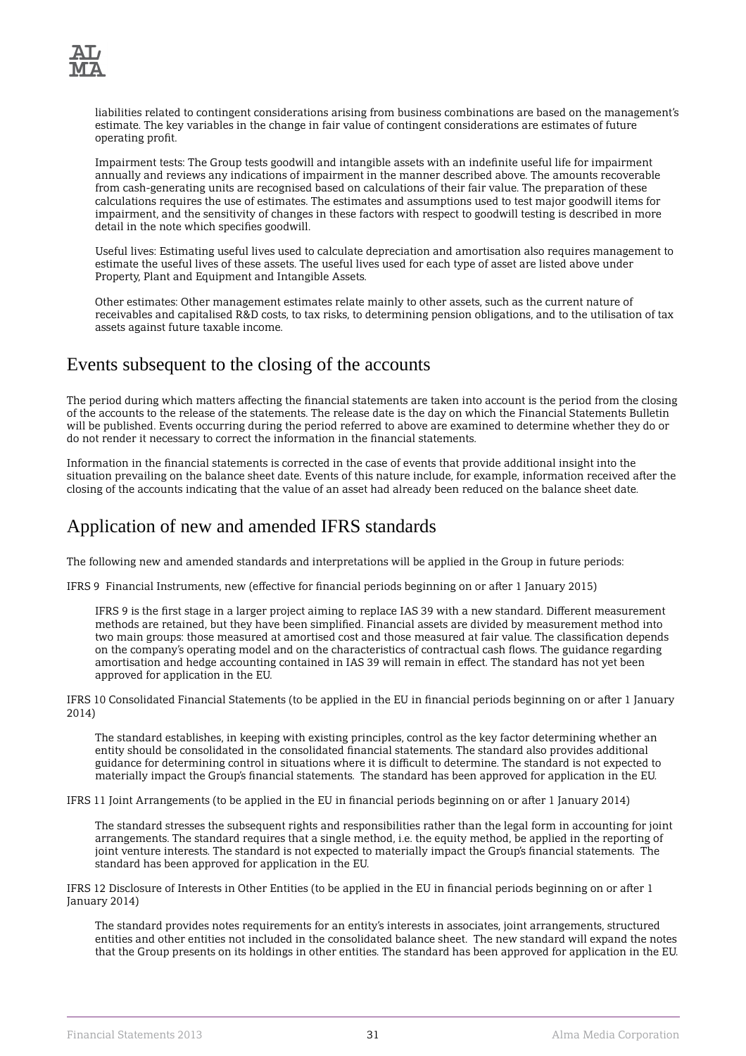liabilities related to contingent considerations arising from business combinations are based on the management's estimate. The key variables in the change in fair value of contingent considerations are estimates of future operating profit.

Impairment tests: The Group tests goodwill and intangible assets with an indefinite useful life for impairment annually and reviews any indications of impairment in the manner described above. The amounts recoverable from cash-generating units are recognised based on calculations of their fair value. The preparation of these calculations requires the use of estimates. The estimates and assumptions used to test major goodwill items for impairment, and the sensitivity of changes in these factors with respect to goodwill testing is described in more detail in the note which specifies goodwill.

Useful lives: Estimating useful lives used to calculate depreciation and amortisation also requires management to estimate the useful lives of these assets. The useful lives used for each type of asset are listed above under Property, Plant and Equipment and Intangible Assets.

Other estimates: Other management estimates relate mainly to other assets, such as the current nature of receivables and capitalised R&D costs, to tax risks, to determining pension obligations, and to the utilisation of tax assets against future taxable income.

## Events subsequent to the closing of the accounts

The period during which matters affecting the financial statements are taken into account is the period from the closing of the accounts to the release of the statements. The release date is the day on which the Financial Statements Bulletin will be published. Events occurring during the period referred to above are examined to determine whether they do or do not render it necessary to correct the information in the financial statements.

Information in the financial statements is corrected in the case of events that provide additional insight into the situation prevailing on the balance sheet date. Events of this nature include, for example, information received after the closing of the accounts indicating that the value of an asset had already been reduced on the balance sheet date.

## Application of new and amended IFRS standards

The following new and amended standards and interpretations will be applied in the Group in future periods:

IFRS 9 Financial Instruments, new (effective for financial periods beginning on or after 1 January 2015)

IFRS 9 is the first stage in a larger project aiming to replace IAS 39 with a new standard. Different measurement methods are retained, but they have been simplified. Financial assets are divided by measurement method into two main groups: those measured at amortised cost and those measured at fair value. The classification depends on the company's operating model and on the characteristics of contractual cash flows. The guidance regarding amortisation and hedge accounting contained in IAS 39 will remain in effect. The standard has not yet been approved for application in the EU.

IFRS 10 Consolidated Financial Statements (to be applied in the EU in financial periods beginning on or after 1 January 2014)

The standard establishes, in keeping with existing principles, control as the key factor determining whether an entity should be consolidated in the consolidated financial statements. The standard also provides additional guidance for determining control in situations where it is difficult to determine. The standard is not expected to materially impact the Group's financial statements. The standard has been approved for application in the EU.

IFRS 11 Joint Arrangements (to be applied in the EU in financial periods beginning on or after 1 January 2014)

The standard stresses the subsequent rights and responsibilities rather than the legal form in accounting for joint arrangements. The standard requires that a single method, i.e. the equity method, be applied in the reporting of joint venture interests. The standard is not expected to materially impact the Group's financial statements. The standard has been approved for application in the EU.

IFRS 12 Disclosure of Interests in Other Entities (to be applied in the EU in financial periods beginning on or after 1 January 2014)

The standard provides notes requirements for an entity's interests in associates, joint arrangements, structured entities and other entities not included in the consolidated balance sheet. The new standard will expand the notes that the Group presents on its holdings in other entities. The standard has been approved for application in the EU.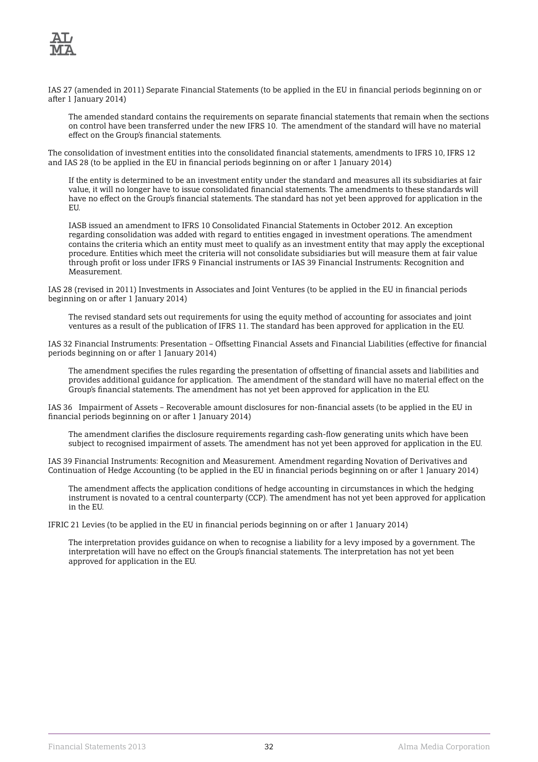IAS 27 (amended in 2011) Separate Financial Statements (to be applied in the EU in financial periods beginning on or after 1 January 2014)

The amended standard contains the requirements on separate financial statements that remain when the sections on control have been transferred under the new IFRS 10. The amendment of the standard will have no material effect on the Group's financial statements.

The consolidation of investment entities into the consolidated financial statements, amendments to IFRS 10, IFRS 12 and IAS 28 (to be applied in the EU in financial periods beginning on or after 1 January 2014)

If the entity is determined to be an investment entity under the standard and measures all its subsidiaries at fair value, it will no longer have to issue consolidated financial statements. The amendments to these standards will have no effect on the Group's financial statements. The standard has not yet been approved for application in the EU.

IASB issued an amendment to IFRS 10 Consolidated Financial Statements in October 2012. An exception regarding consolidation was added with regard to entities engaged in investment operations. The amendment contains the criteria which an entity must meet to qualify as an investment entity that may apply the exceptional procedure. Entities which meet the criteria will not consolidate subsidiaries but will measure them at fair value through profit or loss under IFRS 9 Financial instruments or IAS 39 Financial Instruments: Recognition and Measurement.

IAS 28 (revised in 2011) Investments in Associates and Joint Ventures (to be applied in the EU in financial periods beginning on or after 1 January 2014)

The revised standard sets out requirements for using the equity method of accounting for associates and joint ventures as a result of the publication of IFRS 11. The standard has been approved for application in the EU.

IAS 32 Financial Instruments: Presentation – Offsetting Financial Assets and Financial Liabilities (effective for financial periods beginning on or after 1 January 2014)

The amendment specifies the rules regarding the presentation of offsetting of financial assets and liabilities and provides additional guidance for application. The amendment of the standard will have no material effect on the Group's financial statements. The amendment has not yet been approved for application in the EU.

IAS 36 Impairment of Assets – Recoverable amount disclosures for non-financial assets (to be applied in the EU in financial periods beginning on or after 1 January 2014)

The amendment clarifies the disclosure requirements regarding cash-flow generating units which have been subject to recognised impairment of assets. The amendment has not yet been approved for application in the EU.

IAS 39 Financial Instruments: Recognition and Measurement. Amendment regarding Novation of Derivatives and Continuation of Hedge Accounting (to be applied in the EU in financial periods beginning on or after 1 January 2014)

The amendment affects the application conditions of hedge accounting in circumstances in which the hedging instrument is novated to a central counterparty (CCP). The amendment has not yet been approved for application in the EU.

IFRIC 21 Levies (to be applied in the EU in financial periods beginning on or after 1 January 2014)

The interpretation provides guidance on when to recognise a liability for a levy imposed by a government. The interpretation will have no effect on the Group's financial statements. The interpretation has not yet been approved for application in the EU.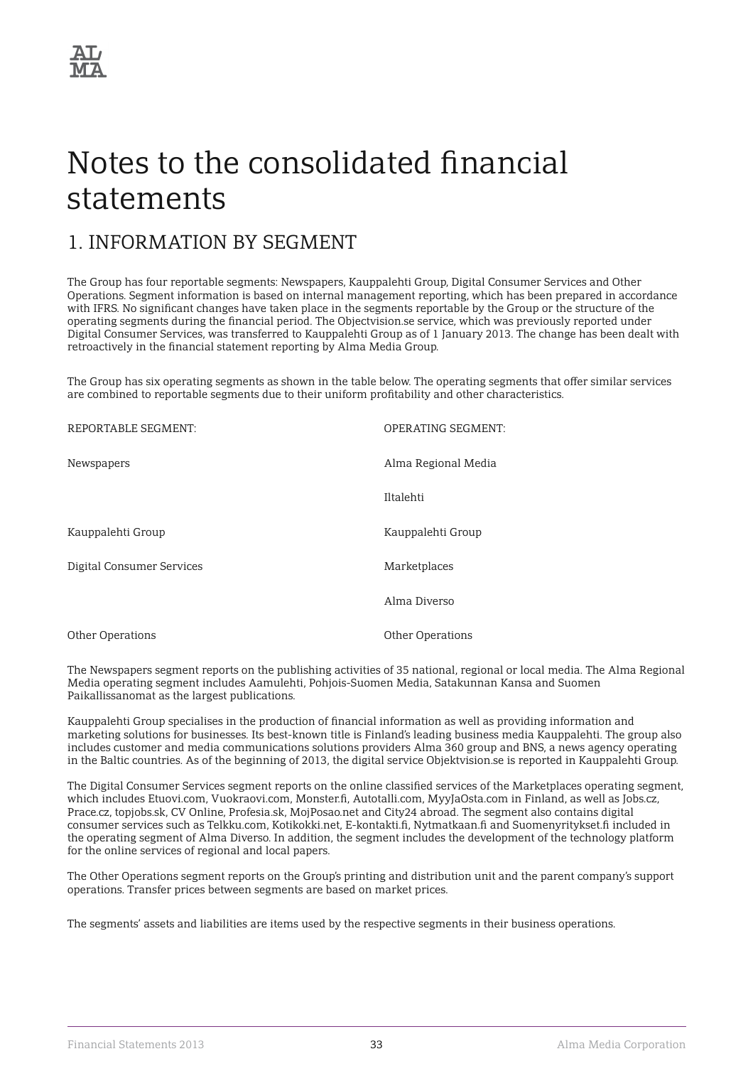# Notes to the consolidated financial statements

## 1. INFORMATION BY SEGMENT

The Group has four reportable segments: Newspapers, Kauppalehti Group, Digital Consumer Services and Other Operations. Segment information is based on internal management reporting, which has been prepared in accordance with IFRS. No significant changes have taken place in the segments reportable by the Group or the structure of the operating segments during the financial period. The Objectvision.se service, which was previously reported under Digital Consumer Services, was transferred to Kauppalehti Group as of 1 January 2013. The change has been dealt with retroactively in the financial statement reporting by Alma Media Group.

The Group has six operating segments as shown in the table below. The operating segments that offer similar services are combined to reportable segments due to their uniform profitability and other characteristics.

| REPORTABLE SEGMENT: | OPERATING SEGMENT: |
|---|---|
| Newspapers | Alma Regional Media |
| | Iltalehti |
| Kauppalehti Group | Kauppalehti Group |
| Digital Consumer Services | Marketplaces |
| | Alma Diverso |
| Other Operations | Other Operations |

The Newspapers segment reports on the publishing activities of 35 national, regional or local media. The Alma Regional Media operating segment includes Aamulehti, Pohjois-Suomen Media, Satakunnan Kansa and Suomen Paikallissanomat as the largest publications.

Kauppalehti Group specialises in the production of financial information as well as providing information and marketing solutions for businesses. Its best-known title is Finland's leading business media Kauppalehti. The group also includes customer and media communications solutions providers Alma 360 group and BNS, a news agency operating in the Baltic countries. As of the beginning of 2013, the digital service Objektvision.se is reported in Kauppalehti Group.

The Digital Consumer Services segment reports on the online classified services of the Marketplaces operating segment, which includes Etuovi.com, Vuokraovi.com, Monster.fi, Autotalli.com, MyyJaOsta.com in Finland, as well as Jobs.cz, Prace.cz, topjobs.sk, CV Online, Profesia.sk, MojPosao.net and City24 abroad. The segment also contains digital consumer services such as Telkku.com, Kotikokki.net, E-kontakti.fi, Nytmatkaan.fi and Suomenyritykset.fi included in the operating segment of Alma Diverso. In addition, the segment includes the development of the technology platform for the online services of regional and local papers.

The Other Operations segment reports on the Group's printing and distribution unit and the parent company's support operations. Transfer prices between segments are based on market prices.

The segments' assets and liabilities are items used by the respective segments in their business operations.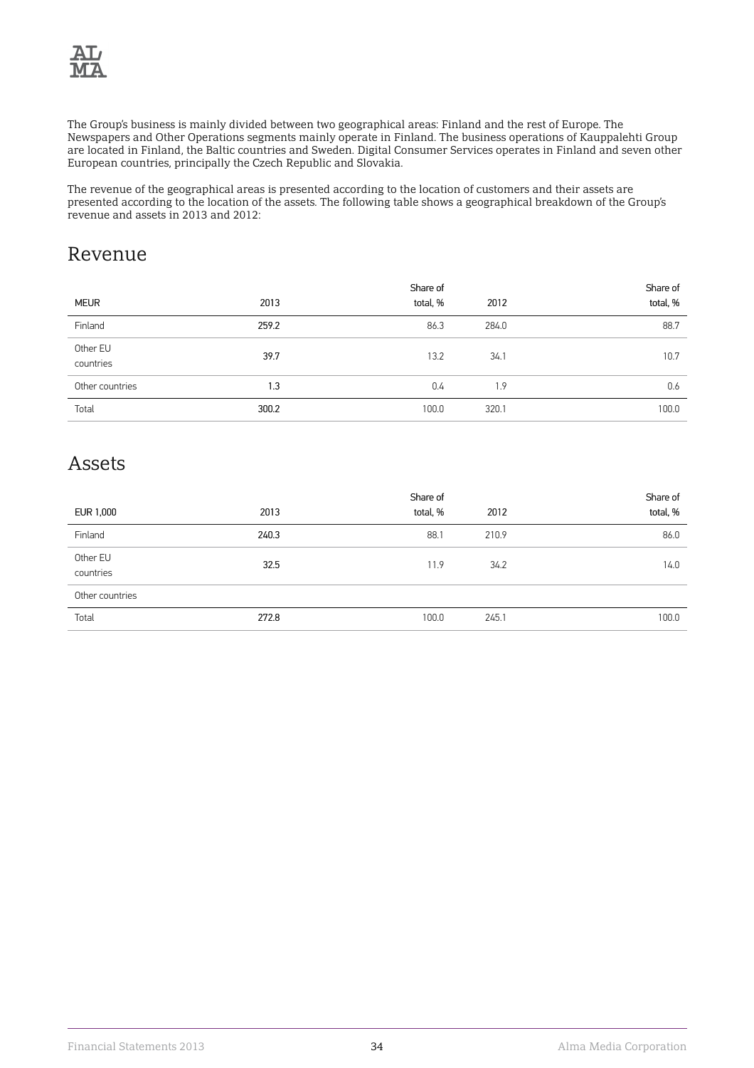The Group's business is mainly divided between two geographical areas: Finland and the rest of Europe. The Newspapers and Other Operations segments mainly operate in Finland. The business operations of Kauppalehti Group are located in Finland, the Baltic countries and Sweden. Digital Consumer Services operates in Finland and seven other European countries, principally the Czech Republic and Slovakia.

The revenue of the geographical areas is presented according to the location of customers and their assets are presented according to the location of the assets. The following table shows a geographical breakdown of the Group's revenue and assets in 2013 and 2012:

## Revenue

| MEUR | 2013 | Share of total, % | 2012 | Share of total, % |
|---|---|---|---|---|
| Finland | 259.2 | 86.3 | 284.0 | 88.7 |
| Other EU countries | 39.7 | 13.2 | 34.1 | 10.7 |
| Other countries | 1.3 | 0.4 | 1.9 | 0.6 |
| Total | 300.2 | 100.0 | 320.1 | 100.0 |

## Assets

| EUR 1,000 | 2013 | Share of total, % | 2012 | Share of total, % |
|---|---|---|---|---|
| Finland | 240.3 | 88.1 | 210.9 | 86.0 |
| Other EU countries | 32.5 | 11.9 | 34.2 | 14.0 |
| Other countries | | | | |
| Total | 272.8 | 100.0 | 245.1 | 100.0 |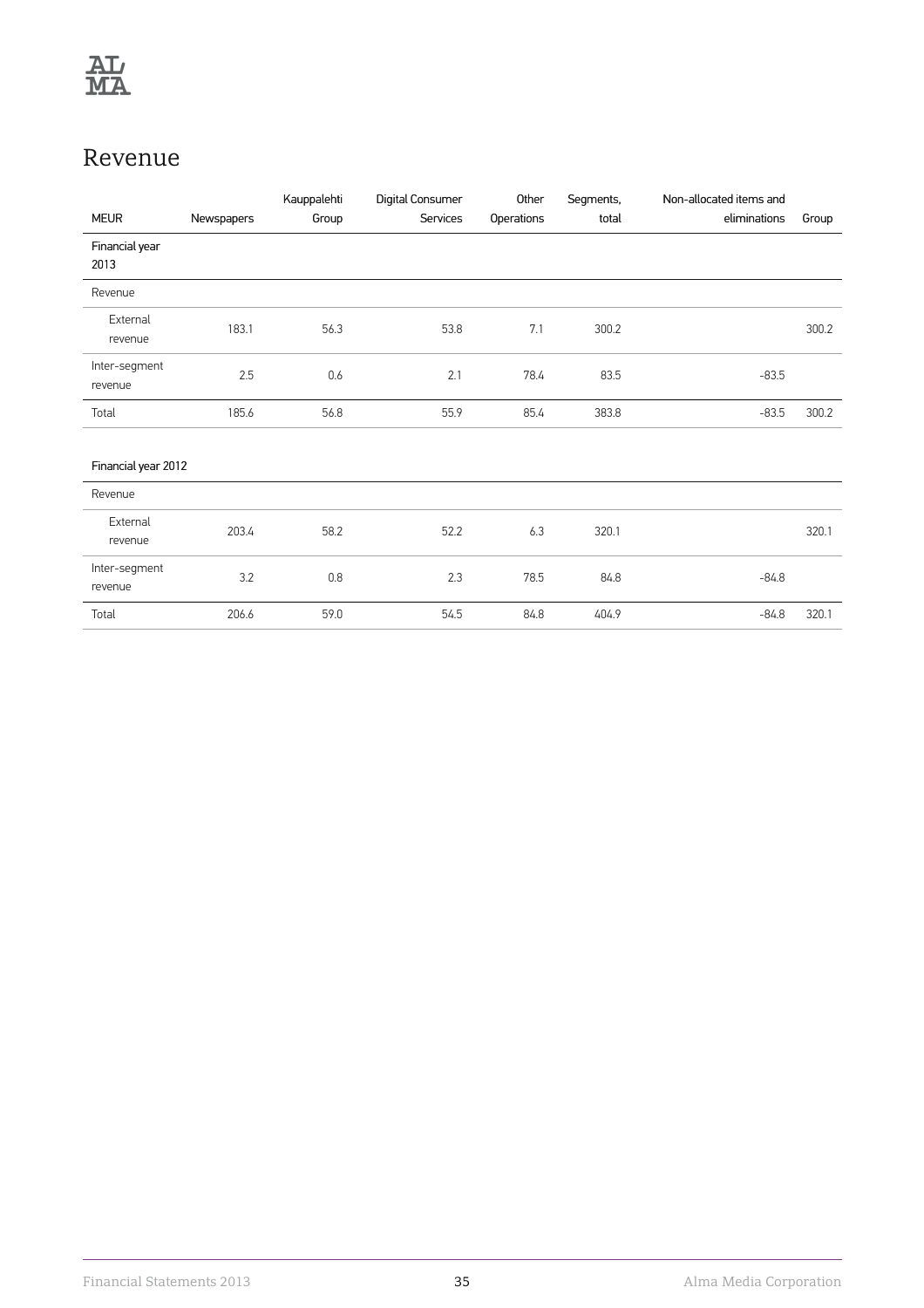# Revenue

| MEUR | Newspapers | Kauppalehti Group | Digital Consumer Services | Other Operations | Segments, total | Non-allocated items and eliminations | Group |
|---|---|---|---|---|---|---|---|
| Financial year 2013 | | | | | | | |
| Revenue | | | | | | | |
| External revenue | 183.1 | 56.3 | 53.8 | 7.1 | 300.2 | | 300.2 |
| Inter-segment revenue | 2.5 | 0.6 | 2.1 | 78.4 | 83.5 | -83.5 | |
| Total | 185.6 | 56.8 | 55.9 | 85.4 | 383.8 | -83.5 | 300.2 |
| | | | | | | | |
| Financial year 2012 | | | | | | | |
| Revenue | | | | | | | |
| External revenue | 203.4 | 58.2 | 52.2 | 6.3 | 320.1 | | 320.1 |
| Inter-segment revenue | 3.2 | 0.8 | 2.3 | 78.5 | 84.8 | -84.8 | |
| Total | 206.6 | 59.0 | 54.5 | 84.8 | 404.9 | -84.8 | 320.1 |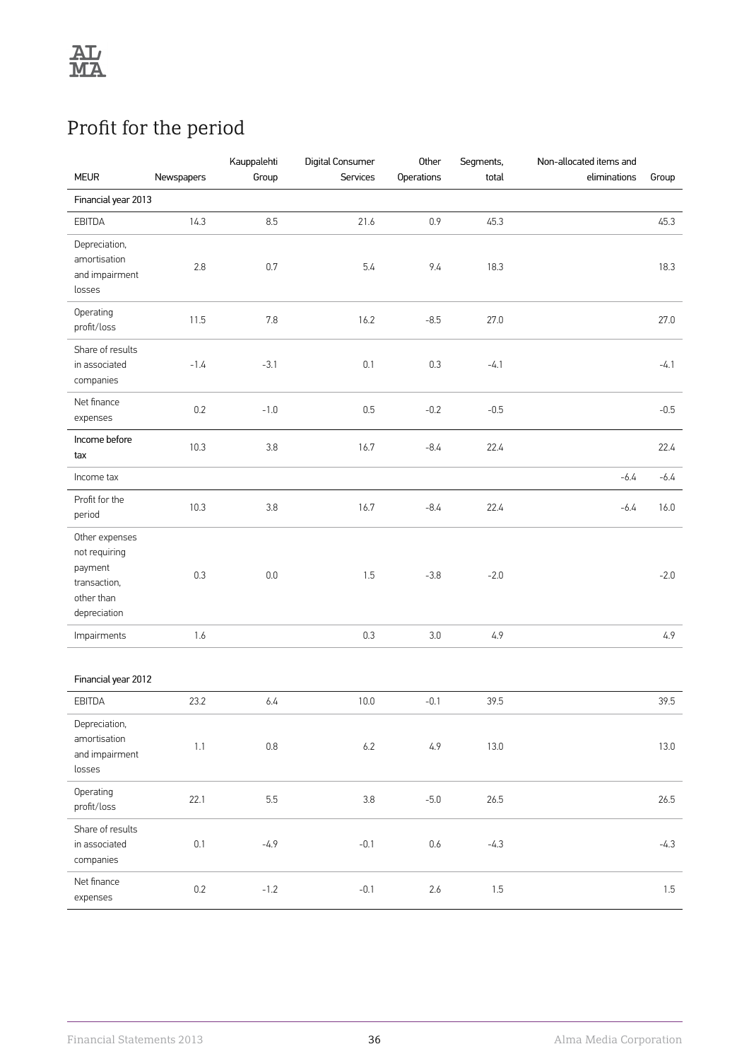# Profit for the period

| MEUR | Newspapers | Kauppalehti Group | Digital Consumer Services | Other Operations | Segments, total | Non-allocated items and eliminations | Group |
|---|---|---|---|---|---|---|---|
| **Financial year 2013** | | | | | | | |
| EBITDA | 14.3 | 8.5 | 21.6 | 0.9 | 45.3 | | 45.3 |
| Depreciation, amortisation and impairment losses | 2.8 | 0.7 | 5.4 | 9.4 | 18.3 | | 18.3 |
| Operating profit/loss | 11.5 | 7.8 | 16.2 | -8.5 | 27.0 | | 27.0 |
| Share of results in associated companies | -1.4 | -3.1 | 0.1 | 0.3 | -4.1 | | -4.1 |
| Net finance expenses | 0.2 | -1.0 | 0.5 | -0.2 | -0.5 | | -0.5 |
| Income before tax | 10.3 | 3.8 | 16.7 | -8.4 | 22.4 | | 22.4 |
| Income tax | | | | | | -6.4 | -6.4 |
| Profit for the period | 10.3 | 3.8 | 16.7 | -8.4 | 22.4 | -6.4 | 16.0 |
| Other expenses not requiring payment transaction, other than depreciation | 0.3 | 0.0 | 1.5 | -3.8 | -2.0 | | -2.0 |
| Impairments | 1.6 | | 0.3 | 3.0 | 4.9 | | 4.9 |
| **Financial year 2012** | | | | | | | |
| EBITDA | 23.2 | 6.4 | 10.0 | -0.1 | 39.5 | | 39.5 |
| Depreciation, amortisation and impairment losses | 1.1 | 0.8 | 6.2 | 4.9 | 13.0 | | 13.0 |
| Operating profit/loss | 22.1 | 5.5 | 3.8 | -5.0 | 26.5 | | 26.5 |
| Share of results in associated companies | 0.1 | -4.9 | -0.1 | 0.6 | -4.3 | | -4.3 |
| Net finance expenses | 0.2 | -1.2 | -0.1 | 2.6 | 1.5 | | 1.5 |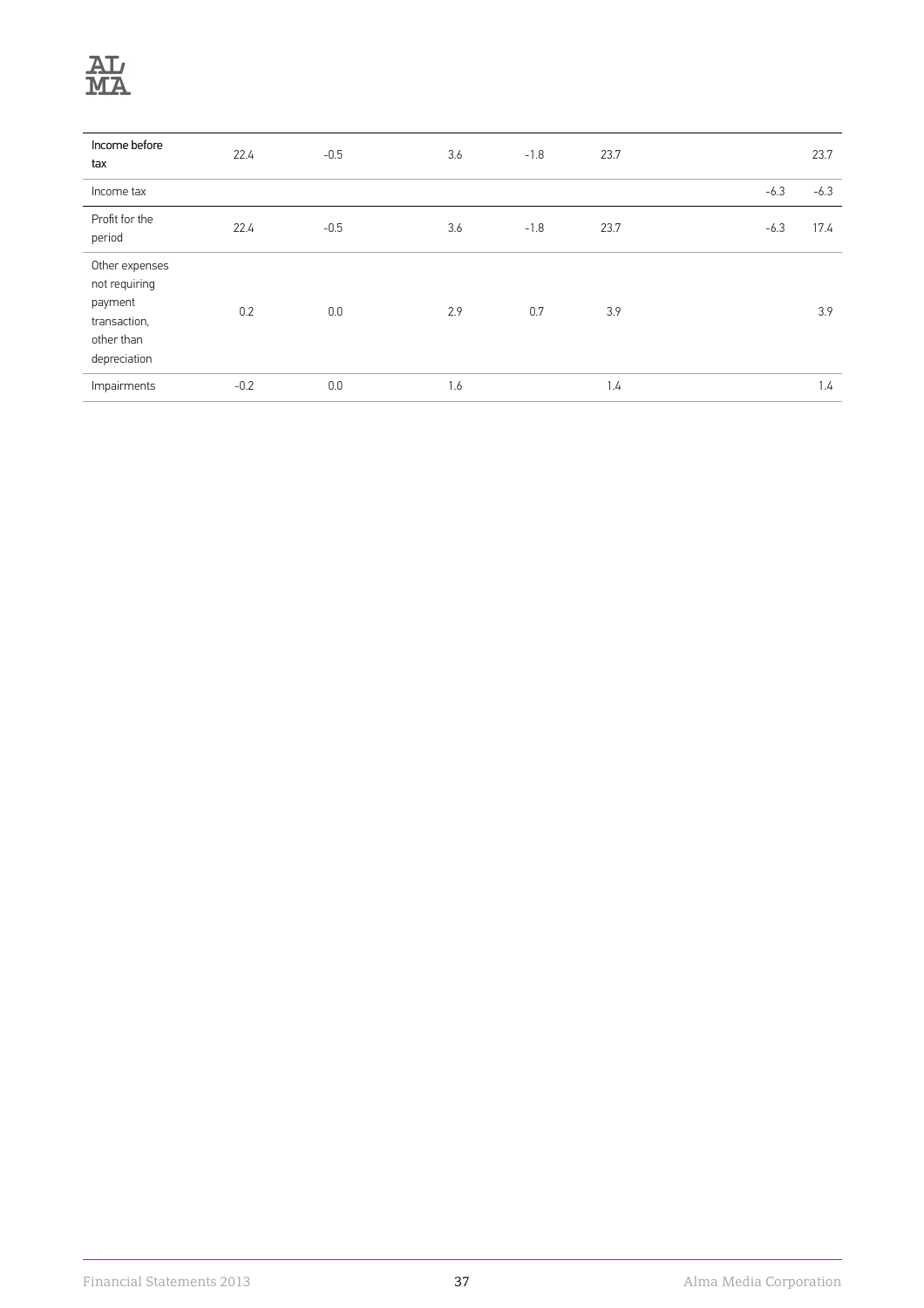| | | | | | | | |
|---|---|---|---|---|---|---|---|
| Income before tax | 22.4 | -0.5 | 3.6 | -1.8 | 23.7 | | 23.7 |
| Income tax | | | | | | -6.3 | -6.3 |
| Profit for the period | 22.4 | -0.5 | 3.6 | -1.8 | 23.7 | -6.3 | 17.4 |
| Other expenses not requiring payment transaction, other than depreciation | 0.2 | 0.0 | 2.9 | 0.7 | 3.9 | | 3.9 |
| Impairments | -0.2 | 0.0 | 1.6 | | 1.4 | | 1.4 |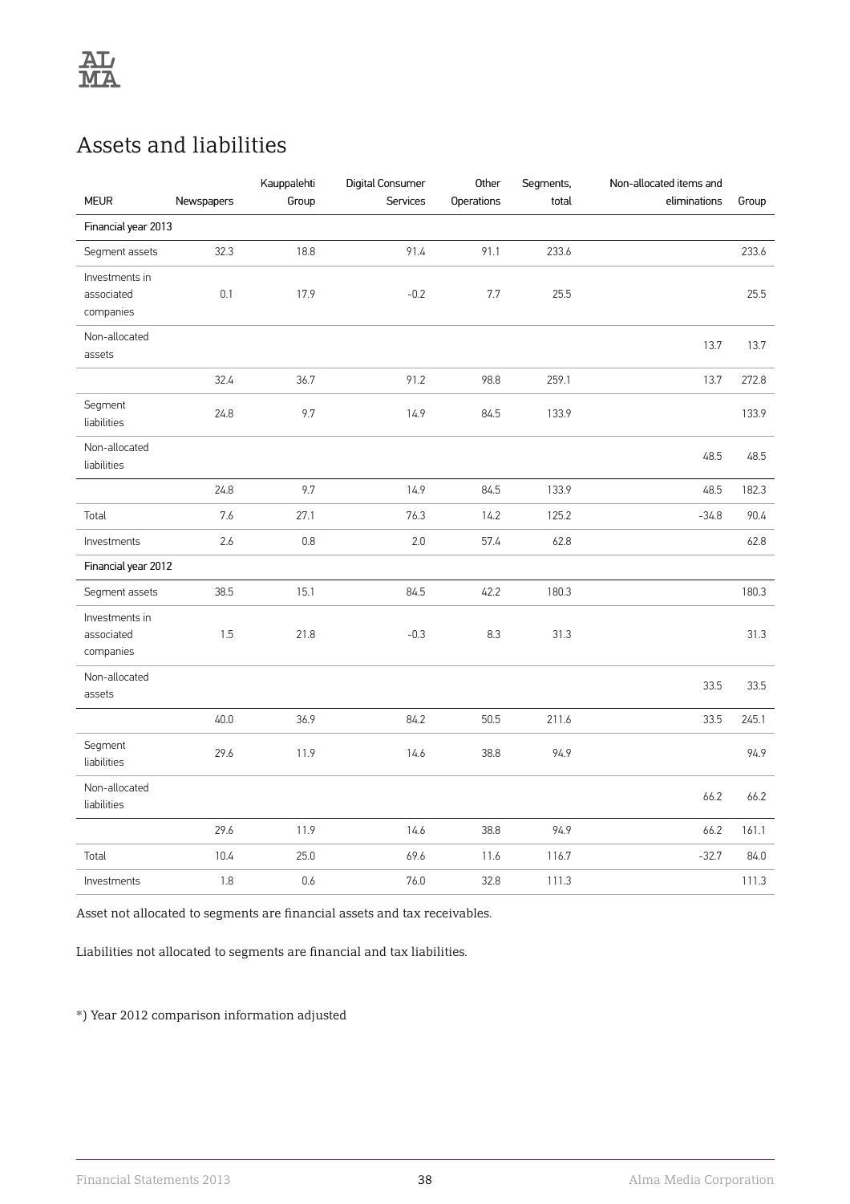# Assets and liabilities

| MEUR | Newspapers | Kauppalehti Group | Digital Consumer Services | Other Operations | Segments, total | Non-allocated items and eliminations | Group |
|---|---|---|---|---|---|---|---|
| Financial year 2013 | | | | | | | |
| Segment assets | 32.3 | 18.8 | 91.4 | 91.1 | 233.6 | | 233.6 |
| Investments in associated companies | 0.1 | 17.9 | -0.2 | 7.7 | 25.5 | | 25.5 |
| Non-allocated assets | | | | | | 13.7 | 13.7 |
| | 32.4 | 36.7 | 91.2 | 98.8 | 259.1 | 13.7 | 272.8 |
| Segment liabilities | 24.8 | 9.7 | 14.9 | 84.5 | 133.9 | | 133.9 |
| Non-allocated liabilities | | | | | | 48.5 | 48.5 |
| | 24.8 | 9.7 | 14.9 | 84.5 | 133.9 | 48.5 | 182.3 |
| Total | 7.6 | 27.1 | 76.3 | 14.2 | 125.2 | -34.8 | 90.4 |
| Investments | 2.6 | 0.8 | 2.0 | 57.4 | 62.8 | | 62.8 |
| Financial year 2012 | | | | | | | |
| Segment assets | 38.5 | 15.1 | 84.5 | 42.2 | 180.3 | | 180.3 |
| Investments in associated companies | 1.5 | 21.8 | -0.3 | 8.3 | 31.3 | | 31.3 |
| Non-allocated assets | | | | | | 33.5 | 33.5 |
| | 40.0 | 36.9 | 84.2 | 50.5 | 211.6 | 33.5 | 245.1 |
| Segment liabilities | 29.6 | 11.9 | 14.6 | 38.8 | 94.9 | | 94.9 |
| Non-allocated liabilities | | | | | | 66.2 | 66.2 |
| | 29.6 | 11.9 | 14.6 | 38.8 | 94.9 | 66.2 | 161.1 |
| Total | 10.4 | 25.0 | 69.6 | 11.6 | 116.7 | -32.7 | 84.0 |
| Investments | 1.8 | 0.6 | 76.0 | 32.8 | 111.3 | | 111.3 |

Asset not allocated to segments are financial assets and tax receivables.

Liabilities not allocated to segments are financial and tax liabilities.

*) Year 2012 comparison information adjusted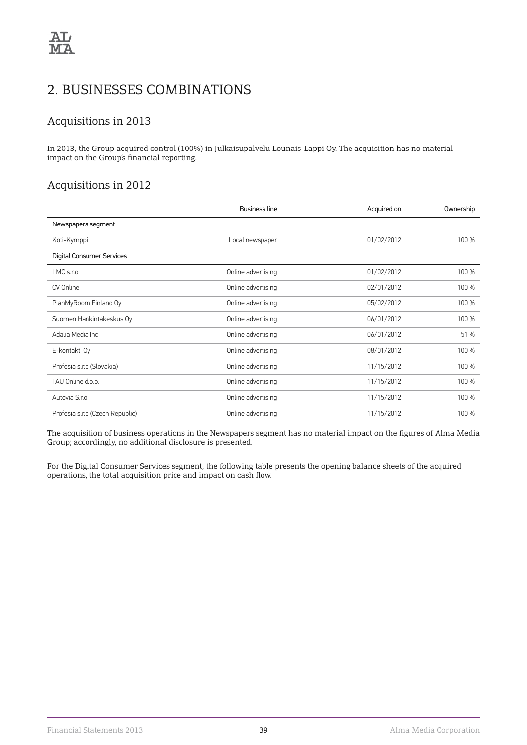# 2. BUSINESSES COMBINATIONS

## Acquisitions in 2013

In 2013, the Group acquired control (100%) in Julkaisupalvelu Lounais-Lappi Oy. The acquisition has no material impact on the Group's financial reporting.

## Acquisitions in 2012

| | Business line | Acquired on | Ownership |
|---|---|---|---|
| Newspapers segment | | | |
| Koti-Kymppi | Local newspaper | 01/02/2012 | 100 % |
| Digital Consumer Services | | | |
| LMC s.r.o | Online advertising | 01/02/2012 | 100 % |
| CV Online | Online advertising | 02/01/2012 | 100 % |
| PlanMyRoom Finland Oy | Online advertising | 05/02/2012 | 100 % |
| Suomen Hankintakeskus Oy | Online advertising | 06/01/2012 | 100 % |
| Adalia Media Inc | Online advertising | 06/01/2012 | 51 % |
| E-kontakti Oy | Online advertising | 08/01/2012 | 100 % |
| Profesia s.r.o (Slovakia) | Online advertising | 11/15/2012 | 100 % |
| TAU Online d.o.o. | Online advertising | 11/15/2012 | 100 % |
| Autovia S.r.o | Online advertising | 11/15/2012 | 100 % |
| Profesia s.r.o (Czech Republic) | Online advertising | 11/15/2012 | 100 % |

The acquisition of business operations in the Newspapers segment has no material impact on the figures of Alma Media Group; accordingly, no additional disclosure is presented.

For the Digital Consumer Services segment, the following table presents the opening balance sheets of the acquired operations, the total acquisition price and impact on cash flow.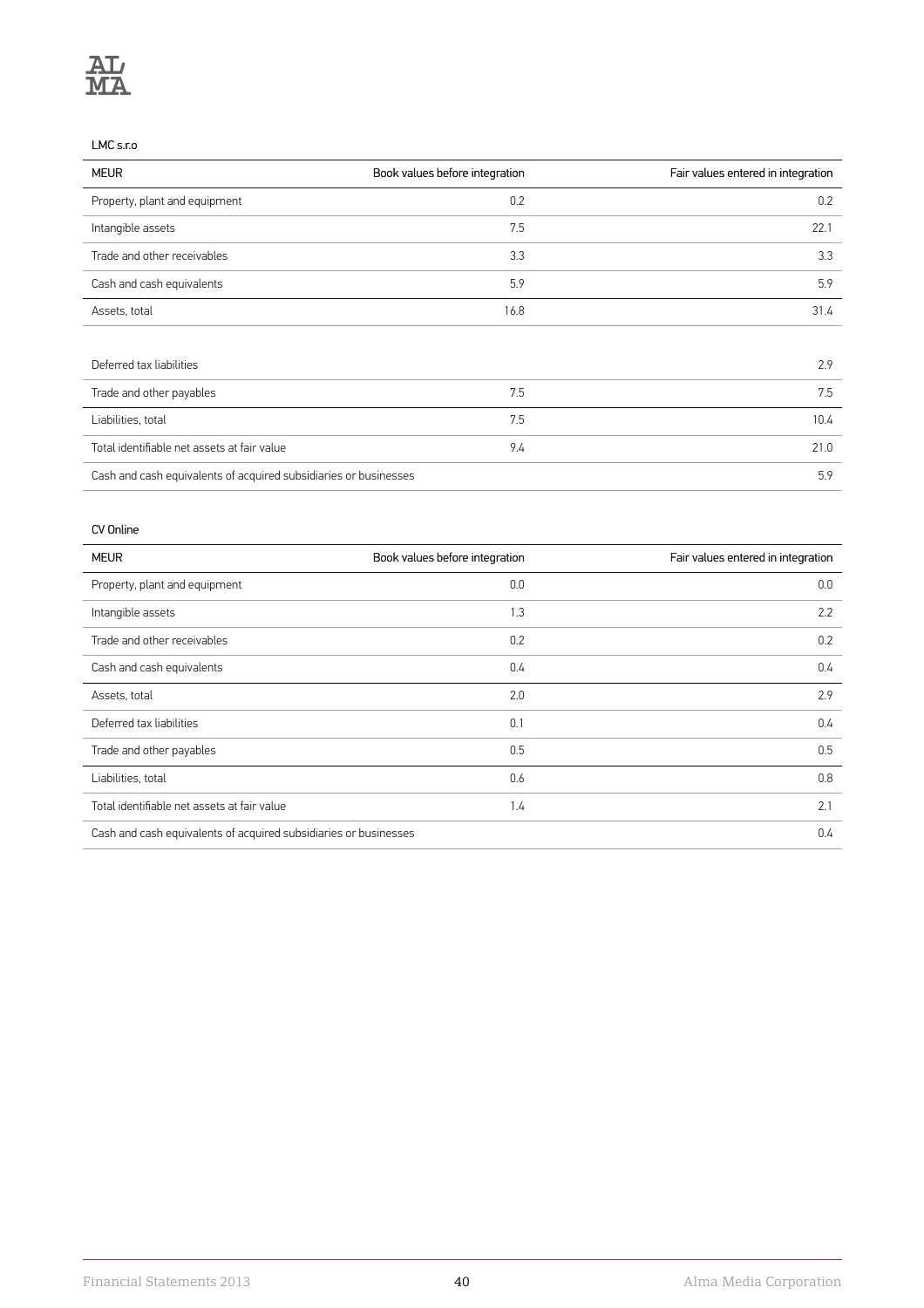LMC s.r.o

| MEUR | Book values before integration | Fair values entered in integration |
|---|---|---|
| Property, plant and equipment | 0.2 | 0.2 |
| Intangible assets | 7.5 | 22.1 |
| Trade and other receivables | 3.3 | 3.3 |
| Cash and cash equivalents | 5.9 | 5.9 |
| Assets, total | 16.8 | 31.4 |
| | | |
| Deferred tax liabilities | | 2.9 |
| Trade and other payables | 7.5 | 7.5 |
| Liabilities, total | 7.5 | 10.4 |
| Total identifiable net assets at fair value | 9.4 | 21.0 |
| Cash and cash equivalents of acquired subsidiaries or businesses | | 5.9 |

CV Online

| MEUR | Book values before integration | Fair values entered in integration |
|---|---|---|
| Property, plant and equipment | 0.0 | 0.0 |
| Intangible assets | 1.3 | 2.2 |
| Trade and other receivables | 0.2 | 0.2 |
| Cash and cash equivalents | 0.4 | 0.4 |
| Assets, total | 2.0 | 2.9 |
| Deferred tax liabilities | 0.1 | 0.4 |
| Trade and other payables | 0.5 | 0.5 |
| Liabilities, total | 0.6 | 0.8 |
| Total identifiable net assets at fair value | 1.4 | 2.1 |
| Cash and cash equivalents of acquired subsidiaries or businesses | | 0.4 |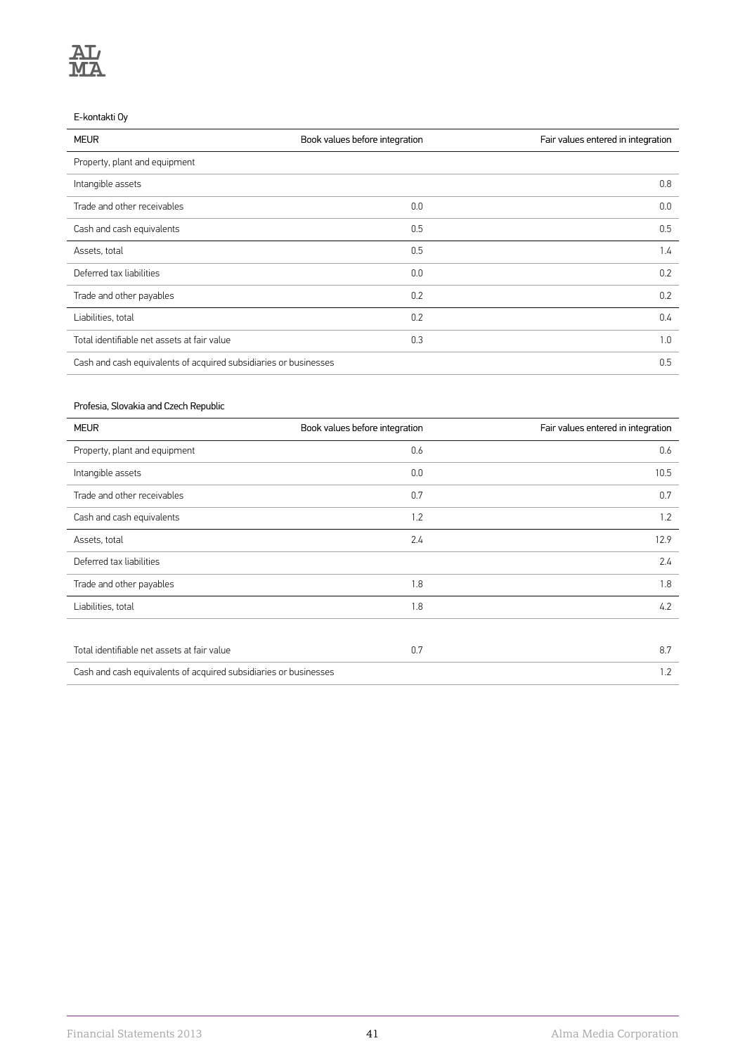E-kontakti Oy

| MEUR | Book values before integration | Fair values entered in integration |
|---|---|---|
| Property, plant and equipment | | |
| Intangible assets | | 0.8 |
| Trade and other receivables | 0.0 | 0.0 |
| Cash and cash equivalents | 0.5 | 0.5 |
| Assets, total | 0.5 | 1.4 |
| Deferred tax liabilities | 0.0 | 0.2 |
| Trade and other payables | 0.2 | 0.2 |
| Liabilities, total | 0.2 | 0.4 |
| Total identifiable net assets at fair value | 0.3 | 1.0 |
| Cash and cash equivalents of acquired subsidiaries or businesses | | 0.5 |

Profesia, Slovakia and Czech Republic

| MEUR | Book values before integration | Fair values entered in integration |
|---|---|---|
| Property, plant and equipment | 0.6 | 0.6 |
| Intangible assets | 0.0 | 10.5 |
| Trade and other receivables | 0.7 | 0.7 |
| Cash and cash equivalents | 1.2 | 1.2 |
| Assets, total | 2.4 | 12.9 |
| Deferred tax liabilities | | 2.4 |
| Trade and other payables | 1.8 | 1.8 |
| Liabilities, total | 1.8 | 4.2 |
| | | |
| Total identifiable net assets at fair value | 0.7 | 8.7 |
| Cash and cash equivalents of acquired subsidiaries or businesses | | 1.2 |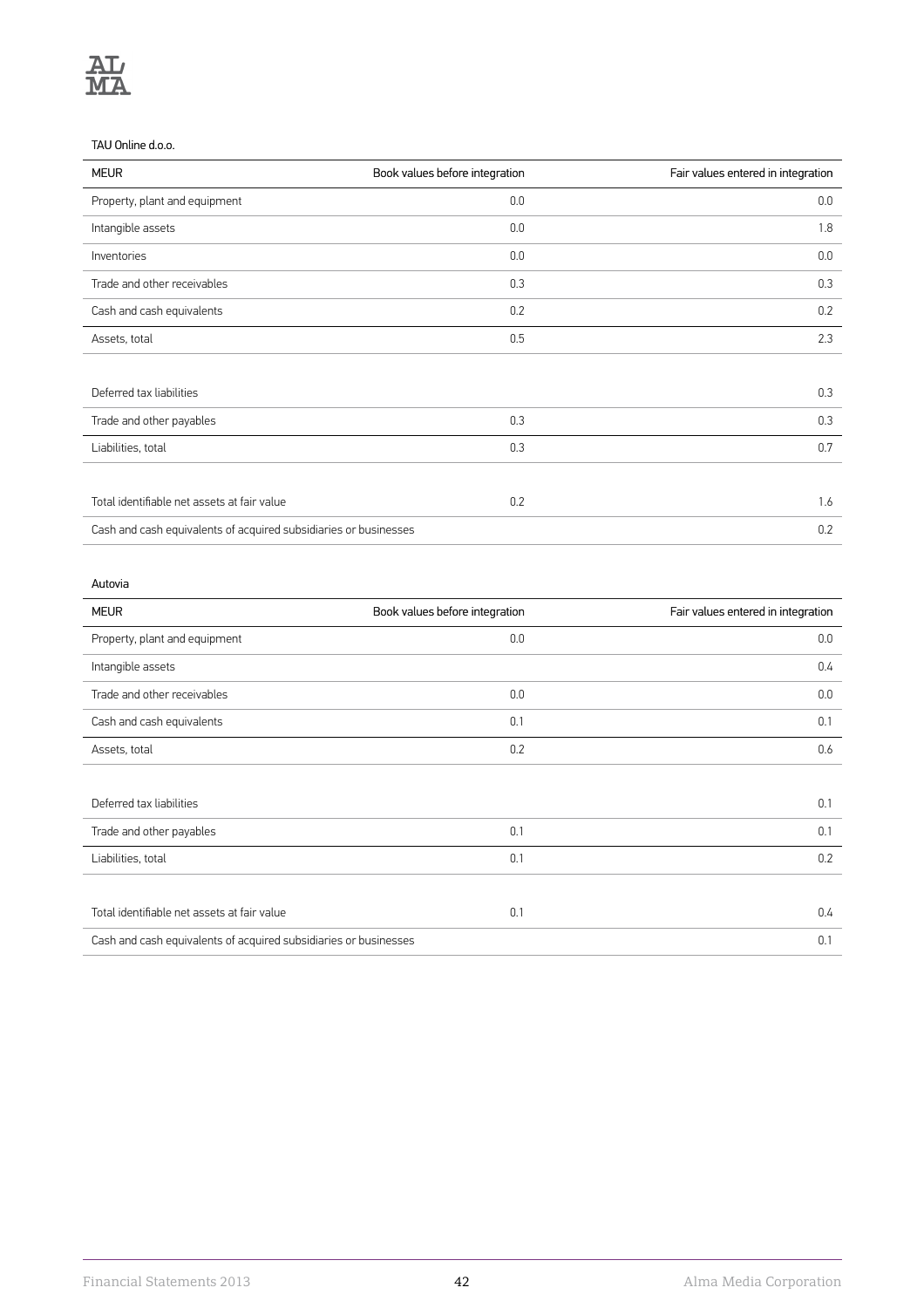TAU Online d.o.o.

| MEUR | Book values before integration | Fair values entered in integration |
|---|---|---|
| Property, plant and equipment | 0.0 | 0.0 |
| Intangible assets | 0.0 | 1.8 |
| Inventories | 0.0 | 0.0 |
| Trade and other receivables | 0.3 | 0.3 |
| Cash and cash equivalents | 0.2 | 0.2 |
| Assets, total | 0.5 | 2.3 |
| | | |
| Deferred tax liabilities | | 0.3 |
| Trade and other payables | 0.3 | 0.3 |
| Liabilities, total | 0.3 | 0.7 |
| | | |
| Total identifiable net assets at fair value | 0.2 | 1.6 |
| Cash and cash equivalents of acquired subsidiaries or businesses | | 0.2 |

Autovia

| MEUR | Book values before integration | Fair values entered in integration |
|---|---|---|
| Property, plant and equipment | 0.0 | 0.0 |
| Intangible assets | | 0.4 |
| Trade and other receivables | 0.0 | 0.0 |
| Cash and cash equivalents | 0.1 | 0.1 |
| Assets, total | 0.2 | 0.6 |
| | | |
| Deferred tax liabilities | | 0.1 |
| Trade and other payables | 0.1 | 0.1 |
| Liabilities, total | 0.1 | 0.2 |
| | | |
| Total identifiable net assets at fair value | 0.1 | 0.4 |
| Cash and cash equivalents of acquired subsidiaries or businesses | | 0.1 |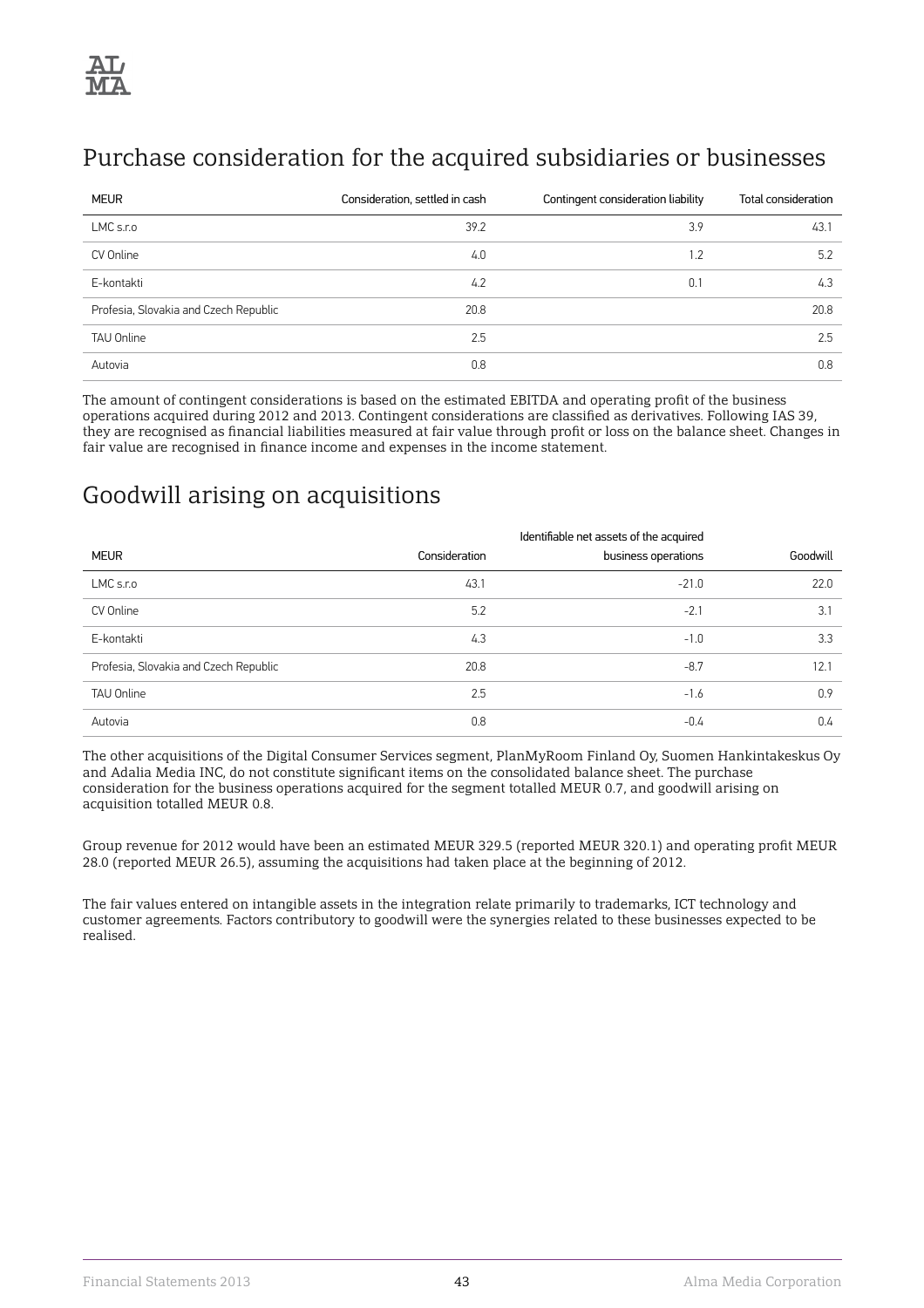## Purchase consideration for the acquired subsidiaries or businesses

| MEUR | Consideration, settled in cash | Contingent consideration liability | Total consideration |
|---|---|---|---|
| LMC s.r.o | 39.2 | 3.9 | 43.1 |
| CV Online | 4.0 | 1.2 | 5.2 |
| E-kontakti | 4.2 | 0.1 | 4.3 |
| Profesia, Slovakia and Czech Republic | 20.8 | | 20.8 |
| TAU Online | 2.5 | | 2.5 |
| Autovia | 0.8 | | 0.8 |

The amount of contingent considerations is based on the estimated EBITDA and operating profit of the business operations acquired during 2012 and 2013. Contingent considerations are classified as derivatives. Following IAS 39, they are recognised as financial liabilities measured at fair value through profit or loss on the balance sheet. Changes in fair value are recognised in finance income and expenses in the income statement.

## Goodwill arising on acquisitions

| MEUR | Consideration | Identifiable net assets of the acquired business operations | Goodwill |
|---|---|---|---|
| LMC s.r.o | 43.1 | -21.0 | 22.0 |
| CV Online | 5.2 | -2.1 | 3.1 |
| E-kontakti | 4.3 | -1.0 | 3.3 |
| Profesia, Slovakia and Czech Republic | 20.8 | -8.7 | 12.1 |
| TAU Online | 2.5 | -1.6 | 0.9 |
| Autovia | 0.8 | -0.4 | 0.4 |

The other acquisitions of the Digital Consumer Services segment, PlanMyRoom Finland Oy, Suomen Hankintakeskus Oy and Adalia Media INC, do not constitute significant items on the consolidated balance sheet. The purchase consideration for the business operations acquired for the segment totalled MEUR 0.7, and goodwill arising on acquisition totalled MEUR 0.8.

Group revenue for 2012 would have been an estimated MEUR 329.5 (reported MEUR 320.1) and operating profit MEUR 28.0 (reported MEUR 26.5), assuming the acquisitions had taken place at the beginning of 2012.

The fair values entered on intangible assets in the integration relate primarily to trademarks, ICT technology and customer agreements. Factors contributory to goodwill were the synergies related to these businesses expected to be realised.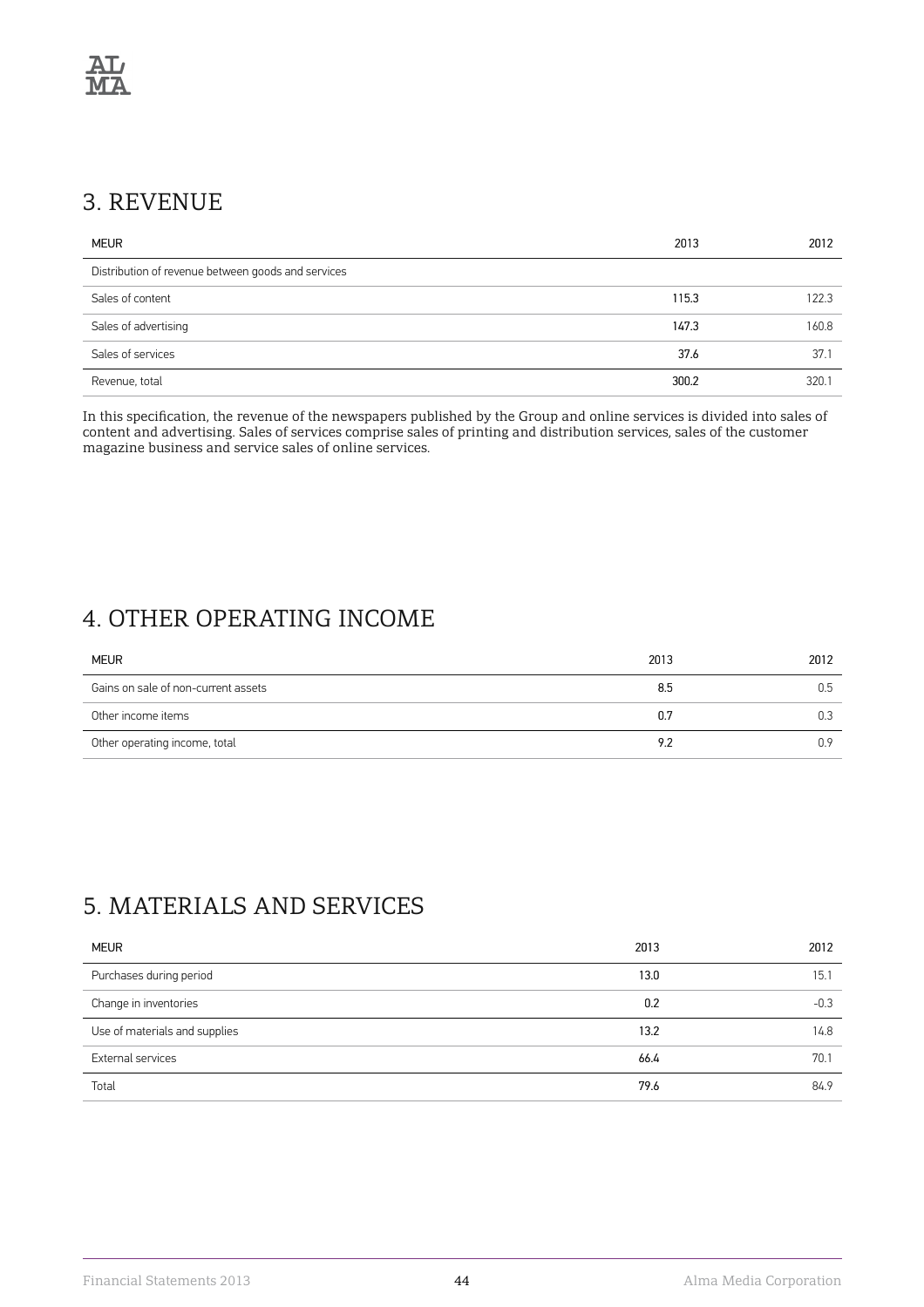## 3. REVENUE

| MEUR | 2013 | 2012 |
|---|---|---|
| Distribution of revenue between goods and services | | |
| Sales of content | 115.3 | 122.3 |
| Sales of advertising | 147.3 | 160.8 |
| Sales of services | 37.6 | 37.1 |
| Revenue, total | 300.2 | 320.1 |

In this specification, the revenue of the newspapers published by the Group and online services is divided into sales of content and advertising. Sales of services comprise sales of printing and distribution services, sales of the customer magazine business and service sales of online services.

## 4. OTHER OPERATING INCOME

| MEUR | 2013 | 2012 |
|---|---|---|
| Gains on sale of non-current assets | 8.5 | 0.5 |
| Other income items | 0.7 | 0.3 |
| Other operating income, total | 9.2 | 0.9 |

## 5. MATERIALS AND SERVICES

| MEUR | 2013 | 2012 |
|---|---|---|
| Purchases during period | 13.0 | 15.1 |
| Change in inventories | 0.2 | -0.3 |
| Use of materials and supplies | 13.2 | 14.8 |
| External services | 66.4 | 70.1 |
| Total | 79.6 | 84.9 |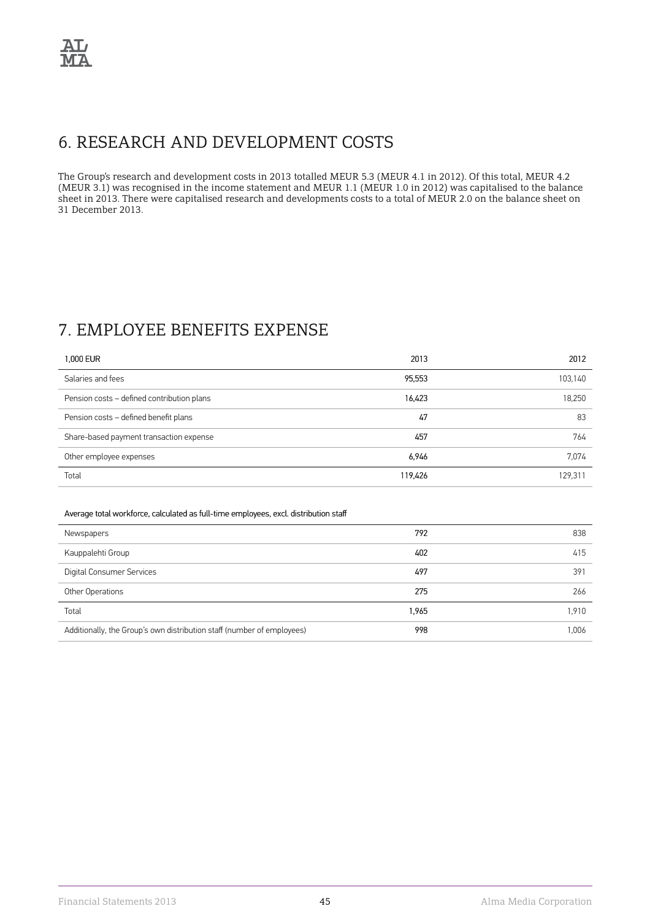## 6. RESEARCH AND DEVELOPMENT COSTS

The Group's research and development costs in 2013 totalled MEUR 5.3 (MEUR 4.1 in 2012). Of this total, MEUR 4.2 (MEUR 3.1) was recognised in the income statement and MEUR 1.1 (MEUR 1.0 in 2012) was capitalised to the balance sheet in 2013. There were capitalised research and developments costs to a total of MEUR 2.0 on the balance sheet on 31 December 2013.

## 7. EMPLOYEE BENEFITS EXPENSE

| 1,000 EUR | 2013 | 2012 |
|---|---|---|
| Salaries and fees | 95,553 | 103,140 |
| Pension costs – defined contribution plans | 16,423 | 18,250 |
| Pension costs – defined benefit plans | 47 | 83 |
| Share-based payment transaction expense | 457 | 764 |
| Other employee expenses | 6,946 | 7,074 |
| Total | 119,426 | 129,311 |

Average total workforce, calculated as full-time employees, excl. distribution staff

| | 2013 | 2012 |
|---|---|---|
| Newspapers | 792 | 838 |
| Kauppalehti Group | 402 | 415 |
| Digital Consumer Services | 497 | 391 |
| Other Operations | 275 | 266 |
| Total | 1,965 | 1,910 |
| Additionally, the Group's own distribution staff (number of employees) | 998 | 1,006 |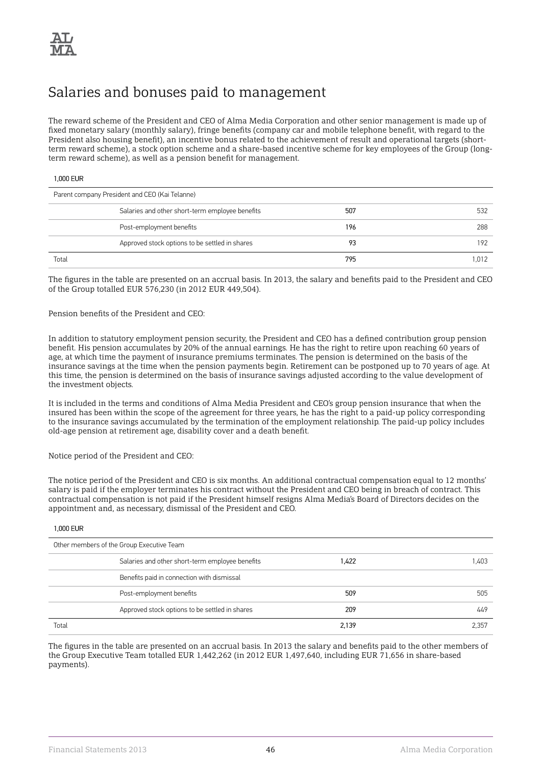# Salaries and bonuses paid to management

The reward scheme of the President and CEO of Alma Media Corporation and other senior management is made up of fixed monetary salary (monthly salary), fringe benefits (company car and mobile telephone benefit, with regard to the President also housing benefit), an incentive bonus related to the achievement of result and operational targets (short-term reward scheme), a stock option scheme and a share-based incentive scheme for key employees of the Group (long-term reward scheme), as well as a pension benefit for management.

1,000 EUR

| Parent company President and CEO (Kai Telanne) | | | |
|---|---|---|---|
| | Salaries and other short-term employee benefits | 507 | 532 |
| | Post-employment benefits | 196 | 288 |
| | Approved stock options to be settled in shares | 93 | 192 |
| Total | | 795 | 1,012 |

The figures in the table are presented on an accrual basis. In 2013, the salary and benefits paid to the President and CEO of the Group totalled EUR 576,230 (in 2012 EUR 449,504).

Pension benefits of the President and CEO:

In addition to statutory employment pension security, the President and CEO has a defined contribution group pension benefit. His pension accumulates by 20% of the annual earnings. He has the right to retire upon reaching 60 years of age, at which time the payment of insurance premiums terminates. The pension is determined on the basis of the insurance savings at the time when the pension payments begin. Retirement can be postponed up to 70 years of age. At this time, the pension is determined on the basis of insurance savings adjusted according to the value development of the investment objects.

It is included in the terms and conditions of Alma Media President and CEO's group pension insurance that when the insured has been within the scope of the agreement for three years, he has the right to a paid-up policy corresponding to the insurance savings accumulated by the termination of the employment relationship. The paid-up policy includes old-age pension at retirement age, disability cover and a death benefit.

Notice period of the President and CEO:

The notice period of the President and CEO is six months. An additional contractual compensation equal to 12 months' salary is paid if the employer terminates his contract without the President and CEO being in breach of contract. This contractual compensation is not paid if the President himself resigns Alma Media's Board of Directors decides on the appointment and, as necessary, dismissal of the President and CEO.

1,000 EUR

| Other members of the Group Executive Team | | | |
|---|---|---|---|
| | Salaries and other short-term employee benefits | 1,422 | 1,403 |
| | Benefits paid in connection with dismissal | | |
| | Post-employment benefits | 509 | 505 |
| | Approved stock options to be settled in shares | 209 | 449 |
| Total | | 2,139 | 2,357 |

The figures in the table are presented on an accrual basis. In 2013 the salary and benefits paid to the other members of the Group Executive Team totalled EUR 1,442,262 (in 2012 EUR 1,497,640, including EUR 71,656 in share-based payments).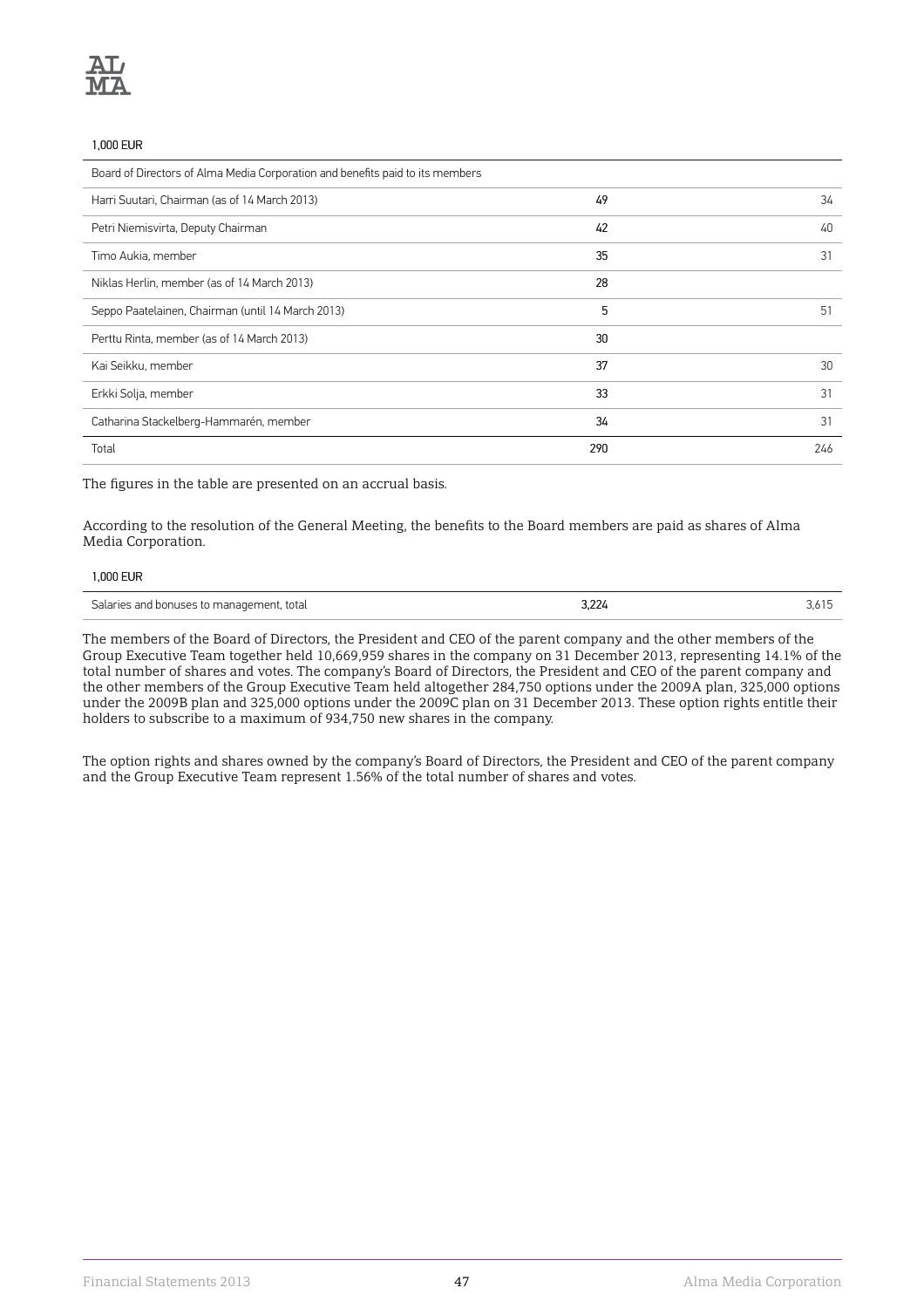1,000 EUR

| Board of Directors of Alma Media Corporation and benefits paid to its members | | |
|---|---|---|
| Harri Suutari, Chairman (as of 14 March 2013) | 49 | 34 |
| Petri Niemisvirta, Deputy Chairman | 42 | 40 |
| Timo Aukia, member | 35 | 31 |
| Niklas Herlin, member (as of 14 March 2013) | 28 | |
| Seppo Paatelainen, Chairman (until 14 March 2013) | 5 | 51 |
| Perttu Rinta, member (as of 14 March 2013) | 30 | |
| Kai Seikku, member | 37 | 30 |
| Erkki Solja, member | 33 | 31 |
| Catharina Stackelberg-Hammarén, member | 34 | 31 |
| Total | 290 | 246 |

The figures in the table are presented on an accrual basis.

According to the resolution of the General Meeting, the benefits to the Board members are paid as shares of Alma Media Corporation.

1,000 EUR

| | | |
|---|---|---|
| Salaries and bonuses to management, total | 3,224 | 3,615 |

The members of the Board of Directors, the President and CEO of the parent company and the other members of the Group Executive Team together held 10,669,959 shares in the company on 31 December 2013, representing 14.1% of the total number of shares and votes. The company's Board of Directors, the President and CEO of the parent company and the other members of the Group Executive Team held altogether 284,750 options under the 2009A plan, 325,000 options under the 2009B plan and 325,000 options under the 2009C plan on 31 December 2013. These option rights entitle their holders to subscribe to a maximum of 934,750 new shares in the company.

The option rights and shares owned by the company's Board of Directors, the President and CEO of the parent company and the Group Executive Team represent 1.56% of the total number of shares and votes.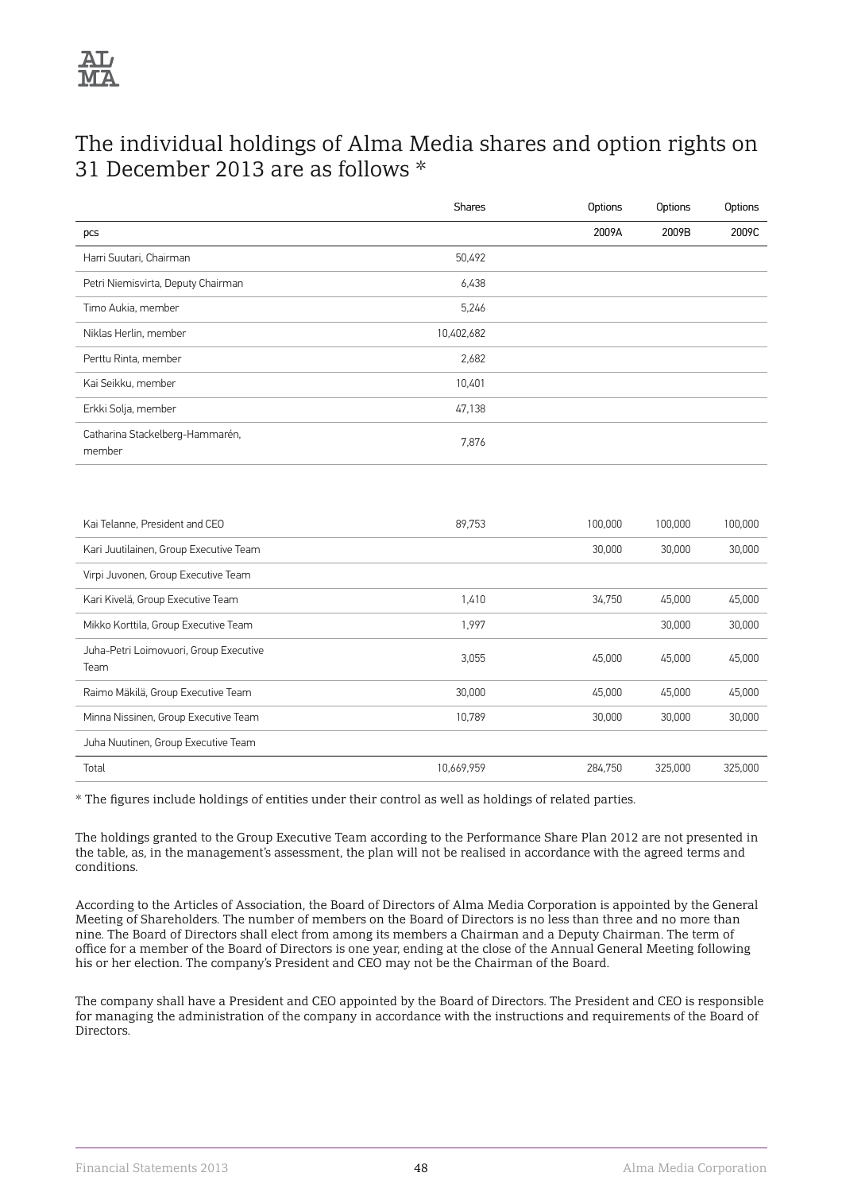## The individual holdings of Alma Media shares and option rights on 31 December 2013 are as follows *

| | Shares | Options | Options | Options |
|---|---|---|---|---|
| pcs | | 2009A | 2009B | 2009C |
| Harri Suutari, Chairman | 50,492 | | | |
| Petri Niemisvirta, Deputy Chairman | 6,438 | | | |
| Timo Aukia, member | 5,246 | | | |
| Niklas Herlin, member | 10,402,682 | | | |
| Perttu Rinta, member | 2,682 | | | |
| Kai Seikku, member | 10,401 | | | |
| Erkki Solja, member | 47,138 | | | |
| Catharina Stackelberg-Hammarén, member | 7,876 | | | |
| | | | | |
| Kai Telanne, President and CEO | 89,753 | 100,000 | 100,000 | 100,000 |
| Kari Juutilainen, Group Executive Team | | 30,000 | 30,000 | 30,000 |
| Virpi Juvonen, Group Executive Team | | | | |
| Kari Kivelä, Group Executive Team | 1,410 | 34,750 | 45,000 | 45,000 |
| Mikko Korttila, Group Executive Team | 1,997 | | 30,000 | 30,000 |
| Juha-Petri Loimovuori, Group Executive Team | 3,055 | 45,000 | 45,000 | 45,000 |
| Raimo Mäkilä, Group Executive Team | 30,000 | 45,000 | 45,000 | 45,000 |
| Minna Nissinen, Group Executive Team | 10,789 | 30,000 | 30,000 | 30,000 |
| Juha Nuutinen, Group Executive Team | | | | |
| Total | 10,669,959 | 284,750 | 325,000 | 325,000 |

* The figures include holdings of entities under their control as well as holdings of related parties.

The holdings granted to the Group Executive Team according to the Performance Share Plan 2012 are not presented in the table, as, in the management's assessment, the plan will not be realised in accordance with the agreed terms and conditions.

According to the Articles of Association, the Board of Directors of Alma Media Corporation is appointed by the General Meeting of Shareholders. The number of members on the Board of Directors is no less than three and no more than nine. The Board of Directors shall elect from among its members a Chairman and a Deputy Chairman. The term of office for a member of the Board of Directors is one year, ending at the close of the Annual General Meeting following his or her election. The company's President and CEO may not be the Chairman of the Board.

The company shall have a President and CEO appointed by the Board of Directors. The President and CEO is responsible for managing the administration of the company in accordance with the instructions and requirements of the Board of Directors.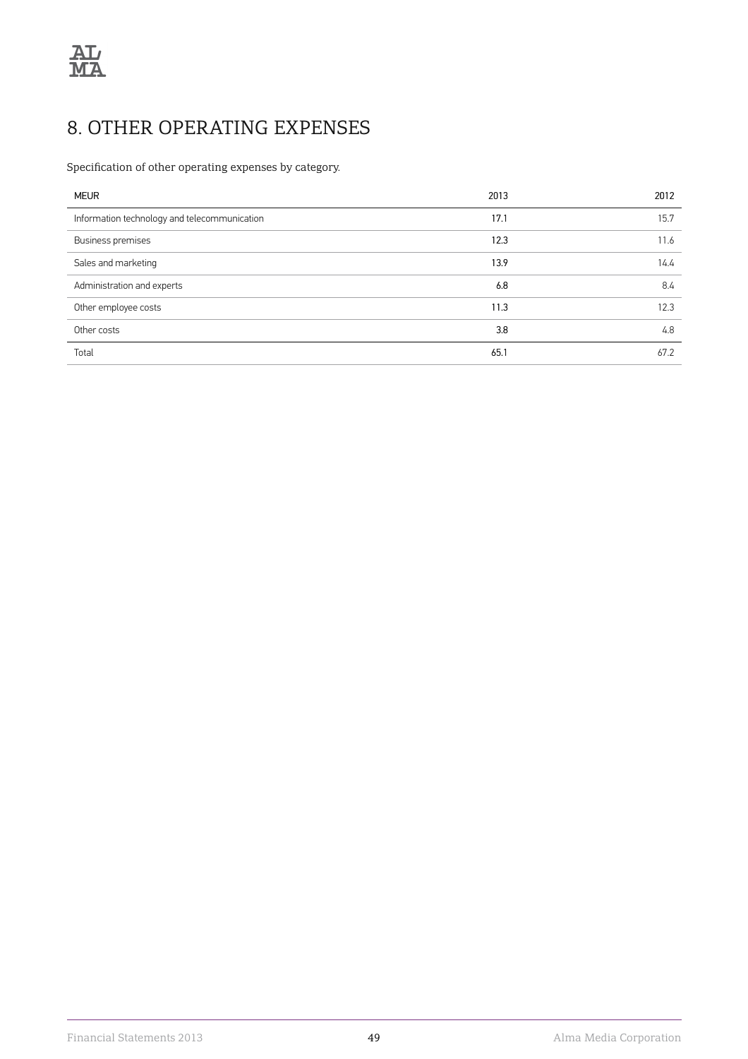# 8. OTHER OPERATING EXPENSES

Specification of other operating expenses by category.

| MEUR | 2013 | 2012 |
|---|---|---|
| Information technology and telecommunication | 17.1 | 15.7 |
| Business premises | 12.3 | 11.6 |
| Sales and marketing | 13.9 | 14.4 |
| Administration and experts | 6.8 | 8.4 |
| Other employee costs | 11.3 | 12.3 |
| Other costs | 3.8 | 4.8 |
| Total | 65.1 | 67.2 |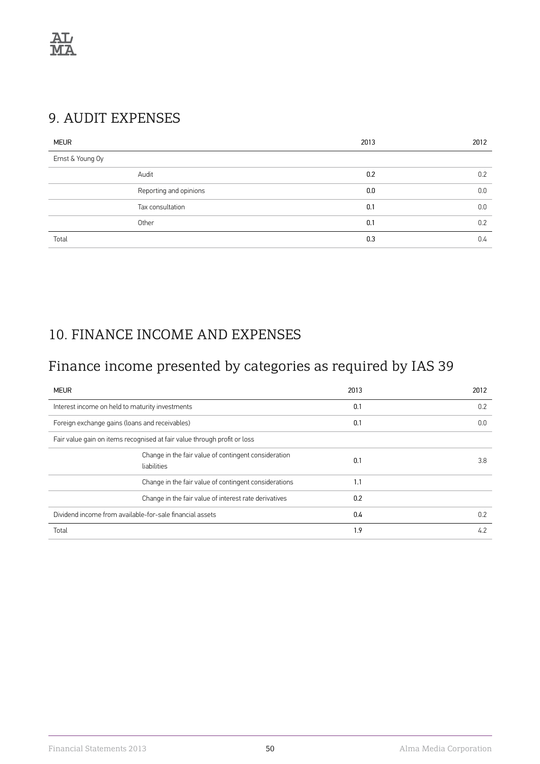## 9. AUDIT EXPENSES

| MEUR | | 2013 | 2012 |
|---|---|---|---|
| Ernst & Young Oy | | | |
| | Audit | 0.2 | 0.2 |
| | Reporting and opinions | 0.0 | 0.0 |
| | Tax consultation | 0.1 | 0.0 |
| | Other | 0.1 | 0.2 |
| Total | | 0.3 | 0.4 |

## 10. FINANCE INCOME AND EXPENSES

## Finance income presented by categories as required by IAS 39

| MEUR | | 2013 | 2012 |
|---|---|---|---|
| Interest income on held to maturity investments | | 0.1 | 0.2 |
| Foreign exchange gains (loans and receivables) | | 0.1 | 0.0 |
| Fair value gain on items recognised at fair value through profit or loss | | | |
| | Change in the fair value of contingent consideration liabilities | 0.1 | 3.8 |
| | Change in the fair value of contingent considerations | 1.1 | |
| | Change in the fair value of interest rate derivatives | 0.2 | |
| Dividend income from available-for-sale financial assets | | 0.4 | 0.2 |
| Total | | 1.9 | 4.2 |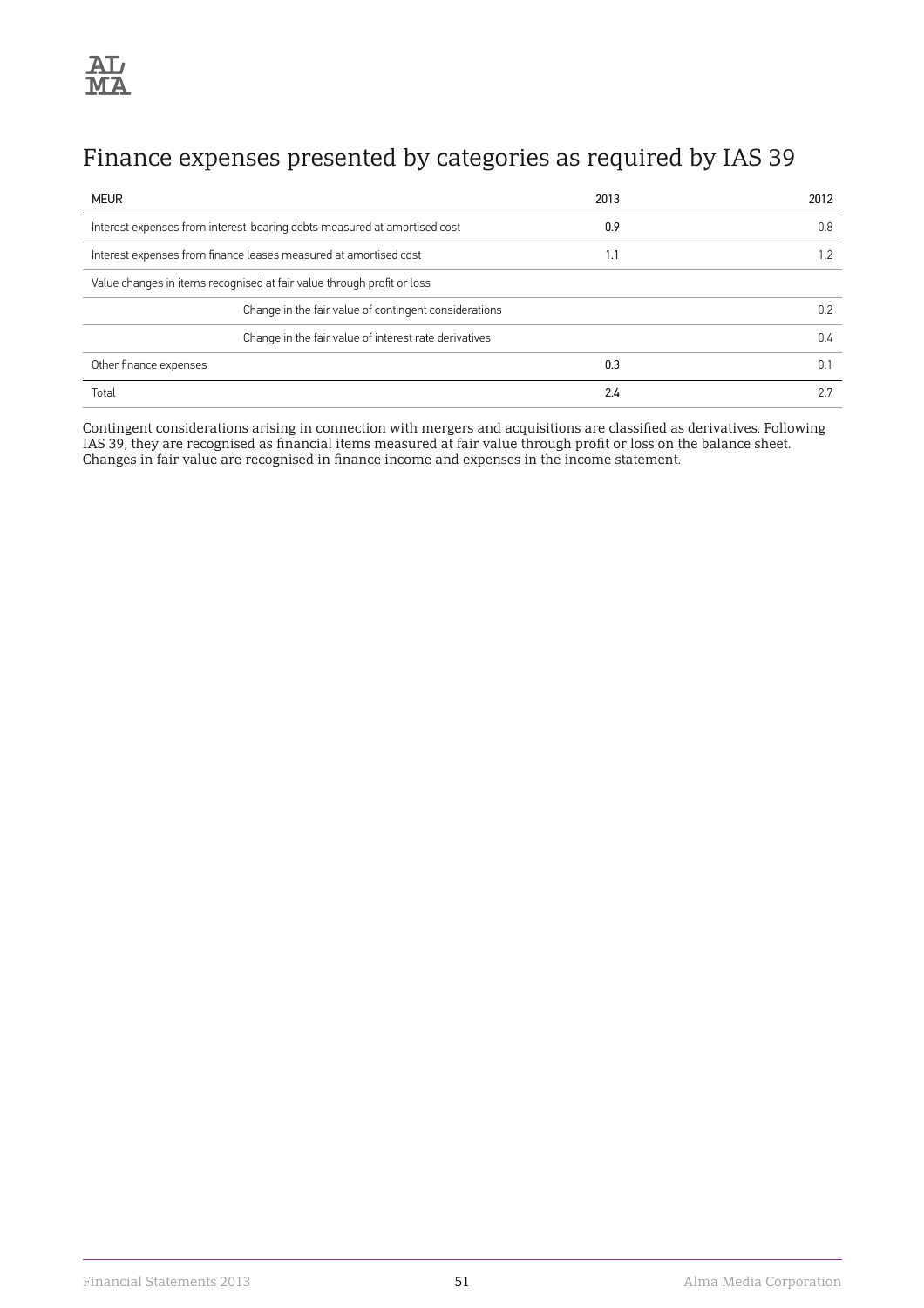# Finance expenses presented by categories as required by IAS 39

| MEUR | 2013 | 2012 |
| --- | --- | --- |
| Interest expenses from interest-bearing debts measured at amortised cost | 0.9 | 0.8 |
| Interest expenses from finance leases measured at amortised cost | 1.1 | 1.2 |
| Value changes in items recognised at fair value through profit or loss | | |
| Change in the fair value of contingent considerations | | 0.2 |
| Change in the fair value of interest rate derivatives | | 0.4 |
| Other finance expenses | 0.3 | 0.1 |
| Total | 2.4 | 2.7 |

Contingent considerations arising in connection with mergers and acquisitions are classified as derivatives. Following IAS 39, they are recognised as financial items measured at fair value through profit or loss on the balance sheet. Changes in fair value are recognised in finance income and expenses in the income statement.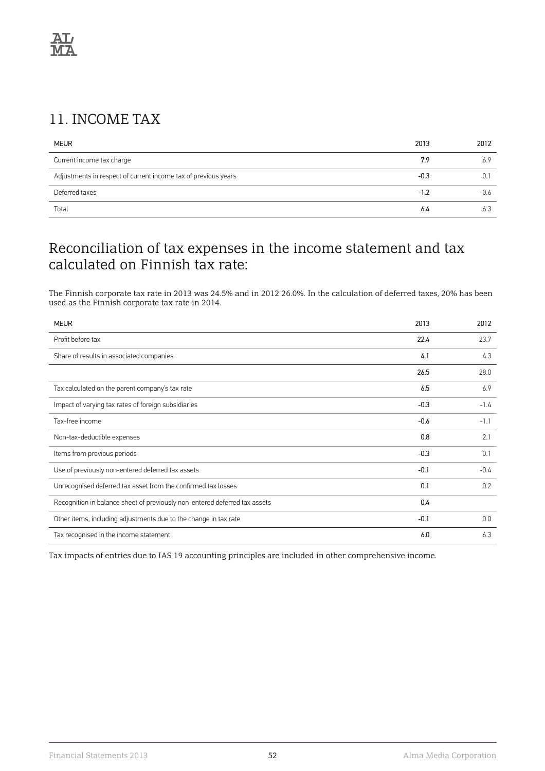## 11. INCOME TAX

| MEUR | 2013 | 2012 |
|---|---|---|
| Current income tax charge | 7.9 | 6.9 |
| Adjustments in respect of current income tax of previous years | -0.3 | 0.1 |
| Deferred taxes | -1.2 | -0.6 |
| Total | 6.4 | 6.3 |

## Reconciliation of tax expenses in the income statement and tax calculated on Finnish tax rate:

The Finnish corporate tax rate in 2013 was 24.5% and in 2012 26.0%. In the calculation of deferred taxes, 20% has been used as the Finnish corporate tax rate in 2014.

| MEUR | 2013 | 2012 |
|---|---|---|
| Profit before tax | 22.4 | 23.7 |
| Share of results in associated companies | 4.1 | 4.3 |
| | 26.5 | 28.0 |
| Tax calculated on the parent company's tax rate | 6.5 | 6.9 |
| Impact of varying tax rates of foreign subsidiaries | -0.3 | -1.4 |
| Tax-free income | -0.6 | -1.1 |
| Non-tax-deductible expenses | 0.8 | 2.1 |
| Items from previous periods | -0.3 | 0.1 |
| Use of previously non-entered deferred tax assets | -0.1 | -0.4 |
| Unrecognised deferred tax asset from the confirmed tax losses | 0.1 | 0.2 |
| Recognition in balance sheet of previously non-entered deferred tax assets | 0.4 | |
| Other items, including adjustments due to the change in tax rate | -0.1 | 0.0 |
| Tax recognised in the income statement | 6.0 | 6.3 |

Tax impacts of entries due to IAS 19 accounting principles are included in other comprehensive income.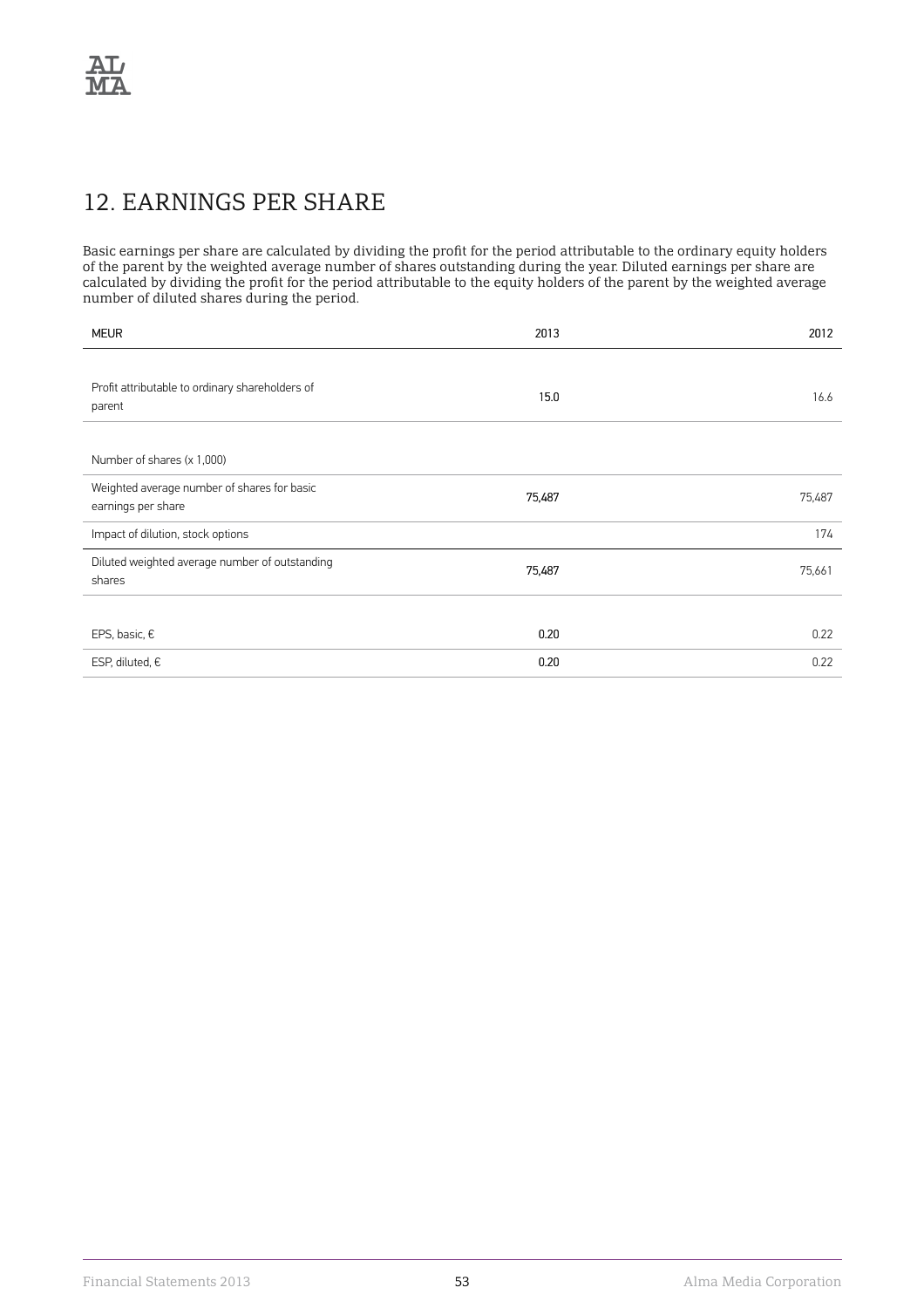# 12. EARNINGS PER SHARE

Basic earnings per share are calculated by dividing the profit for the period attributable to the ordinary equity holders of the parent by the weighted average number of shares outstanding during the year. Diluted earnings per share are calculated by dividing the profit for the period attributable to the equity holders of the parent by the weighted average number of diluted shares during the period.

| MEUR | 2013 | 2012 |
|---|---|---|
| Profit attributable to ordinary shareholders of parent | 15.0 | 16.6 |
| Number of shares (x 1,000) | | |
| Weighted average number of shares for basic earnings per share | 75,487 | 75,487 |
| Impact of dilution, stock options | | 174 |
| Diluted weighted average number of outstanding shares | 75,487 | 75,661 |
| EPS, basic, € | 0.20 | 0.22 |
| ESP, diluted, € | 0.20 | 0.22 |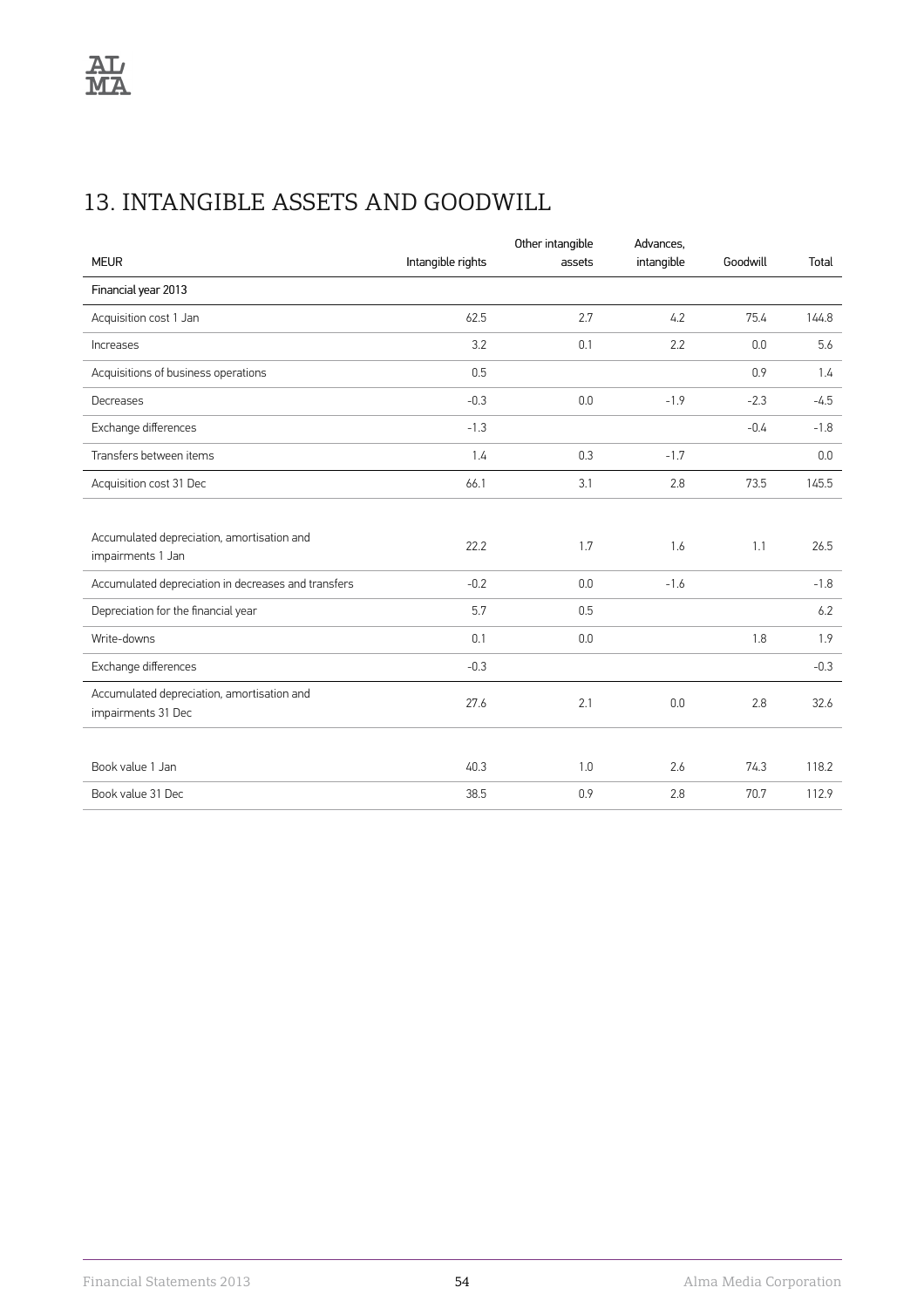# 13. INTANGIBLE ASSETS AND GOODWILL

| MEUR | Intangible rights | Other intangible assets | Advances, intangible | Goodwill | Total |
|---|---|---|---|---|---|
| Financial year 2013 | | | | | |
| Acquisition cost 1 Jan | 62.5 | 2.7 | 4.2 | 75.4 | 144.8 |
| Increases | 3.2 | 0.1 | 2.2 | 0.0 | 5.6 |
| Acquisitions of business operations | 0.5 | | | 0.9 | 1.4 |
| Decreases | -0.3 | 0.0 | -1.9 | -2.3 | -4.5 |
| Exchange differences | -1.3 | | | -0.4 | -1.8 |
| Transfers between items | 1.4 | 0.3 | -1.7 | | 0.0 |
| Acquisition cost 31 Dec | 66.1 | 3.1 | 2.8 | 73.5 | 145.5 |
| | | | | | |
| Accumulated depreciation, amortisation and impairments 1 Jan | 22.2 | 1.7 | 1.6 | 1.1 | 26.5 |
| Accumulated depreciation in decreases and transfers | -0.2 | 0.0 | -1.6 | | -1.8 |
| Depreciation for the financial year | 5.7 | 0.5 | | | 6.2 |
| Write-downs | 0.1 | 0.0 | | 1.8 | 1.9 |
| Exchange differences | -0.3 | | | | -0.3 |
| Accumulated depreciation, amortisation and impairments 31 Dec | 27.6 | 2.1 | 0.0 | 2.8 | 32.6 |
| | | | | | |
| Book value 1 Jan | 40.3 | 1.0 | 2.6 | 74.3 | 118.2 |
| Book value 31 Dec | 38.5 | 0.9 | 2.8 | 70.7 | 112.9 |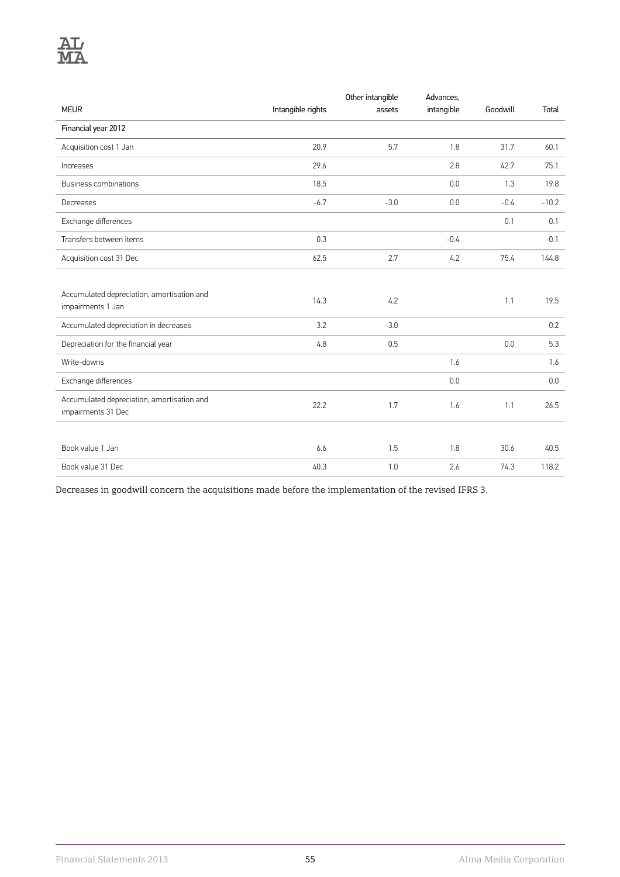| MEUR | Intangible rights | Other intangible assets | Advances, intangible | Goodwill | Total |
|---|---|---|---|---|---|
| Financial year 2012 | | | | | |
| Acquisition cost 1 Jan | 20.9 | 5.7 | 1.8 | 31.7 | 60.1 |
| Increases | 29.6 | | 2.8 | 42.7 | 75.1 |
| Business combinations | 18.5 | | 0.0 | 1.3 | 19.8 |
| Decreases | -6.7 | -3.0 | 0.0 | -0.4 | -10.2 |
| Exchange differences | | | | 0.1 | 0.1 |
| Transfers between items | 0.3 | | -0.4 | | -0.1 |
| Acquisition cost 31 Dec | 62.5 | 2.7 | 4.2 | 75.4 | 144.8 |
| | | | | | |
| Accumulated depreciation, amortisation and impairments 1 Jan | 14.3 | 4.2 | | 1.1 | 19.5 |
| Accumulated depreciation in decreases | 3.2 | -3.0 | | | 0.2 |
| Depreciation for the financial year | 4.8 | 0.5 | | 0.0 | 5.3 |
| Write-downs | | | 1.6 | | 1.6 |
| Exchange differences | | | 0.0 | | 0.0 |
| Accumulated depreciation, amortisation and impairments 31 Dec | 22.2 | 1.7 | 1.6 | 1.1 | 26.5 |
| | | | | | |
| Book value 1 Jan | 6.6 | 1.5 | 1.8 | 30.6 | 40.5 |
| Book value 31 Dec | 40.3 | 1.0 | 2.6 | 74.3 | 118.2 |

Decreases in goodwill concern the acquisitions made before the implementation of the revised IFRS 3.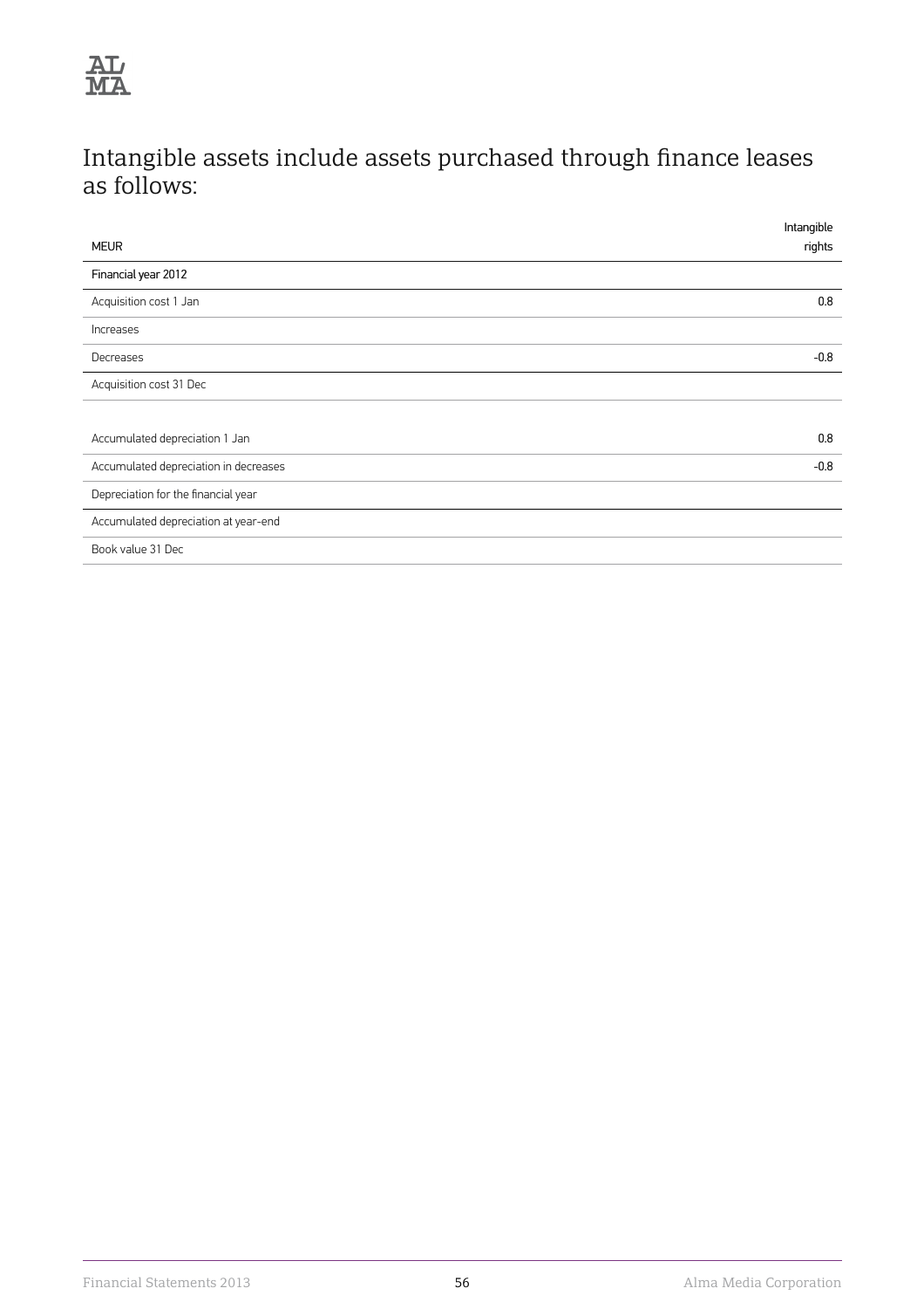## Intangible assets include assets purchased through finance leases as follows:

| MEUR | Intangible rights |
|---|---|
| **Financial year 2012** | |
| Acquisition cost 1 Jan | 0.8 |
| Increases | |
| Decreases | -0.8 |
| Acquisition cost 31 Dec | |
| | |
| Accumulated depreciation 1 Jan | 0.8 |
| Accumulated depreciation in decreases | -0.8 |
| Depreciation for the financial year | |
| Accumulated depreciation at year-end | |
| Book value 31 Dec | |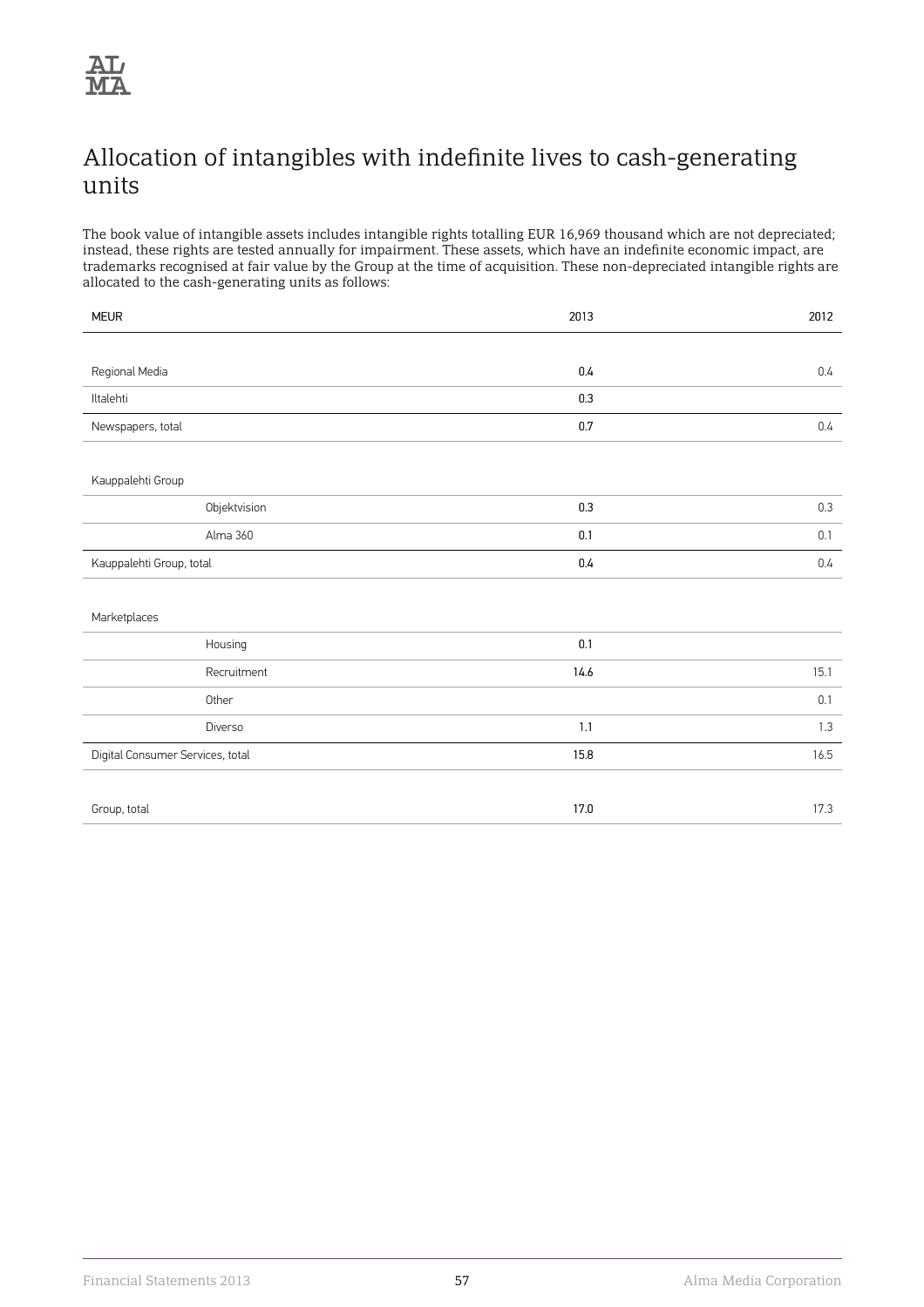## Allocation of intangibles with indefinite lives to cash-generating units

The book value of intangible assets includes intangible rights totalling EUR 16,969 thousand which are not depreciated; instead, these rights are tested annually for impairment. These assets, which have an indefinite economic impact, are trademarks recognised at fair value by the Group at the time of acquisition. These non-depreciated intangible rights are allocated to the cash-generating units as follows:

| MEUR | | 2013 | 2012 |
|---|---|---|---|
| Regional Media | | 0.4 | 0.4 |
| Iltalehti | | 0.3 | |
| Newspapers, total | | 0.7 | 0.4 |
| Kauppalehti Group | | | |
| | Objektvision | 0.3 | 0.3 |
| | Alma 360 | 0.1 | 0.1 |
| Kauppalehti Group, total | | 0.4 | 0.4 |
| Marketplaces | | | |
| | Housing | 0.1 | |
| | Recruitment | 14.6 | 15.1 |
| | Other | | 0.1 |
| | Diverso | 1.1 | 1.3 |
| Digital Consumer Services, total | | 15.8 | 16.5 |
| Group, total | | 17.0 | 17.3 |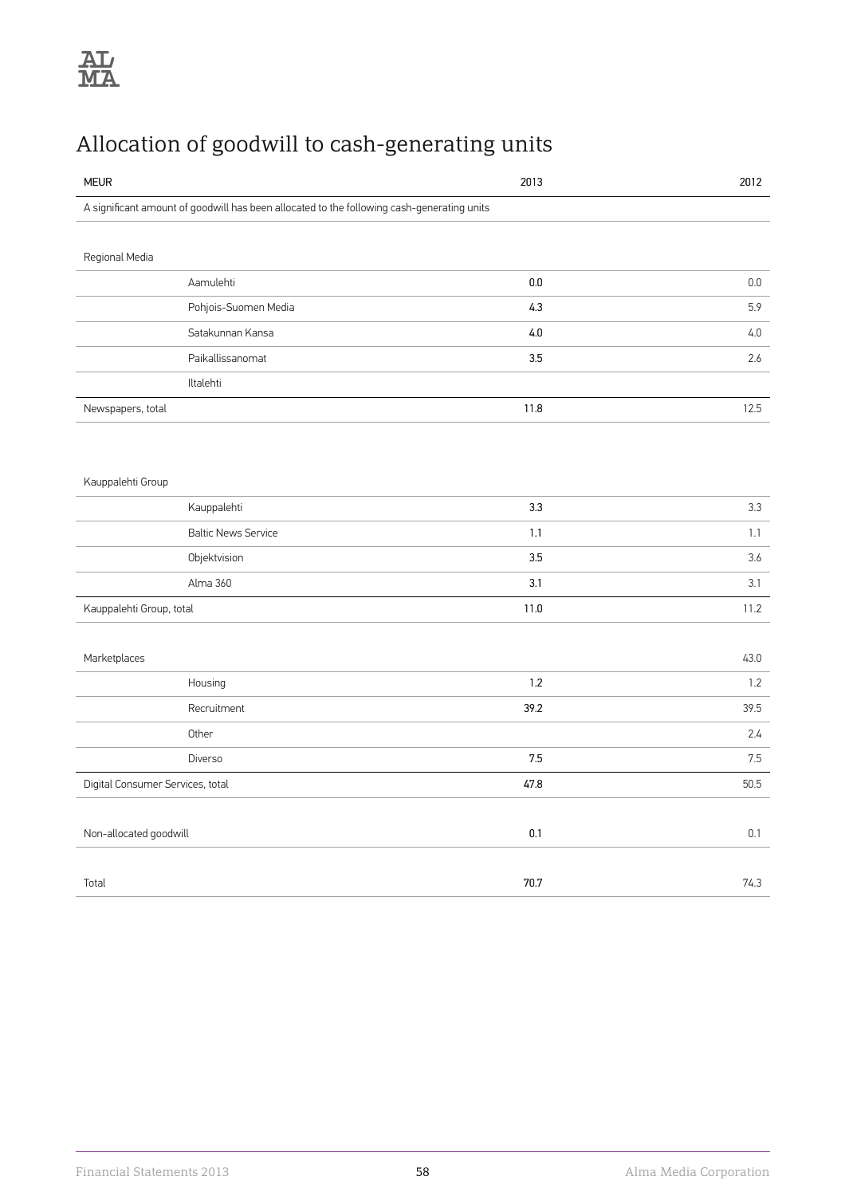# Allocation of goodwill to cash-generating units

| MEUR | | 2013 | 2012 |
|---|---|---|---|
| A significant amount of goodwill has been allocated to the following cash-generating units | | | |
| Regional Media | | | |
| | Aamulehti | 0.0 | 0.0 |
| | Pohjois-Suomen Media | 4.3 | 5.9 |
| | Satakunnan Kansa | 4.0 | 4.0 |
| | Paikallissanomat | 3.5 | 2.6 |
| | Iltalehti | | |
| Newspapers, total | | 11.8 | 12.5 |
| Kauppalehti Group | | | |
| | Kauppalehti | 3.3 | 3.3 |
| | Baltic News Service | 1.1 | 1.1 |
| | Objektvision | 3.5 | 3.6 |
| | Alma 360 | 3.1 | 3.1 |
| Kauppalehti Group, total | | 11.0 | 11.2 |
| Marketplaces | | | 43.0 |
| | Housing | 1.2 | 1.2 |
| | Recruitment | 39.2 | 39.5 |
| | Other | | 2.4 |
| | Diverso | 7.5 | 7.5 |
| Digital Consumer Services, total | | 47.8 | 50.5 |
| Non-allocated goodwill | | 0.1 | 0.1 |
| Total | | 70.7 | 74.3 |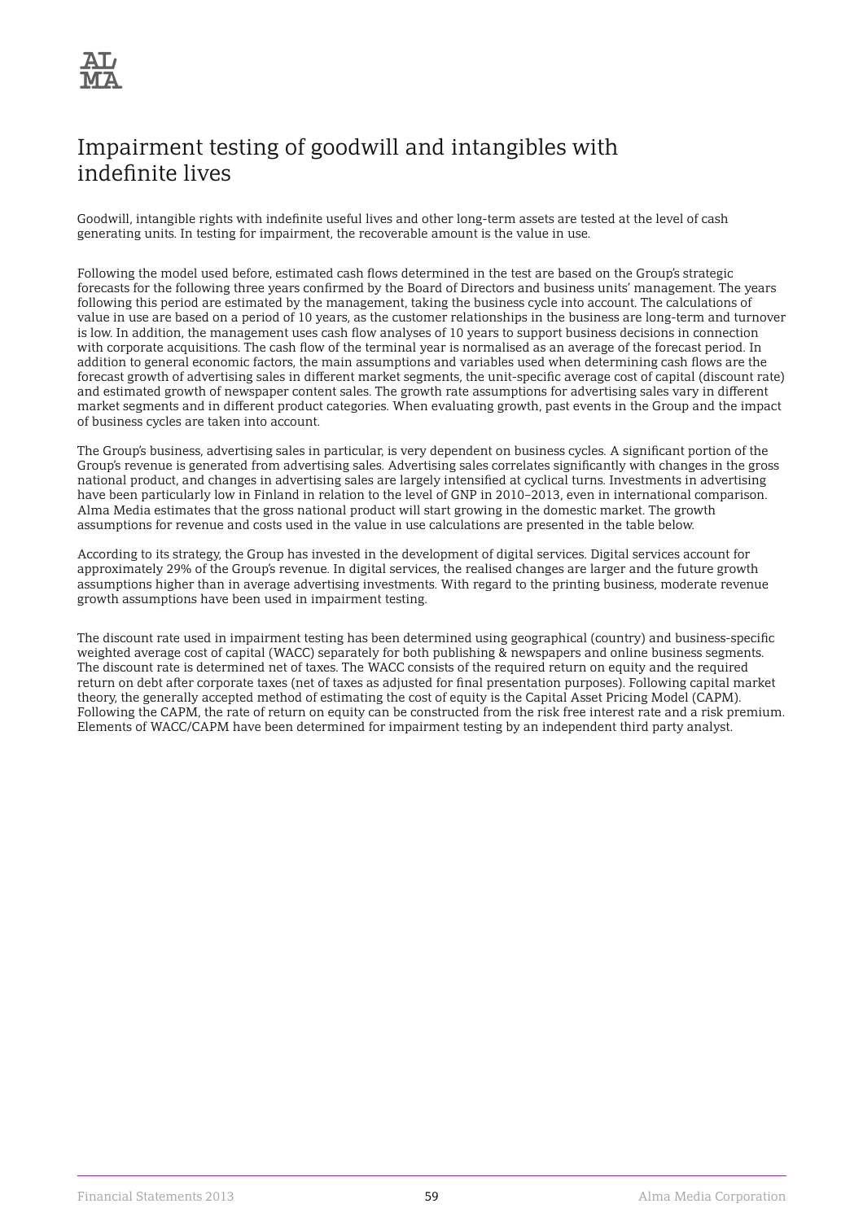# Impairment testing of goodwill and intangibles with indefinite lives

Goodwill, intangible rights with indefinite useful lives and other long-term assets are tested at the level of cash generating units. In testing for impairment, the recoverable amount is the value in use.

Following the model used before, estimated cash flows determined in the test are based on the Group's strategic forecasts for the following three years confirmed by the Board of Directors and business units' management. The years following this period are estimated by the management, taking the business cycle into account. The calculations of value in use are based on a period of 10 years, as the customer relationships in the business are long-term and turnover is low. In addition, the management uses cash flow analyses of 10 years to support business decisions in connection with corporate acquisitions. The cash flow of the terminal year is normalised as an average of the forecast period. In addition to general economic factors, the main assumptions and variables used when determining cash flows are the forecast growth of advertising sales in different market segments, the unit-specific average cost of capital (discount rate) and estimated growth of newspaper content sales. The growth rate assumptions for advertising sales vary in different market segments and in different product categories. When evaluating growth, past events in the Group and the impact of business cycles are taken into account.

The Group's business, advertising sales in particular, is very dependent on business cycles. A significant portion of the Group's revenue is generated from advertising sales. Advertising sales correlates significantly with changes in the gross national product, and changes in advertising sales are largely intensified at cyclical turns. Investments in advertising have been particularly low in Finland in relation to the level of GNP in 2010–2013, even in international comparison. Alma Media estimates that the gross national product will start growing in the domestic market. The growth assumptions for revenue and costs used in the value in use calculations are presented in the table below.

According to its strategy, the Group has invested in the development of digital services. Digital services account for approximately 29% of the Group's revenue. In digital services, the realised changes are larger and the future growth assumptions higher than in average advertising investments. With regard to the printing business, moderate revenue growth assumptions have been used in impairment testing.

The discount rate used in impairment testing has been determined using geographical (country) and business-specific weighted average cost of capital (WACC) separately for both publishing & newspapers and online business segments. The discount rate is determined net of taxes. The WACC consists of the required return on equity and the required return on debt after corporate taxes (net of taxes as adjusted for final presentation purposes). Following capital market theory, the generally accepted method of estimating the cost of equity is the Capital Asset Pricing Model (CAPM). Following the CAPM, the rate of return on equity can be constructed from the risk free interest rate and a risk premium. Elements of WACC/CAPM have been determined for impairment testing by an independent third party analyst.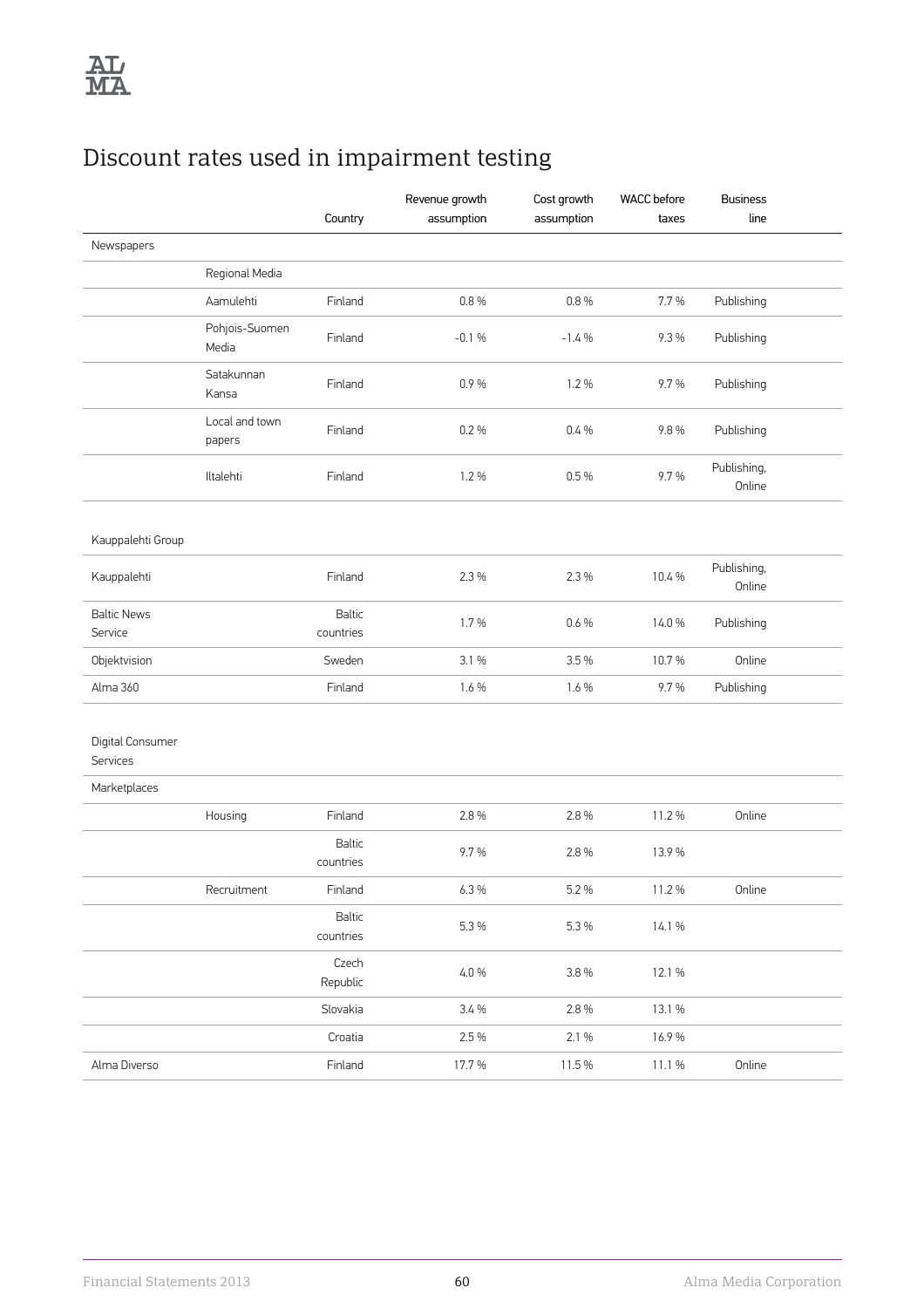# Discount rates used in impairment testing

| | | Country | Revenue growth assumption | Cost growth assumption | WACC before taxes | Business line |
|---|---|---|---|---|---|---|
| Newspapers | | | | | | |
| | Regional Media | | | | | |
| | Aamulehti | Finland | 0.8 % | 0.8 % | 7.7 % | Publishing |
| | Pohjois-Suomen Media | Finland | -0.1 % | -1.4 % | 9.3 % | Publishing |
| | Satakunnan Kansa | Finland | 0.9 % | 1.2 % | 9.7 % | Publishing |
| | Local and town papers | Finland | 0.2 % | 0.4 % | 9.8 % | Publishing |
| | Iltalehti | Finland | 1.2 % | 0.5 % | 9.7 % | Publishing, Online |
| Kauppalehti Group | | | | | | |
| Kauppalehti | | Finland | 2.3 % | 2.3 % | 10.4 % | Publishing, Online |
| Baltic News Service | | Baltic countries | 1.7 % | 0.6 % | 14.0 % | Publishing |
| Objektvision | | Sweden | 3.1 % | 3.5 % | 10.7 % | Online |
| Alma 360 | | Finland | 1.6 % | 1.6 % | 9.7 % | Publishing |
| Digital Consumer Services | | | | | | |
| Marketplaces | | | | | | |
| | Housing | Finland | 2.8 % | 2.8 % | 11.2 % | Online |
| | | Baltic countries | 9.7 % | 2.8 % | 13.9 % | |
| | Recruitment | Finland | 6.3 % | 5.2 % | 11.2 % | Online |
| | | Baltic countries | 5.3 % | 5.3 % | 14.1 % | |
| | | Czech Republic | 4.0 % | 3.8 % | 12.1 % | |
| | | Slovakia | 3.4 % | 2.8 % | 13.1 % | |
| | | Croatia | 2.5 % | 2.1 % | 16.9 % | |
| Alma Diverso | | Finland | 17.7 % | 11.5 % | 11.1 % | Online |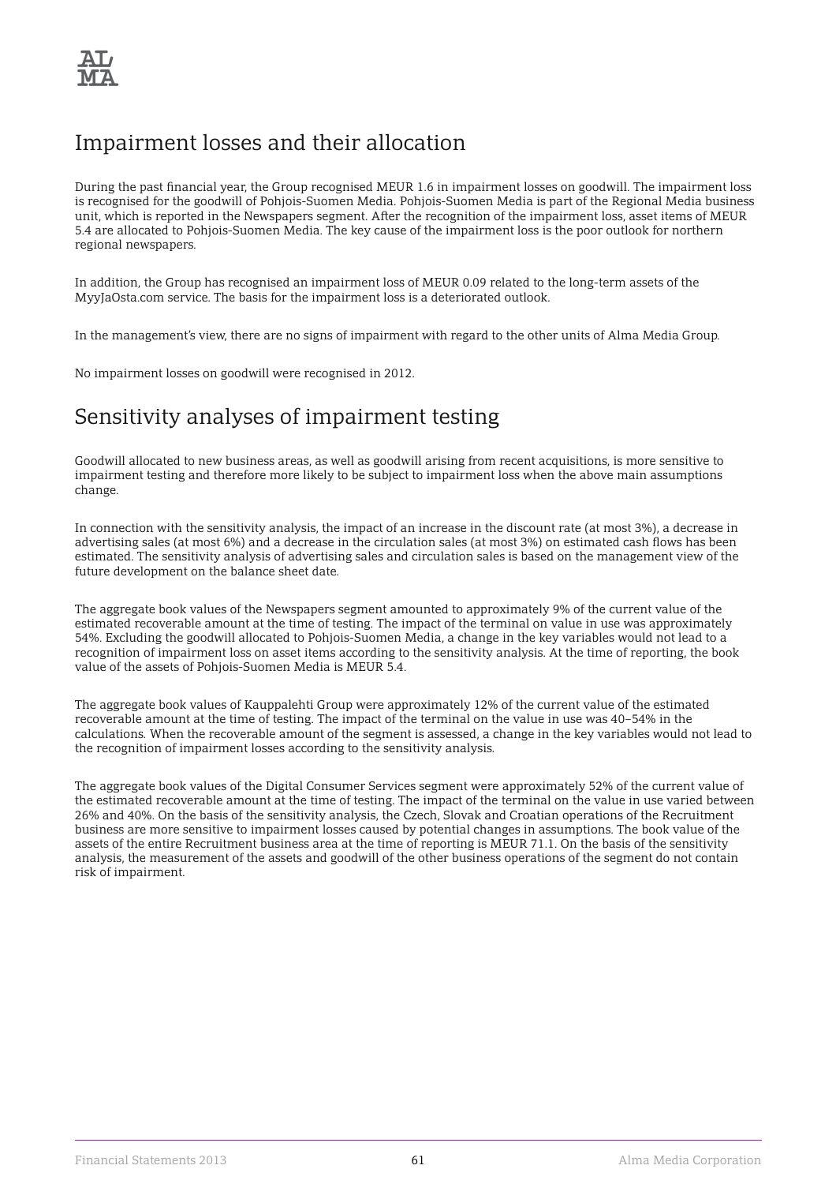## Impairment losses and their allocation

During the past financial year, the Group recognised MEUR 1.6 in impairment losses on goodwill. The impairment loss is recognised for the goodwill of Pohjois-Suomen Media. Pohjois-Suomen Media is part of the Regional Media business unit, which is reported in the Newspapers segment. After the recognition of the impairment loss, asset items of MEUR 5.4 are allocated to Pohjois-Suomen Media. The key cause of the impairment loss is the poor outlook for northern regional newspapers.

In addition, the Group has recognised an impairment loss of MEUR 0.09 related to the long-term assets of the MyyJaOsta.com service. The basis for the impairment loss is a deteriorated outlook.

In the management's view, there are no signs of impairment with regard to the other units of Alma Media Group.

No impairment losses on goodwill were recognised in 2012.

## Sensitivity analyses of impairment testing

Goodwill allocated to new business areas, as well as goodwill arising from recent acquisitions, is more sensitive to impairment testing and therefore more likely to be subject to impairment loss when the above main assumptions change.

In connection with the sensitivity analysis, the impact of an increase in the discount rate (at most 3%), a decrease in advertising sales (at most 6%) and a decrease in the circulation sales (at most 3%) on estimated cash flows has been estimated. The sensitivity analysis of advertising sales and circulation sales is based on the management view of the future development on the balance sheet date.

The aggregate book values of the Newspapers segment amounted to approximately 9% of the current value of the estimated recoverable amount at the time of testing. The impact of the terminal on value in use was approximately 54%. Excluding the goodwill allocated to Pohjois-Suomen Media, a change in the key variables would not lead to a recognition of impairment loss on asset items according to the sensitivity analysis. At the time of reporting, the book value of the assets of Pohjois-Suomen Media is MEUR 5.4.

The aggregate book values of Kauppalehti Group were approximately 12% of the current value of the estimated recoverable amount at the time of testing. The impact of the terminal on the value in use was 40–54% in the calculations. When the recoverable amount of the segment is assessed, a change in the key variables would not lead to the recognition of impairment losses according to the sensitivity analysis.

The aggregate book values of the Digital Consumer Services segment were approximately 52% of the current value of the estimated recoverable amount at the time of testing. The impact of the terminal on the value in use varied between 26% and 40%. On the basis of the sensitivity analysis, the Czech, Slovak and Croatian operations of the Recruitment business are more sensitive to impairment losses caused by potential changes in assumptions. The book value of the assets of the entire Recruitment business area at the time of reporting is MEUR 71.1. On the basis of the sensitivity analysis, the measurement of the assets and goodwill of the other business operations of the segment do not contain risk of impairment.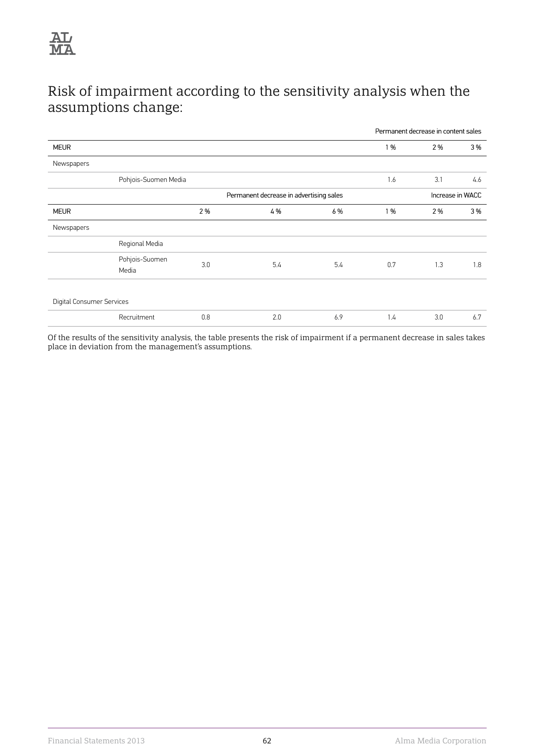## Risk of impairment according to the sensitivity analysis when the assumptions change:

| | | | | | Permanent decrease in content sales | | |
|---|---|---|---|---|---|---|---|
| MEUR | | | | | 1 % | 2 % | 3 % |
| Newspapers | | | | | | | |
| | Pohjois-Suomen Media | | | | 1.6 | 3.1 | 4.6 |

| | | Permanent decrease in advertising sales | | | Increase in WACC | | |
|---|---|---|---|---|---|---|---|
| MEUR | | 2 % | 4 % | 6 % | 1 % | 2 % | 3 % |
| Newspapers | | | | | | | |
| | Regional Media | | | | | | |
| | Pohjois-Suomen Media | 3.0 | 5.4 | 5.4 | 0.7 | 1.3 | 1.8 |
| Digital Consumer Services | | | | | | | |
| | Recruitment | 0.8 | 2.0 | 6.9 | 1.4 | 3.0 | 6.7 |

Of the results of the sensitivity analysis, the table presents the risk of impairment if a permanent decrease in sales takes place in deviation from the management's assumptions.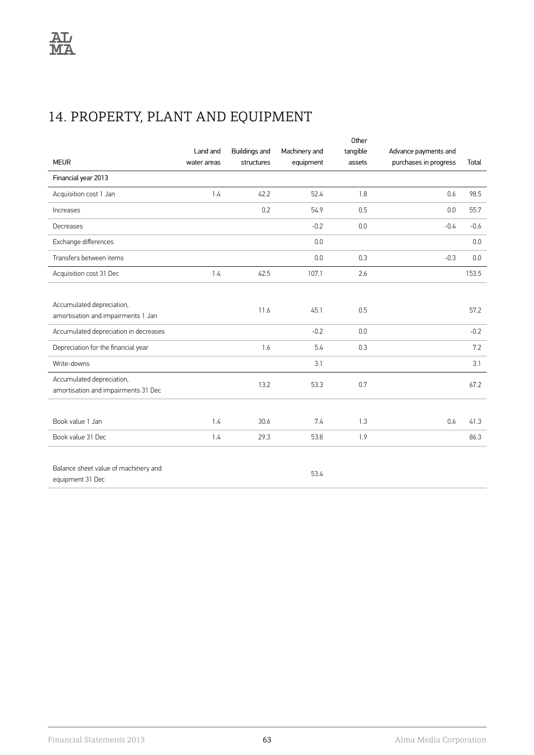# 14. PROPERTY, PLANT AND EQUIPMENT

| MEUR | Land and water areas | Buildings and structures | Machinery and equipment | Other tangible assets | Advance payments and purchases in progress | Total |
|---|---|---|---|---|---|---|
| Financial year 2013 | | | | | | |
| Acquisition cost 1 Jan | 1.4 | 42.2 | 52.4 | 1.8 | 0.6 | 98.5 |
| Increases | | 0.2 | 54.9 | 0.5 | 0.0 | 55.7 |
| Decreases | | | -0.2 | 0.0 | -0.4 | -0.6 |
| Exchange differences | | | 0.0 | | | 0.0 |
| Transfers between items | | | 0.0 | 0.3 | -0.3 | 0.0 |
| Acquisition cost 31 Dec | 1.4 | 42.5 | 107.1 | 2.6 | | 153.5 |
| | | | | | | |
| Accumulated depreciation, amortisation and impairments 1 Jan | | 11.6 | 45.1 | 0.5 | | 57.2 |
| Accumulated depreciation in decreases | | | -0.2 | 0.0 | | -0.2 |
| Depreciation for the financial year | | 1.6 | 5.4 | 0.3 | | 7.2 |
| Write-downs | | | 3.1 | | | 3.1 |
| Accumulated depreciation, amortisation and impairments 31 Dec | | 13.2 | 53.3 | 0.7 | | 67.2 |
| | | | | | | |
| Book value 1 Jan | 1.4 | 30.6 | 7.4 | 1.3 | 0.6 | 41.3 |
| Book value 31 Dec | 1.4 | 29.3 | 53.8 | 1.9 | | 86.3 |
| | | | | | | |
| Balance sheet value of machinery and equipment 31 Dec | | | 53.4 | | | |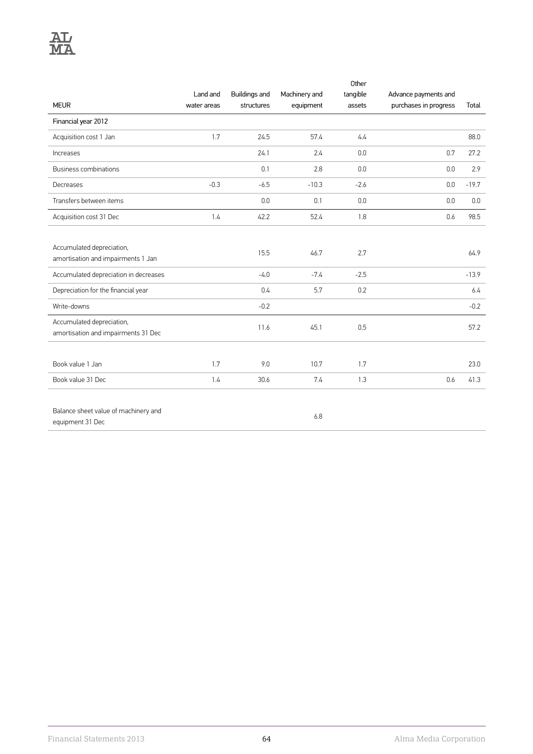| MEUR | Land and water areas | Buildings and structures | Machinery and equipment | Other tangible assets | Advance payments and purchases in progress | Total |
|---|---|---|---|---|---|---|
| Financial year 2012 | | | | | | |
| Acquisition cost 1 Jan | 1.7 | 24.5 | 57.4 | 4.4 | | 88.0 |
| Increases | | 24.1 | 2.4 | 0.0 | 0.7 | 27.2 |
| Business combinations | | 0.1 | 2.8 | 0.0 | 0.0 | 2.9 |
| Decreases | -0.3 | -6.5 | -10.3 | -2.6 | 0.0 | -19.7 |
| Transfers between items | | 0.0 | 0.1 | 0.0 | 0.0 | 0.0 |
| Acquisition cost 31 Dec | 1.4 | 42.2 | 52.4 | 1.8 | 0.6 | 98.5 |
| | | | | | | |
| Accumulated depreciation, amortisation and impairments 1 Jan | | 15.5 | 46.7 | 2.7 | | 64.9 |
| Accumulated depreciation in decreases | | -4.0 | -7.4 | -2.5 | | -13.9 |
| Depreciation for the financial year | | 0.4 | 5.7 | 0.2 | | 6.4 |
| Write-downs | | -0.2 | | | | -0.2 |
| Accumulated depreciation, amortisation and impairments 31 Dec | | 11.6 | 45.1 | 0.5 | | 57.2 |
| | | | | | | |
| Book value 1 Jan | 1.7 | 9.0 | 10.7 | 1.7 | | 23.0 |
| Book value 31 Dec | 1.4 | 30.6 | 7.4 | 1.3 | 0.6 | 41.3 |
| | | | | | | |
| Balance sheet value of machinery and equipment 31 Dec | | | 6.8 | | | |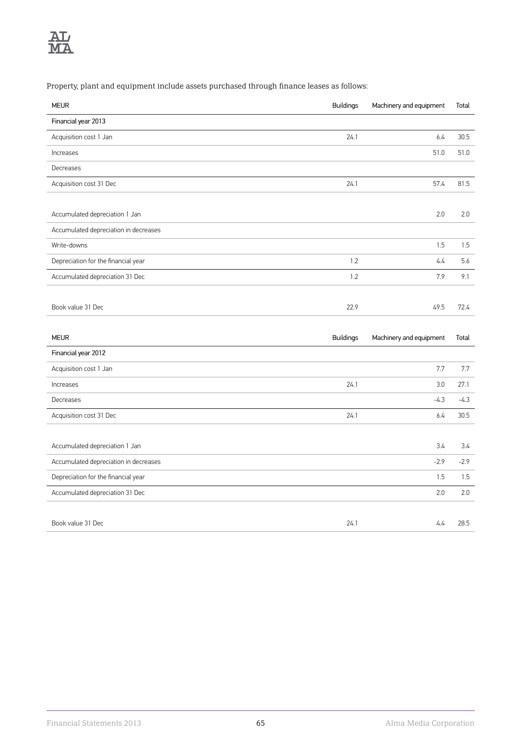Property, plant and equipment include assets purchased through finance leases as follows:

| MEUR | Buildings | Machinery and equipment | Total |
|---|---|---|---|
| Financial year 2013 | | | |
| Acquisition cost 1 Jan | 24.1 | 6.4 | 30.5 |
| Increases | | 51.0 | 51.0 |
| Decreases | | | |
| Acquisition cost 31 Dec | 24.1 | 57.4 | 81.5 |
| | | | |
| Accumulated depreciation 1 Jan | | 2.0 | 2.0 |
| Accumulated depreciation in decreases | | | |
| Write-downs | | 1.5 | 1.5 |
| Depreciation for the financial year | 1.2 | 4.4 | 5.6 |
| Accumulated depreciation 31 Dec | 1.2 | 7.9 | 9.1 |
| | | | |
| Book value 31 Dec | 22.9 | 49.5 | 72.4 |

| MEUR | Buildings | Machinery and equipment | Total |
|---|---|---|---|
| Financial year 2012 | | | |
| Acquisition cost 1 Jan | | 7.7 | 7.7 |
| Increases | 24.1 | 3.0 | 27.1 |
| Decreases | | -4.3 | -4.3 |
| Acquisition cost 31 Dec | 24.1 | 6.4 | 30.5 |
| | | | |
| Accumulated depreciation 1 Jan | | 3.4 | 3.4 |
| Accumulated depreciation in decreases | | -2.9 | -2.9 |
| Depreciation for the financial year | | 1.5 | 1.5 |
| Accumulated depreciation 31 Dec | | 2.0 | 2.0 |
| | | | |
| Book value 31 Dec | 24.1 | 4.4 | 28.5 |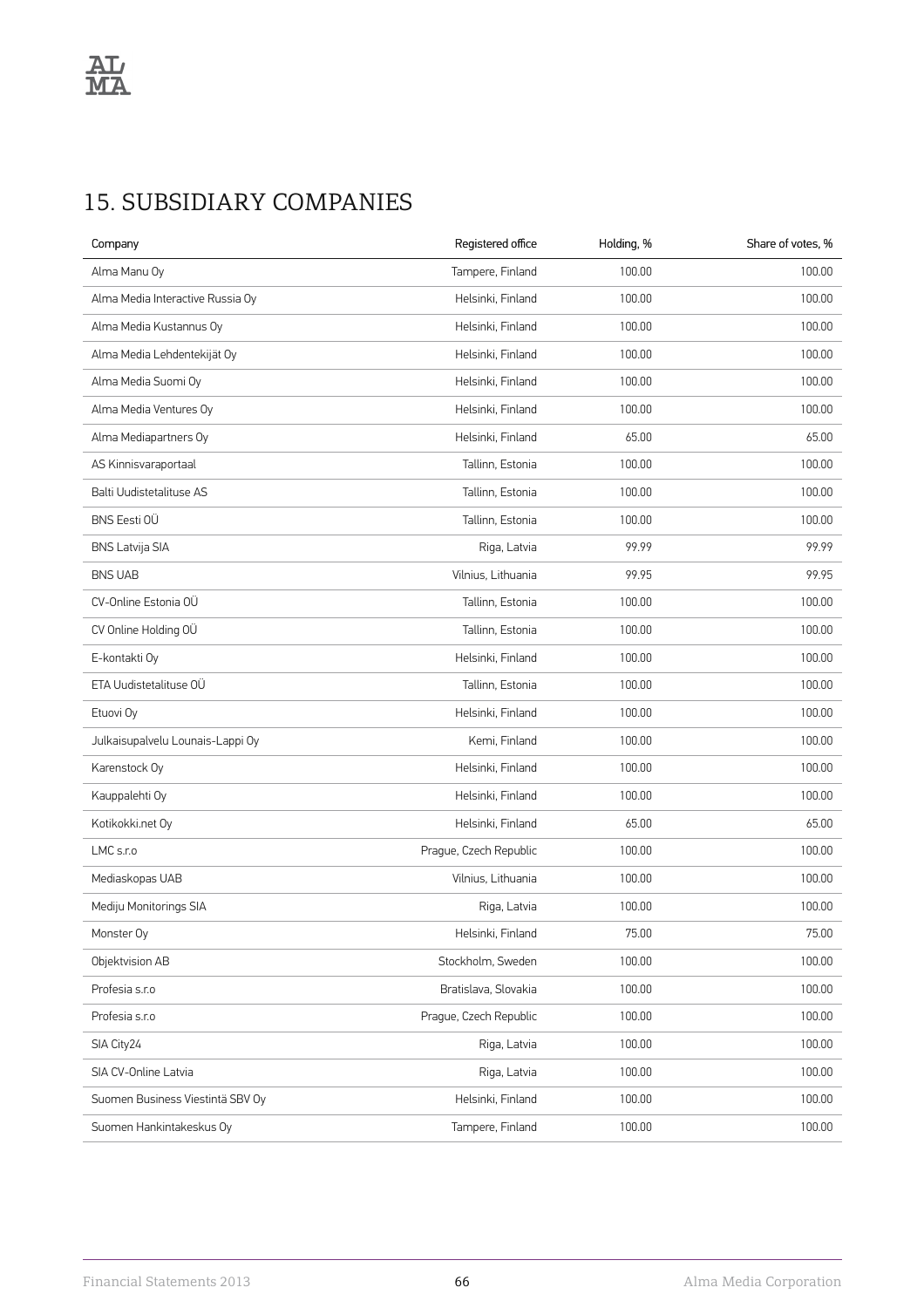## 15. SUBSIDIARY COMPANIES

| Company | Registered office | Holding, % | Share of votes, % |
|---|---|---|---|
| Alma Manu Oy | Tampere, Finland | 100.00 | 100.00 |
| Alma Media Interactive Russia Oy | Helsinki, Finland | 100.00 | 100.00 |
| Alma Media Kustannus Oy | Helsinki, Finland | 100.00 | 100.00 |
| Alma Media Lehdentekijät Oy | Helsinki, Finland | 100.00 | 100.00 |
| Alma Media Suomi Oy | Helsinki, Finland | 100.00 | 100.00 |
| Alma Media Ventures Oy | Helsinki, Finland | 100.00 | 100.00 |
| Alma Mediapartners Oy | Helsinki, Finland | 65.00 | 65.00 |
| AS Kinnisvaraportaal | Tallinn, Estonia | 100.00 | 100.00 |
| Balti Uudistetalituse AS | Tallinn, Estonia | 100.00 | 100.00 |
| BNS Eesti OÜ | Tallinn, Estonia | 100.00 | 100.00 |
| BNS Latvija SIA | Riga, Latvia | 99.99 | 99.99 |
| BNS UAB | Vilnius, Lithuania | 99.95 | 99.95 |
| CV-Online Estonia OÜ | Tallinn, Estonia | 100.00 | 100.00 |
| CV Online Holding OÜ | Tallinn, Estonia | 100.00 | 100.00 |
| E-kontakti Oy | Helsinki, Finland | 100.00 | 100.00 |
| ETA Uudistetalituse OÜ | Tallinn, Estonia | 100.00 | 100.00 |
| Etuovi Oy | Helsinki, Finland | 100.00 | 100.00 |
| Julkaisupalvelu Lounais-Lappi Oy | Kemi, Finland | 100.00 | 100.00 |
| Karenstock Oy | Helsinki, Finland | 100.00 | 100.00 |
| Kauppalehti Oy | Helsinki, Finland | 100.00 | 100.00 |
| Kotikokki.net Oy | Helsinki, Finland | 65.00 | 65.00 |
| LMC s.r.o | Prague, Czech Republic | 100.00 | 100.00 |
| Mediaskopas UAB | Vilnius, Lithuania | 100.00 | 100.00 |
| Mediju Monitorings SIA | Riga, Latvia | 100.00 | 100.00 |
| Monster Oy | Helsinki, Finland | 75.00 | 75.00 |
| Objektvision AB | Stockholm, Sweden | 100.00 | 100.00 |
| Profesia s.r.o | Bratislava, Slovakia | 100.00 | 100.00 |
| Profesia s.r.o | Prague, Czech Republic | 100.00 | 100.00 |
| SIA City24 | Riga, Latvia | 100.00 | 100.00 |
| SIA CV-Online Latvia | Riga, Latvia | 100.00 | 100.00 |
| Suomen Business Viestintä SBV Oy | Helsinki, Finland | 100.00 | 100.00 |
| Suomen Hankintakeskus Oy | Tampere, Finland | 100.00 | 100.00 |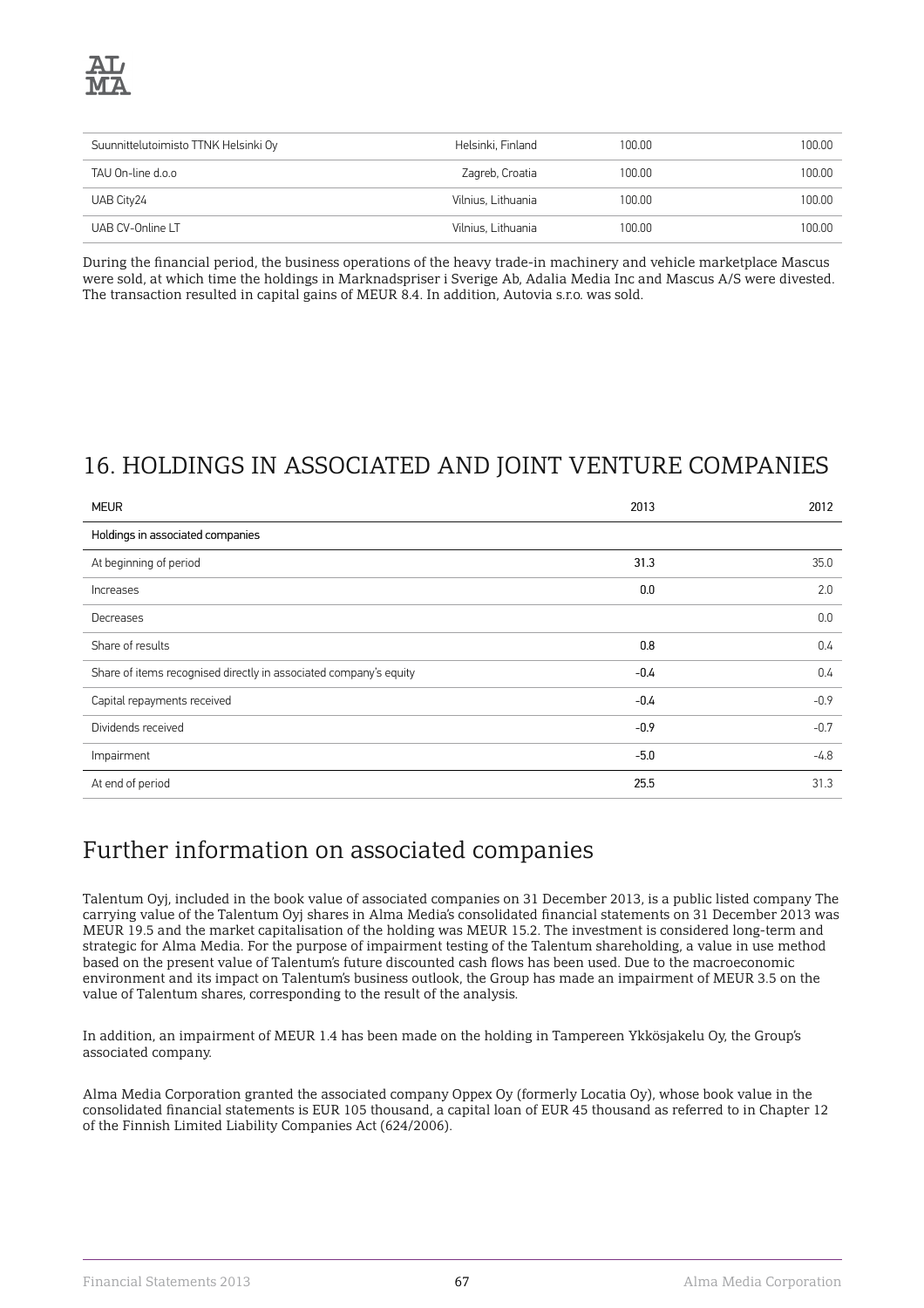| | | | |
|---|---|---|---|
| Suunnittelutoimisto TTNK Helsinki Oy | Helsinki, Finland | 100.00 | 100.00 |
| TAU On-line d.o.o | Zagreb, Croatia | 100.00 | 100.00 |
| UAB City24 | Vilnius, Lithuania | 100.00 | 100.00 |
| UAB CV-Online LT | Vilnius, Lithuania | 100.00 | 100.00 |

During the financial period, the business operations of the heavy trade-in machinery and vehicle marketplace Mascus were sold, at which time the holdings in Marknadspriser i Sverige Ab, Adalia Media Inc and Mascus A/S were divested. The transaction resulted in capital gains of MEUR 8.4. In addition, Autovia s.r.o. was sold.

# 16. HOLDINGS IN ASSOCIATED AND JOINT VENTURE COMPANIES

| MEUR | 2013 | 2012 |
|---|---|---|
| Holdings in associated companies | | |
| At beginning of period | **31.3** | 35.0 |
| Increases | **0.0** | 2.0 |
| Decreases | | 0.0 |
| Share of results | **0.8** | 0.4 |
| Share of items recognised directly in associated company's equity | **-0.4** | 0.4 |
| Capital repayments received | **-0.4** | -0.9 |
| Dividends received | **-0.9** | -0.7 |
| Impairment | **-5.0** | -4.8 |
| At end of period | **25.5** | 31.3 |

## Further information on associated companies

Talentum Oyj, included in the book value of associated companies on 31 December 2013, is a public listed company The carrying value of the Talentum Oyj shares in Alma Media's consolidated financial statements on 31 December 2013 was MEUR 19.5 and the market capitalisation of the holding was MEUR 15.2. The investment is considered long-term and strategic for Alma Media. For the purpose of impairment testing of the Talentum shareholding, a value in use method based on the present value of Talentum's future discounted cash flows has been used. Due to the macroeconomic environment and its impact on Talentum's business outlook, the Group has made an impairment of MEUR 3.5 on the value of Talentum shares, corresponding to the result of the analysis.

In addition, an impairment of MEUR 1.4 has been made on the holding in Tampereen Ykkösjakelu Oy, the Group's associated company.

Alma Media Corporation granted the associated company Oppex Oy (formerly Locatia Oy), whose book value in the consolidated financial statements is EUR 105 thousand, a capital loan of EUR 45 thousand as referred to in Chapter 12 of the Finnish Limited Liability Companies Act (624/2006).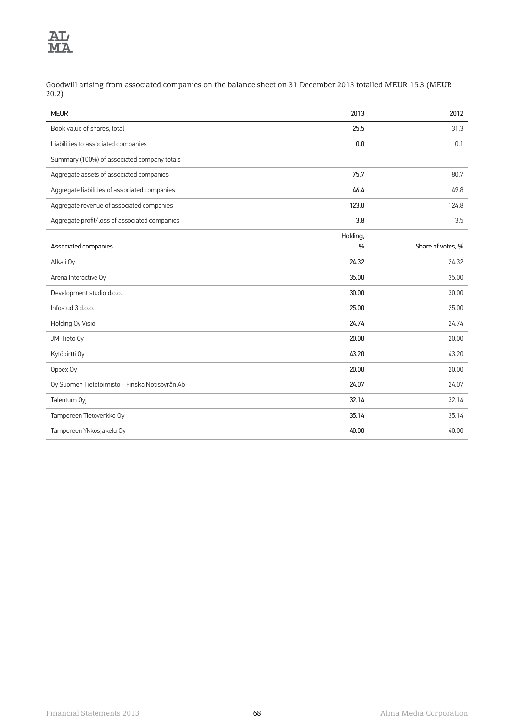Goodwill arising from associated companies on the balance sheet on 31 December 2013 totalled MEUR 15.3 (MEUR 20.2).

| MEUR | 2013 | 2012 |
|---|---|---|
| Book value of shares, total | 25.5 | 31.3 |
| Liabilities to associated companies | 0.0 | 0.1 |
| Summary (100%) of associated company totals | | |
| Aggregate assets of associated companies | 75.7 | 80.7 |
| Aggregate liabilities of associated companies | 46.4 | 49.8 |
| Aggregate revenue of associated companies | 123.0 | 124.8 |
| Aggregate profit/loss of associated companies | 3.8 | 3.5 |

| Associated companies | Holding, % | Share of votes, % |
|---|---|---|
| Alkali Oy | 24.32 | 24.32 |
| Arena Interactive Oy | 35.00 | 35.00 |
| Development studio d.o.o. | 30.00 | 30.00 |
| Infostud 3 d.o.o. | 25.00 | 25.00 |
| Holding Oy Visio | 24.74 | 24.74 |
| JM-Tieto Oy | 20.00 | 20.00 |
| Kytöpirtti Oy | 43.20 | 43.20 |
| Oppex Oy | 20.00 | 20.00 |
| Oy Suomen Tietotoimisto - Finska Notisbyrån Ab | 24.07 | 24.07 |
| Talentum Oyj | 32.14 | 32.14 |
| Tampereen Tietoverkko Oy | 35.14 | 35.14 |
| Tampereen Ykkösjakelu Oy | 40.00 | 40.00 |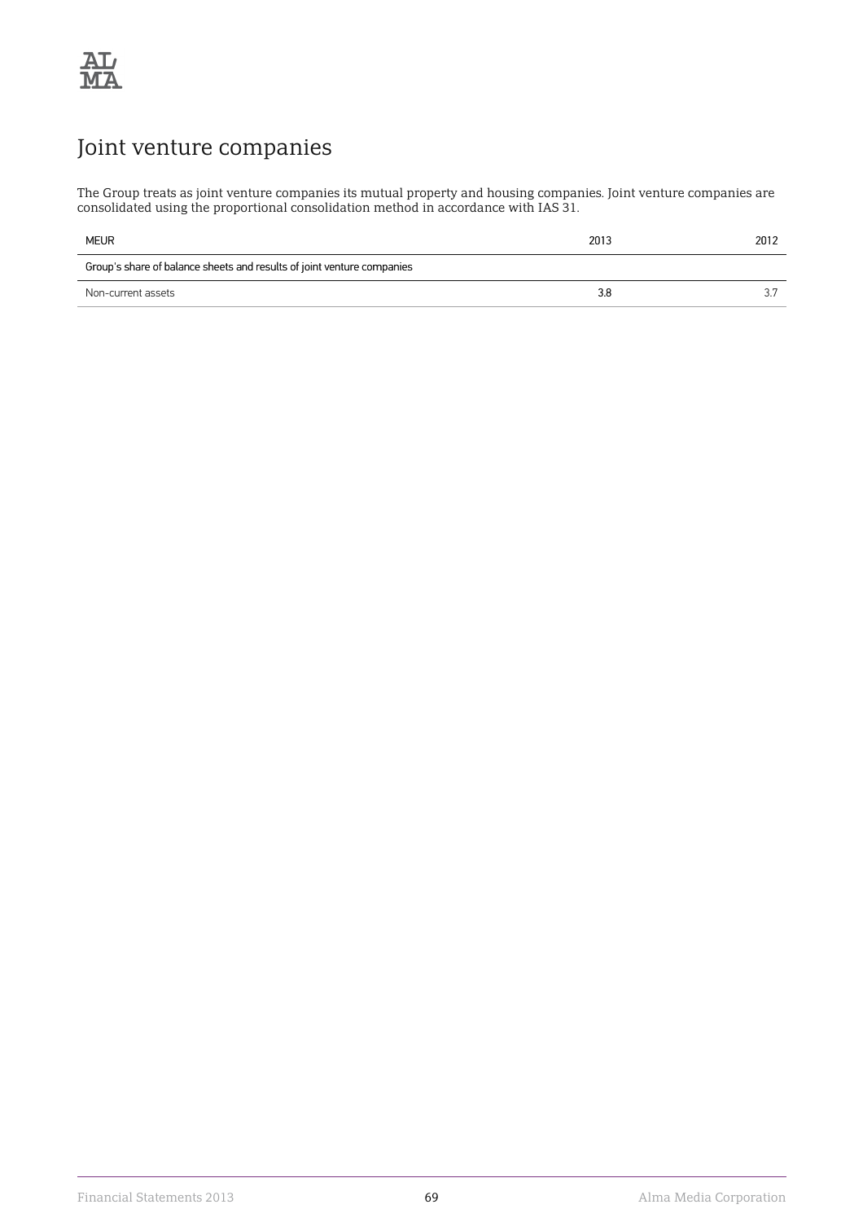# Joint venture companies

The Group treats as joint venture companies its mutual property and housing companies. Joint venture companies are consolidated using the proportional consolidation method in accordance with IAS 31.

| MEUR | 2013 | 2012 |
| --- | --- | --- |
| Group's share of balance sheets and results of joint venture companies | | |
| Non-current assets | 3.8 | 3.7 |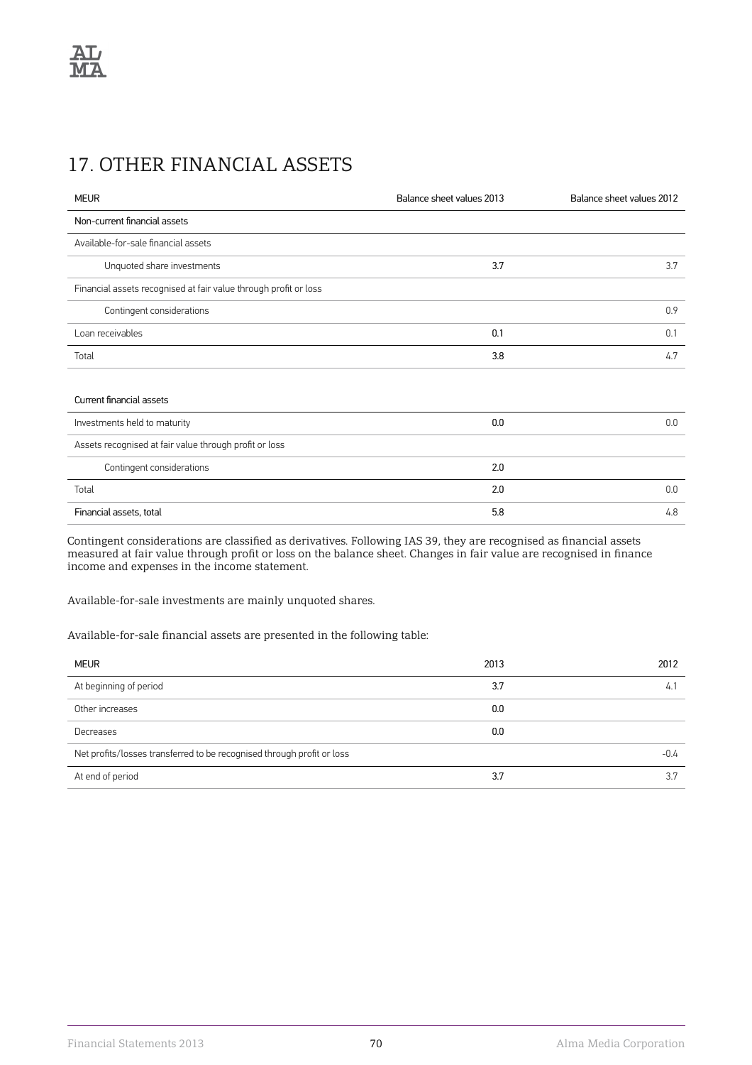# 17. OTHER FINANCIAL ASSETS

| MEUR | Balance sheet values 2013 | Balance sheet values 2012 |
|---|---|---|
| Non-current financial assets | | |
| Available-for-sale financial assets | | |
| Unquoted share investments | 3.7 | 3.7 |
| Financial assets recognised at fair value through profit or loss | | |
| Contingent considerations | | 0.9 |
| Loan receivables | 0.1 | 0.1 |
| Total | 3.8 | 4.7 |
| | | |
| Current financial assets | | |
| Investments held to maturity | 0.0 | 0.0 |
| Assets recognised at fair value through profit or loss | | |
| Contingent considerations | 2.0 | |
| Total | 2.0 | 0.0 |
| Financial assets, total | 5.8 | 4.8 |

Contingent considerations are classified as derivatives. Following IAS 39, they are recognised as financial assets measured at fair value through profit or loss on the balance sheet. Changes in fair value are recognised in finance income and expenses in the income statement.

Available-for-sale investments are mainly unquoted shares.

Available-for-sale financial assets are presented in the following table:

| MEUR | 2013 | 2012 |
|---|---|---|
| At beginning of period | 3.7 | 4.1 |
| Other increases | 0.0 | |
| Decreases | 0.0 | |
| Net profits/losses transferred to be recognised through profit or loss | | -0.4 |
| At end of period | 3.7 | 3.7 |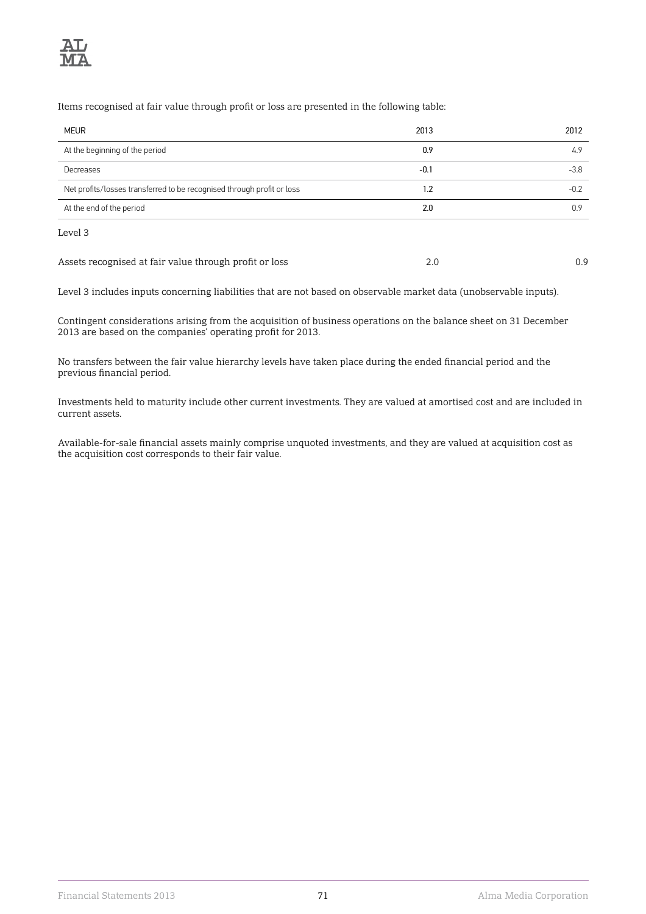Items recognised at fair value through profit or loss are presented in the following table:

| MEUR | 2013 | 2012 |
| --- | --- | --- |
| At the beginning of the period | 0.9 | 4.9 |
| Decreases | -0.1 | -3.8 |
| Net profits/losses transferred to be recognised through profit or loss | 1.2 | -0.2 |
| At the end of the period | 2.0 | 0.9 |

Level 3

| | | |
| --- | --- | --- |
| Assets recognised at fair value through profit or loss | 2.0 | 0.9 |

Level 3 includes inputs concerning liabilities that are not based on observable market data (unobservable inputs).

Contingent considerations arising from the acquisition of business operations on the balance sheet on 31 December 2013 are based on the companies' operating profit for 2013.

No transfers between the fair value hierarchy levels have taken place during the ended financial period and the previous financial period.

Investments held to maturity include other current investments. They are valued at amortised cost and are included in current assets.

Available-for-sale financial assets mainly comprise unquoted investments, and they are valued at acquisition cost as the acquisition cost corresponds to their fair value.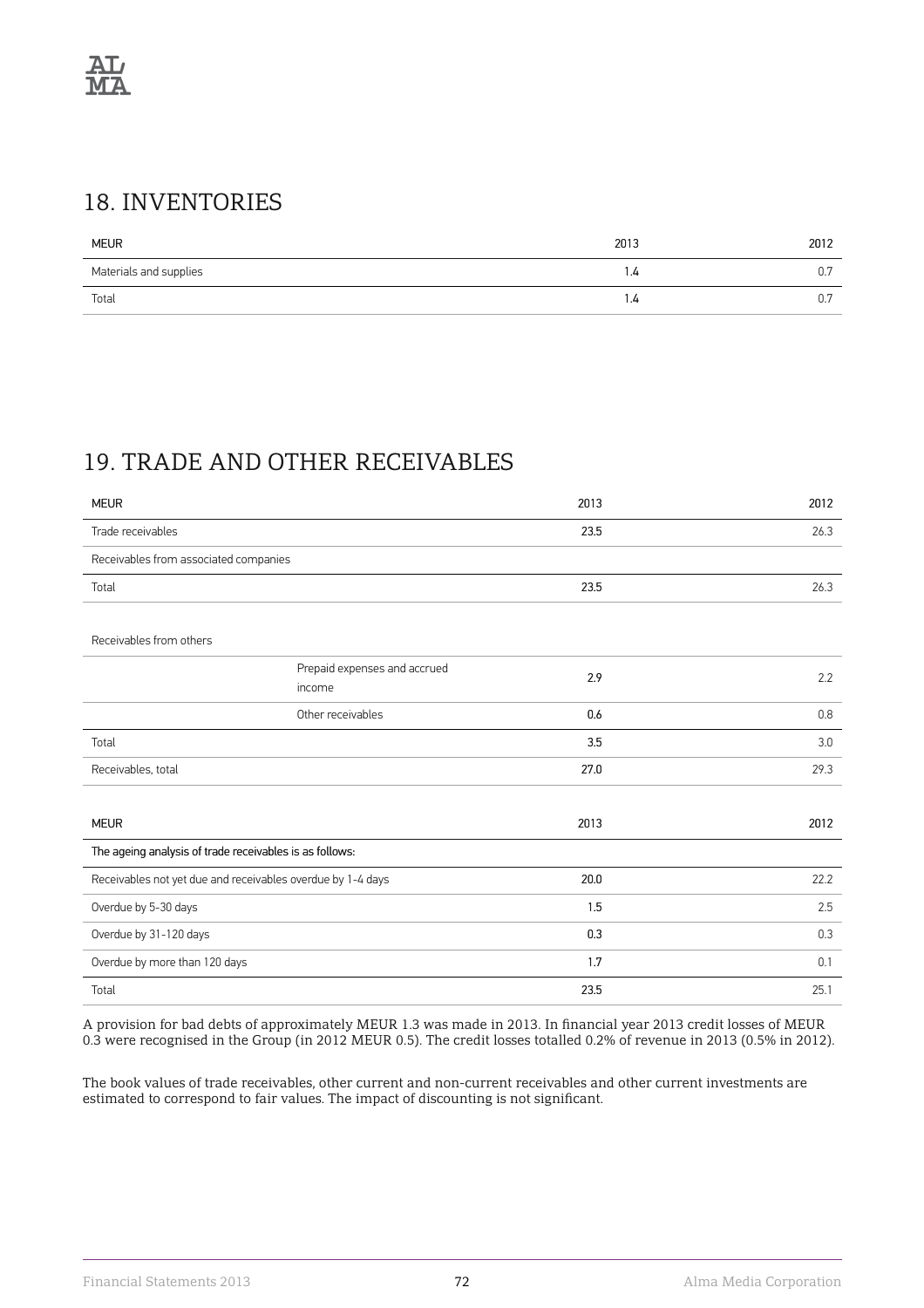## 18. INVENTORIES

| MEUR | 2013 | 2012 |
|---|---|---|
| Materials and supplies | 1.4 | 0.7 |
| Total | 1.4 | 0.7 |

## 19. TRADE AND OTHER RECEIVABLES

| MEUR | | 2013 | 2012 |
|---|---|---|---|
| Trade receivables | | 23.5 | 26.3 |
| Receivables from associated companies | | | |
| Total | | 23.5 | 26.3 |
| | | | |
| Receivables from others | | | |
| | Prepaid expenses and accrued income | 2.9 | 2.2 |
| | Other receivables | 0.6 | 0.8 |
| Total | | 3.5 | 3.0 |
| Receivables, total | | 27.0 | 29.3 |

| MEUR | 2013 | 2012 |
|---|---|---|
| The ageing analysis of trade receivables is as follows: | | |
| Receivables not yet due and receivables overdue by 1-4 days | 20.0 | 22.2 |
| Overdue by 5-30 days | 1.5 | 2.5 |
| Overdue by 31-120 days | 0.3 | 0.3 |
| Overdue by more than 120 days | 1.7 | 0.1 |
| Total | 23.5 | 25.1 |

A provision for bad debts of approximately MEUR 1.3 was made in 2013. In financial year 2013 credit losses of MEUR 0.3 were recognised in the Group (in 2012 MEUR 0.5). The credit losses totalled 0.2% of revenue in 2013 (0.5% in 2012).

The book values of trade receivables, other current and non-current receivables and other current investments are estimated to correspond to fair values. The impact of discounting is not significant.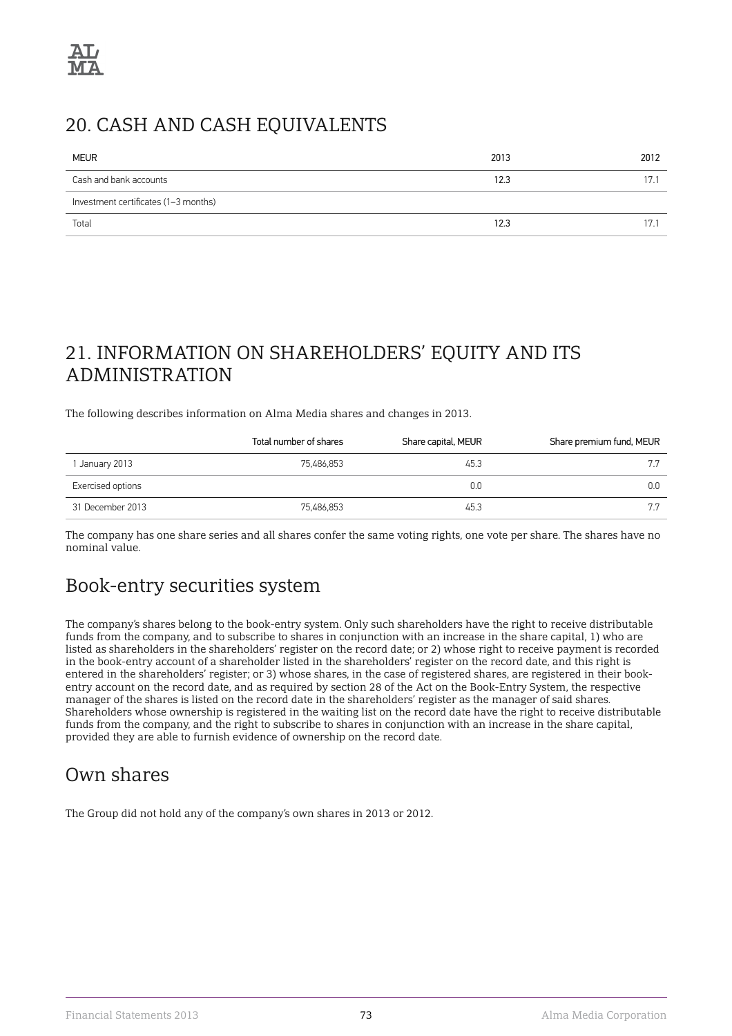## 20. CASH AND CASH EQUIVALENTS

| MEUR | 2013 | 2012 |
|---|---|---|
| Cash and bank accounts | 12.3 | 17.1 |
| Investment certificates (1–3 months) | | |
| Total | 12.3 | 17.1 |

## 21. INFORMATION ON SHAREHOLDERS' EQUITY AND ITS ADMINISTRATION

The following describes information on Alma Media shares and changes in 2013.

| | Total number of shares | Share capital, MEUR | Share premium fund, MEUR |
|---|---|---|---|
| 1 January 2013 | 75,486,853 | 45.3 | 7.7 |
| Exercised options | | 0.0 | 0.0 |
| 31 December 2013 | 75,486,853 | 45.3 | 7.7 |

The company has one share series and all shares confer the same voting rights, one vote per share. The shares have no nominal value.

## Book-entry securities system

The company's shares belong to the book-entry system. Only such shareholders have the right to receive distributable funds from the company, and to subscribe to shares in conjunction with an increase in the share capital, 1) who are listed as shareholders in the shareholders' register on the record date; or 2) whose right to receive payment is recorded in the book-entry account of a shareholder listed in the shareholders' register on the record date, and this right is entered in the shareholders' register; or 3) whose shares, in the case of registered shares, are registered in their book-entry account on the record date, and as required by section 28 of the Act on the Book-Entry System, the respective manager of the shares is listed on the record date in the shareholders' register as the manager of said shares. Shareholders whose ownership is registered in the waiting list on the record date have the right to receive distributable funds from the company, and the right to subscribe to shares in conjunction with an increase in the share capital, provided they are able to furnish evidence of ownership on the record date.

## Own shares

The Group did not hold any of the company's own shares in 2013 or 2012.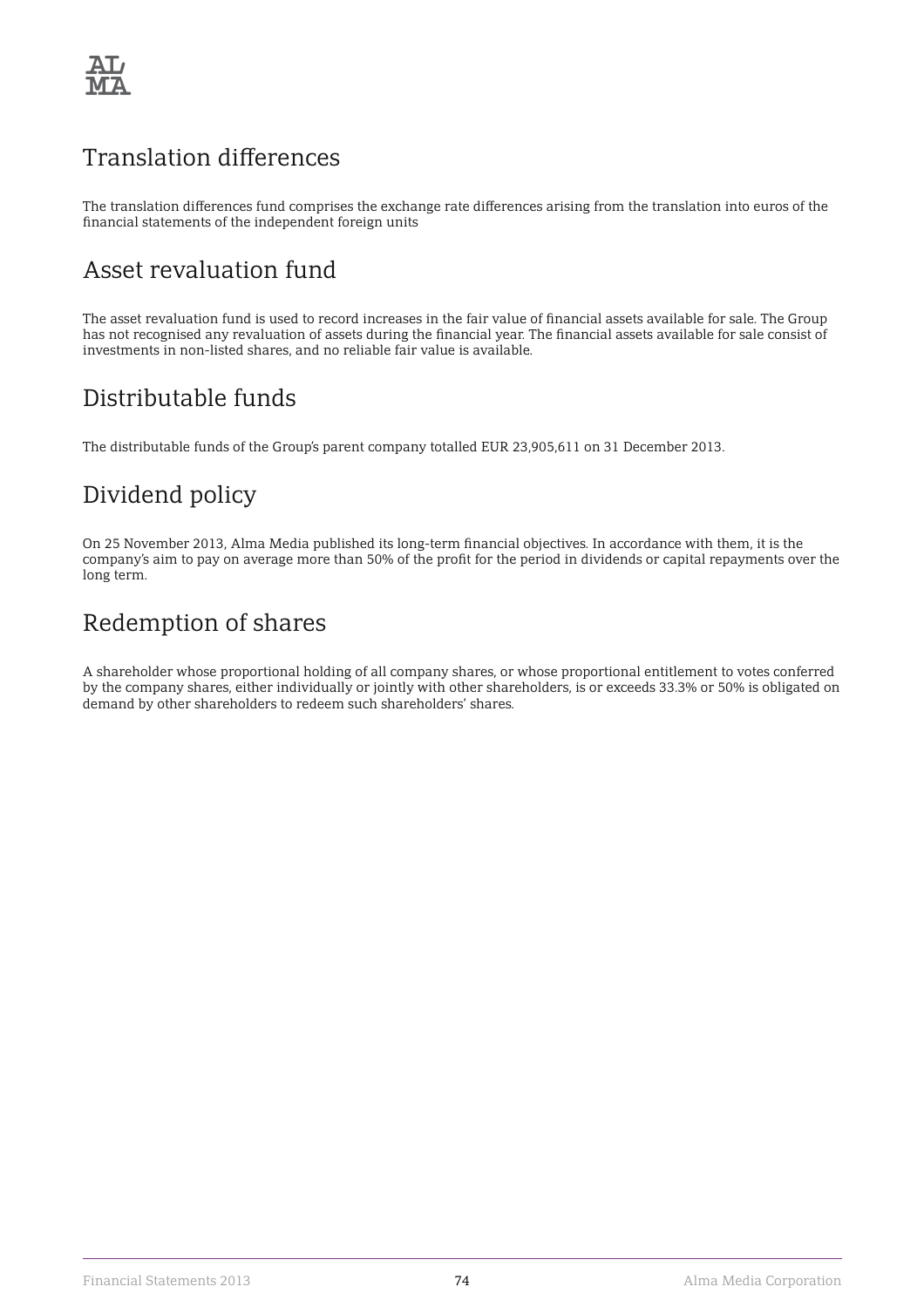## Translation differences

The translation differences fund comprises the exchange rate differences arising from the translation into euros of the financial statements of the independent foreign units

## Asset revaluation fund

The asset revaluation fund is used to record increases in the fair value of financial assets available for sale. The Group has not recognised any revaluation of assets during the financial year. The financial assets available for sale consist of investments in non-listed shares, and no reliable fair value is available.

## Distributable funds

The distributable funds of the Group's parent company totalled EUR 23,905,611 on 31 December 2013.

## Dividend policy

On 25 November 2013, Alma Media published its long-term financial objectives. In accordance with them, it is the company's aim to pay on average more than 50% of the profit for the period in dividends or capital repayments over the long term.

## Redemption of shares

A shareholder whose proportional holding of all company shares, or whose proportional entitlement to votes conferred by the company shares, either individually or jointly with other shareholders, is or exceeds 33.3% or 50% is obligated on demand by other shareholders to redeem such shareholders' shares.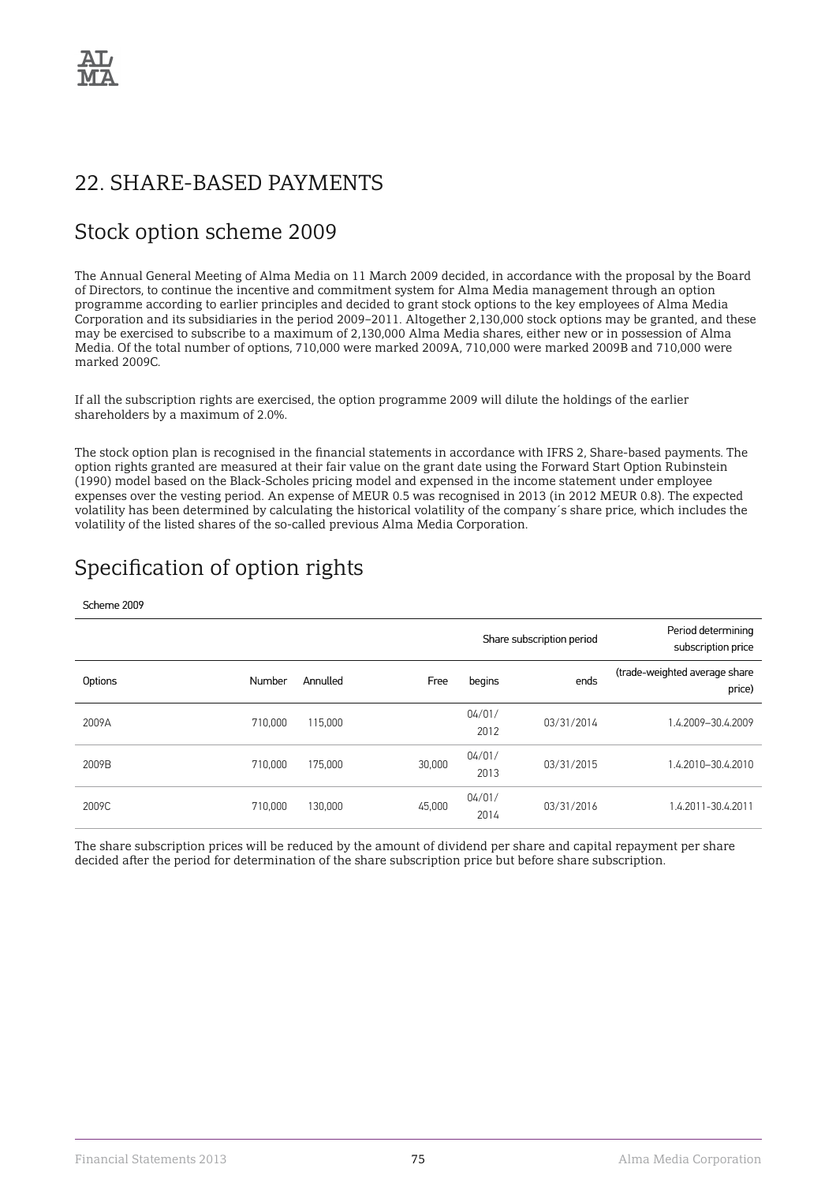# 22. SHARE-BASED PAYMENTS

## Stock option scheme 2009

The Annual General Meeting of Alma Media on 11 March 2009 decided, in accordance with the proposal by the Board of Directors, to continue the incentive and commitment system for Alma Media management through an option programme according to earlier principles and decided to grant stock options to the key employees of Alma Media Corporation and its subsidiaries in the period 2009–2011. Altogether 2,130,000 stock options may be granted, and these may be exercised to subscribe to a maximum of 2,130,000 Alma Media shares, either new or in possession of Alma Media. Of the total number of options, 710,000 were marked 2009A, 710,000 were marked 2009B and 710,000 were marked 2009C.

If all the subscription rights are exercised, the option programme 2009 will dilute the holdings of the earlier shareholders by a maximum of 2.0%.

The stock option plan is recognised in the financial statements in accordance with IFRS 2, Share-based payments. The option rights granted are measured at their fair value on the grant date using the Forward Start Option Rubinstein (1990) model based on the Black-Scholes pricing model and expensed in the income statement under employee expenses over the vesting period. An expense of MEUR 0.5 was recognised in 2013 (in 2012 MEUR 0.8). The expected volatility has been determined by calculating the historical volatility of the company´s share price, which includes the volatility of the listed shares of the so-called previous Alma Media Corporation.

## Specification of option rights

Scheme 2009

| | | | | Share subscription period | | Period determining subscription price |
|---|---|---|---|---|---|---|
| Options | Number | Annulled | Free | begins | ends | (trade-weighted average share price) |
| 2009A | 710,000 | 115,000 | | 04/01/2012 | 03/31/2014 | 1.4.2009–30.4.2009 |
| 2009B | 710,000 | 175,000 | 30,000 | 04/01/2013 | 03/31/2015 | 1.4.2010–30.4.2010 |
| 2009C | 710,000 | 130,000 | 45,000 | 04/01/2014 | 03/31/2016 | 1.4.2011-30.4.2011 |

The share subscription prices will be reduced by the amount of dividend per share and capital repayment per share decided after the period for determination of the share subscription price but before share subscription.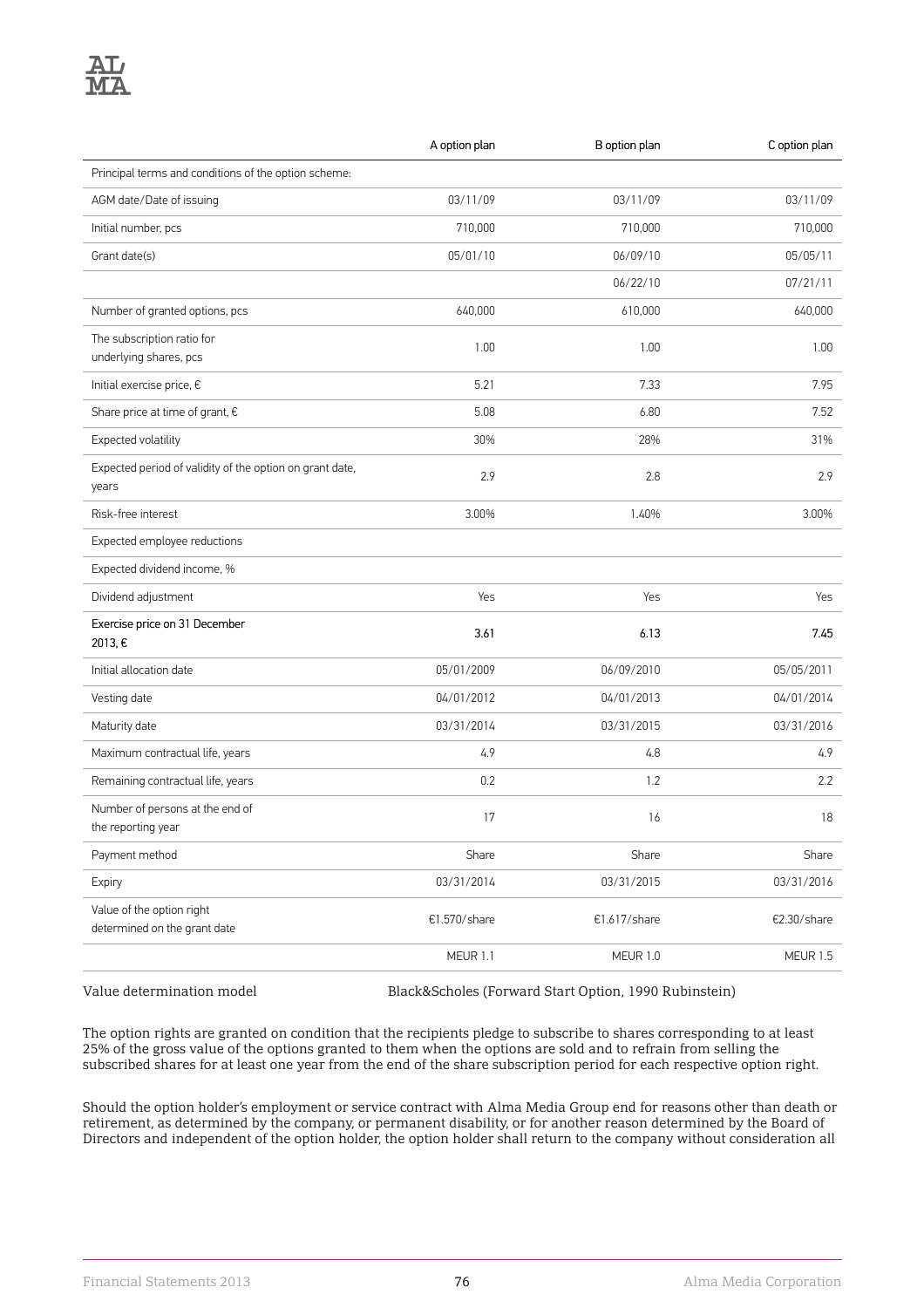| | A option plan | B option plan | C option plan |
|---|---|---|---|
| Principal terms and conditions of the option scheme: | | | |
| AGM date/Date of issuing | 03/11/09 | 03/11/09 | 03/11/09 |
| Initial number, pcs | 710,000 | 710,000 | 710,000 |
| Grant date(s) | 05/01/10 | 06/09/10 | 05/05/11 |
| | | 06/22/10 | 07/21/11 |
| Number of granted options, pcs | 640,000 | 610,000 | 640,000 |
| The subscription ratio for underlying shares, pcs | 1.00 | 1.00 | 1.00 |
| Initial exercise price, € | 5.21 | 7.33 | 7.95 |
| Share price at time of grant, € | 5.08 | 6.80 | 7.52 |
| Expected volatility | 30% | 28% | 31% |
| Expected period of validity of the option on grant date, years | 2.9 | 2.8 | 2.9 |
| Risk-free interest | 3.00% | 1.40% | 3.00% |
| Expected employee reductions | | | |
| Expected dividend income, % | | | |
| Dividend adjustment | Yes | Yes | Yes |
| Exercise price on 31 December 2013, € | 3.61 | 6.13 | 7.45 |
| Initial allocation date | 05/01/2009 | 06/09/2010 | 05/05/2011 |
| Vesting date | 04/01/2012 | 04/01/2013 | 04/01/2014 |
| Maturity date | 03/31/2014 | 03/31/2015 | 03/31/2016 |
| Maximum contractual life, years | 4.9 | 4.8 | 4.9 |
| Remaining contractual life, years | 0.2 | 1.2 | 2.2 |
| Number of persons at the end of the reporting year | 17 | 16 | 18 |
| Payment method | Share | Share | Share |
| Expiry | 03/31/2014 | 03/31/2015 | 03/31/2016 |
| Value of the option right determined on the grant date | €1.570/share | €1.617/share | €2.30/share |
| | MEUR 1.1 | MEUR 1.0 | MEUR 1.5 |

Value determination model Black&Scholes (Forward Start Option, 1990 Rubinstein)

The option rights are granted on condition that the recipients pledge to subscribe to shares corresponding to at least 25% of the gross value of the options granted to them when the options are sold and to refrain from selling the subscribed shares for at least one year from the end of the share subscription period for each respective option right.

Should the option holder's employment or service contract with Alma Media Group end for reasons other than death or retirement, as determined by the company, or permanent disability, or for another reason determined by the Board of Directors and independent of the option holder, the option holder shall return to the company without consideration all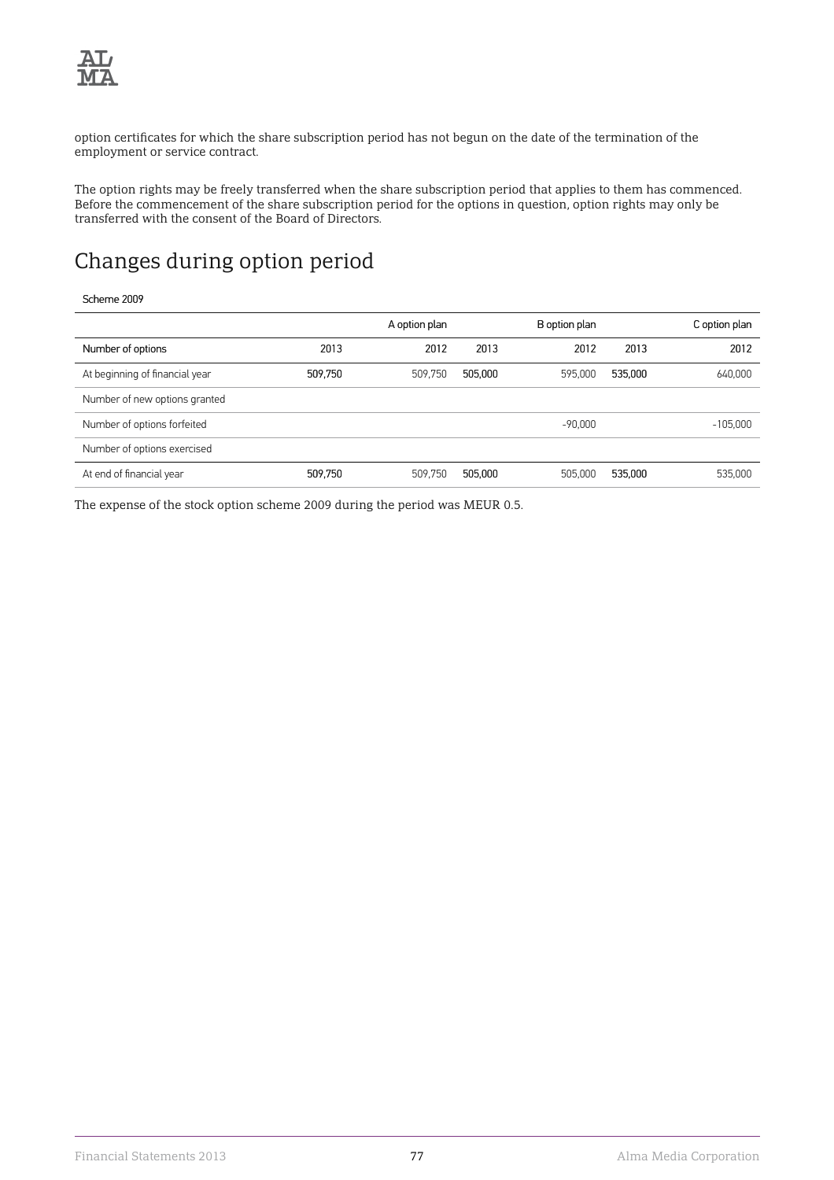option certificates for which the share subscription period has not begun on the date of the termination of the employment or service contract.

The option rights may be freely transferred when the share subscription period that applies to them has commenced. Before the commencement of the share subscription period for the options in question, option rights may only be transferred with the consent of the Board of Directors.

# Changes during option period

Scheme 2009

| | A option plan | | B option plan | | C option plan | |
|---|---|---|---|---|---|---|
| Number of options | 2013 | 2012 | 2013 | 2012 | 2013 | 2012 |
| At beginning of financial year | **509,750** | 509,750 | **505,000** | 595,000 | **535,000** | 640,000 |
| Number of new options granted | | | | | | |
| Number of options forfeited | | | | -90,000 | | -105,000 |
| Number of options exercised | | | | | | |
| At end of financial year | **509,750** | 509,750 | **505,000** | 505,000 | **535,000** | 535,000 |

The expense of the stock option scheme 2009 during the period was MEUR 0.5.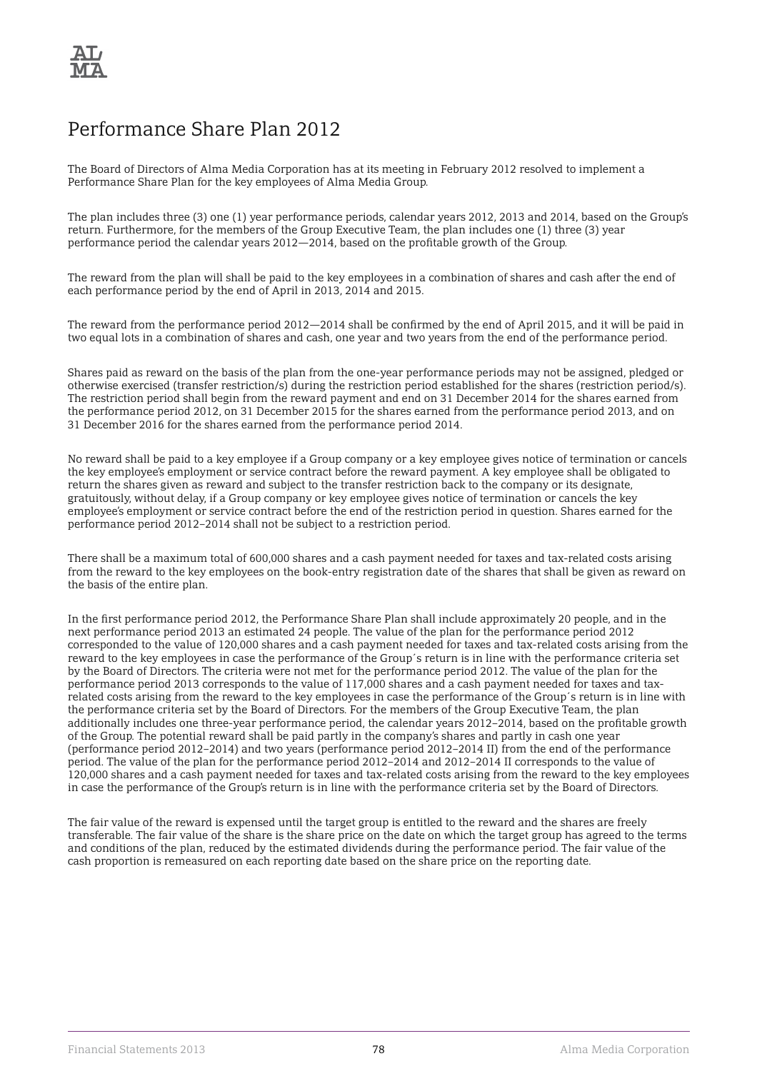# Performance Share Plan 2012

The Board of Directors of Alma Media Corporation has at its meeting in February 2012 resolved to implement a Performance Share Plan for the key employees of Alma Media Group.

The plan includes three (3) one (1) year performance periods, calendar years 2012, 2013 and 2014, based on the Group's return. Furthermore, for the members of the Group Executive Team, the plan includes one (1) three (3) year performance period the calendar years 2012—2014, based on the profitable growth of the Group.

The reward from the plan will shall be paid to the key employees in a combination of shares and cash after the end of each performance period by the end of April in 2013, 2014 and 2015.

The reward from the performance period 2012—2014 shall be confirmed by the end of April 2015, and it will be paid in two equal lots in a combination of shares and cash, one year and two years from the end of the performance period.

Shares paid as reward on the basis of the plan from the one-year performance periods may not be assigned, pledged or otherwise exercised (transfer restriction/s) during the restriction period established for the shares (restriction period/s). The restriction period shall begin from the reward payment and end on 31 December 2014 for the shares earned from the performance period 2012, on 31 December 2015 for the shares earned from the performance period 2013, and on 31 December 2016 for the shares earned from the performance period 2014.

No reward shall be paid to a key employee if a Group company or a key employee gives notice of termination or cancels the key employee's employment or service contract before the reward payment. A key employee shall be obligated to return the shares given as reward and subject to the transfer restriction back to the company or its designate, gratuitously, without delay, if a Group company or key employee gives notice of termination or cancels the key employee's employment or service contract before the end of the restriction period in question. Shares earned for the performance period 2012–2014 shall not be subject to a restriction period.

There shall be a maximum total of 600,000 shares and a cash payment needed for taxes and tax-related costs arising from the reward to the key employees on the book-entry registration date of the shares that shall be given as reward on the basis of the entire plan.

In the first performance period 2012, the Performance Share Plan shall include approximately 20 people, and in the next performance period 2013 an estimated 24 people. The value of the plan for the performance period 2012 corresponded to the value of 120,000 shares and a cash payment needed for taxes and tax-related costs arising from the reward to the key employees in case the performance of the Group´s return is in line with the performance criteria set by the Board of Directors. The criteria were not met for the performance period 2012. The value of the plan for the performance period 2013 corresponds to the value of 117,000 shares and a cash payment needed for taxes and tax-related costs arising from the reward to the key employees in case the performance of the Group´s return is in line with the performance criteria set by the Board of Directors. For the members of the Group Executive Team, the plan additionally includes one three-year performance period, the calendar years 2012–2014, based on the profitable growth of the Group. The potential reward shall be paid partly in the company's shares and partly in cash one year (performance period 2012–2014) and two years (performance period 2012–2014 II) from the end of the performance period. The value of the plan for the performance period 2012–2014 and 2012–2014 II corresponds to the value of 120,000 shares and a cash payment needed for taxes and tax-related costs arising from the reward to the key employees in case the performance of the Group's return is in line with the performance criteria set by the Board of Directors.

The fair value of the reward is expensed until the target group is entitled to the reward and the shares are freely transferable. The fair value of the share is the share price on the date on which the target group has agreed to the terms and conditions of the plan, reduced by the estimated dividends during the performance period. The fair value of the cash proportion is remeasured on each reporting date based on the share price on the reporting date.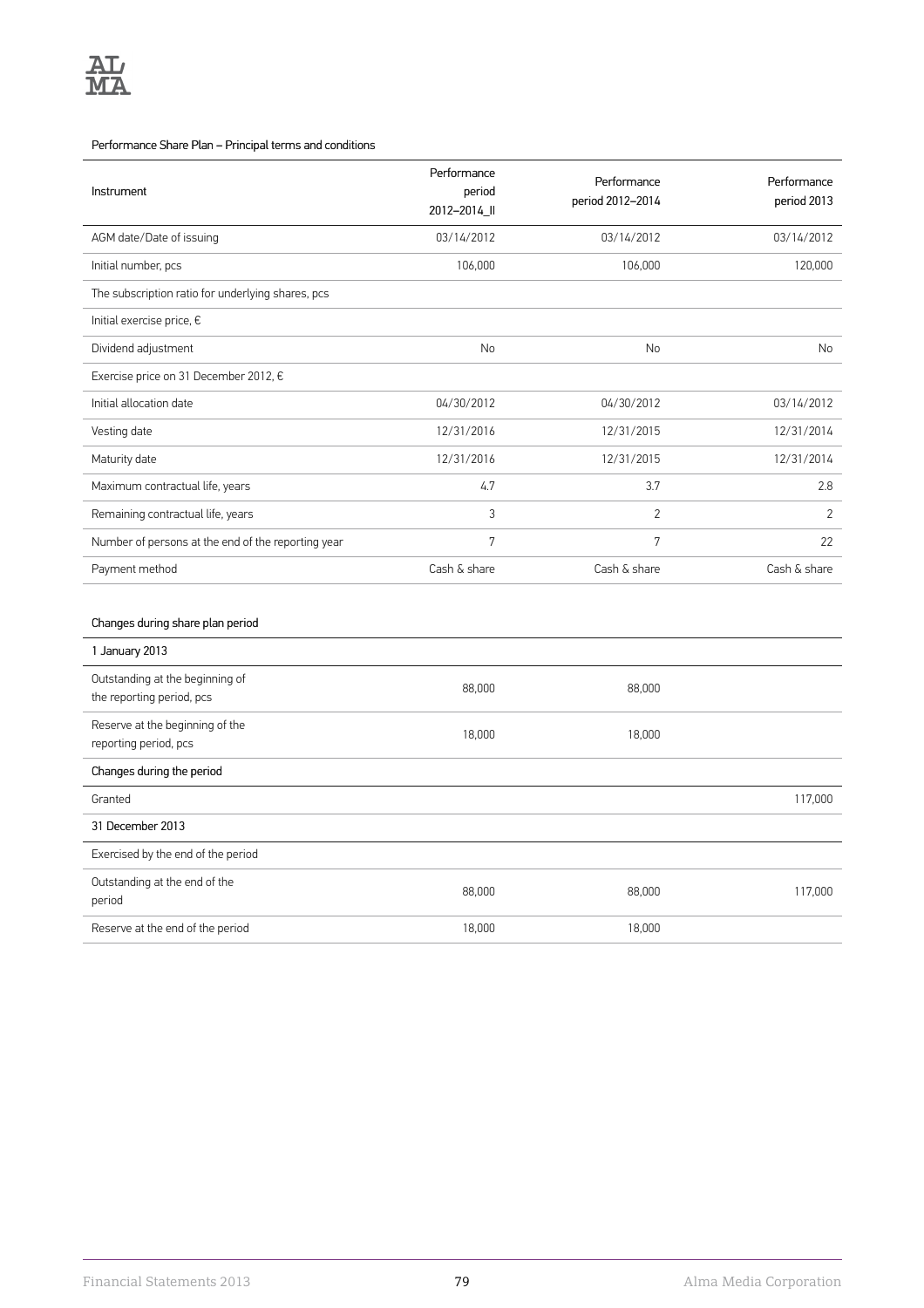Performance Share Plan – Principal terms and conditions

| Instrument | Performance period 2012–2014_II | Performance period 2012–2014 | Performance period 2013 |
|---|---|---|---|
| AGM date/Date of issuing | 03/14/2012 | 03/14/2012 | 03/14/2012 |
| Initial number, pcs | 106,000 | 106,000 | 120,000 |
| The subscription ratio for underlying shares, pcs | | | |
| Initial exercise price, € | | | |
| Dividend adjustment | No | No | No |
| Exercise price on 31 December 2012, € | | | |
| Initial allocation date | 04/30/2012 | 04/30/2012 | 03/14/2012 |
| Vesting date | 12/31/2016 | 12/31/2015 | 12/31/2014 |
| Maturity date | 12/31/2016 | 12/31/2015 | 12/31/2014 |
| Maximum contractual life, years | 4.7 | 3.7 | 2.8 |
| Remaining contractual life, years | 3 | 2 | 2 |
| Number of persons at the end of the reporting year | 7 | 7 | 22 |
| Payment method | Cash & share | Cash & share | Cash & share |

| Changes during share plan period | | | |
|---|---|---|---|
| **1 January 2013** | | | |
| Outstanding at the beginning of the reporting period, pcs | 88,000 | 88,000 | |
| Reserve at the beginning of the reporting period, pcs | 18,000 | 18,000 | |
| **Changes during the period** | | | |
| Granted | | | 117,000 |
| **31 December 2013** | | | |
| Exercised by the end of the period | | | |
| Outstanding at the end of the period | 88,000 | 88,000 | 117,000 |
| Reserve at the end of the period | 18,000 | 18,000 | |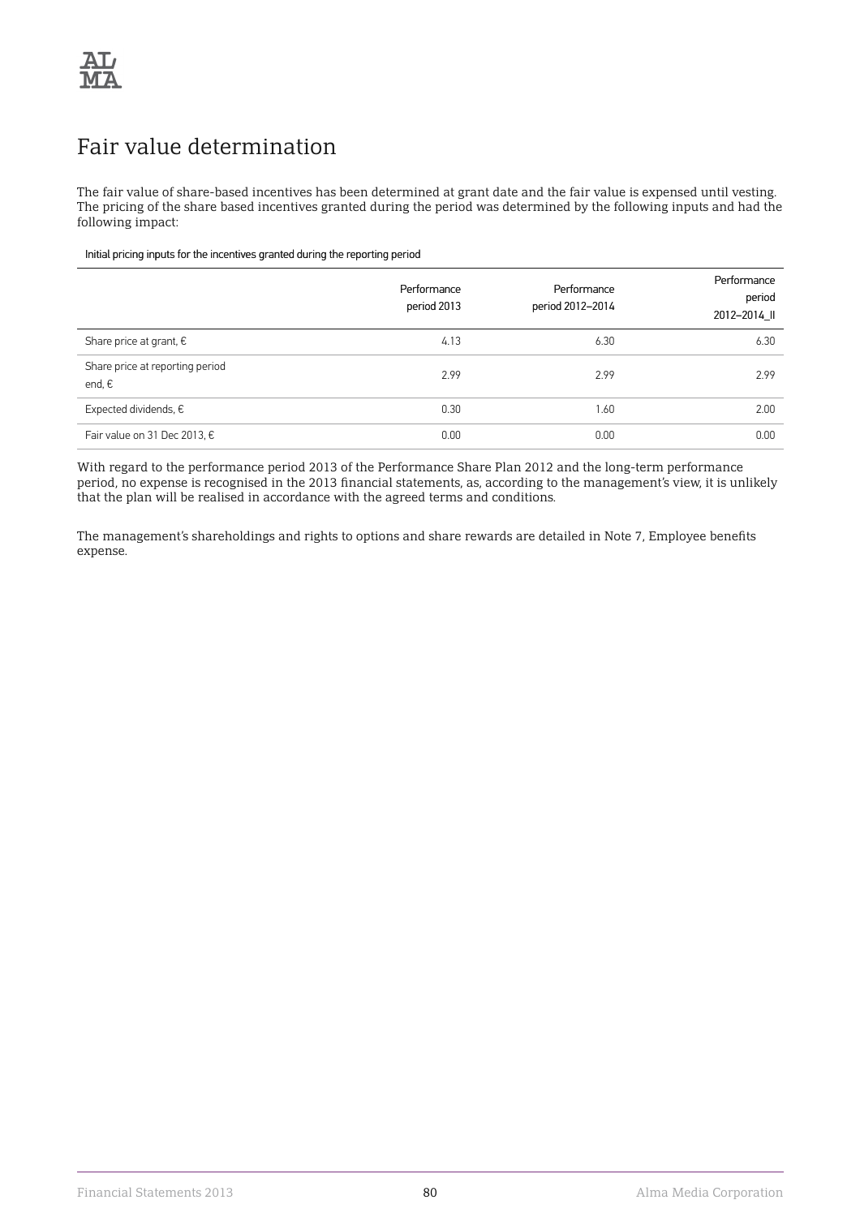# Fair value determination

The fair value of share-based incentives has been determined at grant date and the fair value is expensed until vesting. The pricing of the share based incentives granted during the period was determined by the following inputs and had the following impact:

Initial pricing inputs for the incentives granted during the reporting period

| | Performance period 2013 | Performance period 2012–2014 | Performance period 2012–2014_II |
|---|---|---|---|
| Share price at grant, € | 4.13 | 6.30 | 6.30 |
| Share price at reporting period end, € | 2.99 | 2.99 | 2.99 |
| Expected dividends, € | 0.30 | 1.60 | 2.00 |
| Fair value on 31 Dec 2013, € | 0.00 | 0.00 | 0.00 |

With regard to the performance period 2013 of the Performance Share Plan 2012 and the long-term performance period, no expense is recognised in the 2013 financial statements, as, according to the management's view, it is unlikely that the plan will be realised in accordance with the agreed terms and conditions.

The management's shareholdings and rights to options and share rewards are detailed in Note 7, Employee benefits expense.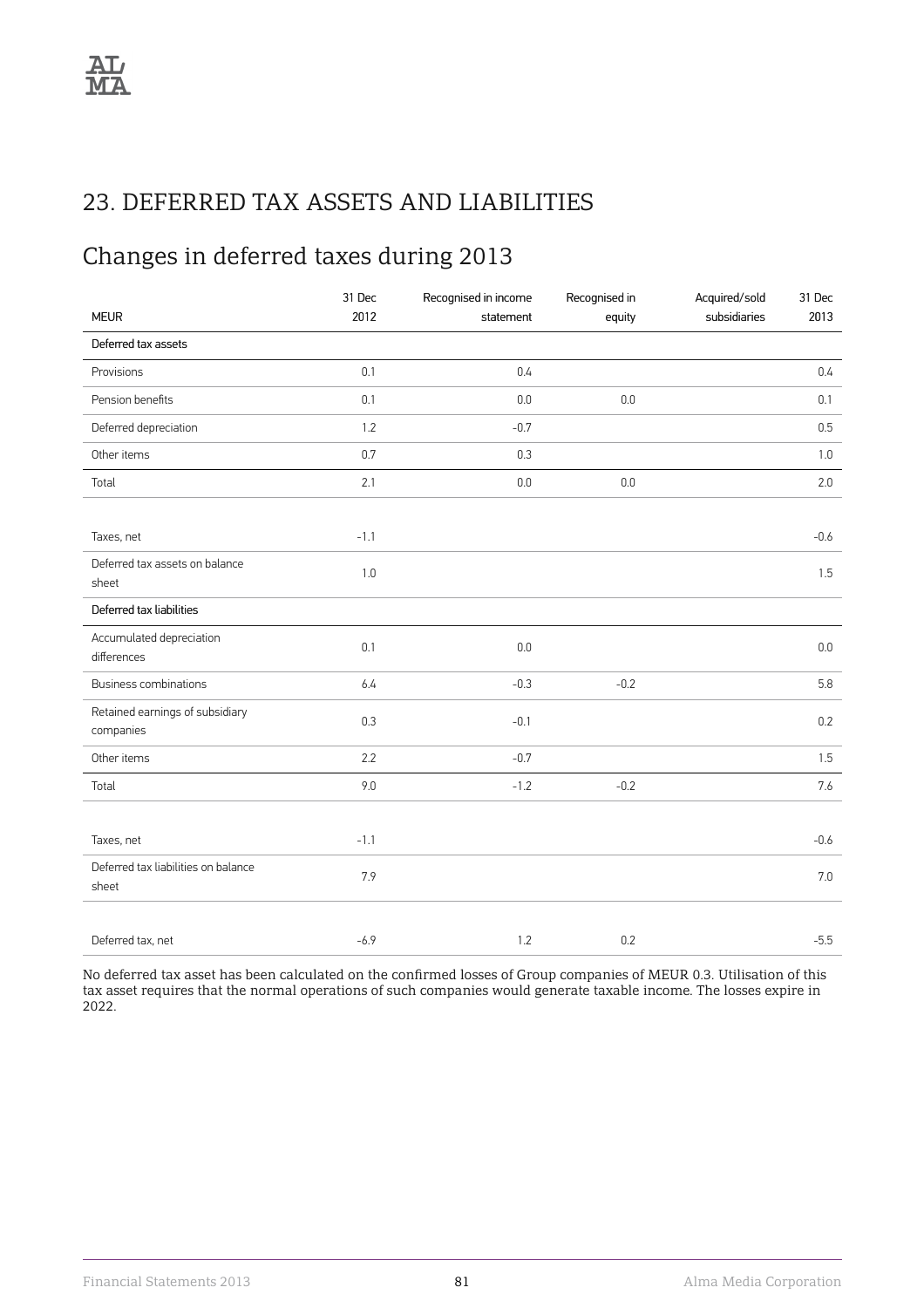# 23. DEFERRED TAX ASSETS AND LIABILITIES

## Changes in deferred taxes during 2013

| MEUR | 31 Dec 2012 | Recognised in income statement | Recognised in equity | Acquired/sold subsidiaries | 31 Dec 2013 |
|---|---|---|---|---|---|
| **Deferred tax assets** | | | | | |
| Provisions | 0.1 | 0.4 | | | 0.4 |
| Pension benefits | 0.1 | 0.0 | 0.0 | | 0.1 |
| Deferred depreciation | 1.2 | -0.7 | | | 0.5 |
| Other items | 0.7 | 0.3 | | | 1.0 |
| Total | 2.1 | 0.0 | 0.0 | | 2.0 |
| | | | | | |
| Taxes, net | -1.1 | | | | -0.6 |
| Deferred tax assets on balance sheet | 1.0 | | | | 1.5 |
| **Deferred tax liabilities** | | | | | |
| Accumulated depreciation differences | 0.1 | 0.0 | | | 0.0 |
| Business combinations | 6.4 | -0.3 | -0.2 | | 5.8 |
| Retained earnings of subsidiary companies | 0.3 | -0.1 | | | 0.2 |
| Other items | 2.2 | -0.7 | | | 1.5 |
| Total | 9.0 | -1.2 | -0.2 | | 7.6 |
| | | | | | |
| Taxes, net | -1.1 | | | | -0.6 |
| Deferred tax liabilities on balance sheet | 7.9 | | | | 7.0 |
| | | | | | |
| Deferred tax, net | -6.9 | 1.2 | 0.2 | | -5.5 |

No deferred tax asset has been calculated on the confirmed losses of Group companies of MEUR 0.3. Utilisation of this tax asset requires that the normal operations of such companies would generate taxable income. The losses expire in 2022.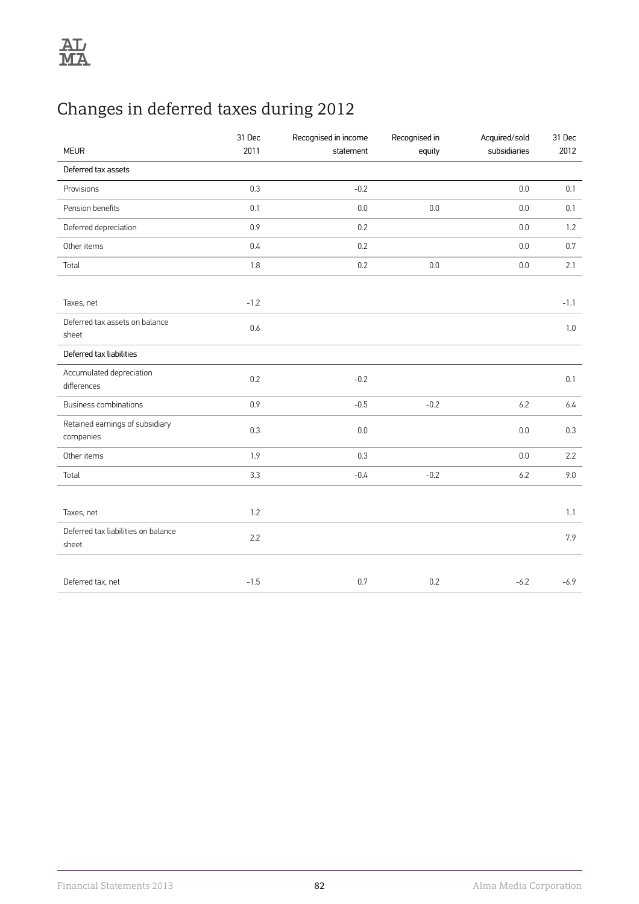# Changes in deferred taxes during 2012

| MEUR | 31 Dec 2011 | Recognised in income statement | Recognised in equity | Acquired/sold subsidiaries | 31 Dec 2012 |
|---|---|---|---|---|---|
| **Deferred tax assets** | | | | | |
| Provisions | 0.3 | -0.2 | | 0.0 | 0.1 |
| Pension benefits | 0.1 | 0.0 | 0.0 | 0.0 | 0.1 |
| Deferred depreciation | 0.9 | 0.2 | | 0.0 | 1.2 |
| Other items | 0.4 | 0.2 | | 0.0 | 0.7 |
| Total | 1.8 | 0.2 | 0.0 | 0.0 | 2.1 |
| | | | | | |
| Taxes, net | -1.2 | | | | -1.1 |
| Deferred tax assets on balance sheet | 0.6 | | | | 1.0 |
| **Deferred tax liabilities** | | | | | |
| Accumulated depreciation differences | 0.2 | -0.2 | | | 0.1 |
| Business combinations | 0.9 | -0.5 | -0.2 | 6.2 | 6.4 |
| Retained earnings of subsidiary companies | 0.3 | 0.0 | | 0.0 | 0.3 |
| Other items | 1.9 | 0.3 | | 0.0 | 2.2 |
| Total | 3.3 | -0.4 | -0.2 | 6.2 | 9.0 |
| | | | | | |
| Taxes, net | 1.2 | | | | 1.1 |
| Deferred tax liabilities on balance sheet | 2.2 | | | | 7.9 |
| | | | | | |
| Deferred tax, net | -1.5 | 0.7 | 0.2 | -6.2 | -6.9 |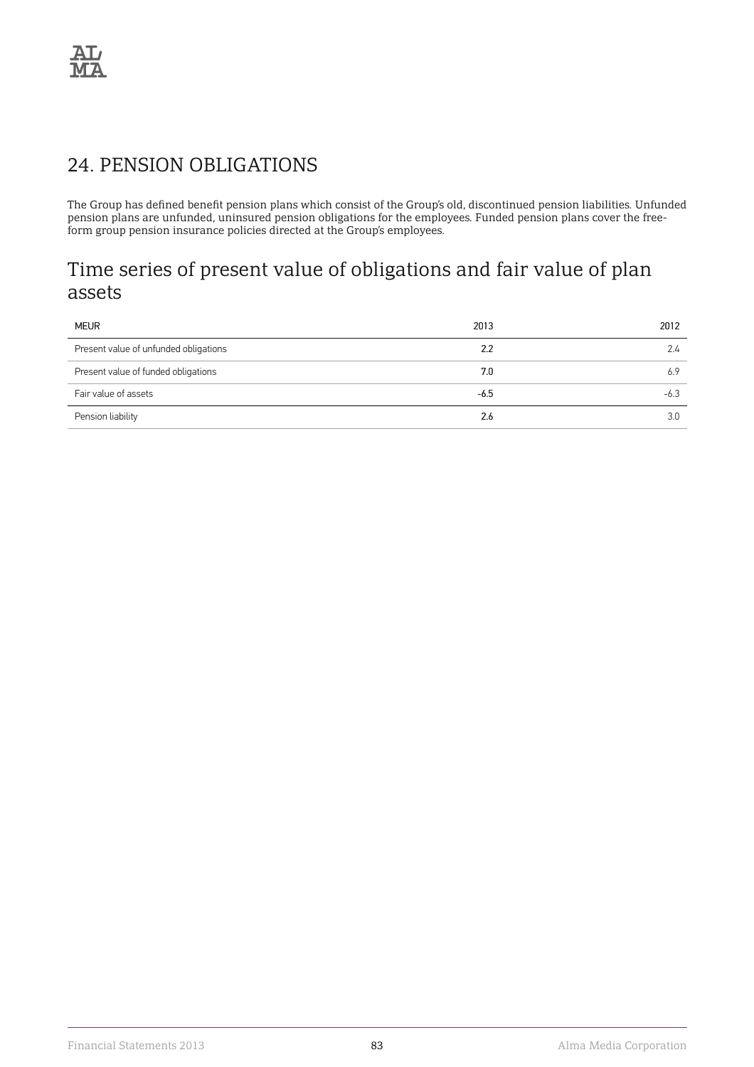# 24. PENSION OBLIGATIONS

The Group has defined benefit pension plans which consist of the Group's old, discontinued pension liabilities. Unfunded pension plans are unfunded, uninsured pension obligations for the employees. Funded pension plans cover the free-form group pension insurance policies directed at the Group's employees.

## Time series of present value of obligations and fair value of plan assets

| MEUR | 2013 | 2012 |
|---|---|---|
| Present value of unfunded obligations | 2.2 | 2.4 |
| Present value of funded obligations | 7.0 | 6.9 |
| Fair value of assets | -6.5 | -6.3 |
| Pension liability | 2.6 | 3.0 |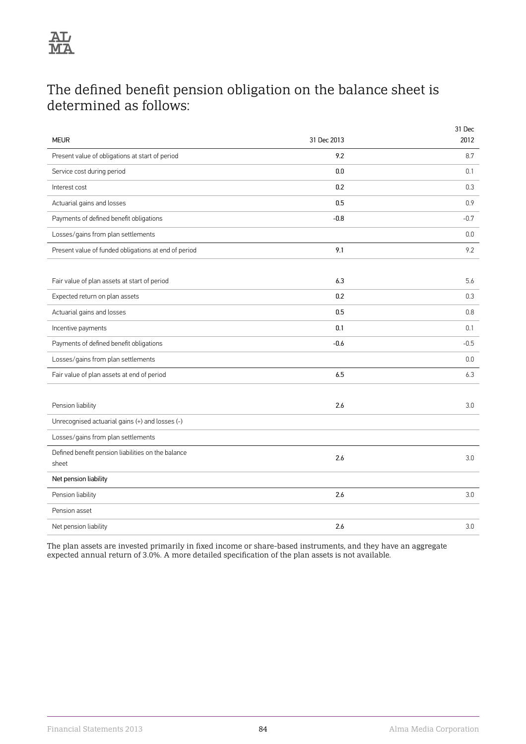## The defined benefit pension obligation on the balance sheet is determined as follows:

| MEUR | 31 Dec 2013 | 31 Dec 2012 |
|---|---|---|
| Present value of obligations at start of period | 9.2 | 8.7 |
| Service cost during period | 0.0 | 0.1 |
| Interest cost | 0.2 | 0.3 |
| Actuarial gains and losses | 0.5 | 0.9 |
| Payments of defined benefit obligations | -0.8 | -0.7 |
| Losses/gains from plan settlements | | 0.0 |
| Present value of funded obligations at end of period | 9.1 | 9.2 |
| | | |
| Fair value of plan assets at start of period | 6.3 | 5.6 |
| Expected return on plan assets | 0.2 | 0.3 |
| Actuarial gains and losses | 0.5 | 0.8 |
| Incentive payments | 0.1 | 0.1 |
| Payments of defined benefit obligations | -0.6 | -0.5 |
| Losses/gains from plan settlements | | 0.0 |
| Fair value of plan assets at end of period | 6.5 | 6.3 |
| | | |
| Pension liability | 2.6 | 3.0 |
| Unrecognised actuarial gains (+) and losses (-) | | |
| Losses/gains from plan settlements | | |
| Defined benefit pension liabilities on the balance sheet | 2.6 | 3.0 |
| Net pension liability | | |
| Pension liability | 2.6 | 3.0 |
| Pension asset | | |
| Net pension liability | 2.6 | 3.0 |

The plan assets are invested primarily in fixed income or share-based instruments, and they have an aggregate expected annual return of 3.0%. A more detailed specification of the plan assets is not available.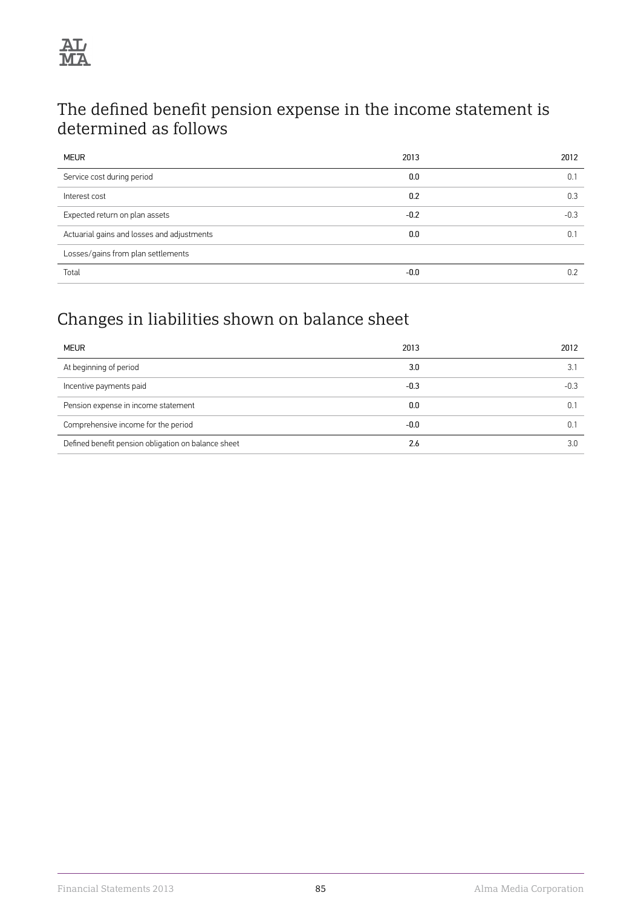## The defined benefit pension expense in the income statement is determined as follows

| MEUR | 2013 | 2012 |
|---|---|---|
| Service cost during period | 0.0 | 0.1 |
| Interest cost | 0.2 | 0.3 |
| Expected return on plan assets | -0.2 | -0.3 |
| Actuarial gains and losses and adjustments | 0.0 | 0.1 |
| Losses/gains from plan settlements | | |
| Total | -0.0 | 0.2 |

## Changes in liabilities shown on balance sheet

| MEUR | 2013 | 2012 |
|---|---|---|
| At beginning of period | 3.0 | 3.1 |
| Incentive payments paid | -0.3 | -0.3 |
| Pension expense in income statement | 0.0 | 0.1 |
| Comprehensive income for the period | -0.0 | 0.1 |
| Defined benefit pension obligation on balance sheet | 2.6 | 3.0 |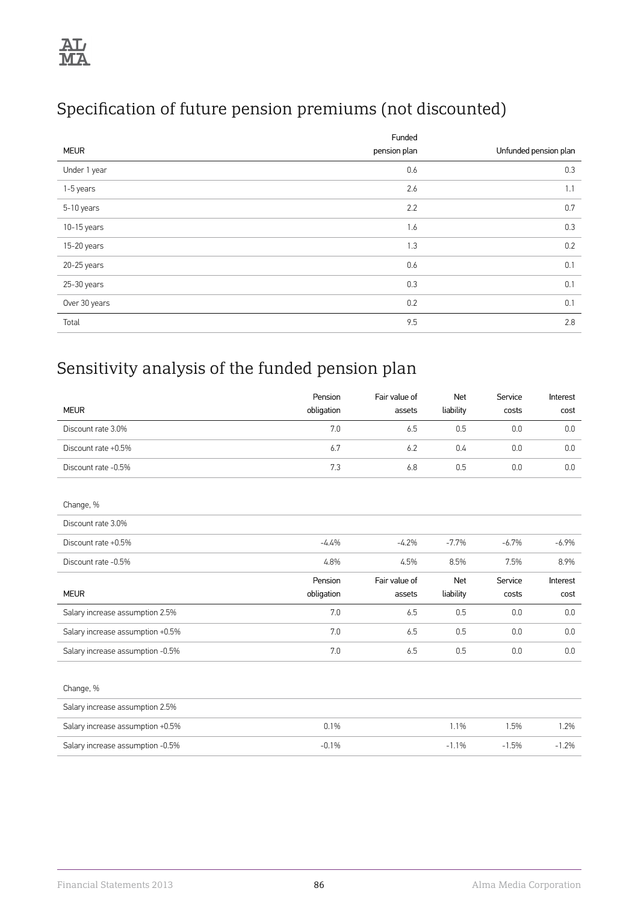## Specification of future pension premiums (not discounted)

| MEUR | Funded pension plan | Unfunded pension plan |
|---|---|---|
| Under 1 year | 0.6 | 0.3 |
| 1-5 years | 2.6 | 1.1 |
| 5-10 years | 2.2 | 0.7 |
| 10-15 years | 1.6 | 0.3 |
| 15-20 years | 1.3 | 0.2 |
| 20-25 years | 0.6 | 0.1 |
| 25-30 years | 0.3 | 0.1 |
| Over 30 years | 0.2 | 0.1 |
| Total | 9.5 | 2.8 |

## Sensitivity analysis of the funded pension plan

| MEUR | Pension obligation | Fair value of assets | Net liability | Service costs | Interest cost |
|---|---|---|---|---|---|
| Discount rate 3.0% | 7.0 | 6.5 | 0.5 | 0.0 | 0.0 |
| Discount rate +0.5% | 6.7 | 6.2 | 0.4 | 0.0 | 0.0 |
| Discount rate -0.5% | 7.3 | 6.8 | 0.5 | 0.0 | 0.0 |
| | | | | | |
| Change, % | | | | | |
| Discount rate 3.0% | | | | | |
| Discount rate +0.5% | -4.4% | -4.2% | -7.7% | -6.7% | -6.9% |
| Discount rate -0.5% | 4.8% | 4.5% | 8.5% | 7.5% | 8.9% |

| MEUR | Pension obligation | Fair value of assets | Net liability | Service costs | Interest cost |
|---|---|---|---|---|---|
| Salary increase assumption 2.5% | 7.0 | 6.5 | 0.5 | 0.0 | 0.0 |
| Salary increase assumption +0.5% | 7.0 | 6.5 | 0.5 | 0.0 | 0.0 |
| Salary increase assumption -0.5% | 7.0 | 6.5 | 0.5 | 0.0 | 0.0 |
| | | | | | |
| Change, % | | | | | |
| Salary increase assumption 2.5% | | | | | |
| Salary increase assumption +0.5% | 0.1% | | 1.1% | 1.5% | 1.2% |
| Salary increase assumption -0.5% | -0.1% | | -1.1% | -1.5% | -1.2% |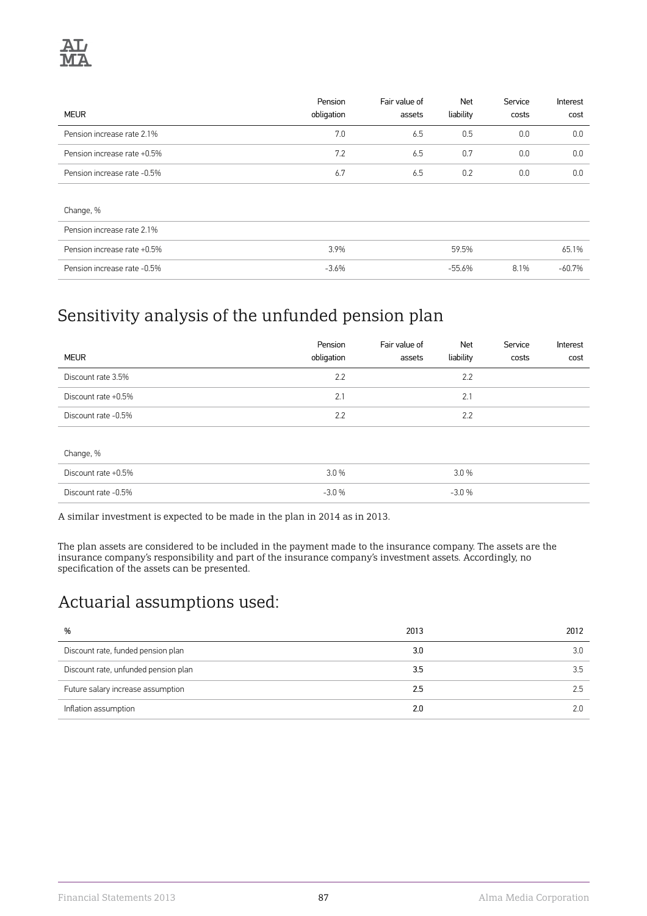| MEUR | Pension obligation | Fair value of assets | Net liability | Service costs | Interest cost |
|---|---|---|---|---|---|
| Pension increase rate 2.1% | 7.0 | 6.5 | 0.5 | 0.0 | 0.0 |
| Pension increase rate +0.5% | 7.2 | 6.5 | 0.7 | 0.0 | 0.0 |
| Pension increase rate -0.5% | 6.7 | 6.5 | 0.2 | 0.0 | 0.0 |
| | | | | | |
| Change, % | | | | | |
| Pension increase rate 2.1% | | | | | |
| Pension increase rate +0.5% | 3.9% | | 59.5% | | 65.1% |
| Pension increase rate -0.5% | -3.6% | | -55.6% | 8.1% | -60.7% |

## Sensitivity analysis of the unfunded pension plan

| MEUR | Pension obligation | Fair value of assets | Net liability | Service costs | Interest cost |
|---|---|---|---|---|---|
| Discount rate 3.5% | 2.2 | | 2.2 | | |
| Discount rate +0.5% | 2.1 | | 2.1 | | |
| Discount rate -0.5% | 2.2 | | 2.2 | | |
| | | | | | |
| Change, % | | | | | |
| Discount rate +0.5% | 3.0 % | | 3.0 % | | |
| Discount rate -0.5% | -3.0 % | | -3.0 % | | |

A similar investment is expected to be made in the plan in 2014 as in 2013.

The plan assets are considered to be included in the payment made to the insurance company. The assets are the insurance company's responsibility and part of the insurance company's investment assets. Accordingly, no specification of the assets can be presented.

## Actuarial assumptions used:

| % | 2013 | 2012 |
|---|---|---|
| Discount rate, funded pension plan | **3.0** | 3.0 |
| Discount rate, unfunded pension plan | **3.5** | 3.5 |
| Future salary increase assumption | **2.5** | 2.5 |
| Inflation assumption | **2.0** | 2.0 |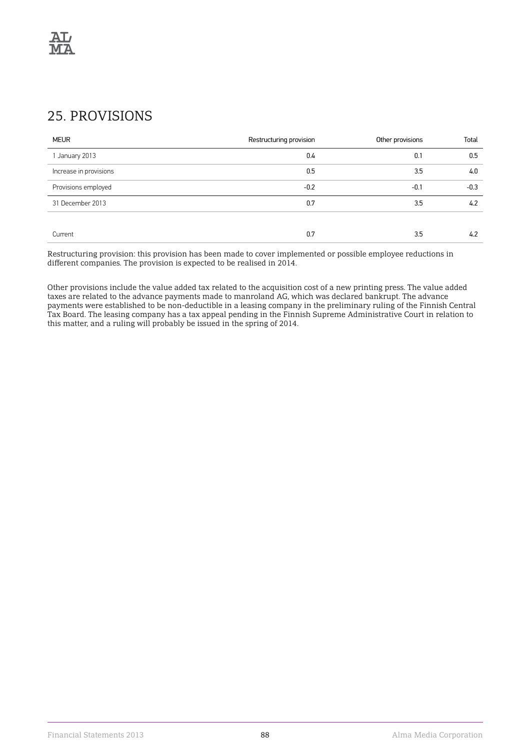## 25. PROVISIONS

| MEUR | Restructuring provision | Other provisions | Total |
|---|---|---|---|
| 1 January 2013 | 0.4 | 0.1 | 0.5 |
| Increase in provisions | 0.5 | 3.5 | 4.0 |
| Provisions employed | -0.2 | -0.1 | -0.3 |
| 31 December 2013 | 0.7 | 3.5 | 4.2 |
| | | | |
| Current | 0.7 | 3.5 | 4.2 |

Restructuring provision: this provision has been made to cover implemented or possible employee reductions in different companies. The provision is expected to be realised in 2014.

Other provisions include the value added tax related to the acquisition cost of a new printing press. The value added taxes are related to the advance payments made to manroland AG, which was declared bankrupt. The advance payments were established to be non-deductible in a leasing company in the preliminary ruling of the Finnish Central Tax Board. The leasing company has a tax appeal pending in the Finnish Supreme Administrative Court in relation to this matter, and a ruling will probably be issued in the spring of 2014.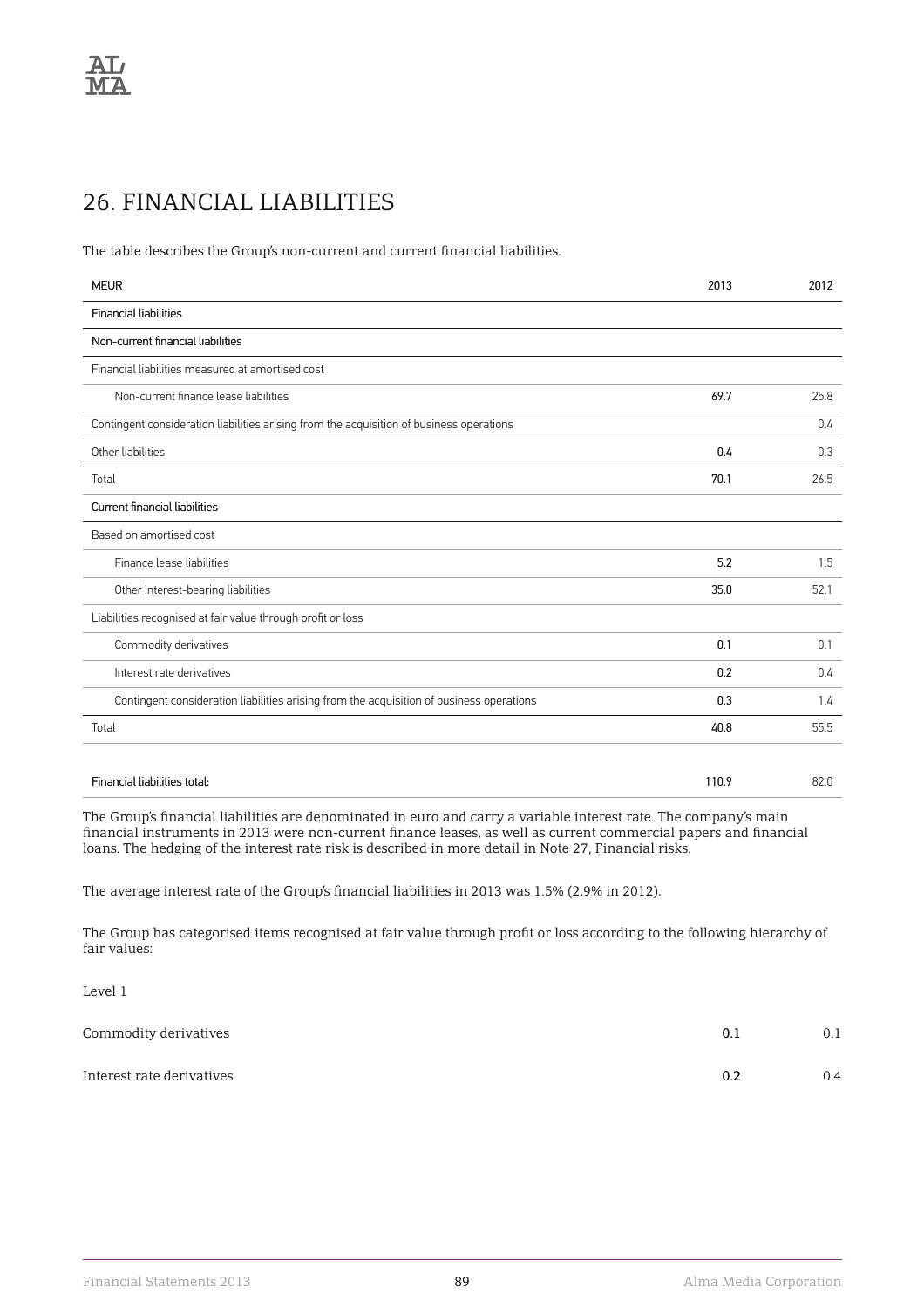# 26. FINANCIAL LIABILITIES

The table describes the Group's non-current and current financial liabilities.

| MEUR | 2013 | 2012 |
|---|---|---|
| **Financial liabilities** | | |
| **Non-current financial liabilities** | | |
| Financial liabilities measured at amortised cost | | |
| Non-current finance lease liabilities | **69.7** | 25.8 |
| Contingent consideration liabilities arising from the acquisition of business operations | | 0.4 |
| Other liabilities | **0.4** | 0.3 |
| Total | **70.1** | 26.5 |
| **Current financial liabilities** | | |
| Based on amortised cost | | |
| Finance lease liabilities | **5.2** | 1.5 |
| Other interest-bearing liabilities | **35.0** | 52.1 |
| Liabilities recognised at fair value through profit or loss | | |
| Commodity derivatives | **0.1** | 0.1 |
| Interest rate derivatives | **0.2** | 0.4 |
| Contingent consideration liabilities arising from the acquisition of business operations | **0.3** | 1.4 |
| Total | **40.8** | 55.5 |
| | | |
| **Financial liabilities total:** | **110.9** | 82.0 |

The Group's financial liabilities are denominated in euro and carry a variable interest rate. The company's main financial instruments in 2013 were non-current finance leases, as well as current commercial papers and financial loans. The hedging of the interest rate risk is described in more detail in Note 27, Financial risks.

The average interest rate of the Group's financial liabilities in 2013 was 1.5% (2.9% in 2012).

The Group has categorised items recognised at fair value through profit or loss according to the following hierarchy of fair values:

Level 1

| | 2013 | 2012 |
|---|---|---|
| Commodity derivatives | **0.1** | 0.1 |
| Interest rate derivatives | **0.2** | 0.4 |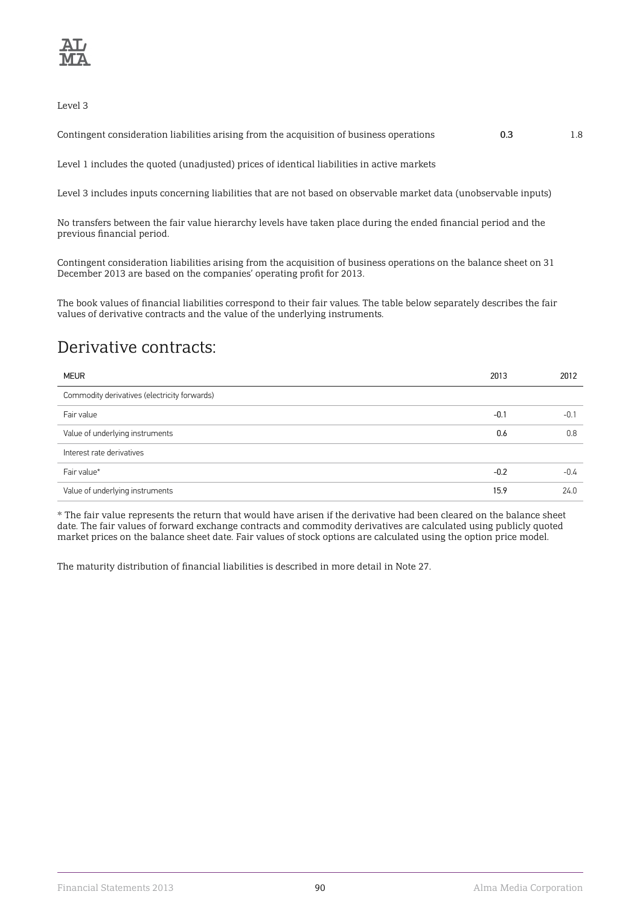Level 3

| | | |
|---|---|---|
| Contingent consideration liabilities arising from the acquisition of business operations | **0.3** | 1.8 |

Level 1 includes the quoted (unadjusted) prices of identical liabilities in active markets

Level 3 includes inputs concerning liabilities that are not based on observable market data (unobservable inputs)

No transfers between the fair value hierarchy levels have taken place during the ended financial period and the previous financial period.

Contingent consideration liabilities arising from the acquisition of business operations on the balance sheet on 31 December 2013 are based on the companies' operating profit for 2013.

The book values of financial liabilities correspond to their fair values. The table below separately describes the fair values of derivative contracts and the value of the underlying instruments.

## Derivative contracts:

| MEUR | 2013 | 2012 |
|---|---|---|
| Commodity derivatives (electricity forwards) | | |
| Fair value | **-0.1** | -0.1 |
| Value of underlying instruments | **0.6** | 0.8 |
| Interest rate derivatives | | |
| Fair value* | **-0.2** | -0.4 |
| Value of underlying instruments | **15.9** | 24.0 |

* The fair value represents the return that would have arisen if the derivative had been cleared on the balance sheet date. The fair values of forward exchange contracts and commodity derivatives are calculated using publicly quoted market prices on the balance sheet date. Fair values of stock options are calculated using the option price model.

The maturity distribution of financial liabilities is described in more detail in Note 27.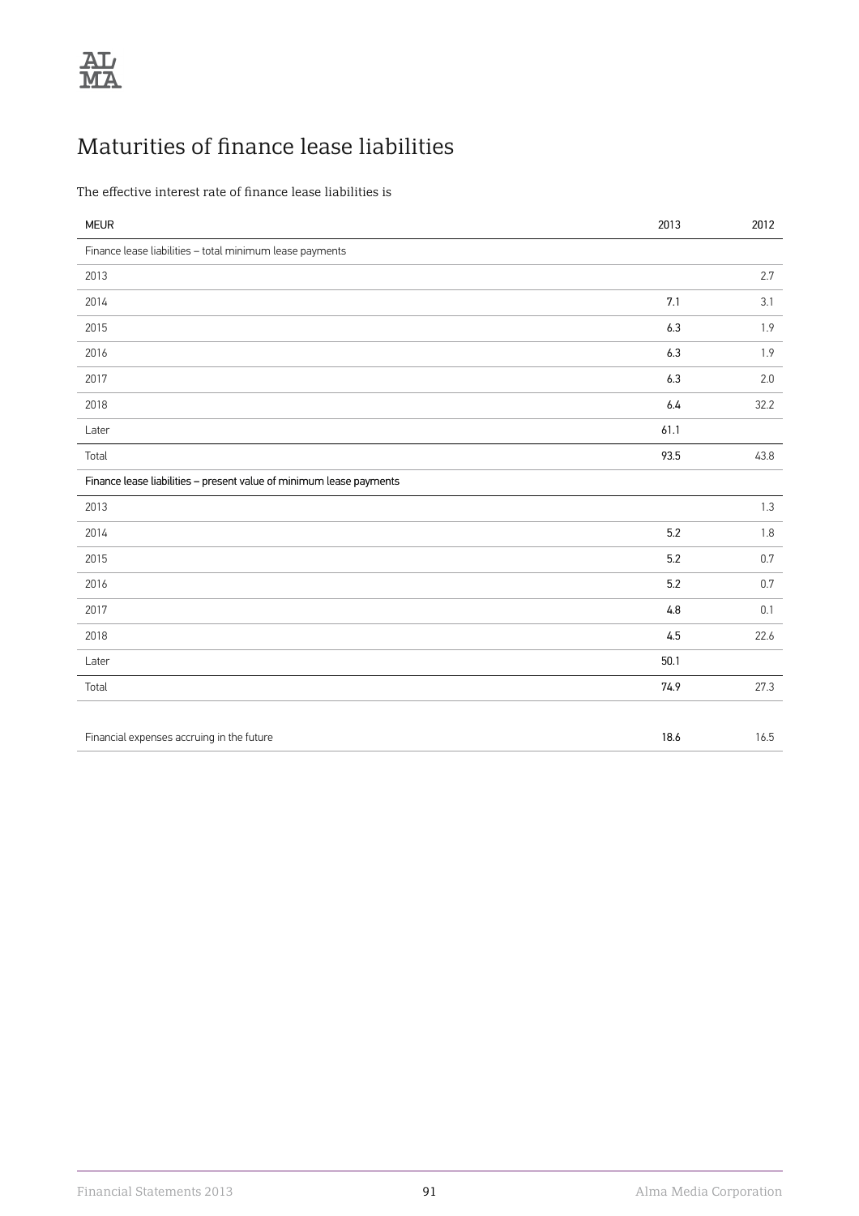# Maturities of finance lease liabilities

The effective interest rate of finance lease liabilities is

| MEUR | 2013 | 2012 |
|---|---|---|
| Finance lease liabilities – total minimum lease payments | | |
| 2013 | | 2.7 |
| 2014 | 7.1 | 3.1 |
| 2015 | 6.3 | 1.9 |
| 2016 | 6.3 | 1.9 |
| 2017 | 6.3 | 2.0 |
| 2018 | 6.4 | 32.2 |
| Later | 61.1 | |
| Total | 93.5 | 43.8 |
| Finance lease liabilities – present value of minimum lease payments | | |
| 2013 | | 1.3 |
| 2014 | 5.2 | 1.8 |
| 2015 | 5.2 | 0.7 |
| 2016 | 5.2 | 0.7 |
| 2017 | 4.8 | 0.1 |
| 2018 | 4.5 | 22.6 |
| Later | 50.1 | |
| Total | 74.9 | 27.3 |
| | | |
| Financial expenses accruing in the future | 18.6 | 16.5 |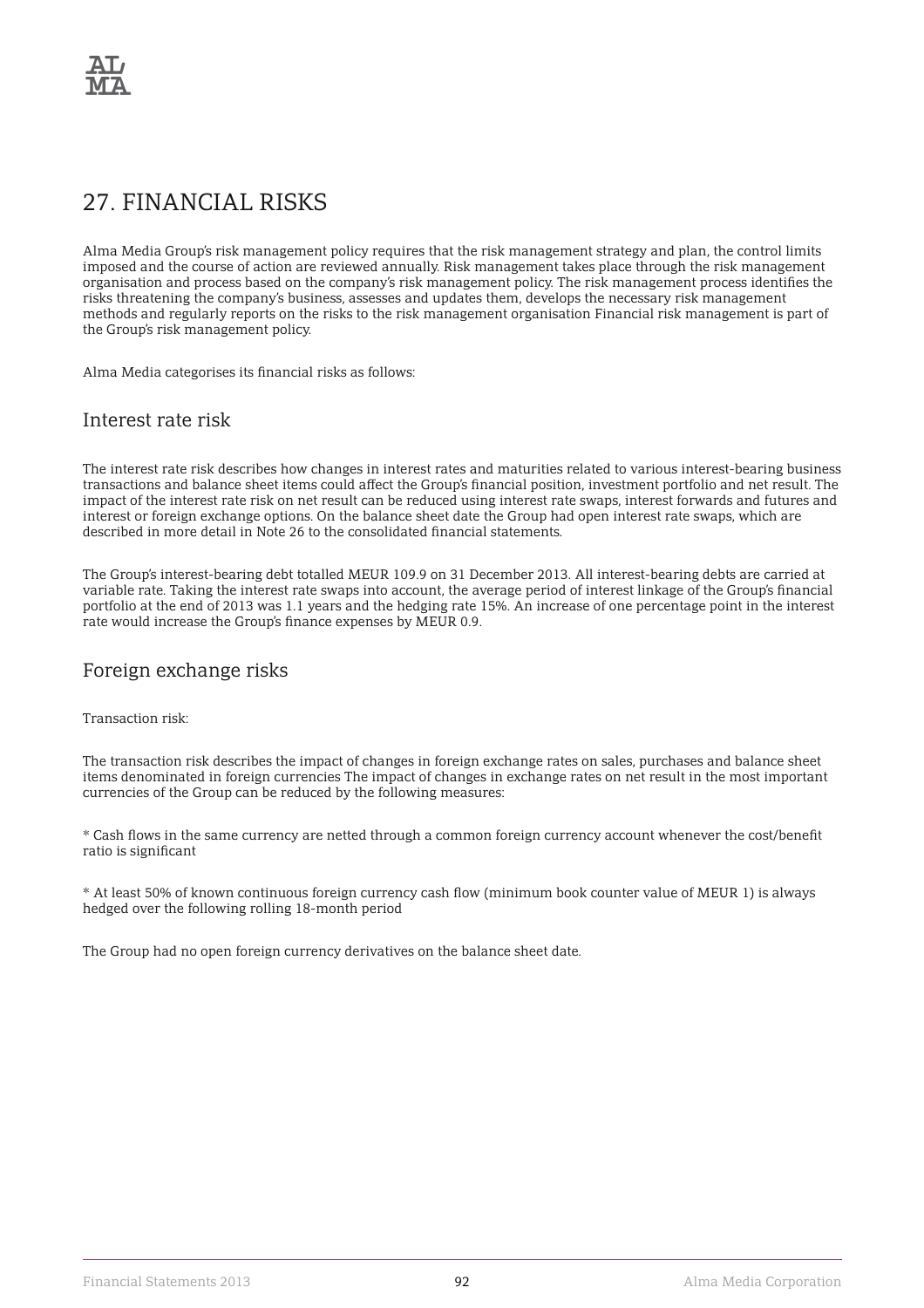# 27. FINANCIAL RISKS

Alma Media Group's risk management policy requires that the risk management strategy and plan, the control limits imposed and the course of action are reviewed annually. Risk management takes place through the risk management organisation and process based on the company's risk management policy. The risk management process identifies the risks threatening the company's business, assesses and updates them, develops the necessary risk management methods and regularly reports on the risks to the risk management organisation Financial risk management is part of the Group's risk management policy.

Alma Media categorises its financial risks as follows:

## Interest rate risk

The interest rate risk describes how changes in interest rates and maturities related to various interest-bearing business transactions and balance sheet items could affect the Group's financial position, investment portfolio and net result. The impact of the interest rate risk on net result can be reduced using interest rate swaps, interest forwards and futures and interest or foreign exchange options. On the balance sheet date the Group had open interest rate swaps, which are described in more detail in Note 26 to the consolidated financial statements.

The Group's interest-bearing debt totalled MEUR 109.9 on 31 December 2013. All interest-bearing debts are carried at variable rate. Taking the interest rate swaps into account, the average period of interest linkage of the Group's financial portfolio at the end of 2013 was 1.1 years and the hedging rate 15%. An increase of one percentage point in the interest rate would increase the Group's finance expenses by MEUR 0.9.

## Foreign exchange risks

Transaction risk:

The transaction risk describes the impact of changes in foreign exchange rates on sales, purchases and balance sheet items denominated in foreign currencies The impact of changes in exchange rates on net result in the most important currencies of the Group can be reduced by the following measures:

* Cash flows in the same currency are netted through a common foreign currency account whenever the cost/benefit ratio is significant

* At least 50% of known continuous foreign currency cash flow (minimum book counter value of MEUR 1) is always hedged over the following rolling 18-month period

The Group had no open foreign currency derivatives on the balance sheet date.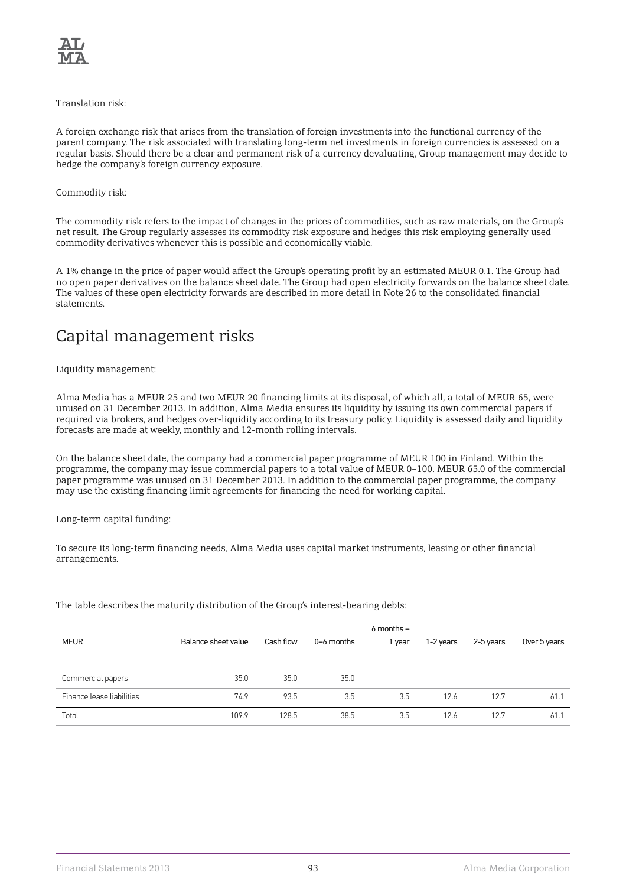Translation risk:

A foreign exchange risk that arises from the translation of foreign investments into the functional currency of the parent company. The risk associated with translating long-term net investments in foreign currencies is assessed on a regular basis. Should there be a clear and permanent risk of a currency devaluating, Group management may decide to hedge the company's foreign currency exposure.

Commodity risk:

The commodity risk refers to the impact of changes in the prices of commodities, such as raw materials, on the Group's net result. The Group regularly assesses its commodity risk exposure and hedges this risk employing generally used commodity derivatives whenever this is possible and economically viable.

A 1% change in the price of paper would affect the Group's operating profit by an estimated MEUR 0.1. The Group had no open paper derivatives on the balance sheet date. The Group had open electricity forwards on the balance sheet date. The values of these open electricity forwards are described in more detail in Note 26 to the consolidated financial statements.

# Capital management risks

Liquidity management:

Alma Media has a MEUR 25 and two MEUR 20 financing limits at its disposal, of which all, a total of MEUR 65, were unused on 31 December 2013. In addition, Alma Media ensures its liquidity by issuing its own commercial papers if required via brokers, and hedges over-liquidity according to its treasury policy. Liquidity is assessed daily and liquidity forecasts are made at weekly, monthly and 12-month rolling intervals.

On the balance sheet date, the company had a commercial paper programme of MEUR 100 in Finland. Within the programme, the company may issue commercial papers to a total value of MEUR 0–100. MEUR 65.0 of the commercial paper programme was unused on 31 December 2013. In addition to the commercial paper programme, the company may use the existing financing limit agreements for financing the need for working capital.

Long-term capital funding:

To secure its long-term financing needs, Alma Media uses capital market instruments, leasing or other financial arrangements.

The table describes the maturity distribution of the Group's interest-bearing debts:

| MEUR | Balance sheet value | Cash flow | 0–6 months | 6 months – 1 year | 1-2 years | 2-5 years | Over 5 years |
|---|---|---|---|---|---|---|---|
| Commercial papers | 35.0 | 35.0 | 35.0 | | | | |
| Finance lease liabilities | 74.9 | 93.5 | 3.5 | 3.5 | 12.6 | 12.7 | 61.1 |
| Total | 109.9 | 128.5 | 38.5 | 3.5 | 12.6 | 12.7 | 61.1 |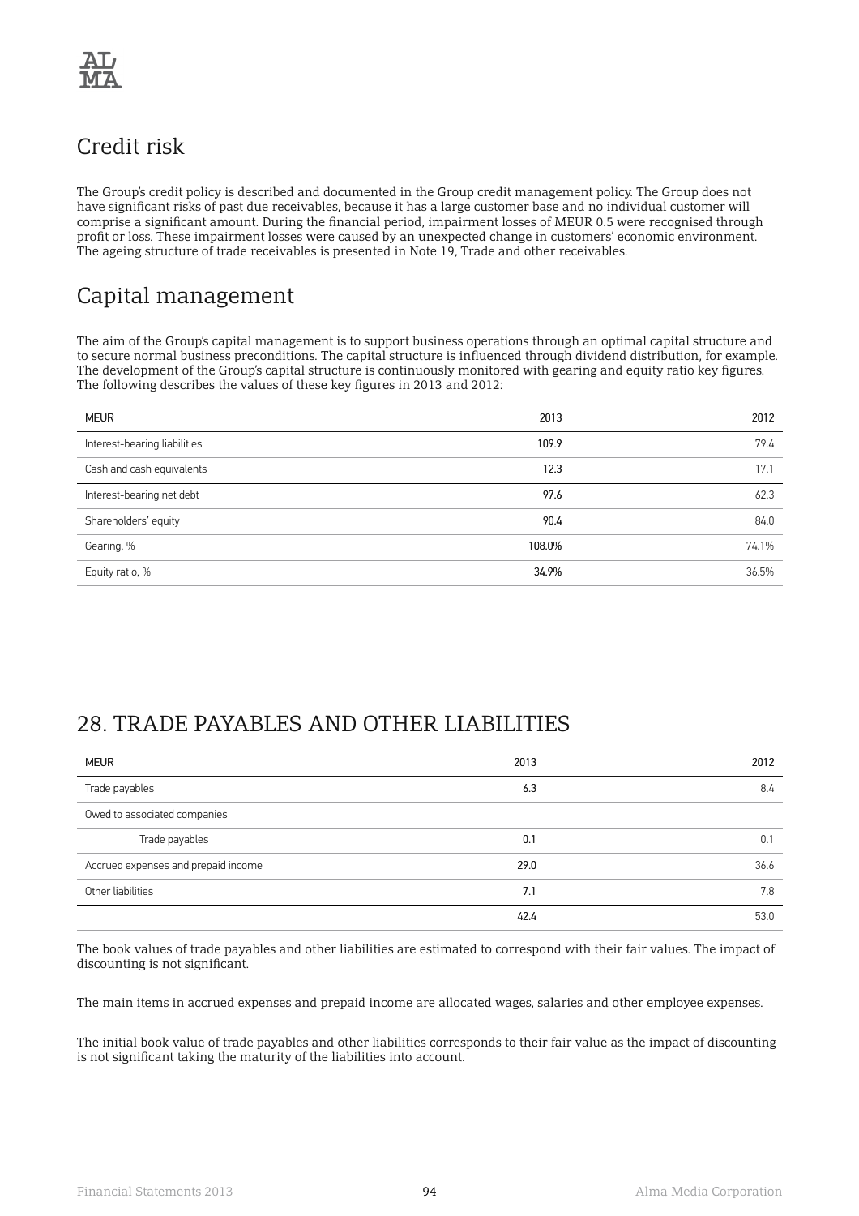## Credit risk

The Group's credit policy is described and documented in the Group credit management policy. The Group does not have significant risks of past due receivables, because it has a large customer base and no individual customer will comprise a significant amount. During the financial period, impairment losses of MEUR 0.5 were recognised through profit or loss. These impairment losses were caused by an unexpected change in customers' economic environment. The ageing structure of trade receivables is presented in Note 19, Trade and other receivables.

## Capital management

The aim of the Group's capital management is to support business operations through an optimal capital structure and to secure normal business preconditions. The capital structure is influenced through dividend distribution, for example. The development of the Group's capital structure is continuously monitored with gearing and equity ratio key figures. The following describes the values of these key figures in 2013 and 2012:

| MEUR | 2013 | 2012 |
|---|---|---|
| Interest-bearing liabilities | 109.9 | 79.4 |
| Cash and cash equivalents | 12.3 | 17.1 |
| Interest-bearing net debt | 97.6 | 62.3 |
| Shareholders' equity | 90.4 | 84.0 |
| Gearing, % | 108.0% | 74.1% |
| Equity ratio, % | 34.9% | 36.5% |

## 28. TRADE PAYABLES AND OTHER LIABILITIES

| MEUR | 2013 | 2012 |
|---|---|---|
| Trade payables | 6.3 | 8.4 |
| Owed to associated companies | | |
| Trade payables | 0.1 | 0.1 |
| Accrued expenses and prepaid income | 29.0 | 36.6 |
| Other liabilities | 7.1 | 7.8 |
| | 42.4 | 53.0 |

The book values of trade payables and other liabilities are estimated to correspond with their fair values. The impact of discounting is not significant.

The main items in accrued expenses and prepaid income are allocated wages, salaries and other employee expenses.

The initial book value of trade payables and other liabilities corresponds to their fair value as the impact of discounting is not significant taking the maturity of the liabilities into account.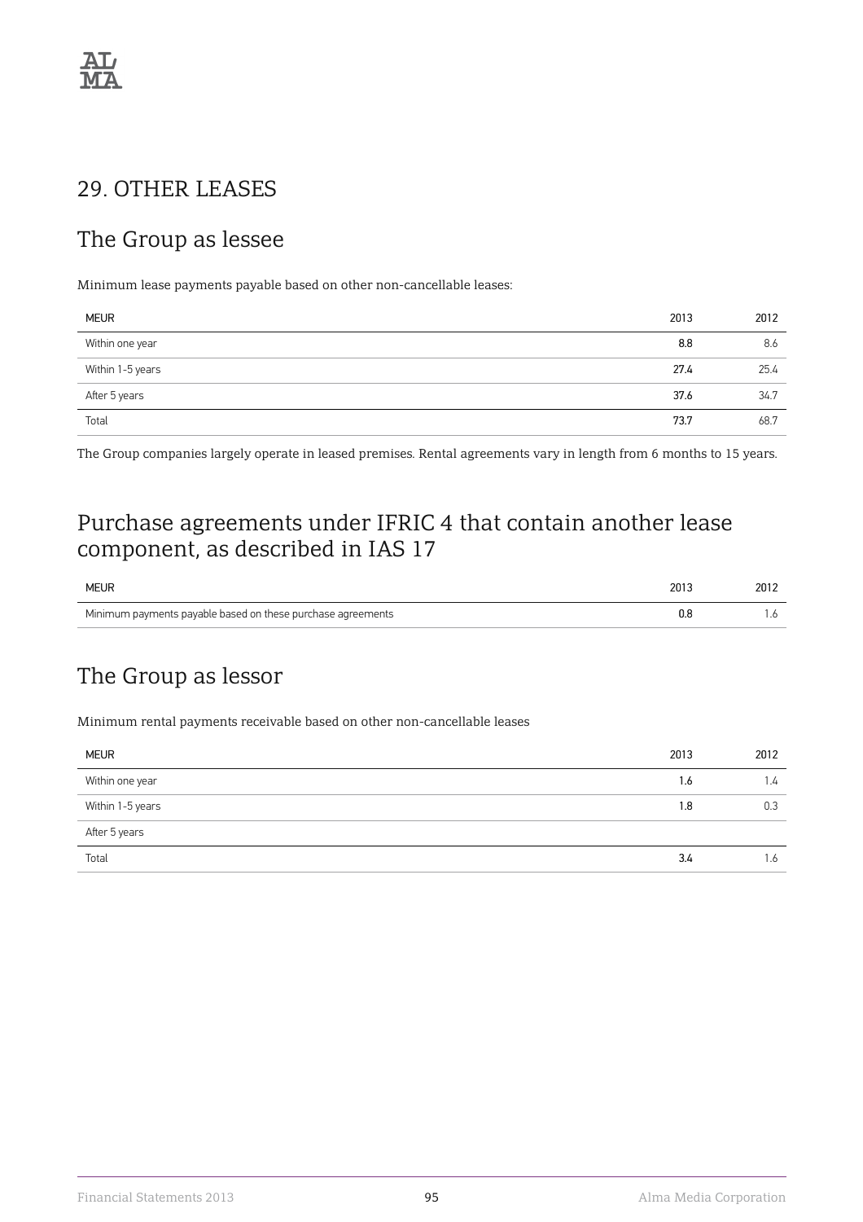## 29. OTHER LEASES

## The Group as lessee

Minimum lease payments payable based on other non-cancellable leases:

| MEUR | 2013 | 2012 |
| --- | --- | --- |
| Within one year | **8.8** | 8.6 |
| Within 1-5 years | **27.4** | 25.4 |
| After 5 years | **37.6** | 34.7 |
| Total | **73.7** | 68.7 |

The Group companies largely operate in leased premises. Rental agreements vary in length from 6 months to 15 years.

## Purchase agreements under IFRIC 4 that contain another lease component, as described in IAS 17

| MEUR | 2013 | 2012 |
| --- | --- | --- |
| Minimum payments payable based on these purchase agreements | **0.8** | 1.6 |

## The Group as lessor

Minimum rental payments receivable based on other non-cancellable leases

| MEUR | 2013 | 2012 |
| --- | --- | --- |
| Within one year | **1.6** | 1.4 |
| Within 1-5 years | **1.8** | 0.3 |
| After 5 years | | |
| Total | **3.4** | 1.6 |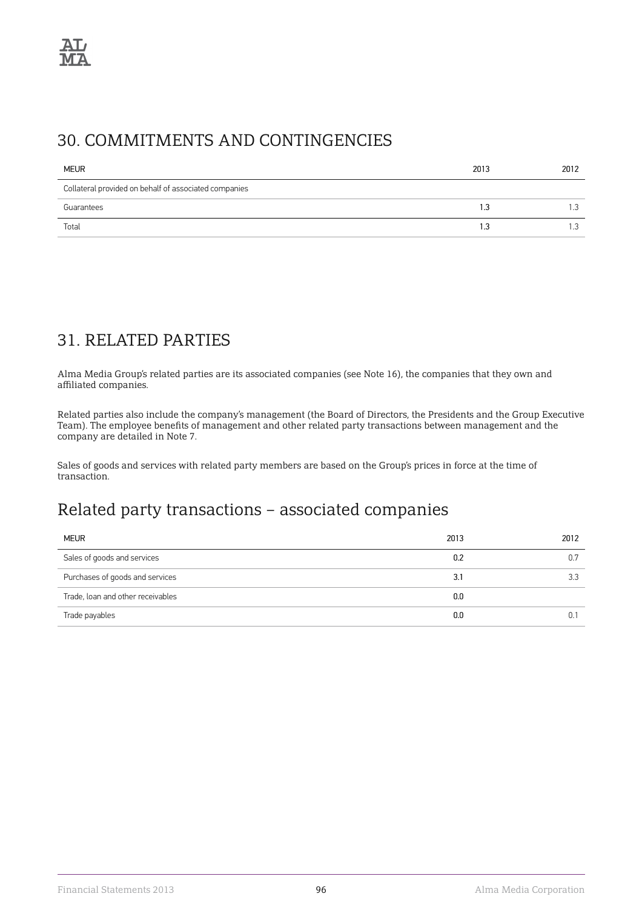## 30. COMMITMENTS AND CONTINGENCIES

| MEUR | 2013 | 2012 |
| --- | --- | --- |
| Collateral provided on behalf of associated companies | | |
| Guarantees | 1.3 | 1.3 |
| Total | 1.3 | 1.3 |

## 31. RELATED PARTIES

Alma Media Group's related parties are its associated companies (see Note 16), the companies that they own and affiliated companies.

Related parties also include the company's management (the Board of Directors, the Presidents and the Group Executive Team). The employee benefits of management and other related party transactions between management and the company are detailed in Note 7.

Sales of goods and services with related party members are based on the Group's prices in force at the time of transaction.

## Related party transactions – associated companies

| MEUR | 2013 | 2012 |
| --- | --- | --- |
| Sales of goods and services | 0.2 | 0.7 |
| Purchases of goods and services | 3.1 | 3.3 |
| Trade, loan and other receivables | 0.0 | |
| Trade payables | 0.0 | 0.1 |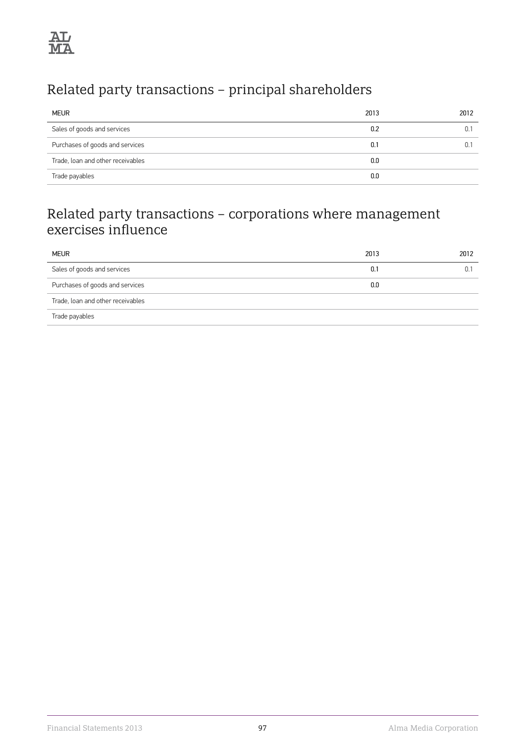## Related party transactions – principal shareholders

| MEUR | 2013 | 2012 |
|---|---|---|
| Sales of goods and services | 0.2 | 0.1 |
| Purchases of goods and services | 0.1 | 0.1 |
| Trade, loan and other receivables | 0.0 | |
| Trade payables | 0.0 | |

## Related party transactions – corporations where management exercises influence

| MEUR | 2013 | 2012 |
|---|---|---|
| Sales of goods and services | 0.1 | 0.1 |
| Purchases of goods and services | 0.0 | |
| Trade, loan and other receivables | | |
| Trade payables | | |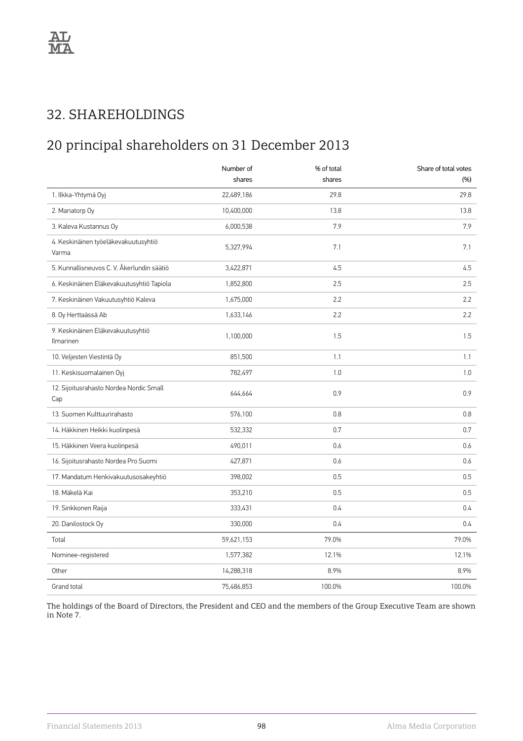# 32. SHAREHOLDINGS

## 20 principal shareholders on 31 December 2013

| | Number of shares | % of total shares | Share of total votes (%) |
|---|---|---|---|
| 1. Ilkka-Yhtymä Oyj | 22,489,186 | 29.8 | 29.8 |
| 2. Mariatorp Oy | 10,400,000 | 13.8 | 13.8 |
| 3. Kaleva Kustannus Oy | 6,000,538 | 7.9 | 7.9 |
| 4. Keskinäinen työeläkevakuutusyhtiö Varma | 5,327,994 | 7.1 | 7.1 |
| 5. Kunnallisneuvos C. V. Åkerlundin säätiö | 3,422,871 | 4.5 | 4.5 |
| 6. Keskinäinen Eläkevakuutusyhtiö Tapiola | 1,852,800 | 2.5 | 2.5 |
| 7. Keskinäinen Vakuutusyhtiö Kaleva | 1,675,000 | 2.2 | 2.2 |
| 8. Oy Herttaässä Ab | 1,633,146 | 2.2 | 2.2 |
| 9. Keskinäinen Eläkevakuutusyhtiö Ilmarinen | 1,100,000 | 1.5 | 1.5 |
| 10. Veljesten Viestintä Oy | 851,500 | 1.1 | 1.1 |
| 11. Keskisuomalainen Oyj | 782,497 | 1.0 | 1.0 |
| 12. Sijoitusrahasto Nordea Nordic Small Cap | 644,664 | 0.9 | 0.9 |
| 13. Suomen Kulttuurirahasto | 576,100 | 0.8 | 0.8 |
| 14. Häkkinen Heikki kuolinpesä | 532,332 | 0.7 | 0.7 |
| 15. Häkkinen Veera kuolinpesä | 490,011 | 0.6 | 0.6 |
| 16. Sijoitusrahasto Nordea Pro Suomi | 427,871 | 0.6 | 0.6 |
| 17. Mandatum Henkivakuutusosakeyhtiö | 398,002 | 0.5 | 0.5 |
| 18. Mäkelä Kai | 353,210 | 0.5 | 0.5 |
| 19. Sinkkonen Raija | 333,431 | 0.4 | 0.4 |
| 20. Danilostock Oy | 330,000 | 0.4 | 0.4 |
| Total | 59,621,153 | 79.0% | 79.0% |
| Nominee-registered | 1,577,382 | 12.1% | 12.1% |
| Other | 14,288,318 | 8.9% | 8.9% |
| Grand total | 75,486,853 | 100.0% | 100.0% |

The holdings of the Board of Directors, the President and CEO and the members of the Group Executive Team are shown in Note 7.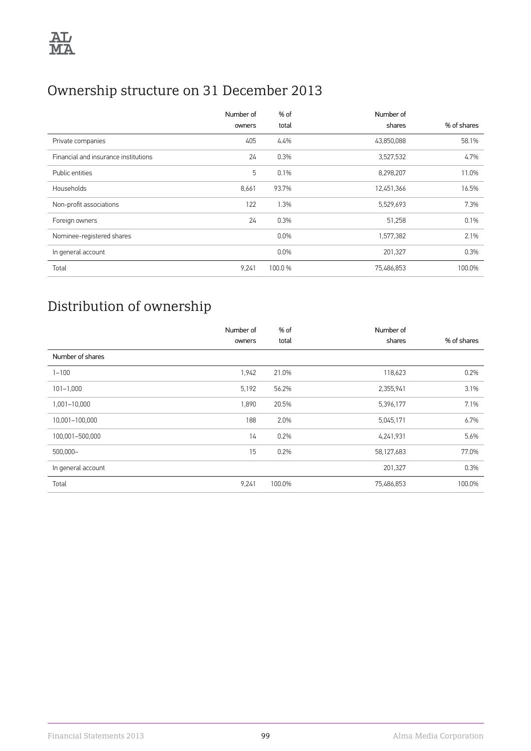# Ownership structure on 31 December 2013

| | Number of owners | % of total | Number of shares | % of shares |
|---|---|---|---|---|
| Private companies | 405 | 4.4% | 43,850,088 | 58.1% |
| Financial and insurance institutions | 24 | 0.3% | 3,527,532 | 4.7% |
| Public entities | 5 | 0.1% | 8,298,207 | 11.0% |
| Households | 8,661 | 93.7% | 12,451,366 | 16.5% |
| Non-profit associations | 122 | 1.3% | 5,529,693 | 7.3% |
| Foreign owners | 24 | 0.3% | 51,258 | 0.1% |
| Nominee-registered shares | | 0.0% | 1,577,382 | 2.1% |
| In general account | | 0.0% | 201,327 | 0.3% |
| Total | 9,241 | 100.0 % | 75,486,853 | 100.0% |

# Distribution of ownership

| | Number of owners | % of total | Number of shares | % of shares |
|---|---|---|---|---|
| Number of shares | | | | |
| 1–100 | 1,942 | 21.0% | 118,623 | 0.2% |
| 101–1,000 | 5,192 | 56.2% | 2,355,941 | 3.1% |
| 1,001–10,000 | 1,890 | 20.5% | 5,396,177 | 7.1% |
| 10,001–100,000 | 188 | 2.0% | 5,045,171 | 6.7% |
| 100,001–500,000 | 14 | 0.2% | 4,241,931 | 5.6% |
| 500,000– | 15 | 0.2% | 58,127,683 | 77.0% |
| In general account | | | 201,327 | 0.3% |
| Total | 9,241 | 100.0% | 75,486,853 | 100.0% |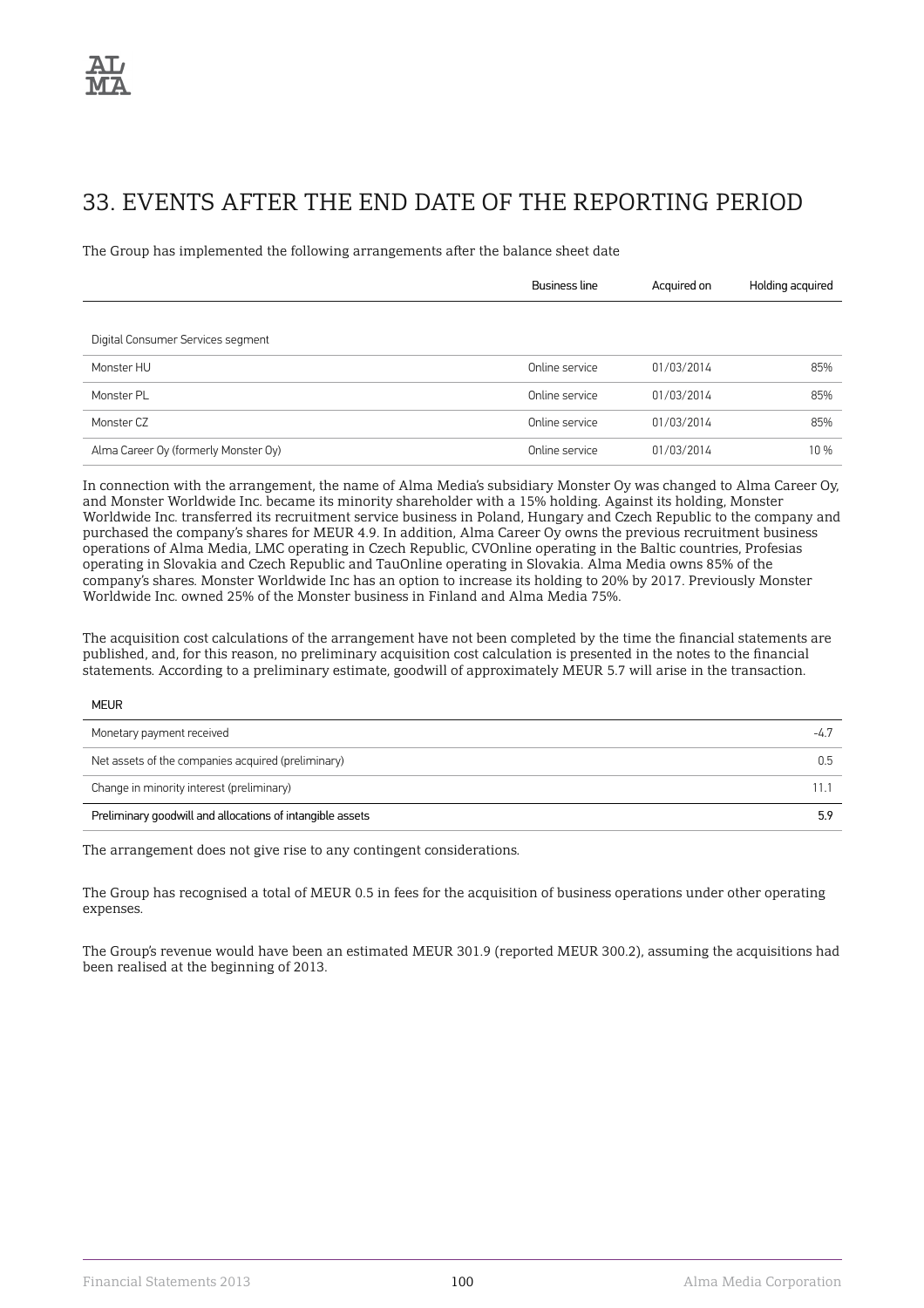# 33. EVENTS AFTER THE END DATE OF THE REPORTING PERIOD

The Group has implemented the following arrangements after the balance sheet date

| | Business line | Acquired on | Holding acquired |
|---|---|---|---|
| Digital Consumer Services segment | | | |
| Monster HU | Online service | 01/03/2014 | 85% |
| Monster PL | Online service | 01/03/2014 | 85% |
| Monster CZ | Online service | 01/03/2014 | 85% |
| Alma Career Oy (formerly Monster Oy) | Online service | 01/03/2014 | 10 % |

In connection with the arrangement, the name of Alma Media's subsidiary Monster Oy was changed to Alma Career Oy, and Monster Worldwide Inc. became its minority shareholder with a 15% holding. Against its holding, Monster Worldwide Inc. transferred its recruitment service business in Poland, Hungary and Czech Republic to the company and purchased the company's shares for MEUR 4.9. In addition, Alma Career Oy owns the previous recruitment business operations of Alma Media, LMC operating in Czech Republic, CVOnline operating in the Baltic countries, Profesias operating in Slovakia and Czech Republic and TauOnline operating in Slovakia. Alma Media owns 85% of the company's shares. Monster Worldwide Inc has an option to increase its holding to 20% by 2017. Previously Monster Worldwide Inc. owned 25% of the Monster business in Finland and Alma Media 75%.

The acquisition cost calculations of the arrangement have not been completed by the time the financial statements are published, and, for this reason, no preliminary acquisition cost calculation is presented in the notes to the financial statements. According to a preliminary estimate, goodwill of approximately MEUR 5.7 will arise in the transaction.

| MEUR | |
|---|---|
| Monetary payment received | -4.7 |
| Net assets of the companies acquired (preliminary) | 0.5 |
| Change in minority interest (preliminary) | 11.1 |
| Preliminary goodwill and allocations of intangible assets | 5.9 |

The arrangement does not give rise to any contingent considerations.

The Group has recognised a total of MEUR 0.5 in fees for the acquisition of business operations under other operating expenses.

The Group's revenue would have been an estimated MEUR 301.9 (reported MEUR 300.2), assuming the acquisitions had been realised at the beginning of 2013.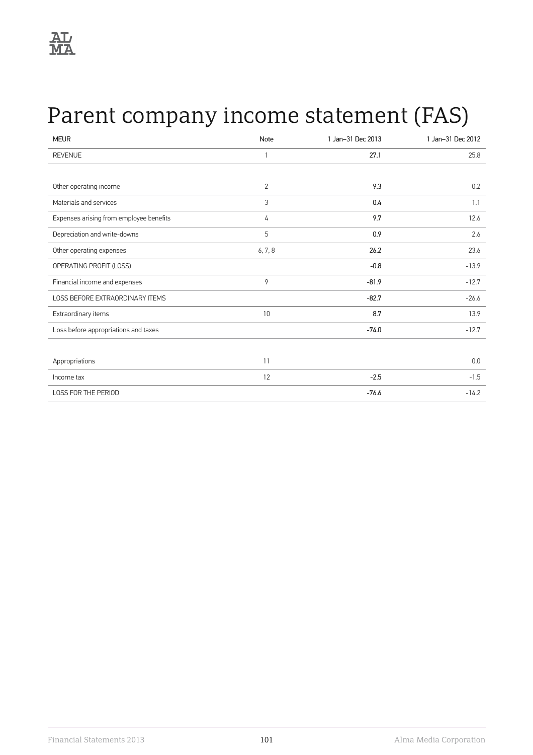# Parent company income statement (FAS)

| MEUR | Note | 1 Jan–31 Dec 2013 | 1 Jan–31 Dec 2012 |
|---|---|---|---|
| REVENUE | 1 | 27.1 | 25.8 |
| | | | |
| Other operating income | 2 | 9.3 | 0.2 |
| Materials and services | 3 | 0.4 | 1.1 |
| Expenses arising from employee benefits | 4 | 9.7 | 12.6 |
| Depreciation and write-downs | 5 | 0.9 | 2.6 |
| Other operating expenses | 6, 7, 8 | 26.2 | 23.6 |
| OPERATING PROFIT (LOSS) | | -0.8 | -13.9 |
| Financial income and expenses | 9 | -81.9 | -12.7 |
| LOSS BEFORE EXTRAORDINARY ITEMS | | -82.7 | -26.6 |
| Extraordinary items | 10 | 8.7 | 13.9 |
| Loss before appropriations and taxes | | -74.0 | -12.7 |
| | | | |
| Appropriations | 11 | | 0.0 |
| Income tax | 12 | -2.5 | -1.5 |
| LOSS FOR THE PERIOD | | -76.6 | -14.2 |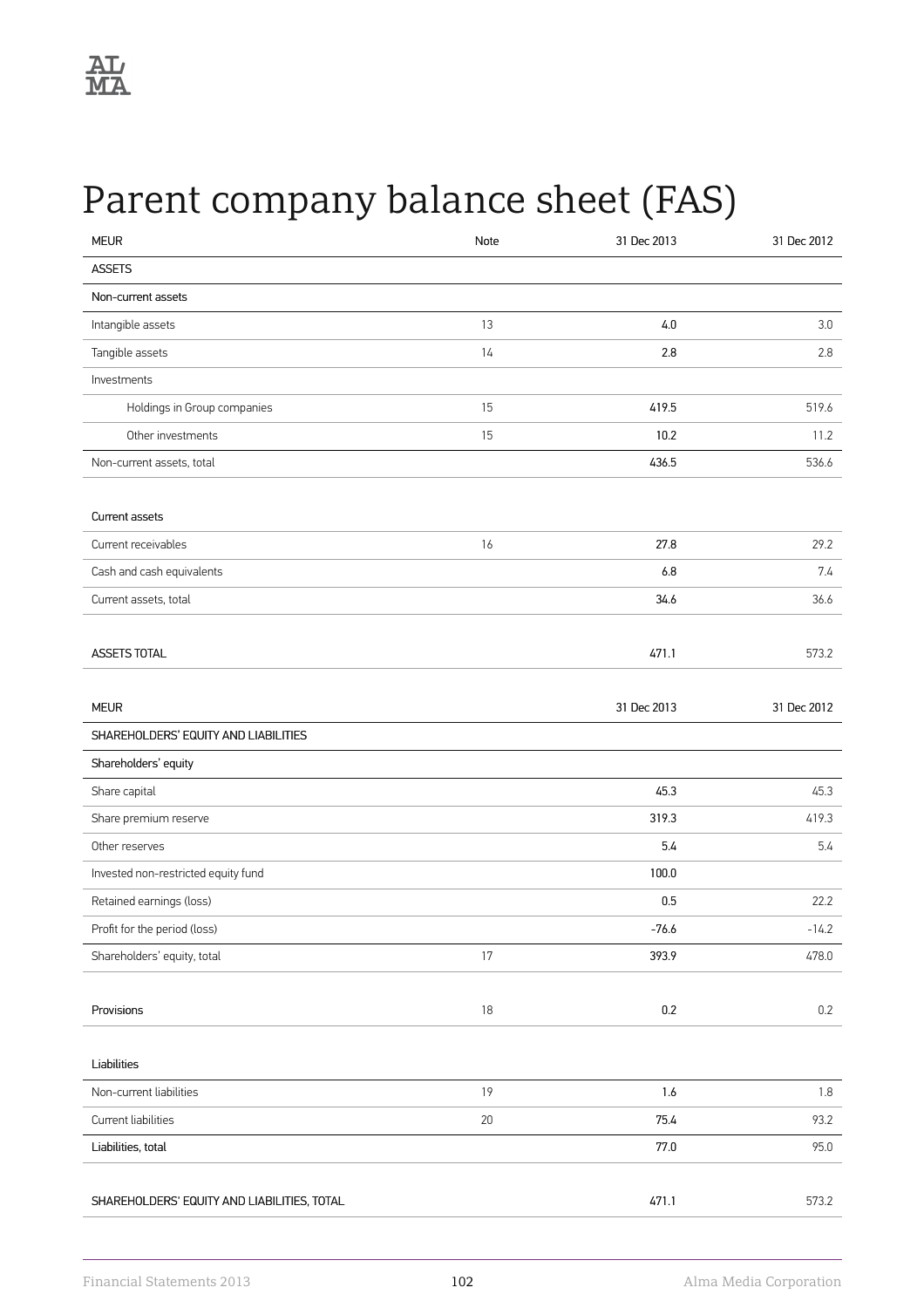# Parent company balance sheet (FAS)

| MEUR | Note | 31 Dec 2013 | 31 Dec 2012 |
|---|---|---|---|
| ASSETS | | | |
| Non-current assets | | | |
| Intangible assets | 13 | 4.0 | 3.0 |
| Tangible assets | 14 | 2.8 | 2.8 |
| Investments | | | |
| Holdings in Group companies | 15 | 419.5 | 519.6 |
| Other investments | 15 | 10.2 | 11.2 |
| Non-current assets, total | | 436.5 | 536.6 |
| | | | |
| Current assets | | | |
| Current receivables | 16 | 27.8 | 29.2 |
| Cash and cash equivalents | | 6.8 | 7.4 |
| Current assets, total | | 34.6 | 36.6 |
| | | | |
| ASSETS TOTAL | | 471.1 | 573.2 |

| MEUR | Note | 31 Dec 2013 | 31 Dec 2012 |
|---|---|---|---|
| SHAREHOLDERS' EQUITY AND LIABILITIES | | | |
| Shareholders' equity | | | |
| Share capital | | 45.3 | 45.3 |
| Share premium reserve | | 319.3 | 419.3 |
| Other reserves | | 5.4 | 5.4 |
| Invested non-restricted equity fund | | 100.0 | |
| Retained earnings (loss) | | 0.5 | 22.2 |
| Profit for the period (loss) | | -76.6 | -14.2 |
| Shareholders' equity, total | 17 | 393.9 | 478.0 |
| | | | |
| Provisions | 18 | 0.2 | 0.2 |
| | | | |
| Liabilities | | | |
| Non-current liabilities | 19 | 1.6 | 1.8 |
| Current liabilities | 20 | 75.4 | 93.2 |
| Liabilities, total | | 77.0 | 95.0 |
| | | | |
| SHAREHOLDERS' EQUITY AND LIABILITIES, TOTAL | | 471.1 | 573.2 |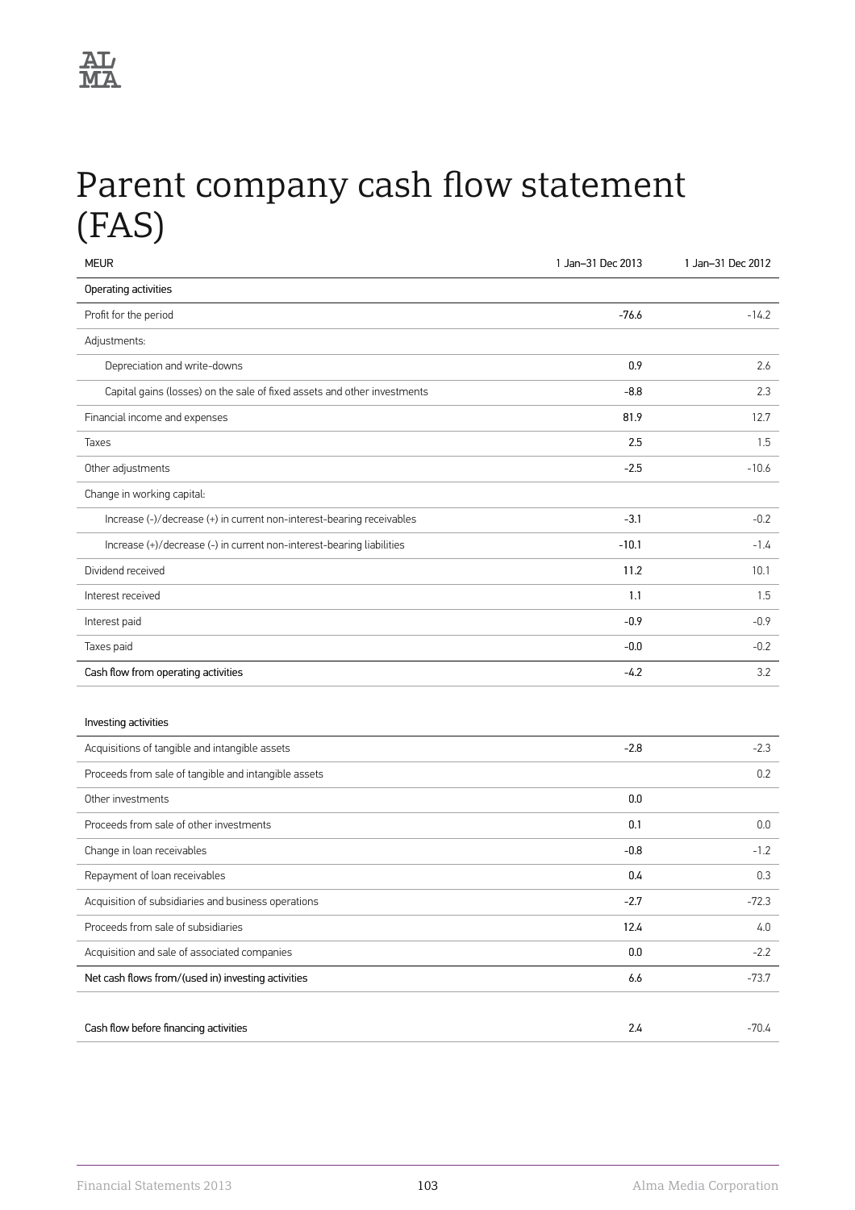# Parent company cash flow statement (FAS)

| MEUR | 1 Jan–31 Dec 2013 | 1 Jan–31 Dec 2012 |
|---|---|---|
| Operating activities | | |
| Profit for the period | -76.6 | -14.2 |
| Adjustments: | | |
| Depreciation and write-downs | 0.9 | 2.6 |
| Capital gains (losses) on the sale of fixed assets and other investments | -8.8 | 2.3 |
| Financial income and expenses | 81.9 | 12.7 |
| Taxes | 2.5 | 1.5 |
| Other adjustments | -2.5 | -10.6 |
| Change in working capital: | | |
| Increase (-)/decrease (+) in current non-interest-bearing receivables | -3.1 | -0.2 |
| Increase (+)/decrease (-) in current non-interest-bearing liabilities | -10.1 | -1.4 |
| Dividend received | 11.2 | 10.1 |
| Interest received | 1.1 | 1.5 |
| Interest paid | -0.9 | -0.9 |
| Taxes paid | -0.0 | -0.2 |
| Cash flow from operating activities | -4.2 | 3.2 |
| | | |
| Investing activities | | |
| Acquisitions of tangible and intangible assets | -2.8 | -2.3 |
| Proceeds from sale of tangible and intangible assets | | 0.2 |
| Other investments | 0.0 | |
| Proceeds from sale of other investments | 0.1 | 0.0 |
| Change in loan receivables | -0.8 | -1.2 |
| Repayment of loan receivables | 0.4 | 0.3 |
| Acquisition of subsidiaries and business operations | -2.7 | -72.3 |
| Proceeds from sale of subsidiaries | 12.4 | 4.0 |
| Acquisition and sale of associated companies | 0.0 | -2.2 |
| Net cash flows from/(used in) investing activities | 6.6 | -73.7 |
| | | |
| Cash flow before financing activities | 2.4 | -70.4 |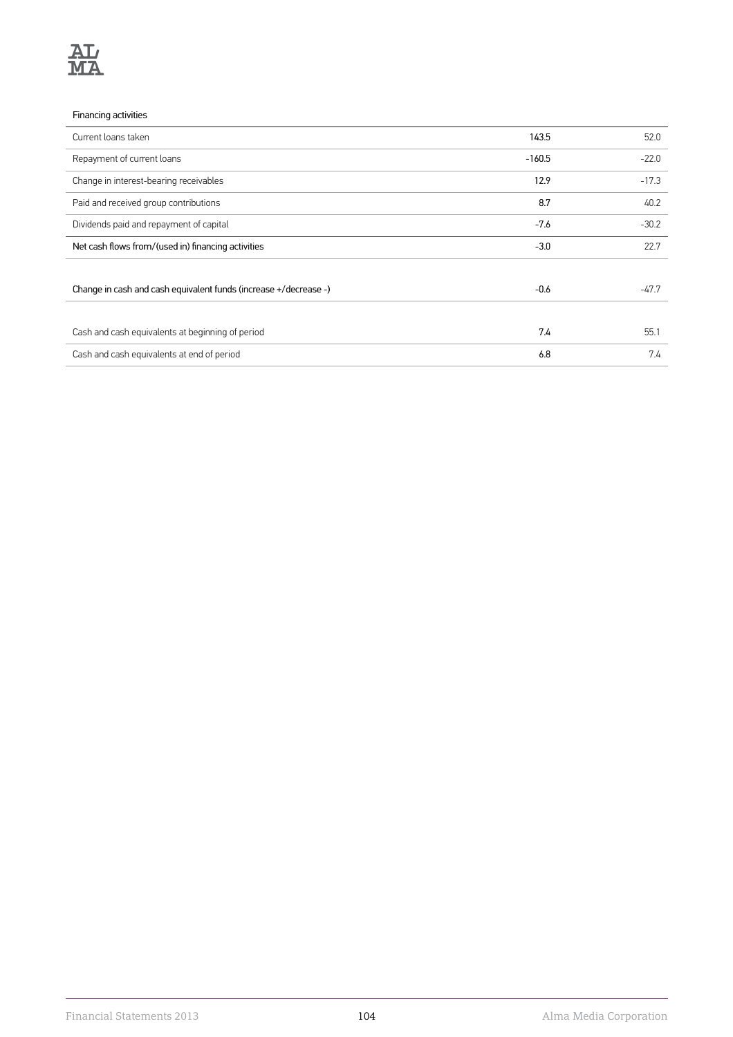| Financing activities | | |
|---|---|---|
| Current loans taken | 143.5 | 52.0 |
| Repayment of current loans | -160.5 | -22.0 |
| Change in interest-bearing receivables | 12.9 | -17.3 |
| Paid and received group contributions | 8.7 | 40.2 |
| Dividends paid and repayment of capital | -7.6 | -30.2 |
| Net cash flows from/(used in) financing activities | -3.0 | 22.7 |
| | | |
| Change in cash and cash equivalent funds (increase +/decrease -) | -0.6 | -47.7 |
| | | |
| Cash and cash equivalents at beginning of period | 7.4 | 55.1 |
| Cash and cash equivalents at end of period | 6.8 | 7.4 |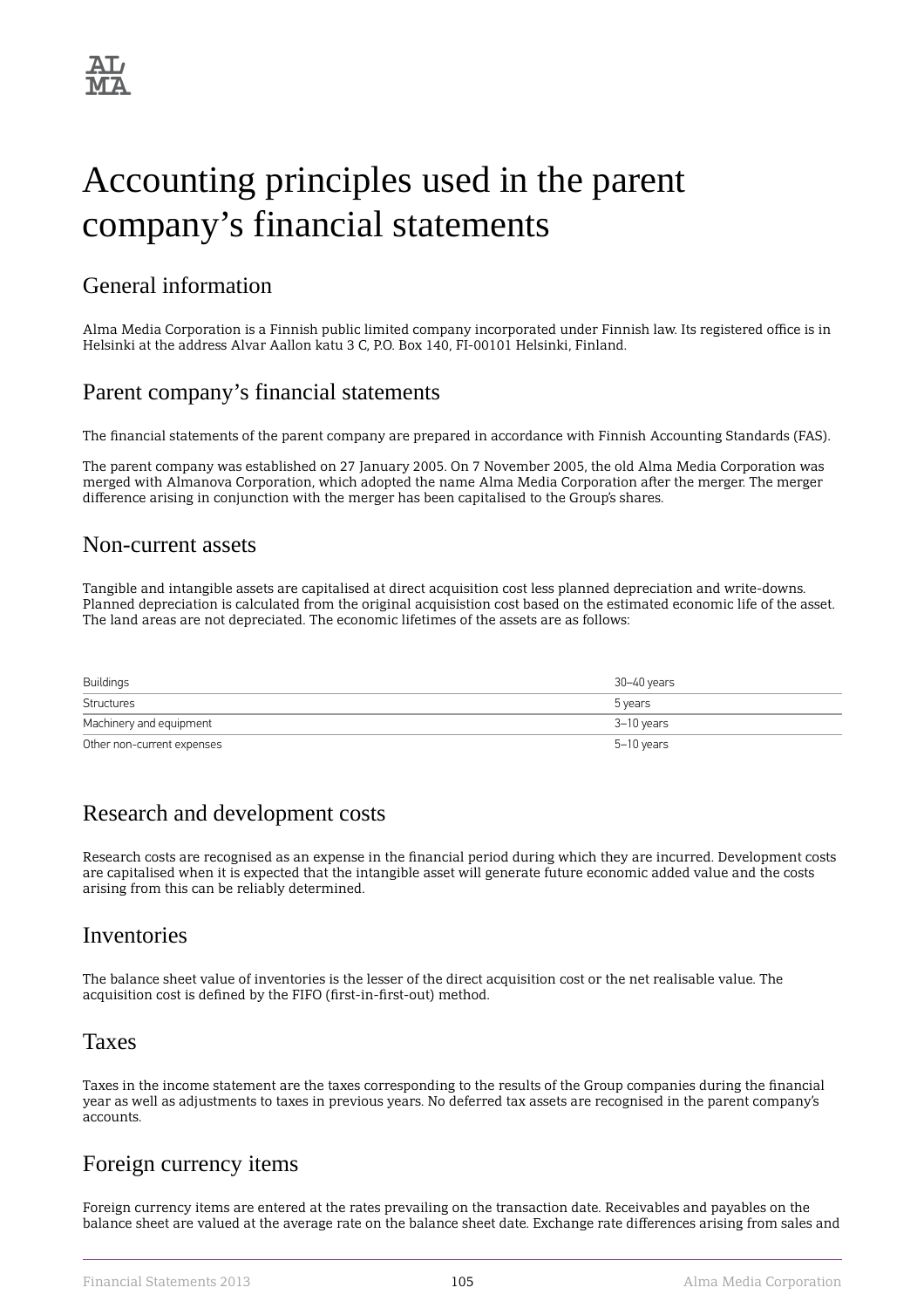# Accounting principles used in the parent company's financial statements

## General information

Alma Media Corporation is a Finnish public limited company incorporated under Finnish law. Its registered office is in Helsinki at the address Alvar Aallon katu 3 C, P.O. Box 140, FI-00101 Helsinki, Finland.

## Parent company's financial statements

The financial statements of the parent company are prepared in accordance with Finnish Accounting Standards (FAS).

The parent company was established on 27 January 2005. On 7 November 2005, the old Alma Media Corporation was merged with Almanova Corporation, which adopted the name Alma Media Corporation after the merger. The merger difference arising in conjunction with the merger has been capitalised to the Group's shares.

## Non-current assets

Tangible and intangible assets are capitalised at direct acquisition cost less planned depreciation and write-downs. Planned depreciation is calculated from the original acquisistion cost based on the estimated economic life of the asset. The land areas are not depreciated. The economic lifetimes of the assets are as follows:

| | |
|---|---|
| Buildings | 30–40 years |
| Structures | 5 years |
| Machinery and equipment | 3–10 years |
| Other non-current expenses | 5–10 years |

## Research and development costs

Research costs are recognised as an expense in the financial period during which they are incurred. Development costs are capitalised when it is expected that the intangible asset will generate future economic added value and the costs arising from this can be reliably determined.

## Inventories

The balance sheet value of inventories is the lesser of the direct acquisition cost or the net realisable value. The acquisition cost is defined by the FIFO (first-in-first-out) method.

## Taxes

Taxes in the income statement are the taxes corresponding to the results of the Group companies during the financial year as well as adjustments to taxes in previous years. No deferred tax assets are recognised in the parent company's accounts.

## Foreign currency items

Foreign currency items are entered at the rates prevailing on the transaction date. Receivables and payables on the balance sheet are valued at the average rate on the balance sheet date. Exchange rate differences arising from sales and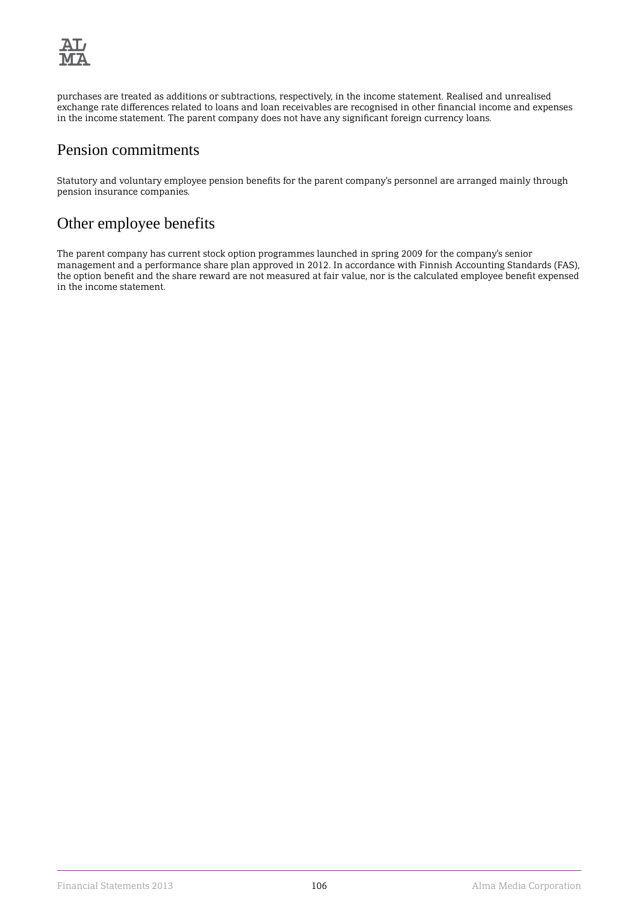purchases are treated as additions or subtractions, respectively, in the income statement. Realised and unrealised exchange rate differences related to loans and loan receivables are recognised in other financial income and expenses in the income statement. The parent company does not have any significant foreign currency loans.

## Pension commitments

Statutory and voluntary employee pension benefits for the parent company's personnel are arranged mainly through pension insurance companies.

## Other employee benefits

The parent company has current stock option programmes launched in spring 2009 for the company's senior management and a performance share plan approved in 2012. In accordance with Finnish Accounting Standards (FAS), the option benefit and the share reward are not measured at fair value, nor is the calculated employee benefit expensed in the income statement.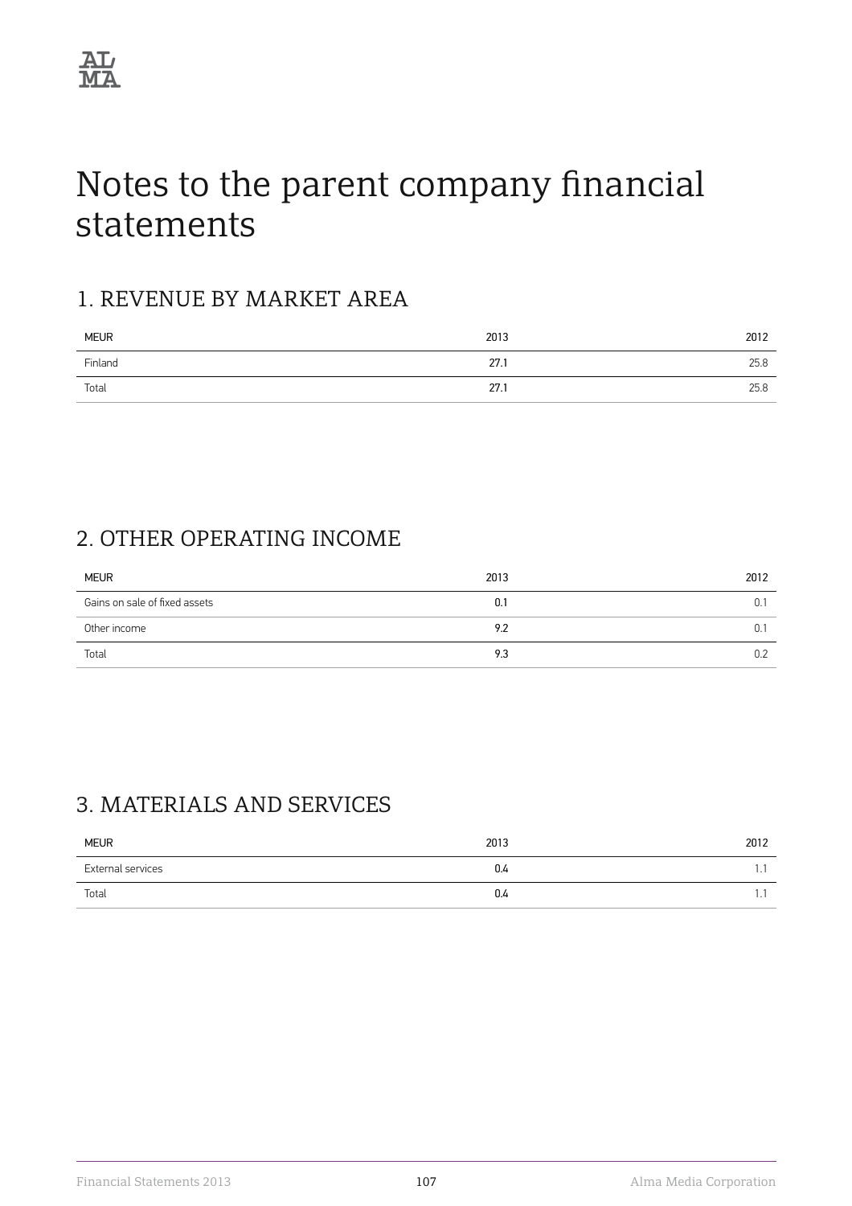# Notes to the parent company financial statements

## 1. REVENUE BY MARKET AREA

| MEUR | 2013 | 2012 |
|---|---|---|
| Finland | 27.1 | 25.8 |
| Total | 27.1 | 25.8 |

## 2. OTHER OPERATING INCOME

| MEUR | 2013 | 2012 |
|---|---|---|
| Gains on sale of fixed assets | 0.1 | 0.1 |
| Other income | 9.2 | 0.1 |
| Total | 9.3 | 0.2 |

## 3. MATERIALS AND SERVICES

| MEUR | 2013 | 2012 |
|---|---|---|
| External services | 0.4 | 1.1 |
| Total | 0.4 | 1.1 |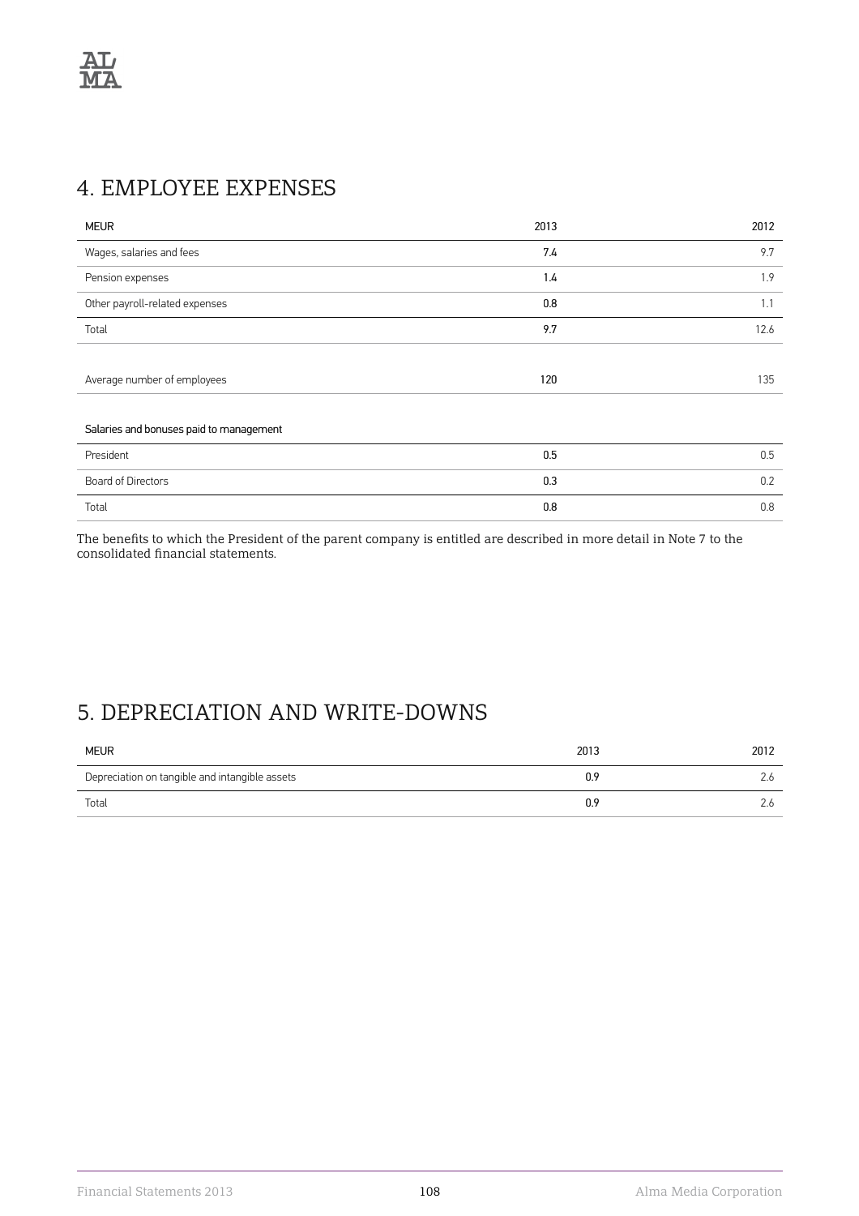## 4. EMPLOYEE EXPENSES

| MEUR | 2013 | 2012 |
|---|---|---|
| Wages, salaries and fees | 7.4 | 9.7 |
| Pension expenses | 1.4 | 1.9 |
| Other payroll-related expenses | 0.8 | 1.1 |
| Total | 9.7 | 12.6 |
| | | |
| Average number of employees | 120 | 135 |
| | | |
| Salaries and bonuses paid to management | | |
| President | 0.5 | 0.5 |
| Board of Directors | 0.3 | 0.2 |
| Total | 0.8 | 0.8 |

The benefits to which the President of the parent company is entitled are described in more detail in Note 7 to the consolidated financial statements.

## 5. DEPRECIATION AND WRITE-DOWNS

| MEUR | 2013 | 2012 |
|---|---|---|
| Depreciation on tangible and intangible assets | 0.9 | 2.6 |
| Total | 0.9 | 2.6 |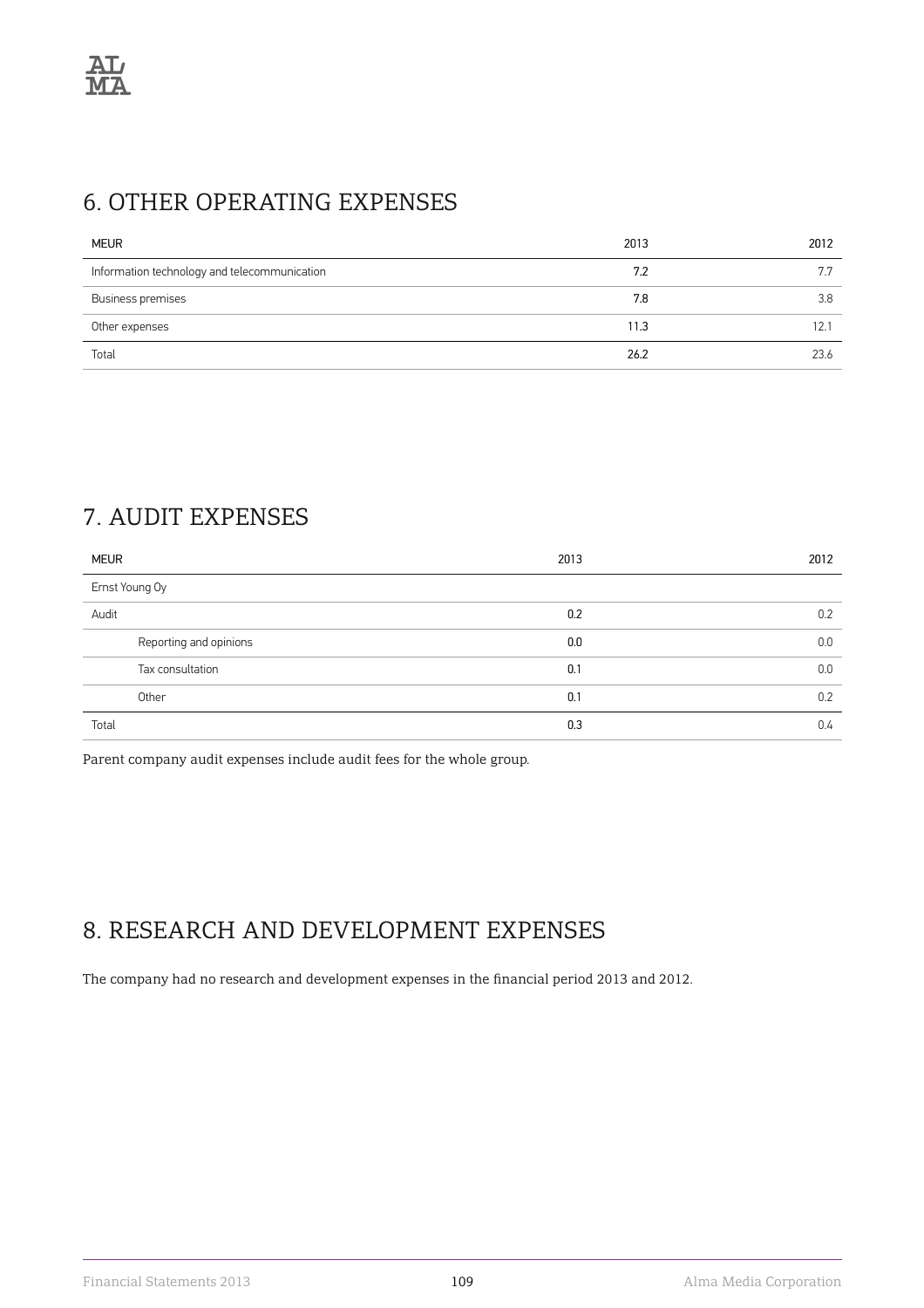## 6. OTHER OPERATING EXPENSES

| MEUR | 2013 | 2012 |
|---|---|---|
| Information technology and telecommunication | 7.2 | 7.7 |
| Business premises | 7.8 | 3.8 |
| Other expenses | 11.3 | 12.1 |
| Total | 26.2 | 23.6 |

## 7. AUDIT EXPENSES

| MEUR | 2013 | 2012 |
|---|---|---|
| Ernst Young Oy | | |
| Audit | 0.2 | 0.2 |
| Reporting and opinions | 0.0 | 0.0 |
| Tax consultation | 0.1 | 0.0 |
| Other | 0.1 | 0.2 |
| Total | 0.3 | 0.4 |

Parent company audit expenses include audit fees for the whole group.

## 8. RESEARCH AND DEVELOPMENT EXPENSES

The company had no research and development expenses in the financial period 2013 and 2012.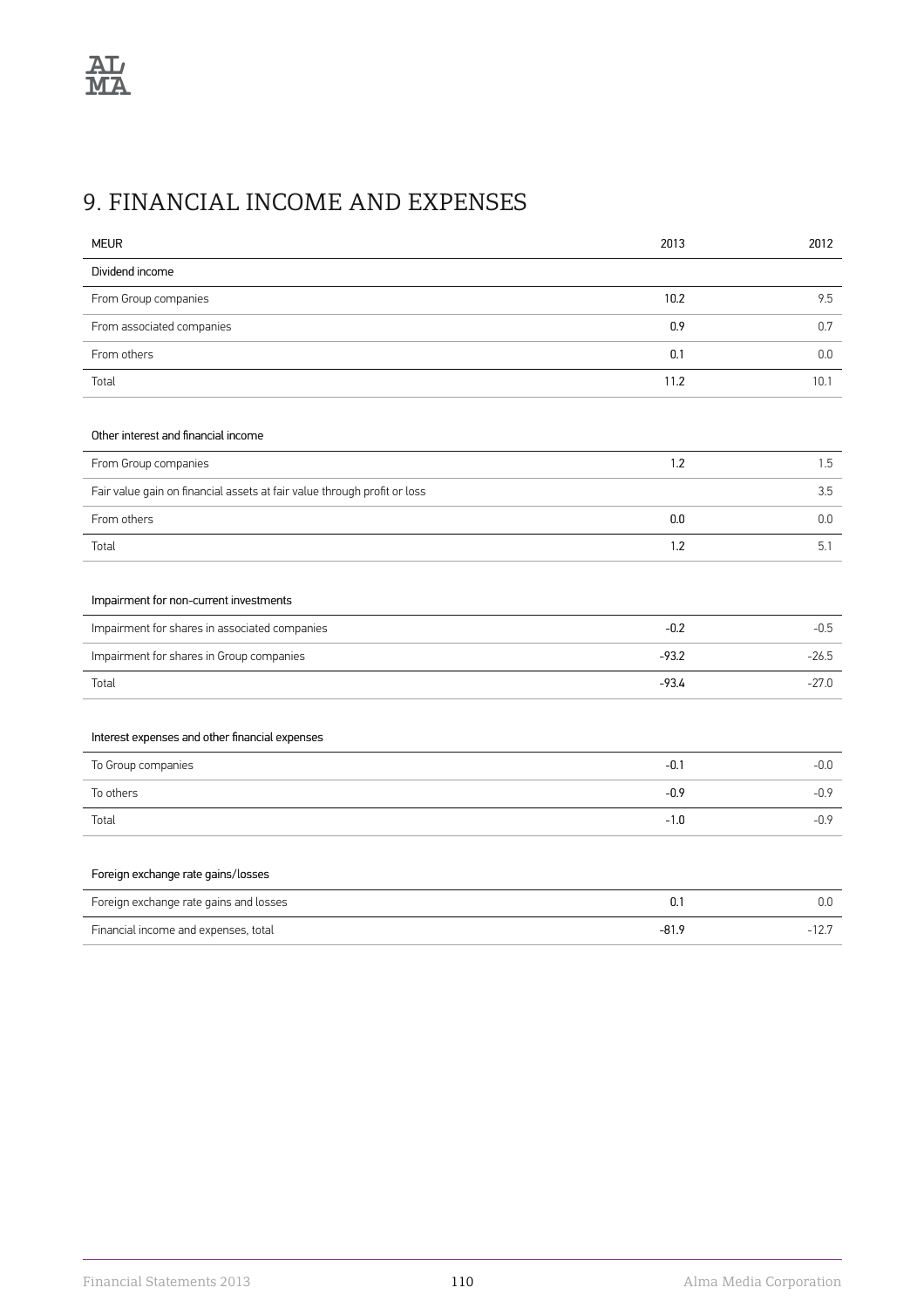# 9. FINANCIAL INCOME AND EXPENSES

| MEUR | 2013 | 2012 |
|---|---|---|
| Dividend income | | |
| From Group companies | 10.2 | 9.5 |
| From associated companies | 0.9 | 0.7 |
| From others | 0.1 | 0.0 |
| Total | 11.2 | 10.1 |
| | | |
| Other interest and financial income | | |
| From Group companies | 1.2 | 1.5 |
| Fair value gain on financial assets at fair value through profit or loss | | 3.5 |
| From others | 0.0 | 0.0 |
| Total | 1.2 | 5.1 |
| | | |
| Impairment for non-current investments | | |
| Impairment for shares in associated companies | -0.2 | -0.5 |
| Impairment for shares in Group companies | -93.2 | -26.5 |
| Total | -93.4 | -27.0 |
| | | |
| Interest expenses and other financial expenses | | |
| To Group companies | -0.1 | -0.0 |
| To others | -0.9 | -0.9 |
| Total | -1.0 | -0.9 |
| | | |
| Foreign exchange rate gains/losses | | |
| Foreign exchange rate gains and losses | 0.1 | 0.0 |
| Financial income and expenses, total | -81.9 | -12.7 |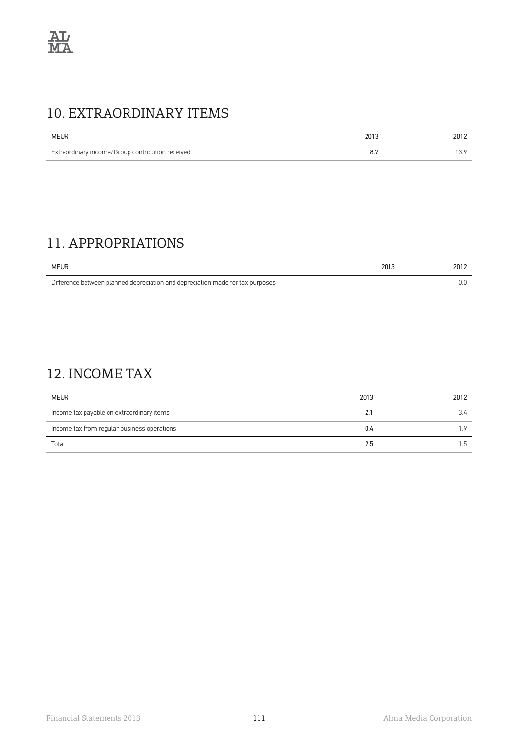## 10. EXTRAORDINARY ITEMS

| MEUR | 2013 | 2012 |
| --- | --- | --- |
| Extraordinary income/Group contribution received | 8.7 | 13.9 |

## 11. APPROPRIATIONS

| MEUR | 2013 | 2012 |
| --- | --- | --- |
| Difference between planned depreciation and depreciation made for tax purposes | | 0.0 |

## 12. INCOME TAX

| MEUR | 2013 | 2012 |
| --- | --- | --- |
| Income tax payable on extraordinary items | 2.1 | 3.4 |
| Income tax from regular business operations | 0.4 | -1.9 |
| Total | 2.5 | 1.5 |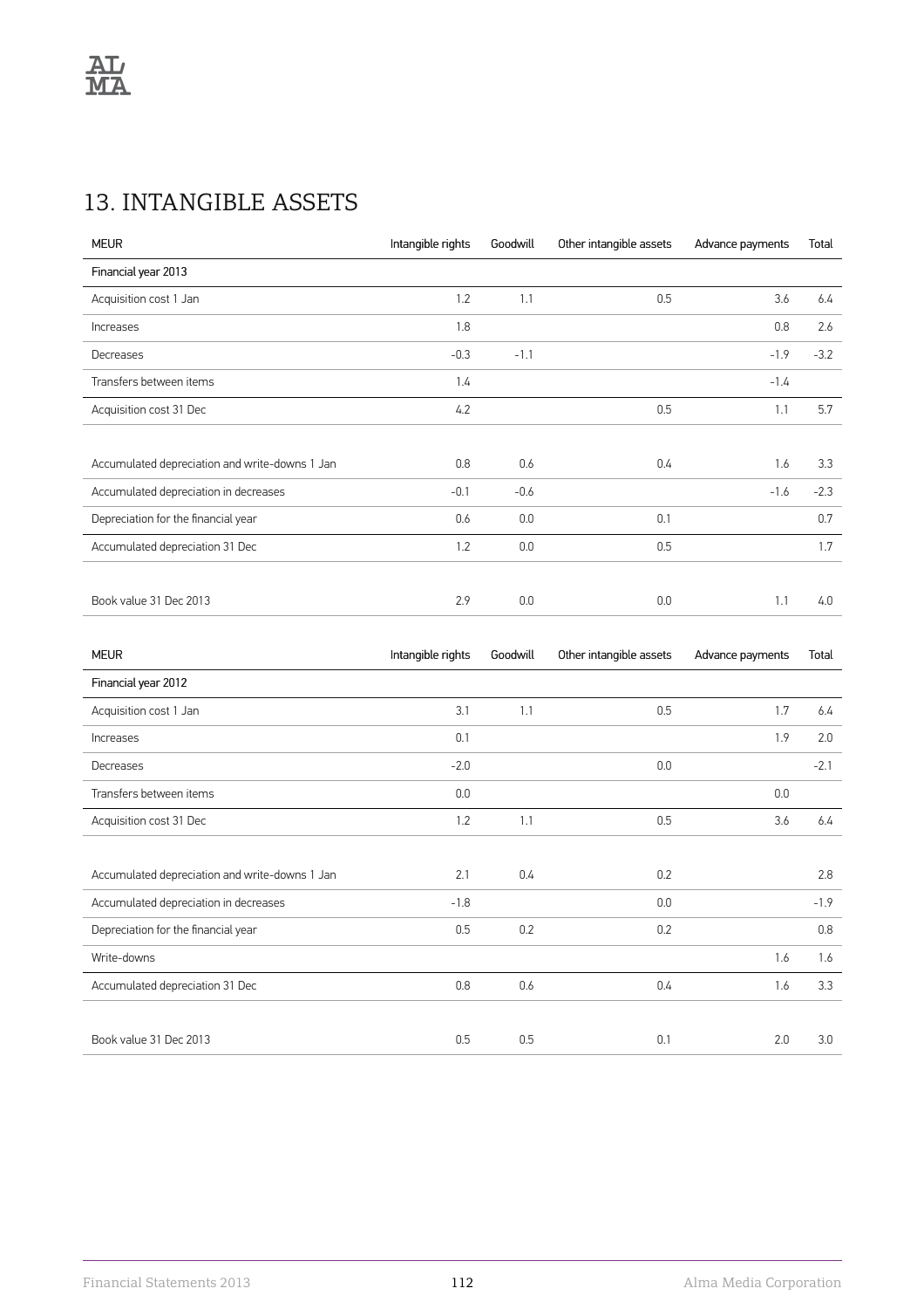# 13. INTANGIBLE ASSETS

| MEUR | Intangible rights | Goodwill | Other intangible assets | Advance payments | Total |
|---|---|---|---|---|---|
| Financial year 2013 | | | | | |
| Acquisition cost 1 Jan | 1.2 | 1.1 | 0.5 | 3.6 | 6.4 |
| Increases | 1.8 | | | 0.8 | 2.6 |
| Decreases | -0.3 | -1.1 | | -1.9 | -3.2 |
| Transfers between items | 1.4 | | | -1.4 | |
| Acquisition cost 31 Dec | 4.2 | | 0.5 | 1.1 | 5.7 |
| | | | | | |
| Accumulated depreciation and write-downs 1 Jan | 0.8 | 0.6 | 0.4 | 1.6 | 3.3 |
| Accumulated depreciation in decreases | -0.1 | -0.6 | | -1.6 | -2.3 |
| Depreciation for the financial year | 0.6 | 0.0 | 0.1 | | 0.7 |
| Accumulated depreciation 31 Dec | 1.2 | 0.0 | 0.5 | | 1.7 |
| | | | | | |
| Book value 31 Dec 2013 | 2.9 | 0.0 | 0.0 | 1.1 | 4.0 |

| MEUR | Intangible rights | Goodwill | Other intangible assets | Advance payments | Total |
|---|---|---|---|---|---|
| Financial year 2012 | | | | | |
| Acquisition cost 1 Jan | 3.1 | 1.1 | 0.5 | 1.7 | 6.4 |
| Increases | 0.1 | | | 1.9 | 2.0 |
| Decreases | -2.0 | | 0.0 | | -2.1 |
| Transfers between items | 0.0 | | | 0.0 | |
| Acquisition cost 31 Dec | 1.2 | 1.1 | 0.5 | 3.6 | 6.4 |
| | | | | | |
| Accumulated depreciation and write-downs 1 Jan | 2.1 | 0.4 | 0.2 | | 2.8 |
| Accumulated depreciation in decreases | -1.8 | | 0.0 | | -1.9 |
| Depreciation for the financial year | 0.5 | 0.2 | 0.2 | | 0.8 |
| Write-downs | | | | 1.6 | 1.6 |
| Accumulated depreciation 31 Dec | 0.8 | 0.6 | 0.4 | 1.6 | 3.3 |
| | | | | | |
| Book value 31 Dec 2013 | 0.5 | 0.5 | 0.1 | 2.0 | 3.0 |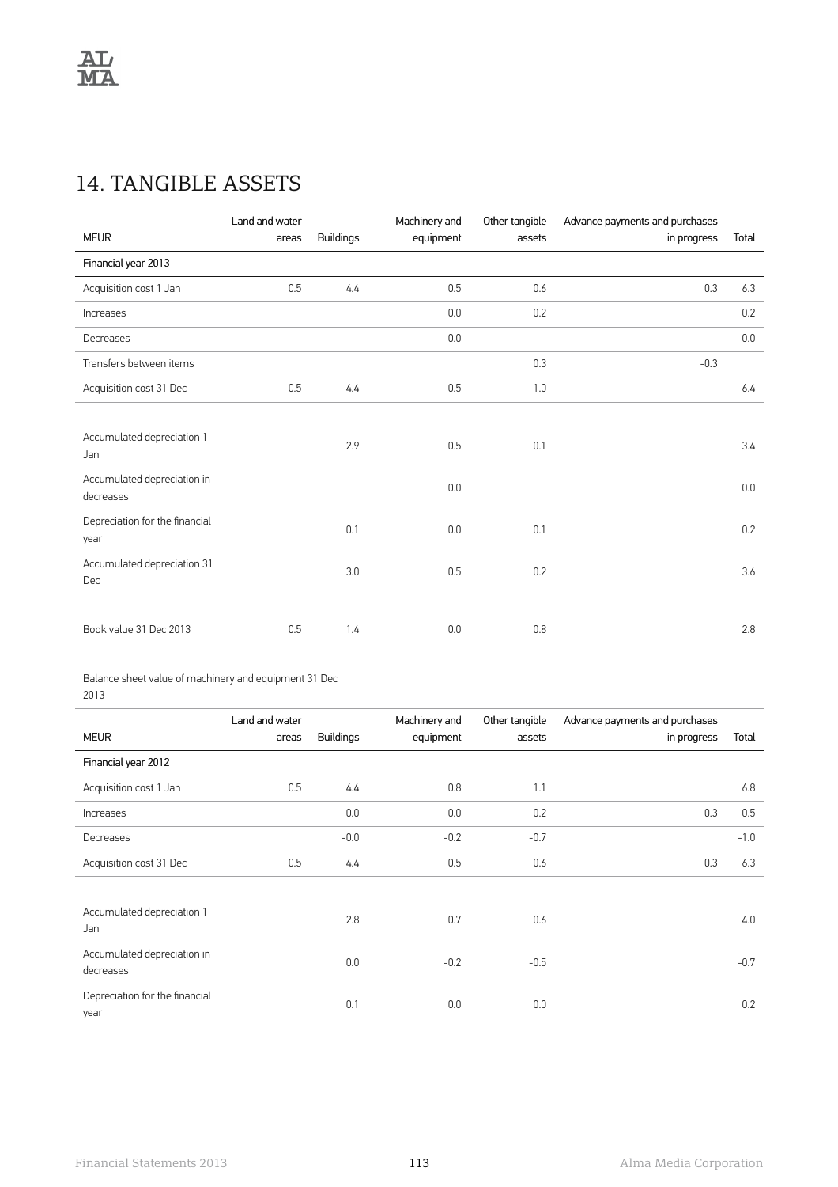# 14. TANGIBLE ASSETS

| MEUR | Land and water areas | Buildings | Machinery and equipment | Other tangible assets | Advance payments and purchases in progress | Total |
|---|---|---|---|---|---|---|
| Financial year 2013 | | | | | | |
| Acquisition cost 1 Jan | 0.5 | 4.4 | 0.5 | 0.6 | 0.3 | 6.3 |
| Increases | | | 0.0 | 0.2 | | 0.2 |
| Decreases | | | 0.0 | | | 0.0 |
| Transfers between items | | | | 0.3 | -0.3 | |
| Acquisition cost 31 Dec | 0.5 | 4.4 | 0.5 | 1.0 | | 6.4 |
| | | | | | | |
| Accumulated depreciation 1 Jan | | 2.9 | 0.5 | 0.1 | | 3.4 |
| Accumulated depreciation in decreases | | | 0.0 | | | 0.0 |
| Depreciation for the financial year | | 0.1 | 0.0 | 0.1 | | 0.2 |
| Accumulated depreciation 31 Dec | | 3.0 | 0.5 | 0.2 | | 3.6 |
| | | | | | | |
| Book value 31 Dec 2013 | 0.5 | 1.4 | 0.0 | 0.8 | | 2.8 |

Balance sheet value of machinery and equipment 31 Dec 2013

| MEUR | Land and water areas | Buildings | Machinery and equipment | Other tangible assets | Advance payments and purchases in progress | Total |
|---|---|---|---|---|---|---|
| Financial year 2012 | | | | | | |
| Acquisition cost 1 Jan | 0.5 | 4.4 | 0.8 | 1.1 | | 6.8 |
| Increases | | 0.0 | 0.0 | 0.2 | 0.3 | 0.5 |
| Decreases | | -0.0 | -0.2 | -0.7 | | -1.0 |
| Acquisition cost 31 Dec | 0.5 | 4.4 | 0.5 | 0.6 | 0.3 | 6.3 |
| | | | | | | |
| Accumulated depreciation 1 Jan | | 2.8 | 0.7 | 0.6 | | 4.0 |
| Accumulated depreciation in decreases | | 0.0 | -0.2 | -0.5 | | -0.7 |
| Depreciation for the financial year | | 0.1 | 0.0 | 0.0 | | 0.2 |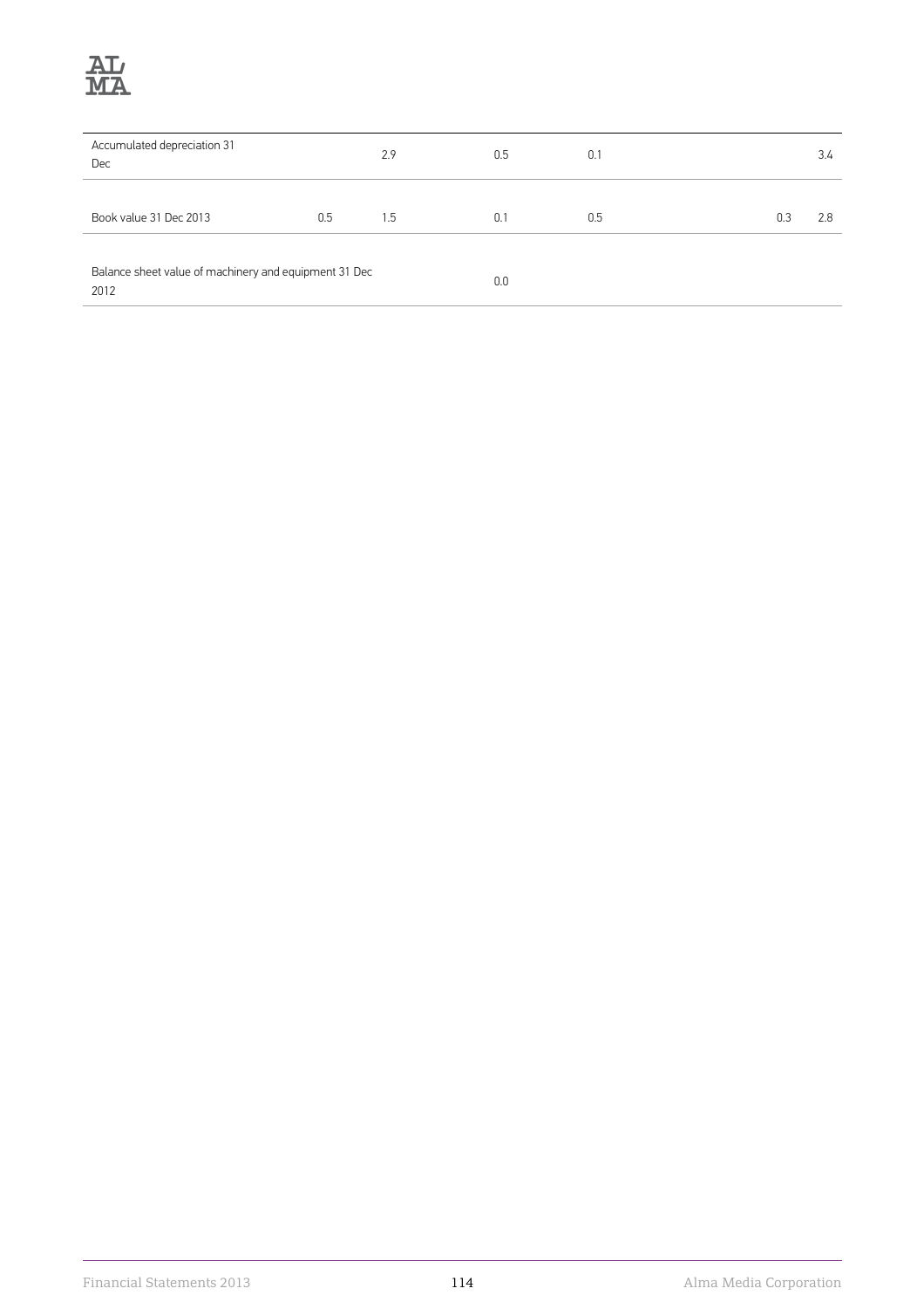| | | | | | | |
|---|---|---|---|---|---|---|
| Accumulated depreciation 31 Dec | | 2.9 | 0.5 | 0.1 | | 3.4 |
| Book value 31 Dec 2013 | 0.5 | 1.5 | 0.1 | 0.5 | 0.3 | 2.8 |
| Balance sheet value of machinery and equipment 31 Dec 2012 | | | 0.0 | | | |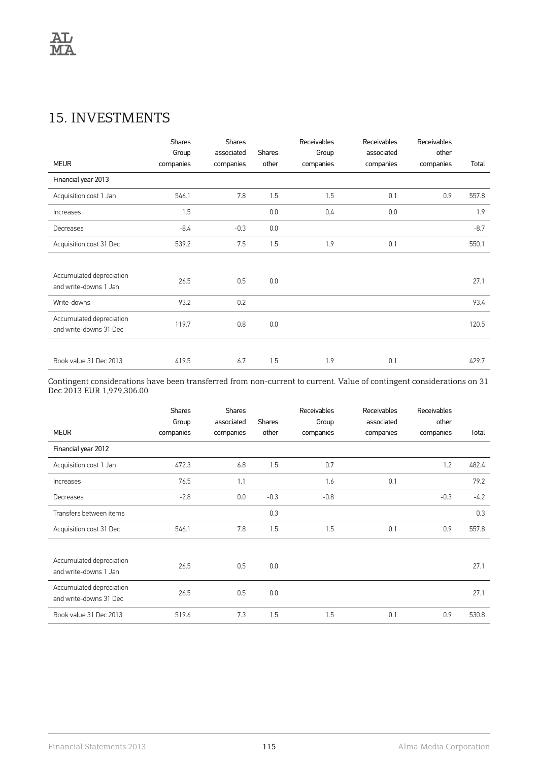# 15. INVESTMENTS

| MEUR | Shares Group companies | Shares associated companies | Shares other | Receivables Group companies | Receivables associated companies | Receivables other companies | Total |
|---|---|---|---|---|---|---|---|
| Financial year 2013 | | | | | | | |
| Acquisition cost 1 Jan | 546.1 | 7.8 | 1.5 | 1.5 | 0.1 | 0.9 | 557.8 |
| Increases | 1.5 | | 0.0 | 0.4 | 0.0 | | 1.9 |
| Decreases | -8.4 | -0.3 | 0.0 | | | | -8.7 |
| Acquisition cost 31 Dec | 539.2 | 7.5 | 1.5 | 1.9 | 0.1 | | 550.1 |
| | | | | | | | |
| Accumulated depreciation and write-downs 1 Jan | 26.5 | 0.5 | 0.0 | | | | 27.1 |
| Write-downs | 93.2 | 0.2 | | | | | 93.4 |
| Accumulated depreciation and write-downs 31 Dec | 119.7 | 0.8 | 0.0 | | | | 120.5 |
| | | | | | | | |
| Book value 31 Dec 2013 | 419.5 | 6.7 | 1.5 | 1.9 | 0.1 | | 429.7 |

Contingent considerations have been transferred from non-current to current. Value of contingent considerations on 31 Dec 2013 EUR 1,979,306.00

| MEUR | Shares Group companies | Shares associated companies | Shares other | Receivables Group companies | Receivables associated companies | Receivables other companies | Total |
|---|---|---|---|---|---|---|---|
| Financial year 2012 | | | | | | | |
| Acquisition cost 1 Jan | 472.3 | 6.8 | 1.5 | 0.7 | | 1.2 | 482.4 |
| Increases | 76.5 | 1.1 | | 1.6 | 0.1 | | 79.2 |
| Decreases | -2.8 | 0.0 | -0.3 | -0.8 | | -0.3 | -4.2 |
| Transfers between items | | | 0.3 | | | | 0.3 |
| Acquisition cost 31 Dec | 546.1 | 7.8 | 1.5 | 1.5 | 0.1 | 0.9 | 557.8 |
| | | | | | | | |
| Accumulated depreciation and write-downs 1 Jan | 26.5 | 0.5 | 0.0 | | | | 27.1 |
| Accumulated depreciation and write-downs 31 Dec | 26.5 | 0.5 | 0.0 | | | | 27.1 |
| Book value 31 Dec 2013 | 519.6 | 7.3 | 1.5 | 1.5 | 0.1 | 0.9 | 530.8 |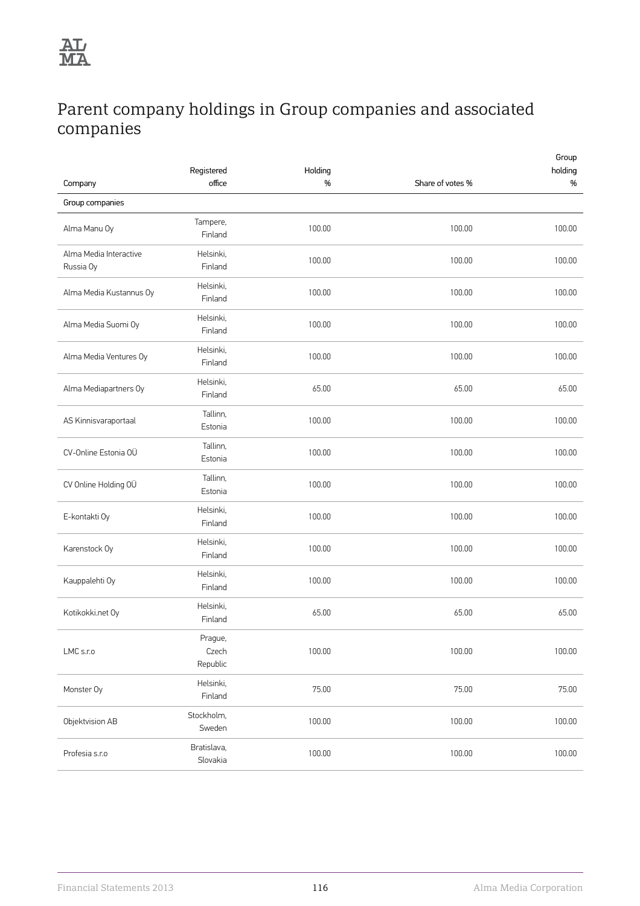# Parent company holdings in Group companies and associated companies

| Company | Registered office | Holding % | Share of votes % | Group holding % |
|---|---|---|---|---|
| Group companies | | | | |
| Alma Manu Oy | Tampere, Finland | 100.00 | 100.00 | 100.00 |
| Alma Media Interactive Russia Oy | Helsinki, Finland | 100.00 | 100.00 | 100.00 |
| Alma Media Kustannus Oy | Helsinki, Finland | 100.00 | 100.00 | 100.00 |
| Alma Media Suomi Oy | Helsinki, Finland | 100.00 | 100.00 | 100.00 |
| Alma Media Ventures Oy | Helsinki, Finland | 100.00 | 100.00 | 100.00 |
| Alma Mediapartners Oy | Helsinki, Finland | 65.00 | 65.00 | 65.00 |
| AS Kinnisvaraportaal | Tallinn, Estonia | 100.00 | 100.00 | 100.00 |
| CV-Online Estonia OÜ | Tallinn, Estonia | 100.00 | 100.00 | 100.00 |
| CV Online Holding OÜ | Tallinn, Estonia | 100.00 | 100.00 | 100.00 |
| E-kontakti Oy | Helsinki, Finland | 100.00 | 100.00 | 100.00 |
| Karenstock Oy | Helsinki, Finland | 100.00 | 100.00 | 100.00 |
| Kauppalehti Oy | Helsinki, Finland | 100.00 | 100.00 | 100.00 |
| Kotikokki.net Oy | Helsinki, Finland | 65.00 | 65.00 | 65.00 |
| LMC s.r.o | Prague, Czech Republic | 100.00 | 100.00 | 100.00 |
| Monster Oy | Helsinki, Finland | 75.00 | 75.00 | 75.00 |
| Objektvision AB | Stockholm, Sweden | 100.00 | 100.00 | 100.00 |
| Profesia s.r.o | Bratislava, Slovakia | 100.00 | 100.00 | 100.00 |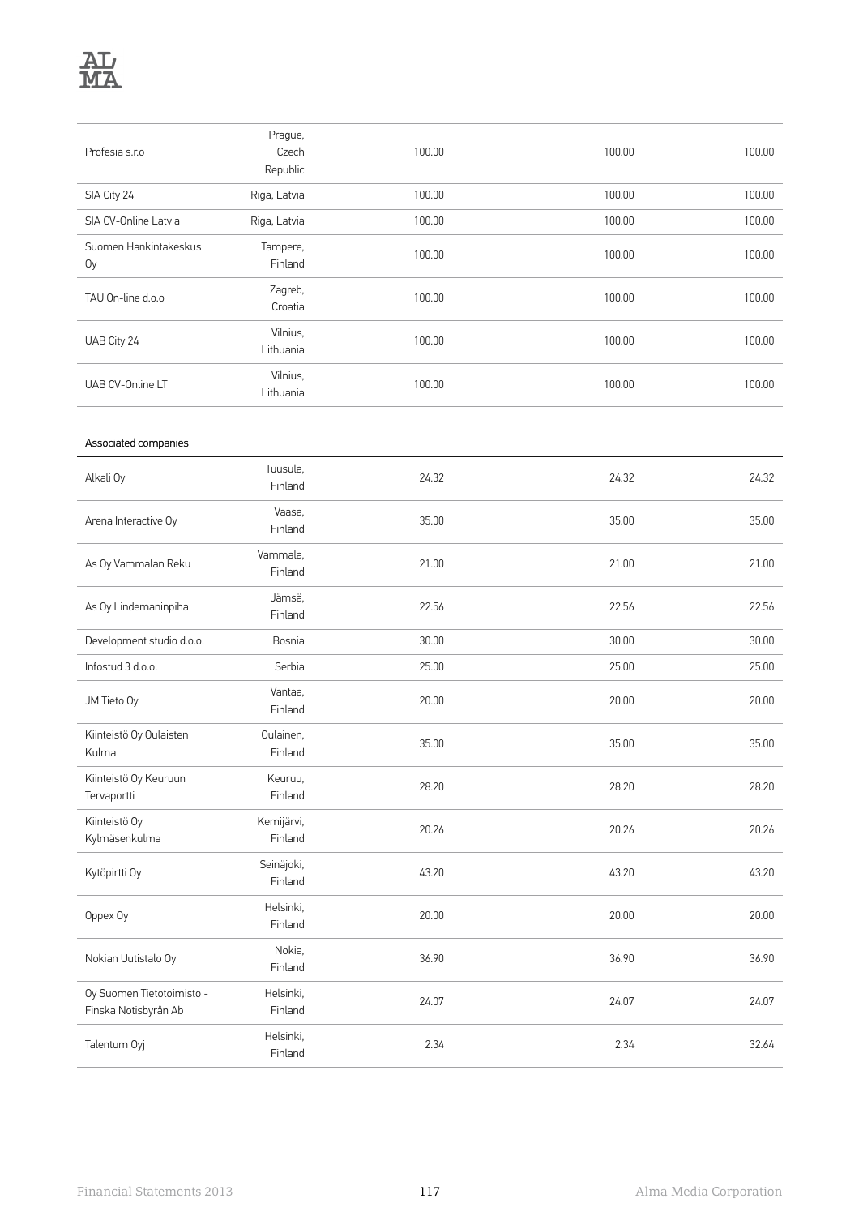| | | | | |
|---|---|---|---|---|
| Profesia s.r.o | Prague, Czech Republic | 100.00 | 100.00 | 100.00 |
| SIA City 24 | Riga, Latvia | 100.00 | 100.00 | 100.00 |
| SIA CV-Online Latvia | Riga, Latvia | 100.00 | 100.00 | 100.00 |
| Suomen Hankintakeskus Oy | Tampere, Finland | 100.00 | 100.00 | 100.00 |
| TAU On-line d.o.o | Zagreb, Croatia | 100.00 | 100.00 | 100.00 |
| UAB City 24 | Vilnius, Lithuania | 100.00 | 100.00 | 100.00 |
| UAB CV-Online LT | Vilnius, Lithuania | 100.00 | 100.00 | 100.00 |

| Associated companies | | | | |
|---|---|---|---|---|
| Alkali Oy | Tuusula, Finland | 24.32 | 24.32 | 24.32 |
| Arena Interactive Oy | Vaasa, Finland | 35.00 | 35.00 | 35.00 |
| As Oy Vammalan Reku | Vammala, Finland | 21.00 | 21.00 | 21.00 |
| As Oy Lindemaninpiha | Jämsä, Finland | 22.56 | 22.56 | 22.56 |
| Development studio d.o.o. | Bosnia | 30.00 | 30.00 | 30.00 |
| Infostud 3 d.o.o. | Serbia | 25.00 | 25.00 | 25.00 |
| JM Tieto Oy | Vantaa, Finland | 20.00 | 20.00 | 20.00 |
| Kiinteistö Oy Oulaisten Kulma | Oulainen, Finland | 35.00 | 35.00 | 35.00 |
| Kiinteistö Oy Keuruun Tervaportti | Keuruu, Finland | 28.20 | 28.20 | 28.20 |
| Kiinteistö Oy Kylmäsenkulma | Kemijärvi, Finland | 20.26 | 20.26 | 20.26 |
| Kytöpirtti Oy | Seinäjoki, Finland | 43.20 | 43.20 | 43.20 |
| Oppex Oy | Helsinki, Finland | 20.00 | 20.00 | 20.00 |
| Nokian Uutistalo Oy | Nokia, Finland | 36.90 | 36.90 | 36.90 |
| Oy Suomen Tietotoimisto - Finska Notisbyrån Ab | Helsinki, Finland | 24.07 | 24.07 | 24.07 |
| Talentum Oyj | Helsinki, Finland | 2.34 | 2.34 | 32.64 |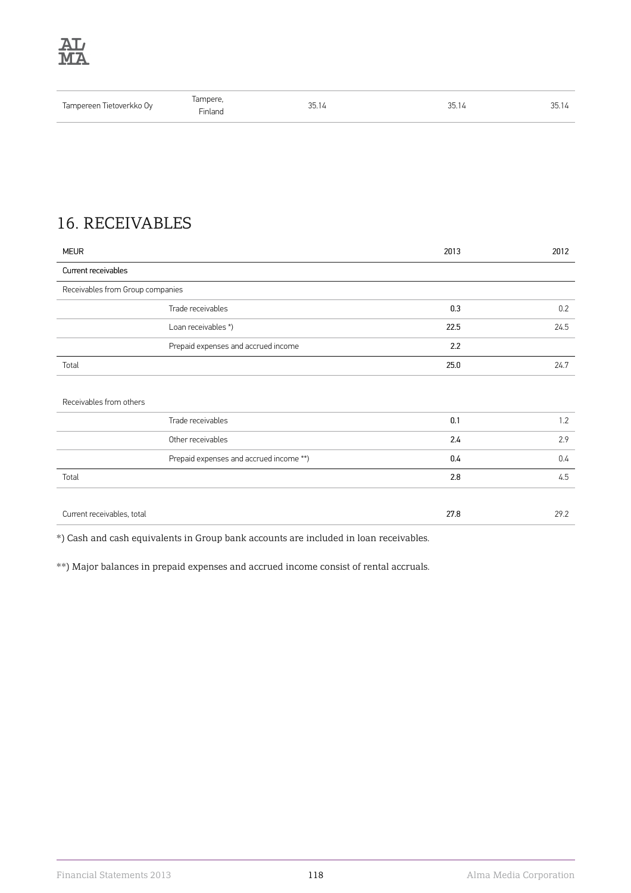| Tampereen Tietoverkko Oy | Tampere, Finland | 35.14 | 35.14 | 35.14 |
|---|---|---|---|---|

## 16. RECEIVABLES

| MEUR | | 2013 | 2012 |
|---|---|---|---|
| Current receivables | | | |
| Receivables from Group companies | | | |
| | Trade receivables | 0.3 | 0.2 |
| | Loan receivables *) | 22.5 | 24.5 |
| | Prepaid expenses and accrued income | 2.2 | |
| Total | | 25.0 | 24.7 |
| | | | |
| Receivables from others | | | |
| | Trade receivables | 0.1 | 1.2 |
| | Other receivables | 2.4 | 2.9 |
| | Prepaid expenses and accrued income **) | 0.4 | 0.4 |
| Total | | 2.8 | 4.5 |
| | | | |
| Current receivables, total | | 27.8 | 29.2 |

*) Cash and cash equivalents in Group bank accounts are included in loan receivables.

**) Major balances in prepaid expenses and accrued income consist of rental accruals.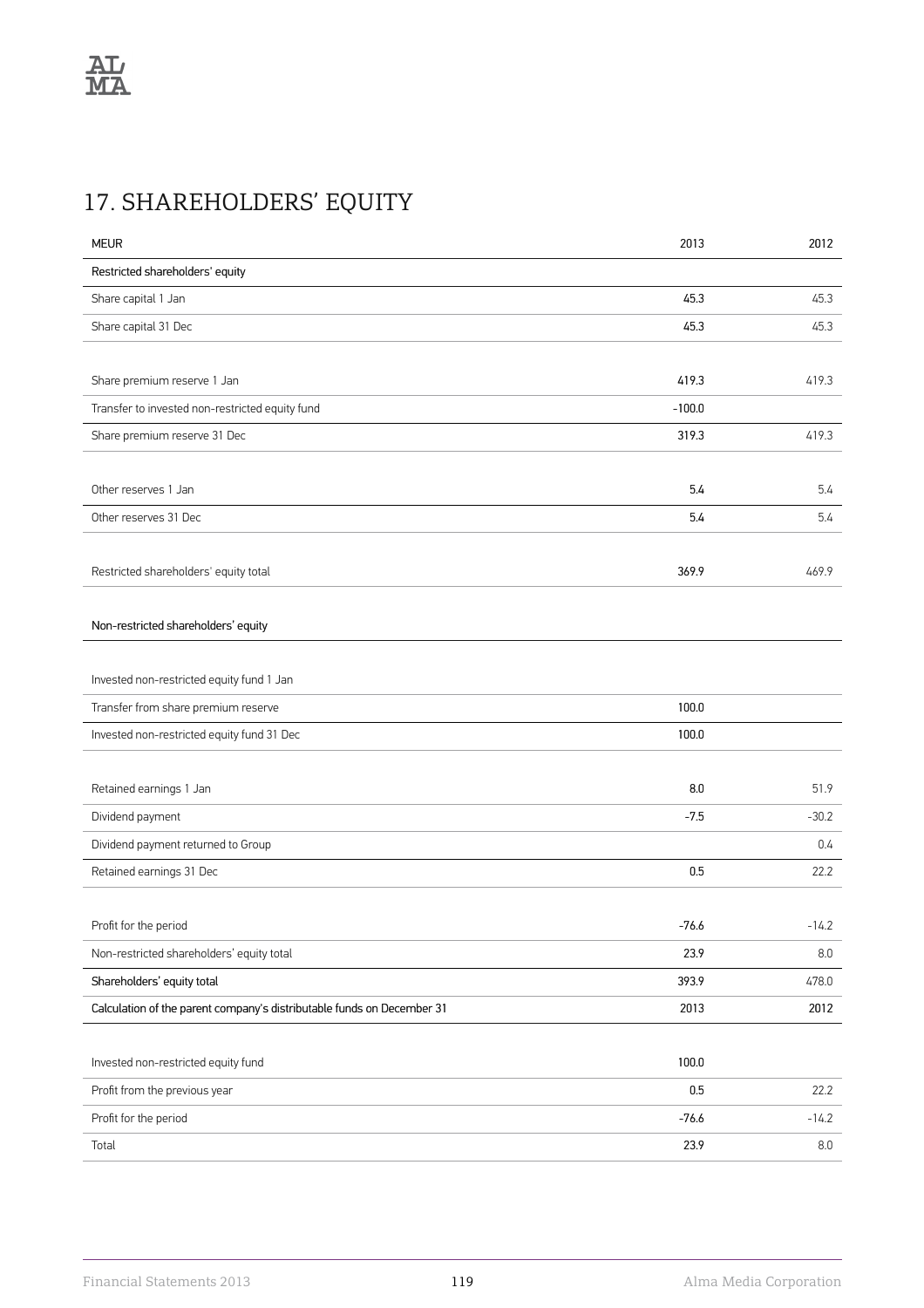# 17. SHAREHOLDERS' EQUITY

| MEUR | 2013 | 2012 |
|---|---|---|
| Restricted shareholders' equity | | |
| Share capital 1 Jan | 45.3 | 45.3 |
| Share capital 31 Dec | 45.3 | 45.3 |
| | | |
| Share premium reserve 1 Jan | 419.3 | 419.3 |
| Transfer to invested non-restricted equity fund | -100.0 | |
| Share premium reserve 31 Dec | 319.3 | 419.3 |
| | | |
| Other reserves 1 Jan | 5.4 | 5.4 |
| Other reserves 31 Dec | 5.4 | 5.4 |
| | | |
| Restricted shareholders' equity total | 369.9 | 469.9 |
| | | |
| Non-restricted shareholders' equity | | |
| | | |
| Invested non-restricted equity fund 1 Jan | | |
| Transfer from share premium reserve | 100.0 | |
| Invested non-restricted equity fund 31 Dec | 100.0 | |
| | | |
| Retained earnings 1 Jan | 8.0 | 51.9 |
| Dividend payment | -7.5 | -30.2 |
| Dividend payment returned to Group | | 0.4 |
| Retained earnings 31 Dec | 0.5 | 22.2 |
| | | |
| Profit for the period | -76.6 | -14.2 |
| Non-restricted shareholders' equity total | 23.9 | 8.0 |
| Shareholders' equity total | 393.9 | 478.0 |

| Calculation of the parent company's distributable funds on December 31 | 2013 | 2012 |
|---|---|---|
| Invested non-restricted equity fund | 100.0 | |
| Profit from the previous year | 0.5 | 22.2 |
| Profit for the period | -76.6 | -14.2 |
| Total | 23.9 | 8.0 |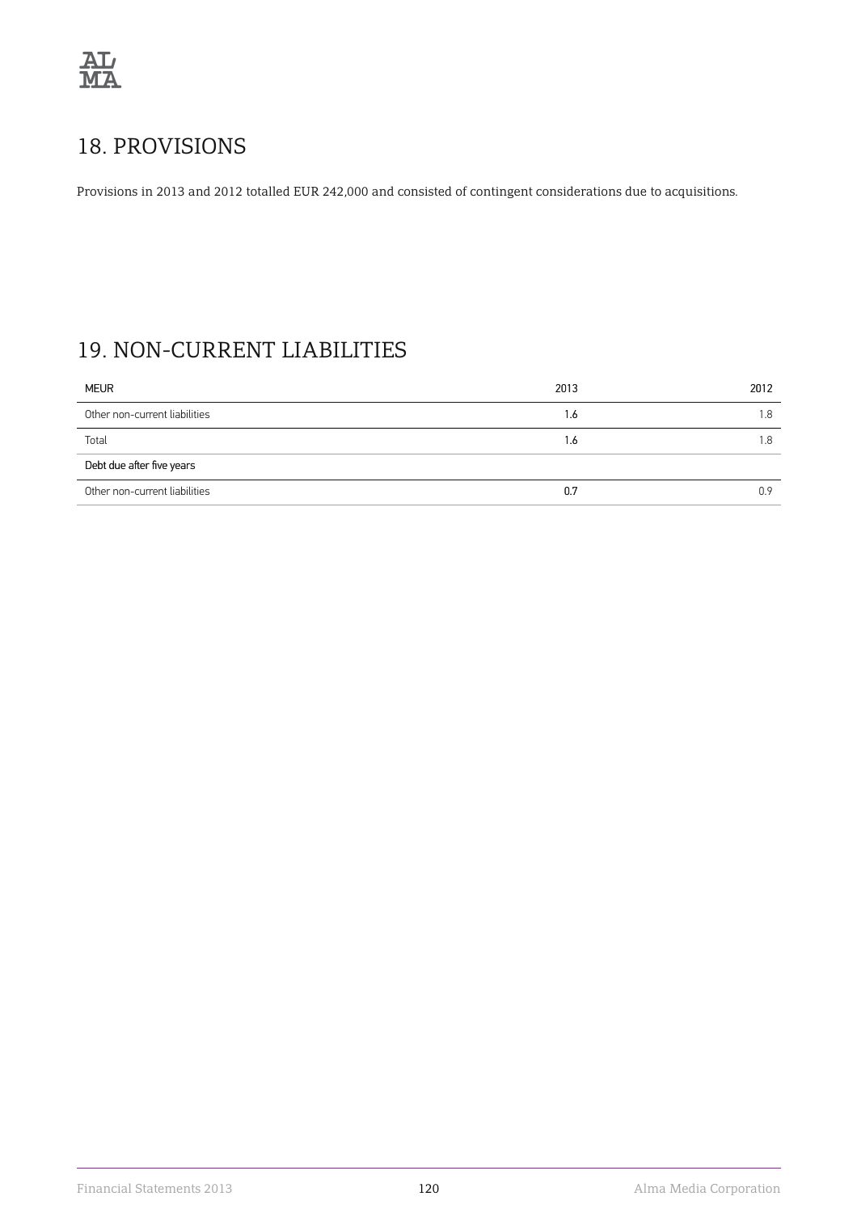## 18. PROVISIONS

Provisions in 2013 and 2012 totalled EUR 242,000 and consisted of contingent considerations due to acquisitions.

## 19. NON-CURRENT LIABILITIES

| MEUR | 2013 | 2012 |
|---|---|---|
| Other non-current liabilities | 1.6 | 1.8 |
| Total | 1.6 | 1.8 |
| Debt due after five years | | |
| Other non-current liabilities | 0.7 | 0.9 |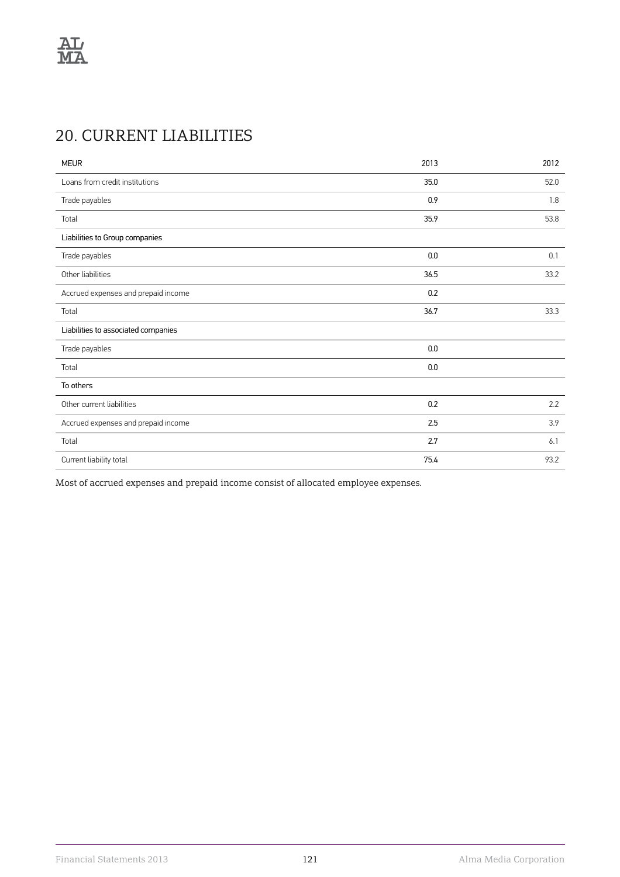# 20. CURRENT LIABILITIES

| MEUR | 2013 | 2012 |
|---|---|---|
| Loans from credit institutions | 35.0 | 52.0 |
| Trade payables | 0.9 | 1.8 |
| Total | 35.9 | 53.8 |
| Liabilities to Group companies | | |
| Trade payables | 0.0 | 0.1 |
| Other liabilities | 36.5 | 33.2 |
| Accrued expenses and prepaid income | 0.2 | |
| Total | 36.7 | 33.3 |
| Liabilities to associated companies | | |
| Trade payables | 0.0 | |
| Total | 0.0 | |
| To others | | |
| Other current liabilities | 0.2 | 2.2 |
| Accrued expenses and prepaid income | 2.5 | 3.9 |
| Total | 2.7 | 6.1 |
| Current liability total | 75.4 | 93.2 |

Most of accrued expenses and prepaid income consist of allocated employee expenses.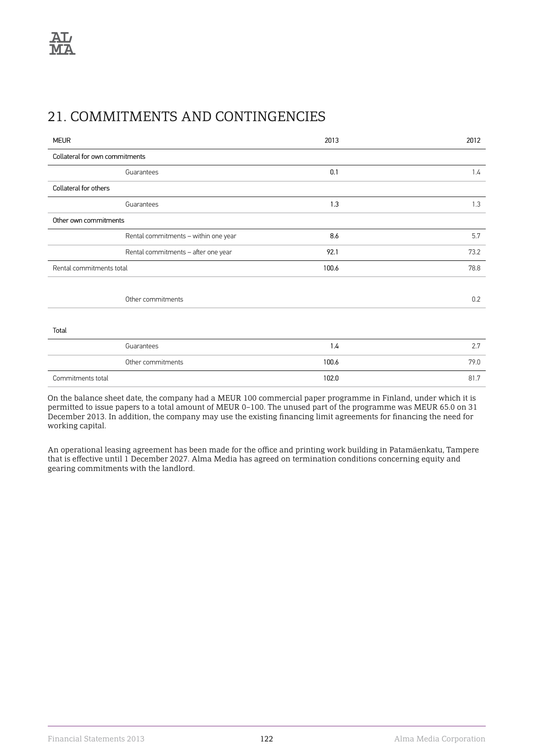## 21. COMMITMENTS AND CONTINGENCIES

| MEUR | | 2013 | 2012 |
|---|---|---|---|
| Collateral for own commitments | | | |
| | Guarantees | 0.1 | 1.4 |
| Collateral for others | | | |
| | Guarantees | 1.3 | 1.3 |
| Other own commitments | | | |
| | Rental commitments – within one year | 8.6 | 5.7 |
| | Rental commitments – after one year | 92.1 | 73.2 |
| Rental commitments total | | 100.6 | 78.8 |
| | Other commitments | | 0.2 |
| Total | | | |
| | Guarantees | 1.4 | 2.7 |
| | Other commitments | 100.6 | 79.0 |
| Commitments total | | 102.0 | 81.7 |

On the balance sheet date, the company had a MEUR 100 commercial paper programme in Finland, under which it is permitted to issue papers to a total amount of MEUR 0–100. The unused part of the programme was MEUR 65.0 on 31 December 2013. In addition, the company may use the existing financing limit agreements for financing the need for working capital.

An operational leasing agreement has been made for the office and printing work building in Patamäenkatu, Tampere that is effective until 1 December 2027. Alma Media has agreed on termination conditions concerning equity and gearing commitments with the landlord.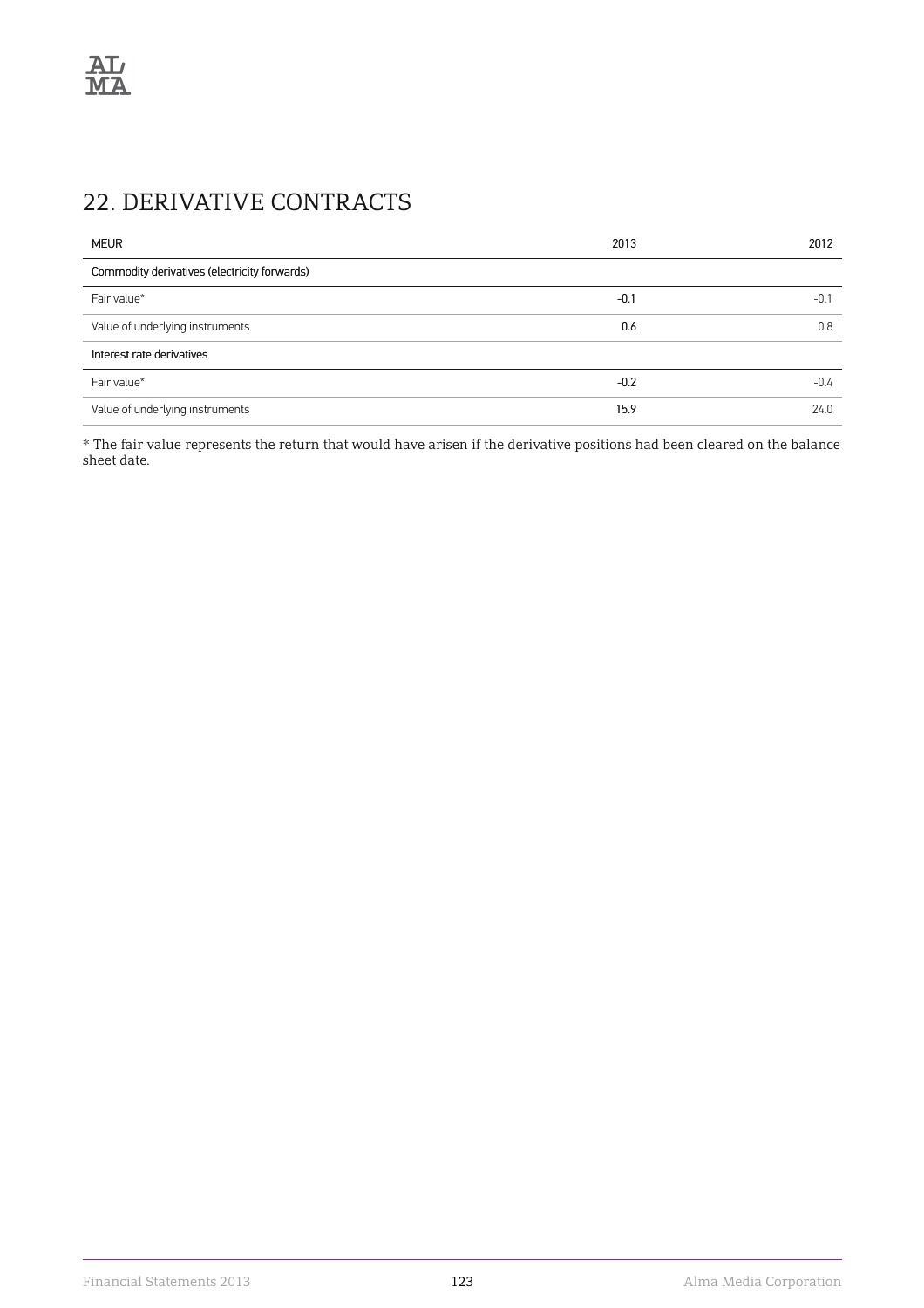# 22. DERIVATIVE CONTRACTS

| MEUR | 2013 | 2012 |
|---|---|---|
| Commodity derivatives (electricity forwards) | | |
| Fair value* | -0.1 | -0.1 |
| Value of underlying instruments | 0.6 | 0.8 |
| Interest rate derivatives | | |
| Fair value* | -0.2 | -0.4 |
| Value of underlying instruments | 15.9 | 24.0 |

* The fair value represents the return that would have arisen if the derivative positions had been cleared on the balance sheet date.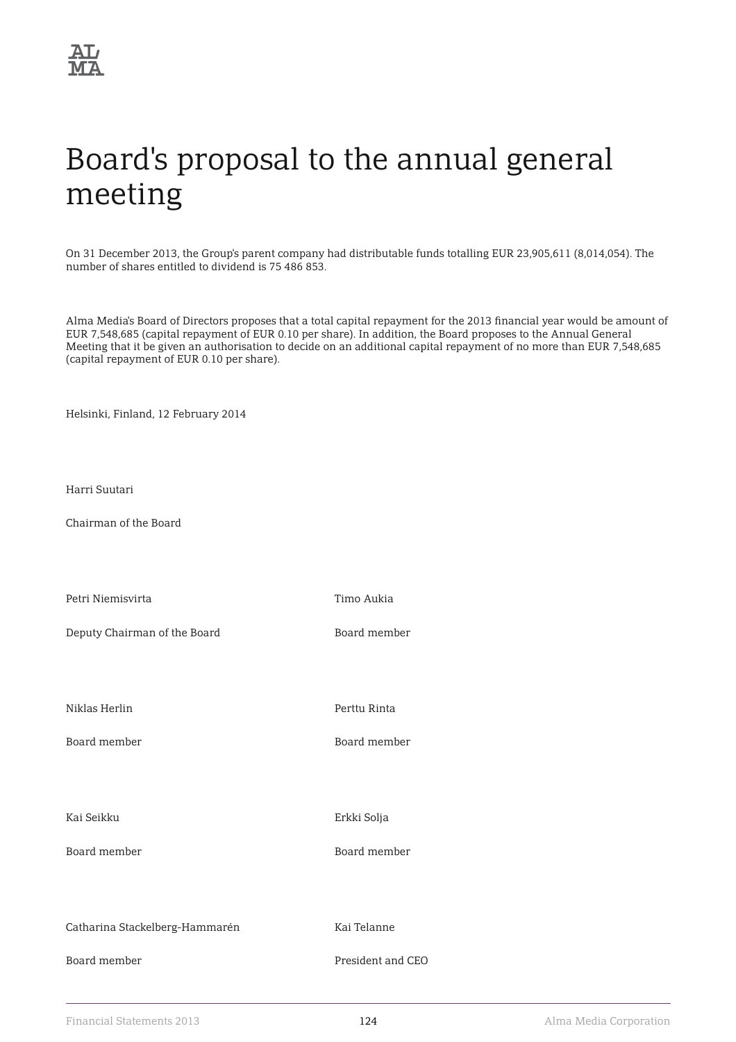# Board's proposal to the annual general meeting

On 31 December 2013, the Group's parent company had distributable funds totalling EUR 23,905,611 (8,014,054). The number of shares entitled to dividend is 75 486 853.

Alma Media's Board of Directors proposes that a total capital repayment for the 2013 financial year would be amount of EUR 7,548,685 (capital repayment of EUR 0.10 per share). In addition, the Board proposes to the Annual General Meeting that it be given an authorisation to decide on an additional capital repayment of no more than EUR 7,548,685 (capital repayment of EUR 0.10 per share).

Helsinki, Finland, 12 February 2014

Harri Suutari

Chairman of the Board

Petri Niemisvirta

Deputy Chairman of the Board

Timo Aukia

Board member

Niklas Herlin

Board member

Perttu Rinta

Board member

Kai Seikku

Board member

Erkki Solja

Board member

Catharina Stackelberg-Hammarén

Board member

Kai Telanne

President and CEO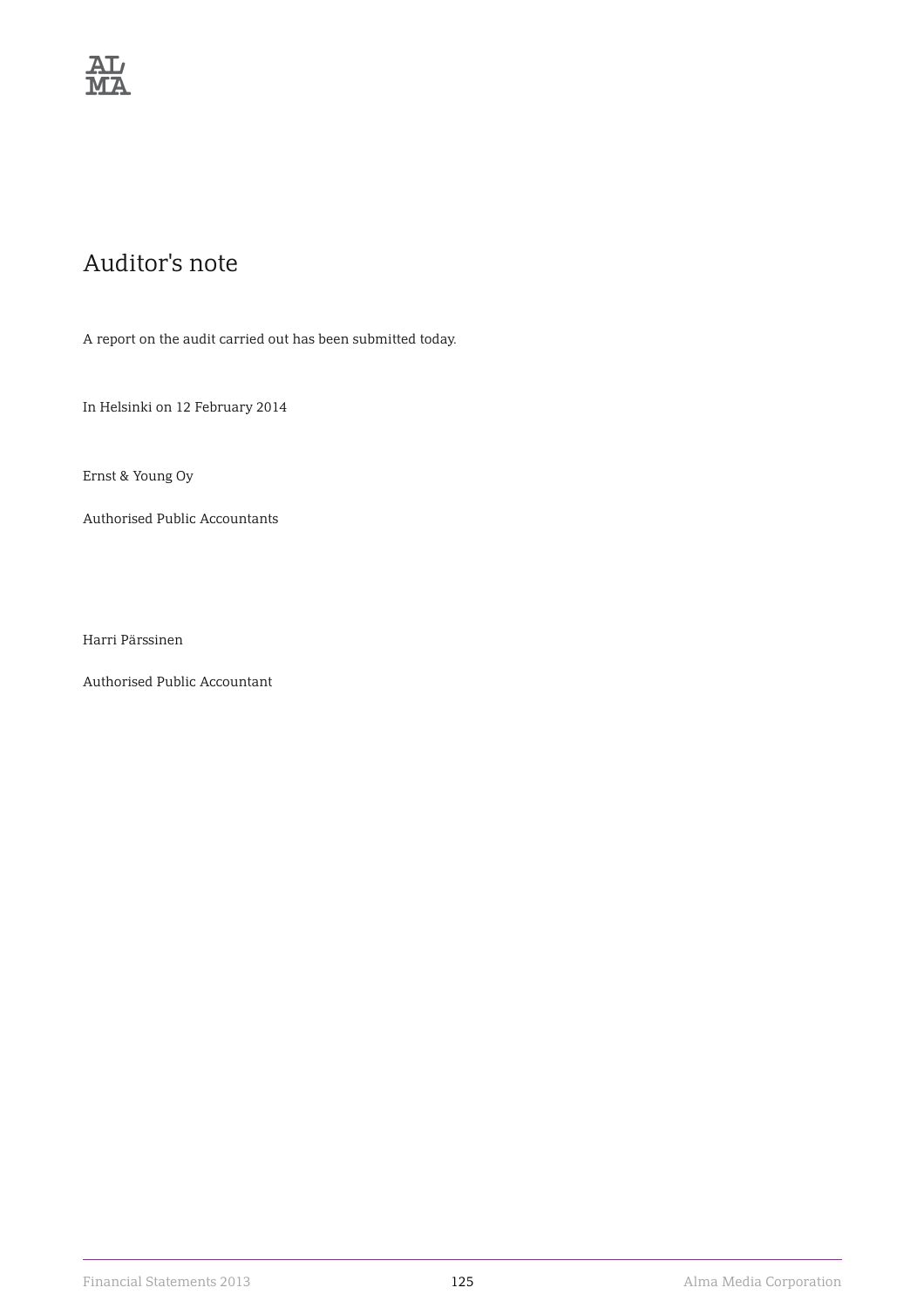# Auditor's note

A report on the audit carried out has been submitted today.

In Helsinki on 12 February 2014

Ernst & Young Oy

Authorised Public Accountants

Harri Pärssinen

Authorised Public Accountant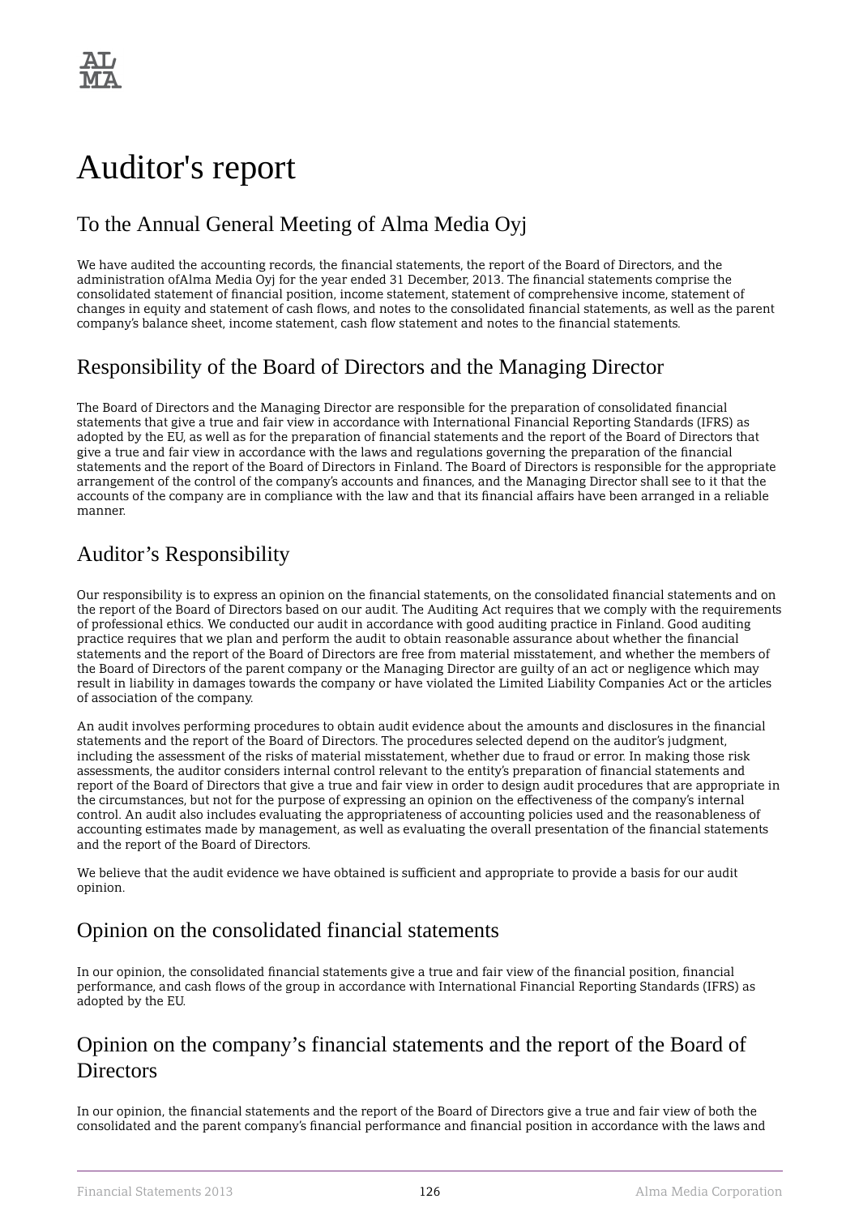# Auditor's report

## To the Annual General Meeting of Alma Media Oyj

We have audited the accounting records, the financial statements, the report of the Board of Directors, and the administration ofAlma Media Oyj for the year ended 31 December, 2013. The financial statements comprise the consolidated statement of financial position, income statement, statement of comprehensive income, statement of changes in equity and statement of cash flows, and notes to the consolidated financial statements, as well as the parent company's balance sheet, income statement, cash flow statement and notes to the financial statements.

## Responsibility of the Board of Directors and the Managing Director

The Board of Directors and the Managing Director are responsible for the preparation of consolidated financial statements that give a true and fair view in accordance with International Financial Reporting Standards (IFRS) as adopted by the EU, as well as for the preparation of financial statements and the report of the Board of Directors that give a true and fair view in accordance with the laws and regulations governing the preparation of the financial statements and the report of the Board of Directors in Finland. The Board of Directors is responsible for the appropriate arrangement of the control of the company's accounts and finances, and the Managing Director shall see to it that the accounts of the company are in compliance with the law and that its financial affairs have been arranged in a reliable manner.

## Auditor's Responsibility

Our responsibility is to express an opinion on the financial statements, on the consolidated financial statements and on the report of the Board of Directors based on our audit. The Auditing Act requires that we comply with the requirements of professional ethics. We conducted our audit in accordance with good auditing practice in Finland. Good auditing practice requires that we plan and perform the audit to obtain reasonable assurance about whether the financial statements and the report of the Board of Directors are free from material misstatement, and whether the members of the Board of Directors of the parent company or the Managing Director are guilty of an act or negligence which may result in liability in damages towards the company or have violated the Limited Liability Companies Act or the articles of association of the company.

An audit involves performing procedures to obtain audit evidence about the amounts and disclosures in the financial statements and the report of the Board of Directors. The procedures selected depend on the auditor's judgment, including the assessment of the risks of material misstatement, whether due to fraud or error. In making those risk assessments, the auditor considers internal control relevant to the entity's preparation of financial statements and report of the Board of Directors that give a true and fair view in order to design audit procedures that are appropriate in the circumstances, but not for the purpose of expressing an opinion on the effectiveness of the company's internal control. An audit also includes evaluating the appropriateness of accounting policies used and the reasonableness of accounting estimates made by management, as well as evaluating the overall presentation of the financial statements and the report of the Board of Directors.

We believe that the audit evidence we have obtained is sufficient and appropriate to provide a basis for our audit opinion.

## Opinion on the consolidated financial statements

In our opinion, the consolidated financial statements give a true and fair view of the financial position, financial performance, and cash flows of the group in accordance with International Financial Reporting Standards (IFRS) as adopted by the EU.

## Opinion on the company's financial statements and the report of the Board of Directors

In our opinion, the financial statements and the report of the Board of Directors give a true and fair view of both the consolidated and the parent company's financial performance and financial position in accordance with the laws and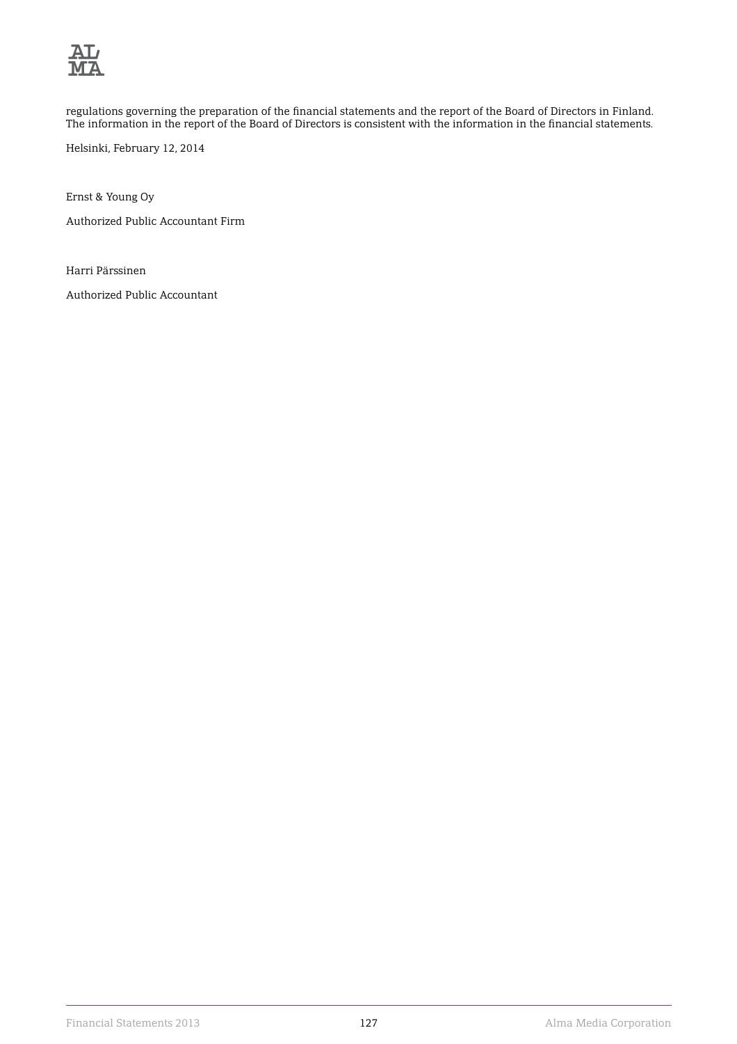regulations governing the preparation of the financial statements and the report of the Board of Directors in Finland. The information in the report of the Board of Directors is consistent with the information in the financial statements.

Helsinki, February 12, 2014

Ernst & Young Oy

Authorized Public Accountant Firm

Harri Pärssinen

Authorized Public Accountant